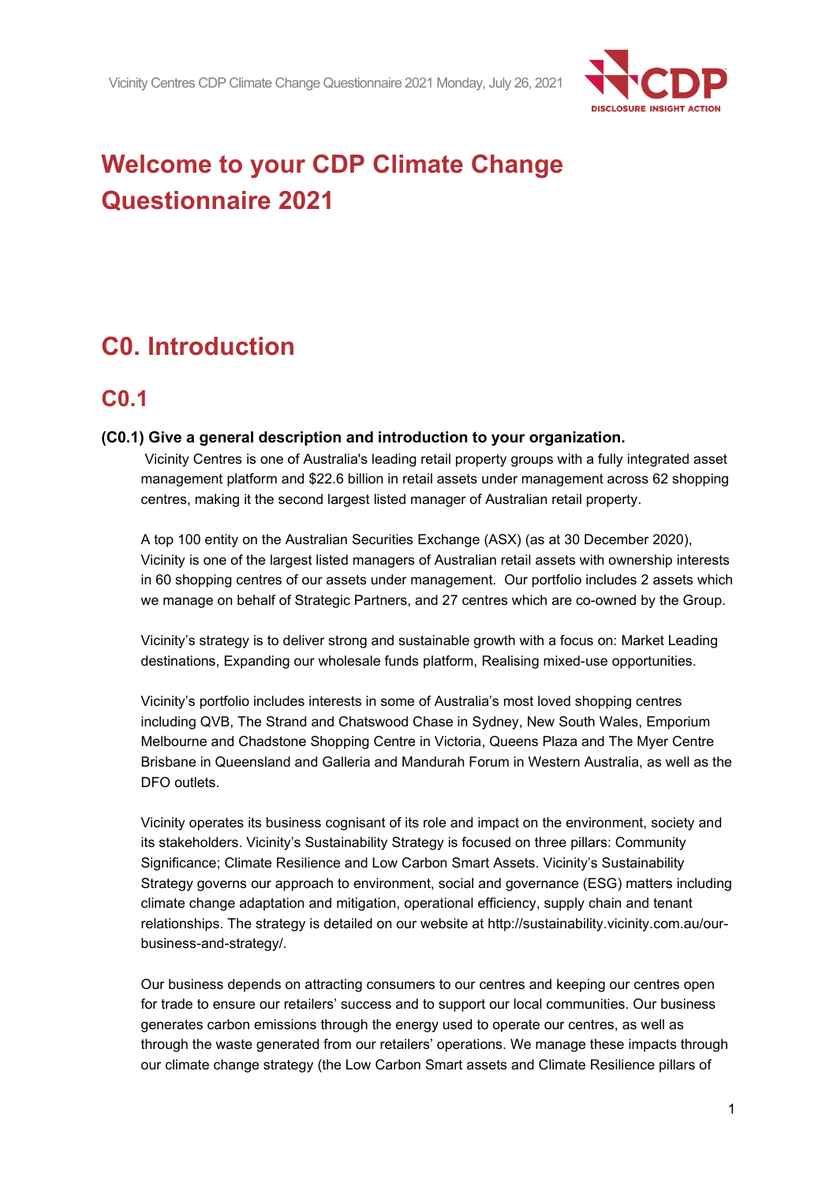# Welcome to your CDP Climate Change Questionnaire 2021

## C0. Introduction

### C0.1

**(C0.1) Give a general description and introduction to your organization.**

Vicinity Centres is one of Australia's leading retail property groups with a fully integrated asset management platform and $22.6 billion in retail assets under management across 62 shopping centres, making it the second largest listed manager of Australian retail property.

A top 100 entity on the Australian Securities Exchange (ASX) (as at 30 December 2020), Vicinity is one of the largest listed managers of Australian retail assets with ownership interests in 60 shopping centres of our assets under management. Our portfolio includes 2 assets which we manage on behalf of Strategic Partners, and 27 centres which are co-owned by the Group.

Vicinity's strategy is to deliver strong and sustainable growth with a focus on: Market Leading destinations, Expanding our wholesale funds platform, Realising mixed-use opportunities.

Vicinity's portfolio includes interests in some of Australia's most loved shopping centres including QVB, The Strand and Chatswood Chase in Sydney, New South Wales, Emporium Melbourne and Chadstone Shopping Centre in Victoria, Queens Plaza and The Myer Centre Brisbane in Queensland and Galleria and Mandurah Forum in Western Australia, as well as the DFO outlets.

Vicinity operates its business cognisant of its role and impact on the environment, society and its stakeholders. Vicinity's Sustainability Strategy is focused on three pillars: Community Significance; Climate Resilience and Low Carbon Smart Assets. Vicinity's Sustainability Strategy governs our approach to environment, social and governance (ESG) matters including climate change adaptation and mitigation, operational efficiency, supply chain and tenant relationships. The strategy is detailed on our website at http://sustainability.vicinity.com.au/our-business-and-strategy/.

Our business depends on attracting consumers to our centres and keeping our centres open for trade to ensure our retailers' success and to support our local communities. Our business generates carbon emissions through the energy used to operate our centres, as well as through the waste generated from our retailers' operations. We manage these impacts through our climate change strategy (the Low Carbon Smart assets and Climate Resilience pillars of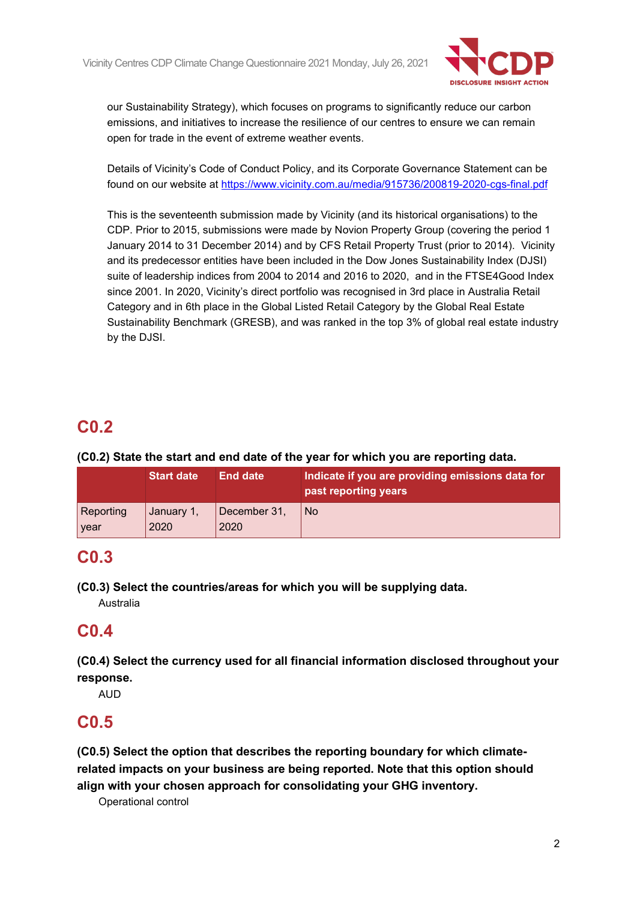our Sustainability Strategy), which focuses on programs to significantly reduce our carbon emissions, and initiatives to increase the resilience of our centres to ensure we can remain open for trade in the event of extreme weather events.

Details of Vicinity's Code of Conduct Policy, and its Corporate Governance Statement can be found on our website at https://www.vicinity.com.au/media/915736/200819-2020-cgs-final.pdf

This is the seventeenth submission made by Vicinity (and its historical organisations) to the CDP. Prior to 2015, submissions were made by Novion Property Group (covering the period 1 January 2014 to 31 December 2014) and by CFS Retail Property Trust (prior to 2014). Vicinity and its predecessor entities have been included in the Dow Jones Sustainability Index (DJSI) suite of leadership indices from 2004 to 2014 and 2016 to 2020, and in the FTSE4Good Index since 2001. In 2020, Vicinity's direct portfolio was recognised in 3rd place in Australia Retail Category and in 6th place in the Global Listed Retail Category by the Global Real Estate Sustainability Benchmark (GRESB), and was ranked in the top 3% of global real estate industry by the DJSI.

## C0.2

**(C0.2) State the start and end date of the year for which you are reporting data.**

| | Start date | End date | Indicate if you are providing emissions data for past reporting years |
|---|---|---|---|
| Reporting year | January 1, 2020 | December 31, 2020 | No |

## C0.3

**(C0.3) Select the countries/areas for which you will be supplying data.**

Australia

## C0.4

**(C0.4) Select the currency used for all financial information disclosed throughout your response.**

AUD

## C0.5

**(C0.5) Select the option that describes the reporting boundary for which climate-related impacts on your business are being reported. Note that this option should align with your chosen approach for consolidating your GHG inventory.**

Operational control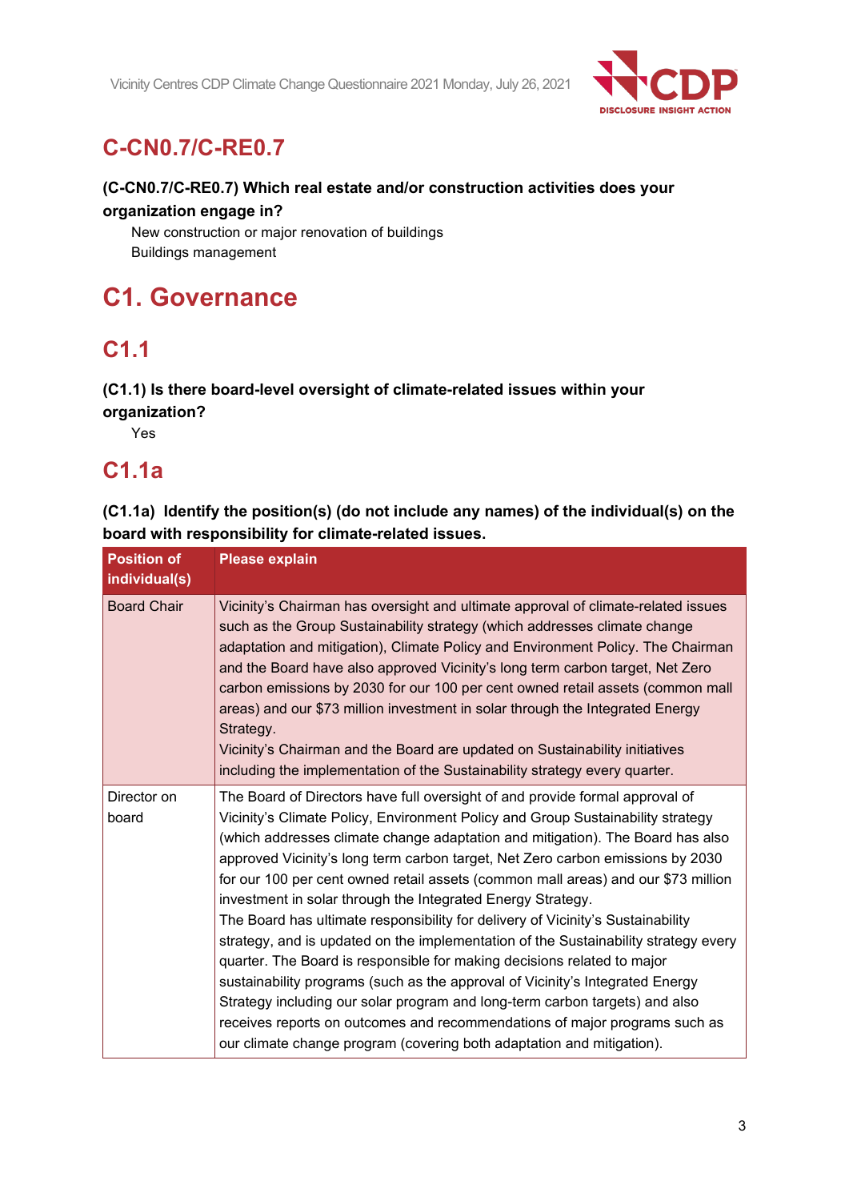## C-CN0.7/C-RE0.7

**(C-CN0.7/C-RE0.7) Which real estate and/or construction activities does your organization engage in?**

New construction or major renovation of buildings
Buildings management

# C1. Governance

## C1.1

**(C1.1) Is there board-level oversight of climate-related issues within your organization?**

Yes

## C1.1a

**(C1.1a) Identify the position(s) (do not include any names) of the individual(s) on the board with responsibility for climate-related issues.**

| Position of individual(s) | Please explain |
|---|---|
| Board Chair | Vicinity's Chairman has oversight and ultimate approval of climate-related issues such as the Group Sustainability strategy (which addresses climate change adaptation and mitigation), Climate Policy and Environment Policy. The Chairman and the Board have also approved Vicinity's long term carbon target, Net Zero carbon emissions by 2030 for our 100 per cent owned retail assets (common mall areas) and our $73 million investment in solar through the Integrated Energy Strategy.<br>Vicinity's Chairman and the Board are updated on Sustainability initiatives including the implementation of the Sustainability strategy every quarter. |
| Director on board | The Board of Directors have full oversight of and provide formal approval of Vicinity's Climate Policy, Environment Policy and Group Sustainability strategy (which addresses climate change adaptation and mitigation). The Board has also approved Vicinity's long term carbon target, Net Zero carbon emissions by 2030 for our 100 per cent owned retail assets (common mall areas) and our $73 million investment in solar through the Integrated Energy Strategy.<br>The Board has ultimate responsibility for delivery of Vicinity's Sustainability strategy, and is updated on the implementation of the Sustainability strategy every quarter. The Board is responsible for making decisions related to major sustainability programs (such as the approval of Vicinity's Integrated Energy Strategy including our solar program and long-term carbon targets) and also receives reports on outcomes and recommendations of major programs such as our climate change program (covering both adaptation and mitigation). |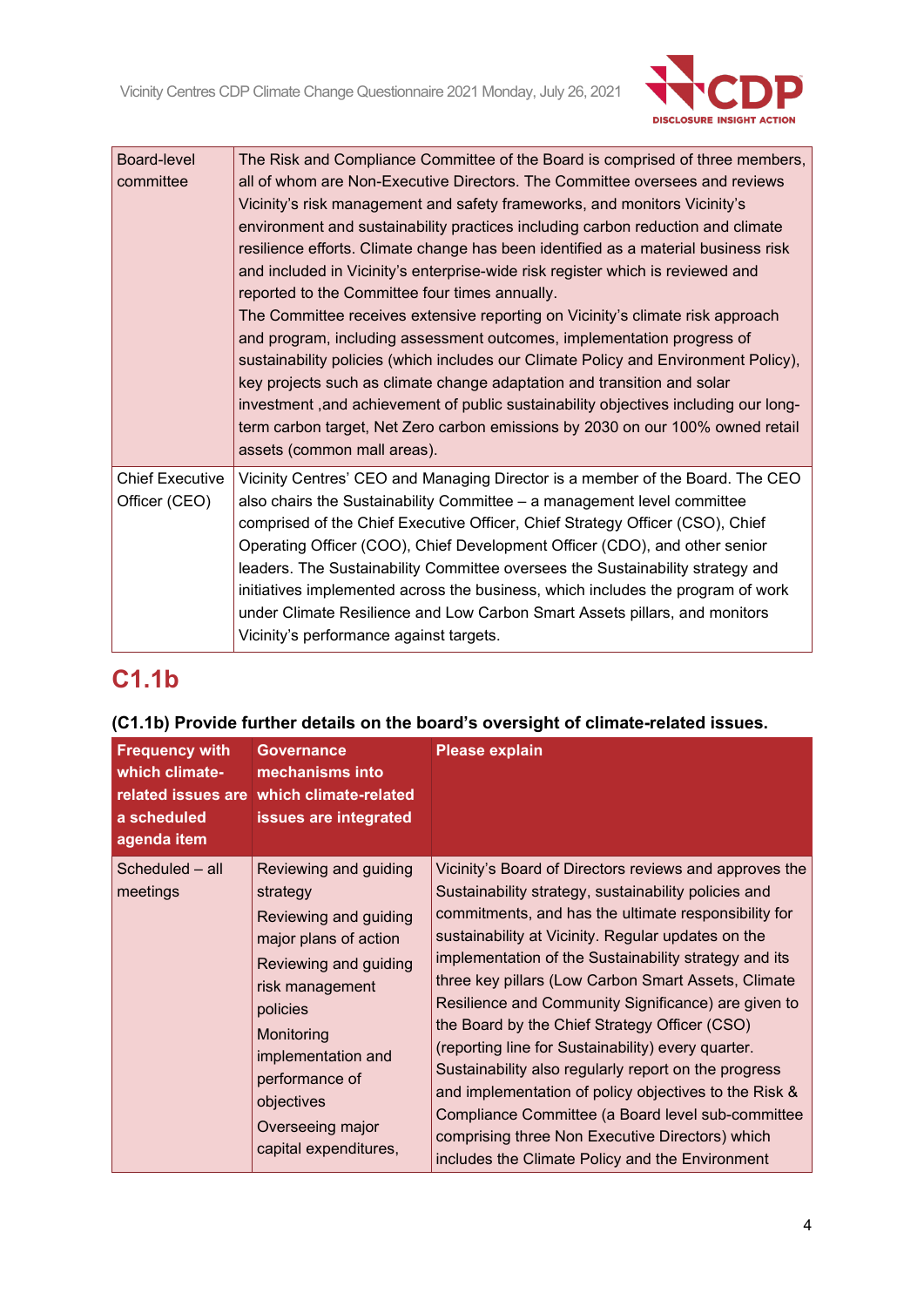| | |
|---|---|
| Board-level committee | The Risk and Compliance Committee of the Board is comprised of three members, all of whom are Non-Executive Directors. The Committee oversees and reviews Vicinity's risk management and safety frameworks, and monitors Vicinity's environment and sustainability practices including carbon reduction and climate resilience efforts. Climate change has been identified as a material business risk and included in Vicinity's enterprise-wide risk register which is reviewed and reported to the Committee four times annually.<br>The Committee receives extensive reporting on Vicinity's climate risk approach and program, including assessment outcomes, implementation progress of sustainability policies (which includes our Climate Policy and Environment Policy), key projects such as climate change adaptation and transition and solar investment ,and achievement of public sustainability objectives including our long-term carbon target, Net Zero carbon emissions by 2030 on our 100% owned retail assets (common mall areas). |
| Chief Executive Officer (CEO) | Vicinity Centres' CEO and Managing Director is a member of the Board. The CEO also chairs the Sustainability Committee – a management level committee comprised of the Chief Executive Officer, Chief Strategy Officer (CSO), Chief Operating Officer (COO), Chief Development Officer (CDO), and other senior leaders. The Sustainability Committee oversees the Sustainability strategy and initiatives implemented across the business, which includes the program of work under Climate Resilience and Low Carbon Smart Assets pillars, and monitors Vicinity's performance against targets. |

## C1.1b

**(C1.1b) Provide further details on the board's oversight of climate-related issues.**

| Frequency with which climate-related issues are a scheduled agenda item | Governance mechanisms into which climate-related issues are integrated | Please explain |
|---|---|---|
| Scheduled – all meetings | Reviewing and guiding strategy<br>Reviewing and guiding major plans of action<br>Reviewing and guiding risk management policies<br>Monitoring implementation and performance of objectives<br>Overseeing major capital expenditures, | Vicinity's Board of Directors reviews and approves the Sustainability strategy, sustainability policies and commitments, and has the ultimate responsibility for sustainability at Vicinity. Regular updates on the implementation of the Sustainability strategy and its three key pillars (Low Carbon Smart Assets, Climate Resilience and Community Significance) are given to the Board by the Chief Strategy Officer (CSO) (reporting line for Sustainability) every quarter. Sustainability also regularly report on the progress and implementation of policy objectives to the Risk & Compliance Committee (a Board level sub-committee comprising three Non Executive Directors) which includes the Climate Policy and the Environment |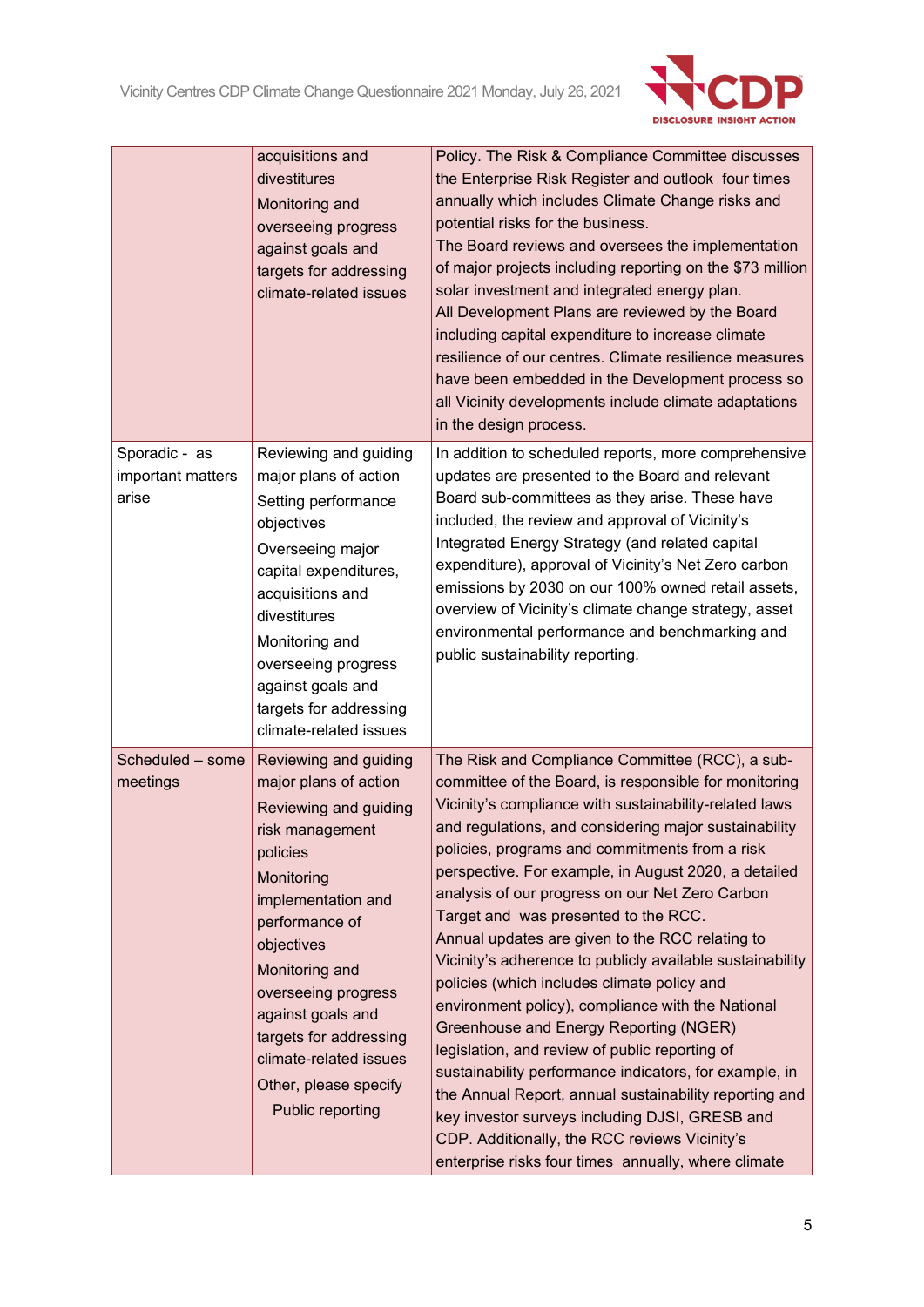| | | |
|---|---|---|
| | acquisitions and divestitures<br>Monitoring and overseeing progress against goals and targets for addressing climate-related issues | Policy. The Risk & Compliance Committee discusses the Enterprise Risk Register and outlook four times annually which includes Climate Change risks and potential risks for the business.<br>The Board reviews and oversees the implementation of major projects including reporting on the $73 million solar investment and integrated energy plan.<br>All Development Plans are reviewed by the Board including capital expenditure to increase climate resilience of our centres. Climate resilience measures have been embedded in the Development process so all Vicinity developments include climate adaptations in the design process. |
| Sporadic - as important matters arise | Reviewing and guiding major plans of action<br>Setting performance objectives<br>Overseeing major capital expenditures, acquisitions and divestitures<br>Monitoring and overseeing progress against goals and targets for addressing climate-related issues | In addition to scheduled reports, more comprehensive updates are presented to the Board and relevant Board sub-committees as they arise. These have included, the review and approval of Vicinity's Integrated Energy Strategy (and related capital expenditure), approval of Vicinity's Net Zero carbon emissions by 2030 on our 100% owned retail assets, overview of Vicinity's climate change strategy, asset environmental performance and benchmarking and public sustainability reporting. |
| Scheduled – some meetings | Reviewing and guiding major plans of action<br>Reviewing and guiding risk management policies<br>Monitoring implementation and performance of objectives<br>Monitoring and overseeing progress against goals and targets for addressing climate-related issues<br>Other, please specify<br>Public reporting | The Risk and Compliance Committee (RCC), a sub-committee of the Board, is responsible for monitoring Vicinity's compliance with sustainability-related laws and regulations, and considering major sustainability policies, programs and commitments from a risk perspective. For example, in August 2020, a detailed analysis of our progress on our Net Zero Carbon Target and was presented to the RCC.<br>Annual updates are given to the RCC relating to Vicinity's adherence to publicly available sustainability policies (which includes climate policy and environment policy), compliance with the National Greenhouse and Energy Reporting (NGER) legislation, and review of public reporting of sustainability performance indicators, for example, in the Annual Report, annual sustainability reporting and key investor surveys including DJSI, GRESB and CDP. Additionally, the RCC reviews Vicinity's enterprise risks four times annually, where climate |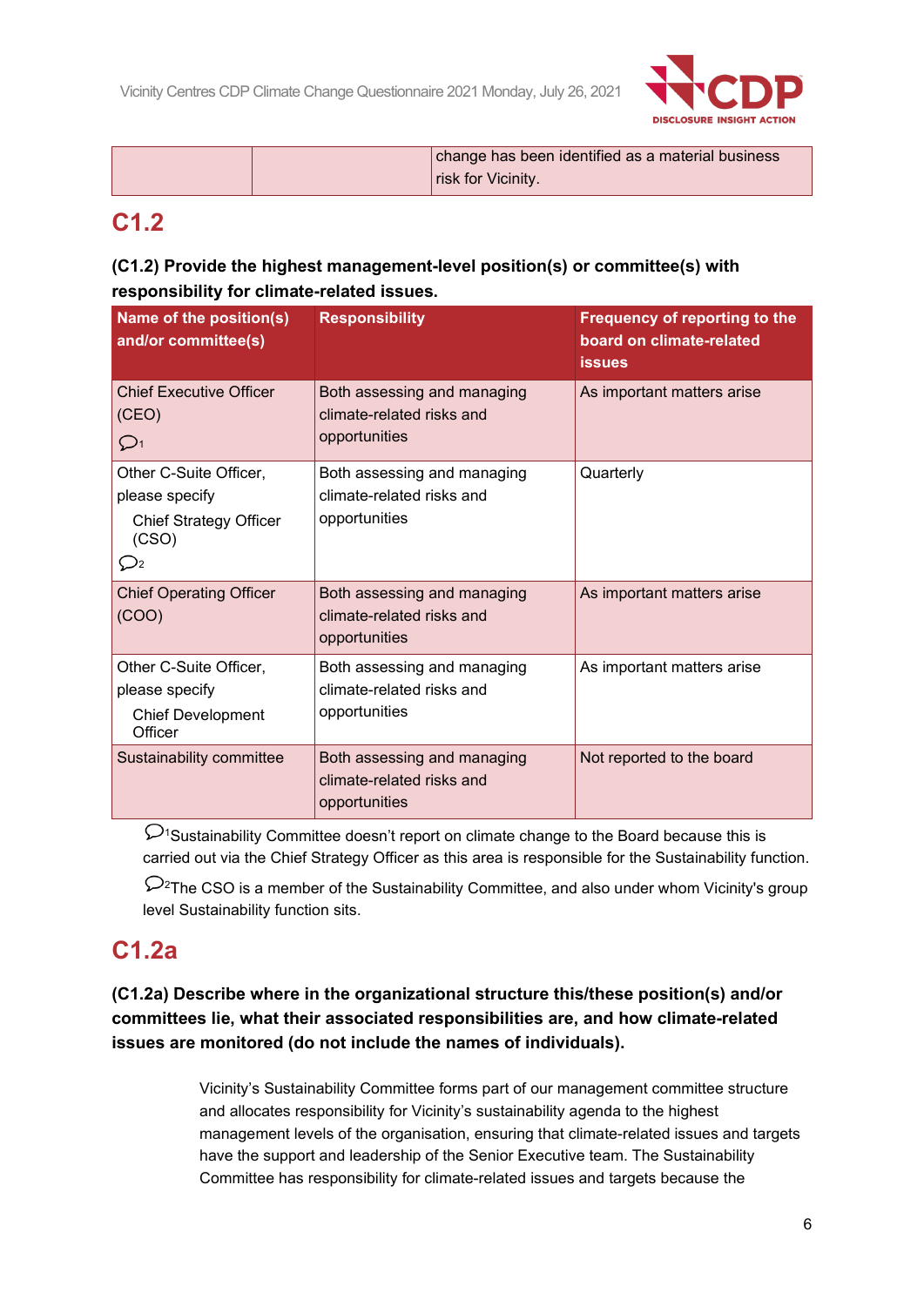| | | change has been identified as a material business risk for Vicinity. |
|---|---|---|

## C1.2

**(C1.2) Provide the highest management-level position(s) or committee(s) with responsibility for climate-related issues.**

| Name of the position(s) and/or committee(s) | Responsibility | Frequency of reporting to the board on climate-related issues |
|---|---|---|
| Chief Executive Officer (CEO) [1] | Both assessing and managing climate-related risks and opportunities | As important matters arise |
| Other C-Suite Officer, please specify Chief Strategy Officer (CSO) [2] | Both assessing and managing climate-related risks and opportunities | Quarterly |
| Chief Operating Officer (COO) | Both assessing and managing climate-related risks and opportunities | As important matters arise |
| Other C-Suite Officer, please specify Chief Development Officer | Both assessing and managing climate-related risks and opportunities | As important matters arise |
| Sustainability committee | Both assessing and managing climate-related risks and opportunities | Not reported to the board |

[1] Sustainability Committee doesn't report on climate change to the Board because this is carried out via the Chief Strategy Officer as this area is responsible for the Sustainability function.

[2] The CSO is a member of the Sustainability Committee, and also under whom Vicinity's group level Sustainability function sits.

## C1.2a

**(C1.2a) Describe where in the organizational structure this/these position(s) and/or committees lie, what their associated responsibilities are, and how climate-related issues are monitored (do not include the names of individuals).**

Vicinity's Sustainability Committee forms part of our management committee structure and allocates responsibility for Vicinity's sustainability agenda to the highest management levels of the organisation, ensuring that climate-related issues and targets have the support and leadership of the Senior Executive team. The Sustainability Committee has responsibility for climate-related issues and targets because the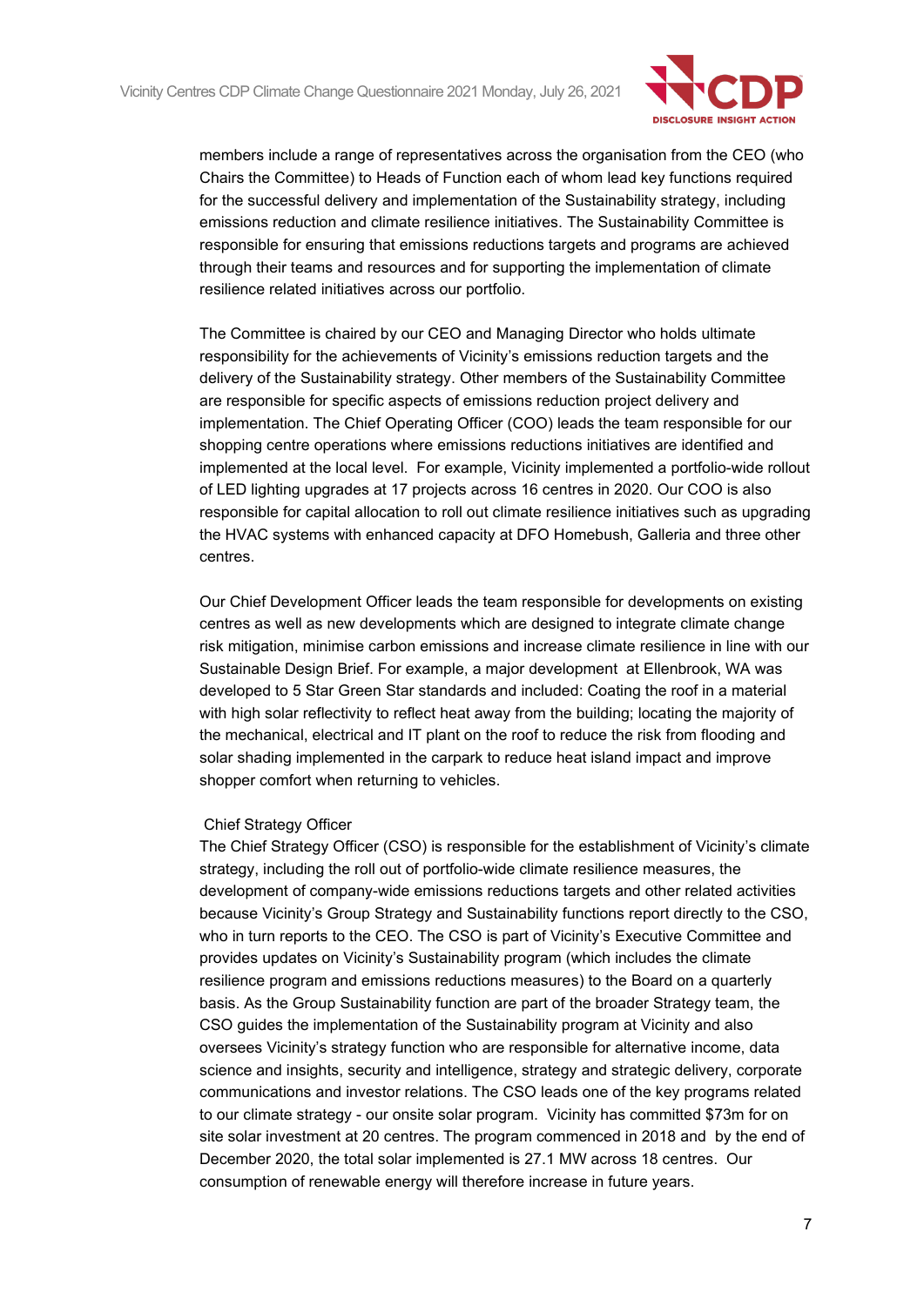members include a range of representatives across the organisation from the CEO (who Chairs the Committee) to Heads of Function each of whom lead key functions required for the successful delivery and implementation of the Sustainability strategy, including emissions reduction and climate resilience initiatives. The Sustainability Committee is responsible for ensuring that emissions reductions targets and programs are achieved through their teams and resources and for supporting the implementation of climate resilience related initiatives across our portfolio.

The Committee is chaired by our CEO and Managing Director who holds ultimate responsibility for the achievements of Vicinity's emissions reduction targets and the delivery of the Sustainability strategy. Other members of the Sustainability Committee are responsible for specific aspects of emissions reduction project delivery and implementation. The Chief Operating Officer (COO) leads the team responsible for our shopping centre operations where emissions reductions initiatives are identified and implemented at the local level. For example, Vicinity implemented a portfolio-wide rollout of LED lighting upgrades at 17 projects across 16 centres in 2020. Our COO is also responsible for capital allocation to roll out climate resilience initiatives such as upgrading the HVAC systems with enhanced capacity at DFO Homebush, Galleria and three other centres.

Our Chief Development Officer leads the team responsible for developments on existing centres as well as new developments which are designed to integrate climate change risk mitigation, minimise carbon emissions and increase climate resilience in line with our Sustainable Design Brief. For example, a major development at Ellenbrook, WA was developed to 5 Star Green Star standards and included: Coating the roof in a material with high solar reflectivity to reflect heat away from the building; locating the majority of the mechanical, electrical and IT plant on the roof to reduce the risk from flooding and solar shading implemented in the carpark to reduce heat island impact and improve shopper comfort when returning to vehicles.

Chief Strategy Officer

The Chief Strategy Officer (CSO) is responsible for the establishment of Vicinity's climate strategy, including the roll out of portfolio-wide climate resilience measures, the development of company-wide emissions reductions targets and other related activities because Vicinity's Group Strategy and Sustainability functions report directly to the CSO, who in turn reports to the CEO. The CSO is part of Vicinity's Executive Committee and provides updates on Vicinity's Sustainability program (which includes the climate resilience program and emissions reductions measures) to the Board on a quarterly basis. As the Group Sustainability function are part of the broader Strategy team, the CSO guides the implementation of the Sustainability program at Vicinity and also oversees Vicinity's strategy function who are responsible for alternative income, data science and insights, security and intelligence, strategy and strategic delivery, corporate communications and investor relations. The CSO leads one of the key programs related to our climate strategy - our onsite solar program. Vicinity has committed $73m for on site solar investment at 20 centres. The program commenced in 2018 and by the end of December 2020, the total solar implemented is 27.1 MW across 18 centres. Our consumption of renewable energy will therefore increase in future years.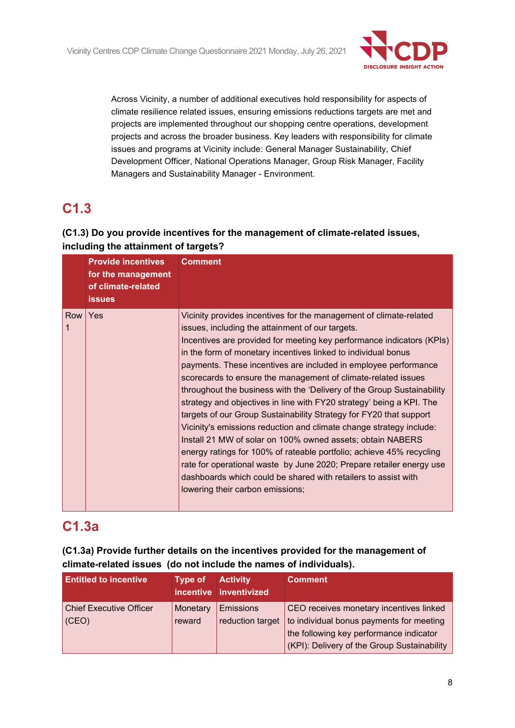Across Vicinity, a number of additional executives hold responsibility for aspects of climate resilience related issues, ensuring emissions reductions targets are met and projects are implemented throughout our shopping centre operations, development projects and across the broader business. Key leaders with responsibility for climate issues and programs at Vicinity include: General Manager Sustainability, Chief Development Officer, National Operations Manager, Group Risk Manager, Facility Managers and Sustainability Manager - Environment.

## C1.3

**(C1.3) Do you provide incentives for the management of climate-related issues, including the attainment of targets?**

| | Provide incentives for the management of climate-related issues | Comment |
|---|---|---|
| Row 1 | Yes | Vicinity provides incentives for the management of climate-related issues, including the attainment of our targets.<br>Incentives are provided for meeting key performance indicators (KPIs) in the form of monetary incentives linked to individual bonus payments. These incentives are included in employee performance scorecards to ensure the management of climate-related issues throughout the business with the 'Delivery of the Group Sustainability strategy and objectives in line with FY20 strategy' being a KPI. The targets of our Group Sustainability Strategy for FY20 that support Vicinity's emissions reduction and climate change strategy include: Install 21 MW of solar on 100% owned assets; obtain NABERS energy ratings for 100% of rateable portfolio; achieve 45% recycling rate for operational waste by June 2020; Prepare retailer energy use dashboards which could be shared with retailers to assist with lowering their carbon emissions; |

## C1.3a

**(C1.3a) Provide further details on the incentives provided for the management of climate-related issues (do not include the names of individuals).**

| Entitled to incentive | Type of incentive | Activity inventivized | Comment |
|---|---|---|---|
| Chief Executive Officer (CEO) | Monetary reward | Emissions reduction target | CEO receives monetary incentives linked to individual bonus payments for meeting the following key performance indicator (KPI): Delivery of the Group Sustainability |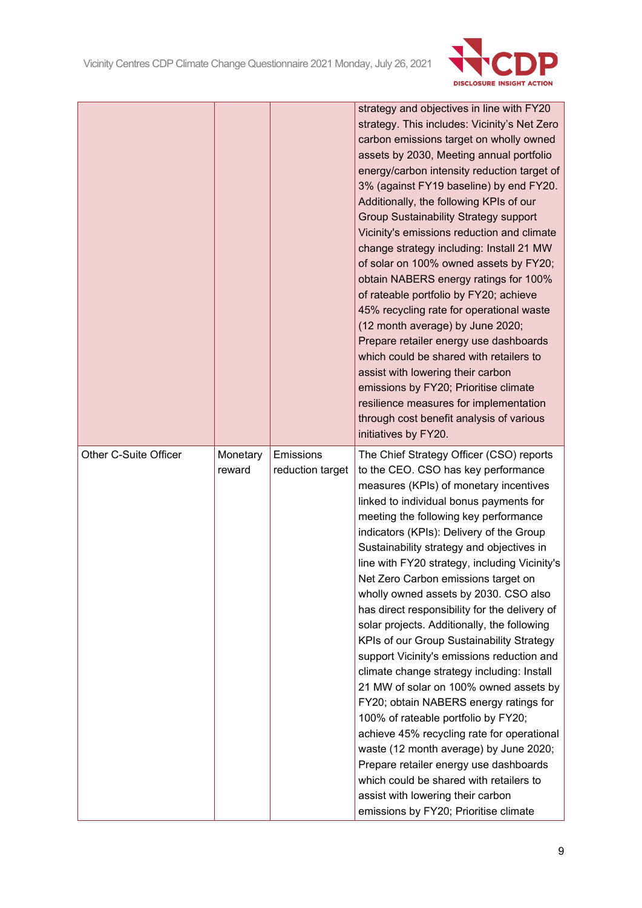|  |  |  | strategy and objectives in line with FY20 strategy. This includes: Vicinity's Net Zero carbon emissions target on wholly owned assets by 2030, Meeting annual portfolio energy/carbon intensity reduction target of 3% (against FY19 baseline) by end FY20. Additionally, the following KPIs of our Group Sustainability Strategy support Vicinity's emissions reduction and climate change strategy including: Install 21 MW of solar on 100% owned assets by FY20; obtain NABERS energy ratings for 100% of rateable portfolio by FY20; achieve 45% recycling rate for operational waste (12 month average) by June 2020; Prepare retailer energy use dashboards which could be shared with retailers to assist with lowering their carbon emissions by FY20; Prioritise climate resilience measures for implementation through cost benefit analysis of various initiatives by FY20. |
|---|---|---|---|
| Other C-Suite Officer | Monetary reward | Emissions reduction target | The Chief Strategy Officer (CSO) reports to the CEO. CSO has key performance measures (KPIs) of monetary incentives linked to individual bonus payments for meeting the following key performance indicators (KPIs): Delivery of the Group Sustainability strategy and objectives in line with FY20 strategy, including Vicinity's Net Zero Carbon emissions target on wholly owned assets by 2030. CSO also has direct responsibility for the delivery of solar projects. Additionally, the following KPIs of our Group Sustainability Strategy support Vicinity's emissions reduction and climate change strategy including: Install 21 MW of solar on 100% owned assets by FY20; obtain NABERS energy ratings for 100% of rateable portfolio by FY20; achieve 45% recycling rate for operational waste (12 month average) by June 2020; Prepare retailer energy use dashboards which could be shared with retailers to assist with lowering their carbon emissions by FY20; Prioritise climate |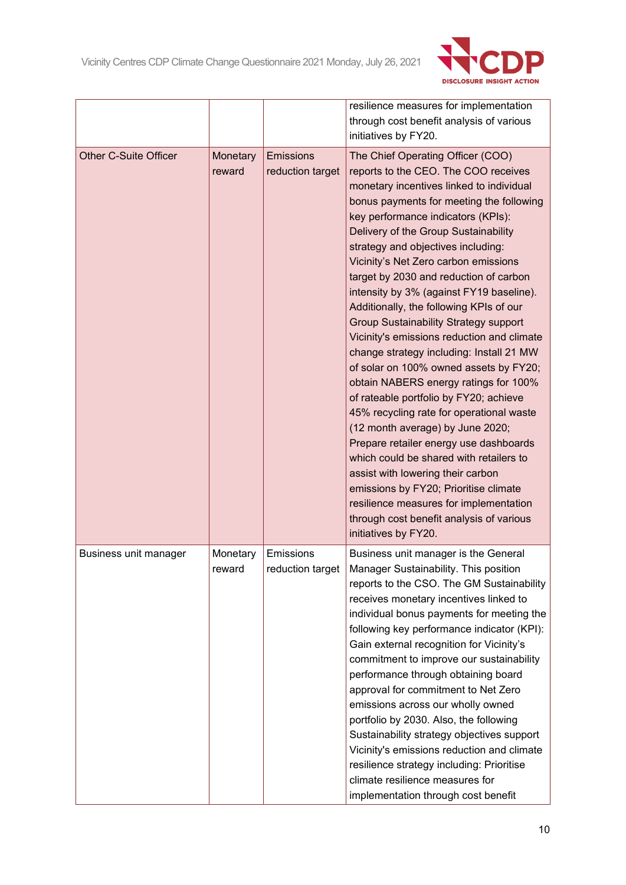| | | | |
|---|---|---|---|
| | | | resilience measures for implementation through cost benefit analysis of various initiatives by FY20. |
| Other C-Suite Officer | Monetary reward | Emissions reduction target | The Chief Operating Officer (COO) reports to the CEO. The COO receives monetary incentives linked to individual bonus payments for meeting the following key performance indicators (KPIs): Delivery of the Group Sustainability strategy and objectives including: Vicinity's Net Zero carbon emissions target by 2030 and reduction of carbon intensity by 3% (against FY19 baseline). Additionally, the following KPIs of our Group Sustainability Strategy support Vicinity's emissions reduction and climate change strategy including: Install 21 MW of solar on 100% owned assets by FY20; obtain NABERS energy ratings for 100% of rateable portfolio by FY20; achieve 45% recycling rate for operational waste (12 month average) by June 2020; Prepare retailer energy use dashboards which could be shared with retailers to assist with lowering their carbon emissions by FY20; Prioritise climate resilience measures for implementation through cost benefit analysis of various initiatives by FY20. |
| Business unit manager | Monetary reward | Emissions reduction target | Business unit manager is the General Manager Sustainability. This position reports to the CSO. The GM Sustainability receives monetary incentives linked to individual bonus payments for meeting the following key performance indicator (KPI): Gain external recognition for Vicinity's commitment to improve our sustainability performance through obtaining board approval for commitment to Net Zero emissions across our wholly owned portfolio by 2030. Also, the following Sustainability strategy objectives support Vicinity's emissions reduction and climate resilience strategy including: Prioritise climate resilience measures for implementation through cost benefit |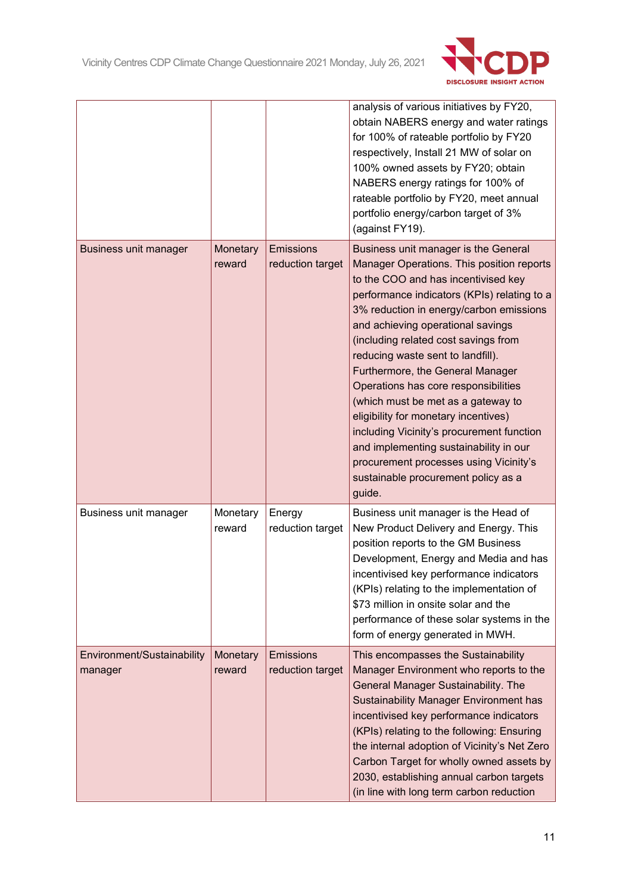| | | | |
|---|---|---|---|
| | | | analysis of various initiatives by FY20, obtain NABERS energy and water ratings for 100% of rateable portfolio by FY20 respectively, Install 21 MW of solar on 100% owned assets by FY20; obtain NABERS energy ratings for 100% of rateable portfolio by FY20, meet annual portfolio energy/carbon target of 3% (against FY19). |
| Business unit manager | Monetary reward | Emissions reduction target | Business unit manager is the General Manager Operations. This position reports to the COO and has incentivised key performance indicators (KPIs) relating to a 3% reduction in energy/carbon emissions and achieving operational savings (including related cost savings from reducing waste sent to landfill). Furthermore, the General Manager Operations has core responsibilities (which must be met as a gateway to eligibility for monetary incentives) including Vicinity's procurement function and implementing sustainability in our procurement processes using Vicinity's sustainable procurement policy as a guide. |
| Business unit manager | Monetary reward | Energy reduction target | Business unit manager is the Head of New Product Delivery and Energy. This position reports to the GM Business Development, Energy and Media and has incentivised key performance indicators (KPIs) relating to the implementation of $73 million in onsite solar and the performance of these solar systems in the form of energy generated in MWH. |
| Environment/Sustainability manager | Monetary reward | Emissions reduction target | This encompasses the Sustainability Manager Environment who reports to the General Manager Sustainability. The Sustainability Manager Environment has incentivised key performance indicators (KPIs) relating to the following: Ensuring the internal adoption of Vicinity's Net Zero Carbon Target for wholly owned assets by 2030, establishing annual carbon targets (in line with long term carbon reduction |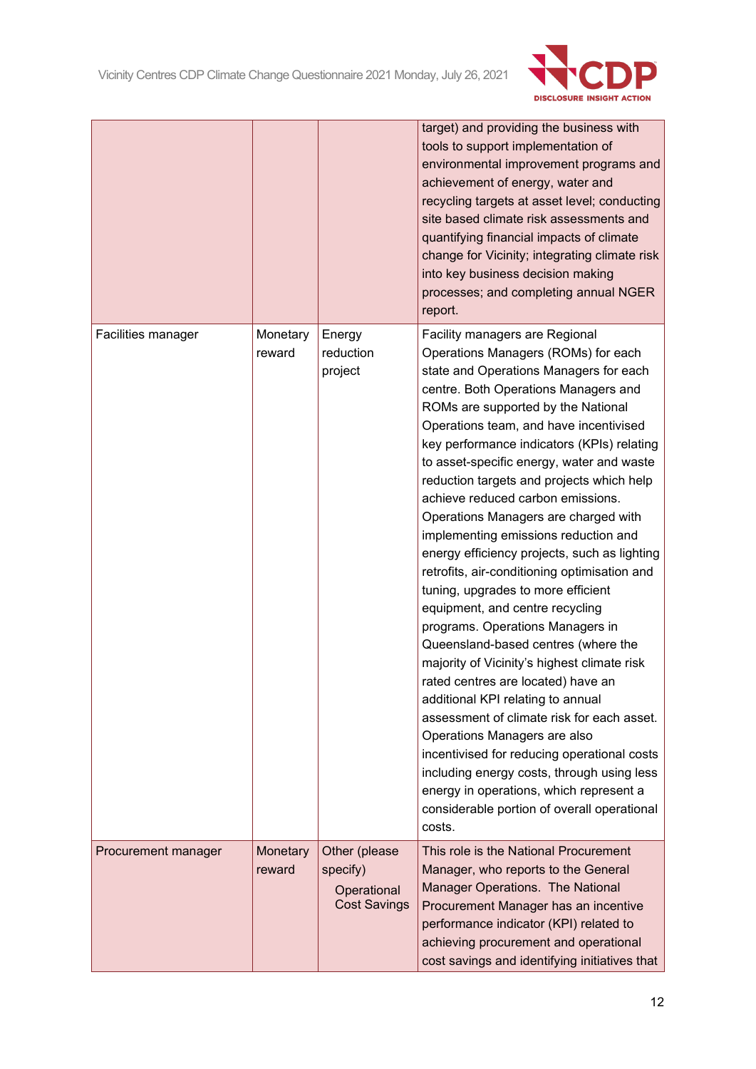| | | | |
|---|---|---|---|
| | | | target) and providing the business with tools to support implementation of environmental improvement programs and achievement of energy, water and recycling targets at asset level; conducting site based climate risk assessments and quantifying financial impacts of climate change for Vicinity; integrating climate risk into key business decision making processes; and completing annual NGER report. |
| Facilities manager | Monetary reward | Energy reduction project | Facility managers are Regional Operations Managers (ROMs) for each state and Operations Managers for each centre. Both Operations Managers and ROMs are supported by the National Operations team, and have incentivised key performance indicators (KPIs) relating to asset-specific energy, water and waste reduction targets and projects which help achieve reduced carbon emissions. Operations Managers are charged with implementing emissions reduction and energy efficiency projects, such as lighting retrofits, air-conditioning optimisation and tuning, upgrades to more efficient equipment, and centre recycling programs. Operations Managers in Queensland-based centres (where the majority of Vicinity's highest climate risk rated centres are located) have an additional KPI relating to annual assessment of climate risk for each asset. Operations Managers are also incentivised for reducing operational costs including energy costs, through using less energy in operations, which represent a considerable portion of overall operational costs. |
| Procurement manager | Monetary reward | Other (please specify)<br>Operational Cost Savings | This role is the National Procurement Manager, who reports to the General Manager Operations. The National Procurement Manager has an incentive performance indicator (KPI) related to achieving procurement and operational cost savings and identifying initiatives that |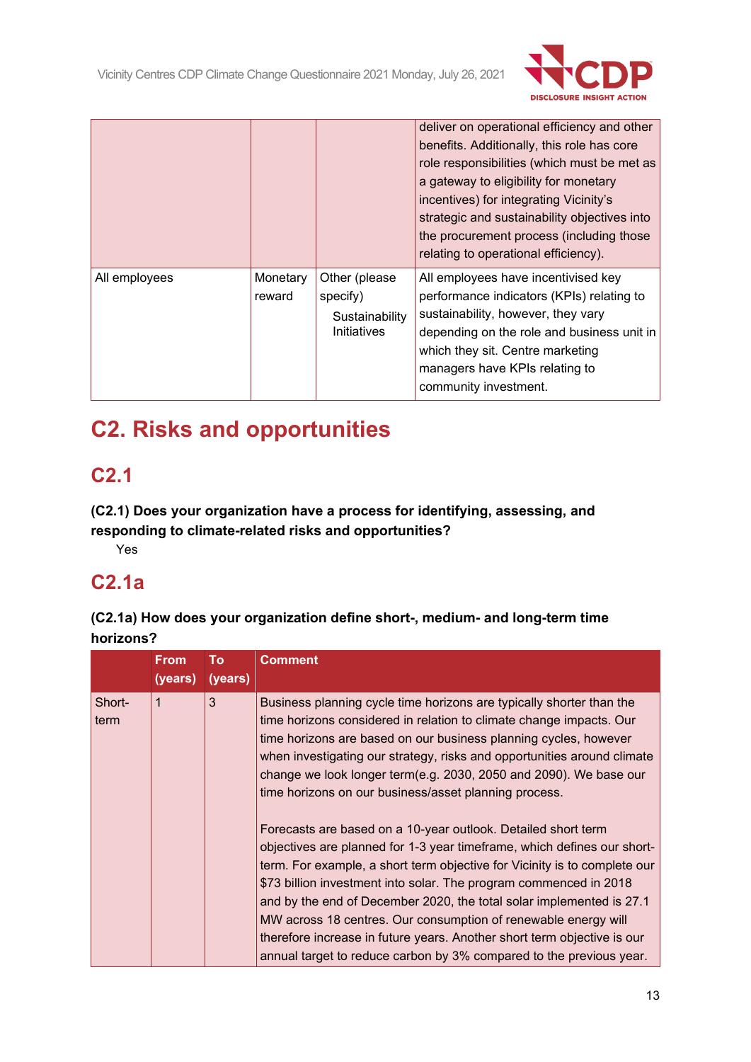| | | | deliver on operational efficiency and other benefits. Additionally, this role has core role responsibilities (which must be met as a gateway to eligibility for monetary incentives) for integrating Vicinity's strategic and sustainability objectives into the procurement process (including those relating to operational efficiency). |
|---|---|---|---|
| All employees | Monetary reward | Other (please specify) Sustainability Initiatives | All employees have incentivised key performance indicators (KPIs) relating to sustainability, however, they vary depending on the role and business unit in which they sit. Centre marketing managers have KPIs relating to community investment. |

# C2. Risks and opportunities

## C2.1

**(C2.1) Does your organization have a process for identifying, assessing, and responding to climate-related risks and opportunities?**

Yes

## C2.1a

**(C2.1a) How does your organization define short-, medium- and long-term time horizons?**

| | From (years) | To (years) | Comment |
|---|---|---|---|
| Short-term | 1 | 3 | Business planning cycle time horizons are typically shorter than the time horizons considered in relation to climate change impacts. Our time horizons are based on our business planning cycles, however when investigating our strategy, risks and opportunities around climate change we look longer term(e.g. 2030, 2050 and 2090). We base our time horizons on our business/asset planning process.<br><br>Forecasts are based on a 10-year outlook. Detailed short term objectives are planned for 1-3 year timeframe, which defines our short-term. For example, a short term objective for Vicinity is to complete our $73 billion investment into solar. The program commenced in 2018 and by the end of December 2020, the total solar implemented is 27.1 MW across 18 centres. Our consumption of renewable energy will therefore increase in future years. Another short term objective is our annual target to reduce carbon by 3% compared to the previous year. |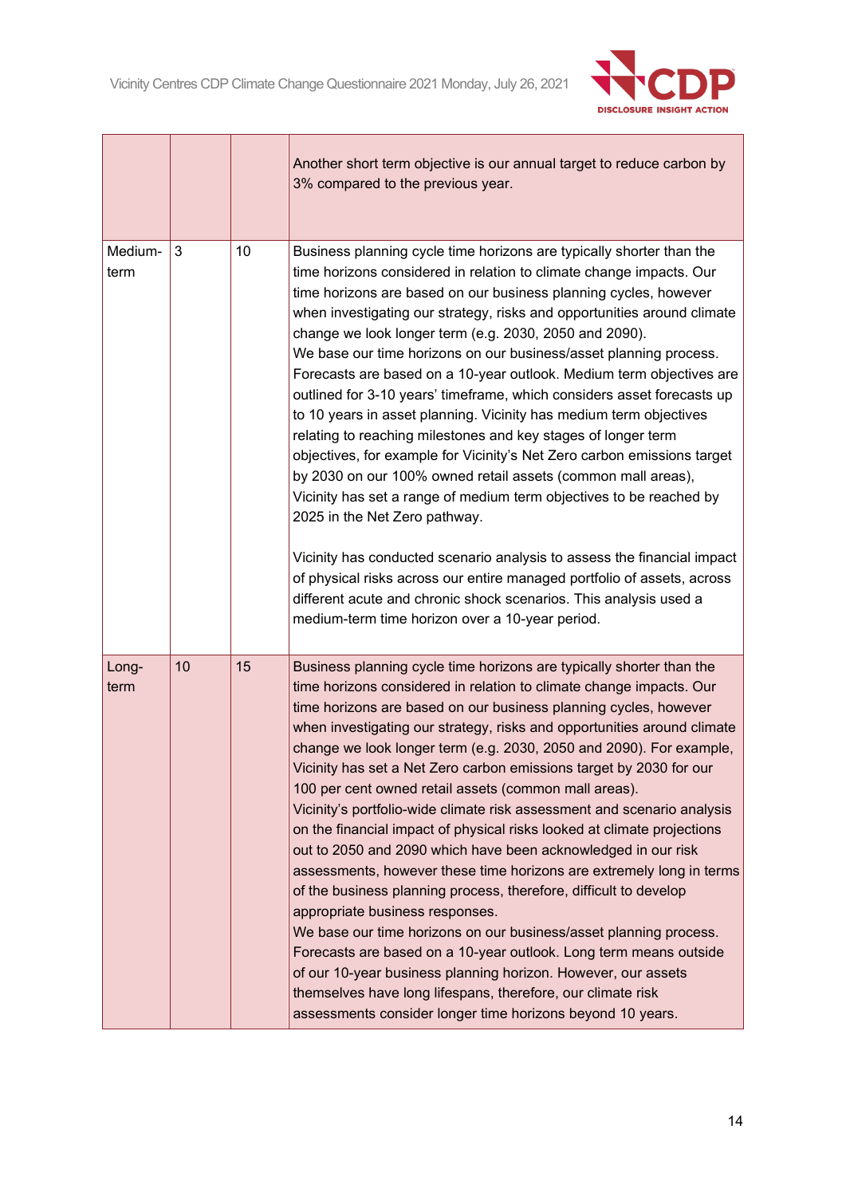| | | | |
|---|---|---|---|
| | | | Another short term objective is our annual target to reduce carbon by 3% compared to the previous year. |
| Medium-term | 3 | 10 | Business planning cycle time horizons are typically shorter than the time horizons considered in relation to climate change impacts. Our time horizons are based on our business planning cycles, however when investigating our strategy, risks and opportunities around climate change we look longer term (e.g. 2030, 2050 and 2090).<br>We base our time horizons on our business/asset planning process. Forecasts are based on a 10-year outlook. Medium term objectives are outlined for 3-10 years' timeframe, which considers asset forecasts up to 10 years in asset planning. Vicinity has medium term objectives relating to reaching milestones and key stages of longer term objectives, for example for Vicinity's Net Zero carbon emissions target by 2030 on our 100% owned retail assets (common mall areas), Vicinity has set a range of medium term objectives to be reached by 2025 in the Net Zero pathway.<br><br>Vicinity has conducted scenario analysis to assess the financial impact of physical risks across our entire managed portfolio of assets, across different acute and chronic shock scenarios. This analysis used a medium-term time horizon over a 10-year period. |
| Long-term | 10 | 15 | Business planning cycle time horizons are typically shorter than the time horizons considered in relation to climate change impacts. Our time horizons are based on our business planning cycles, however when investigating our strategy, risks and opportunities around climate change we look longer term (e.g. 2030, 2050 and 2090). For example, Vicinity has set a Net Zero carbon emissions target by 2030 for our 100 per cent owned retail assets (common mall areas).<br>Vicinity's portfolio-wide climate risk assessment and scenario analysis on the financial impact of physical risks looked at climate projections out to 2050 and 2090 which have been acknowledged in our risk assessments, however these time horizons are extremely long in terms of the business planning process, therefore, difficult to develop appropriate business responses.<br>We base our time horizons on our business/asset planning process. Forecasts are based on a 10-year outlook. Long term means outside of our 10-year business planning horizon. However, our assets themselves have long lifespans, therefore, our climate risk assessments consider longer time horizons beyond 10 years. |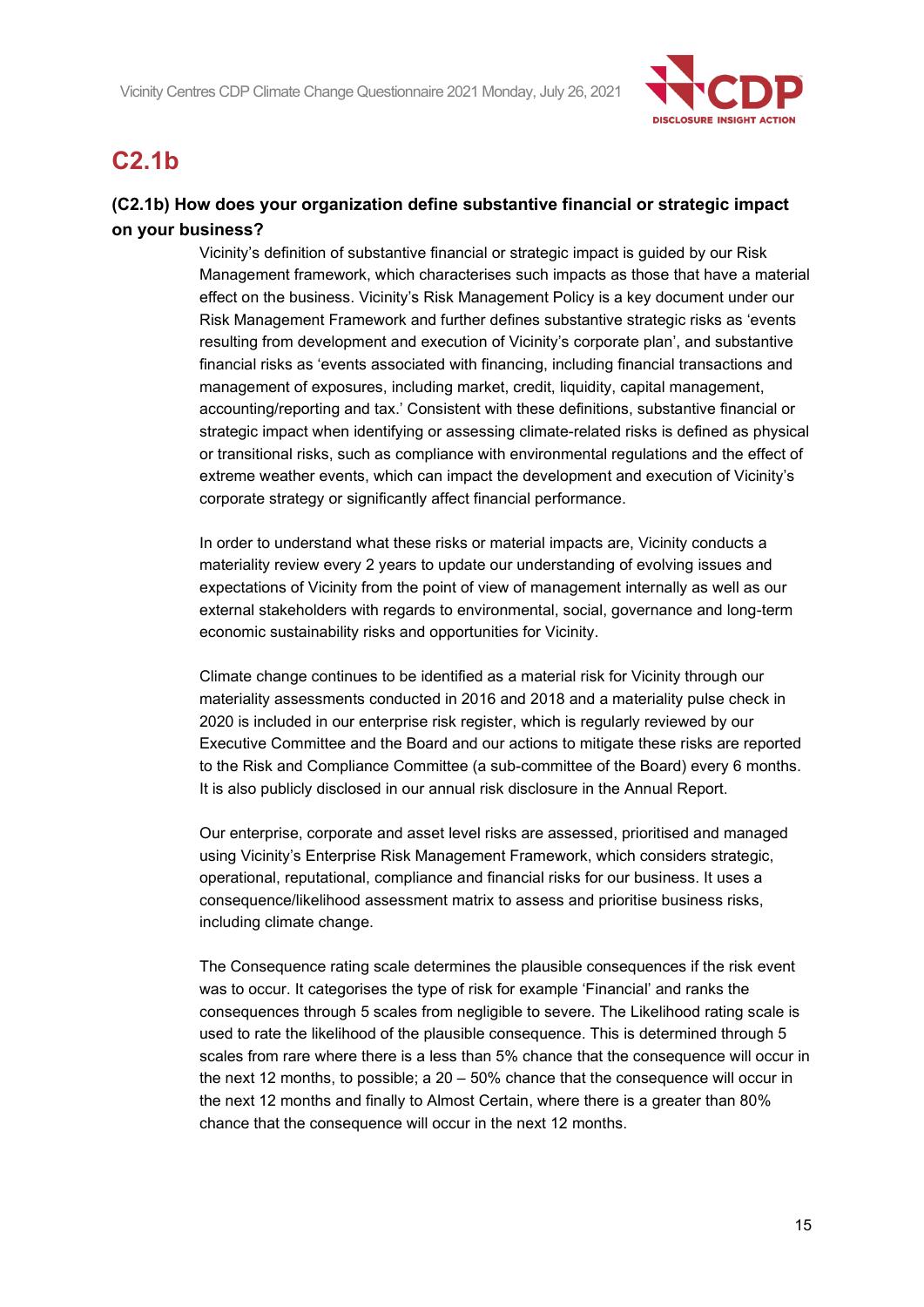# C2.1b

### (C2.1b) How does your organization define substantive financial or strategic impact on your business?

Vicinity's definition of substantive financial or strategic impact is guided by our Risk Management framework, which characterises such impacts as those that have a material effect on the business. Vicinity's Risk Management Policy is a key document under our Risk Management Framework and further defines substantive strategic risks as 'events resulting from development and execution of Vicinity's corporate plan', and substantive financial risks as 'events associated with financing, including financial transactions and management of exposures, including market, credit, liquidity, capital management, accounting/reporting and tax.' Consistent with these definitions, substantive financial or strategic impact when identifying or assessing climate-related risks is defined as physical or transitional risks, such as compliance with environmental regulations and the effect of extreme weather events, which can impact the development and execution of Vicinity's corporate strategy or significantly affect financial performance.

In order to understand what these risks or material impacts are, Vicinity conducts a materiality review every 2 years to update our understanding of evolving issues and expectations of Vicinity from the point of view of management internally as well as our external stakeholders with regards to environmental, social, governance and long-term economic sustainability risks and opportunities for Vicinity.

Climate change continues to be identified as a material risk for Vicinity through our materiality assessments conducted in 2016 and 2018 and a materiality pulse check in 2020 is included in our enterprise risk register, which is regularly reviewed by our Executive Committee and the Board and our actions to mitigate these risks are reported to the Risk and Compliance Committee (a sub-committee of the Board) every 6 months. It is also publicly disclosed in our annual risk disclosure in the Annual Report.

Our enterprise, corporate and asset level risks are assessed, prioritised and managed using Vicinity's Enterprise Risk Management Framework, which considers strategic, operational, reputational, compliance and financial risks for our business. It uses a consequence/likelihood assessment matrix to assess and prioritise business risks, including climate change.

The Consequence rating scale determines the plausible consequences if the risk event was to occur. It categorises the type of risk for example 'Financial' and ranks the consequences through 5 scales from negligible to severe. The Likelihood rating scale is used to rate the likelihood of the plausible consequence. This is determined through 5 scales from rare where there is a less than 5% chance that the consequence will occur in the next 12 months, to possible; a 20 – 50% chance that the consequence will occur in the next 12 months and finally to Almost Certain, where there is a greater than 80% chance that the consequence will occur in the next 12 months.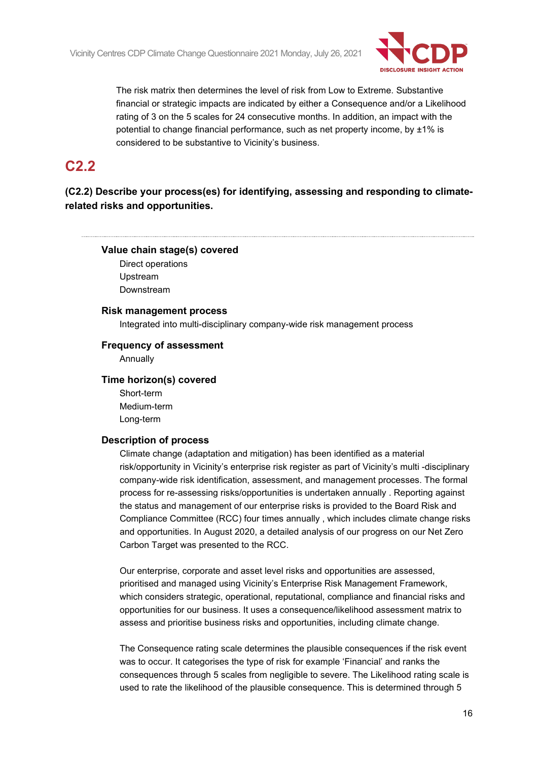The risk matrix then determines the level of risk from Low to Extreme. Substantive financial or strategic impacts are indicated by either a Consequence and/or a Likelihood rating of 3 on the 5 scales for 24 consecutive months. In addition, an impact with the potential to change financial performance, such as net property income, by ±1% is considered to be substantive to Vicinity's business.

## C2.2

**(C2.2) Describe your process(es) for identifying, assessing and responding to climate-related risks and opportunities.**

---

**Value chain stage(s) covered**

Direct operations
Upstream
Downstream

**Risk management process**

Integrated into multi-disciplinary company-wide risk management process

**Frequency of assessment**

Annually

**Time horizon(s) covered**

Short-term
Medium-term
Long-term

**Description of process**

Climate change (adaptation and mitigation) has been identified as a material risk/opportunity in Vicinity's enterprise risk register as part of Vicinity's multi -disciplinary company-wide risk identification, assessment, and management processes. The formal process for re-assessing risks/opportunities is undertaken annually . Reporting against the status and management of our enterprise risks is provided to the Board Risk and Compliance Committee (RCC) four times annually , which includes climate change risks and opportunities. In August 2020, a detailed analysis of our progress on our Net Zero Carbon Target was presented to the RCC.

Our enterprise, corporate and asset level risks and opportunities are assessed, prioritised and managed using Vicinity's Enterprise Risk Management Framework, which considers strategic, operational, reputational, compliance and financial risks and opportunities for our business. It uses a consequence/likelihood assessment matrix to assess and prioritise business risks and opportunities, including climate change.

The Consequence rating scale determines the plausible consequences if the risk event was to occur. It categorises the type of risk for example 'Financial' and ranks the consequences through 5 scales from negligible to severe. The Likelihood rating scale is used to rate the likelihood of the plausible consequence. This is determined through 5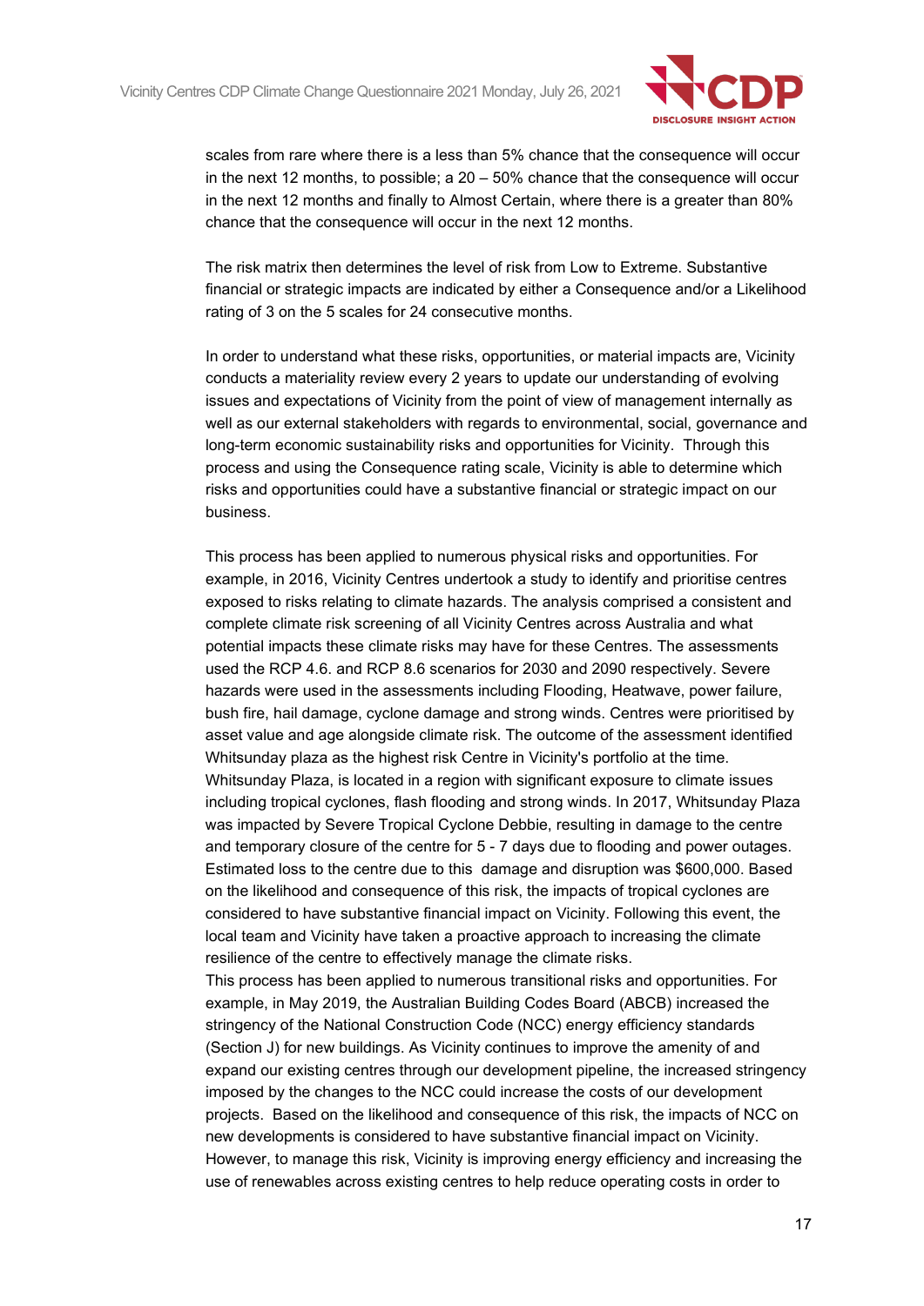scales from rare where there is a less than 5% chance that the consequence will occur in the next 12 months, to possible; a 20 – 50% chance that the consequence will occur in the next 12 months and finally to Almost Certain, where there is a greater than 80% chance that the consequence will occur in the next 12 months.

The risk matrix then determines the level of risk from Low to Extreme. Substantive financial or strategic impacts are indicated by either a Consequence and/or a Likelihood rating of 3 on the 5 scales for 24 consecutive months.

In order to understand what these risks, opportunities, or material impacts are, Vicinity conducts a materiality review every 2 years to update our understanding of evolving issues and expectations of Vicinity from the point of view of management internally as well as our external stakeholders with regards to environmental, social, governance and long-term economic sustainability risks and opportunities for Vicinity. Through this process and using the Consequence rating scale, Vicinity is able to determine which risks and opportunities could have a substantive financial or strategic impact on our business.

This process has been applied to numerous physical risks and opportunities. For example, in 2016, Vicinity Centres undertook a study to identify and prioritise centres exposed to risks relating to climate hazards. The analysis comprised a consistent and complete climate risk screening of all Vicinity Centres across Australia and what potential impacts these climate risks may have for these Centres. The assessments used the RCP 4.6. and RCP 8.6 scenarios for 2030 and 2090 respectively. Severe hazards were used in the assessments including Flooding, Heatwave, power failure, bush fire, hail damage, cyclone damage and strong winds. Centres were prioritised by asset value and age alongside climate risk. The outcome of the assessment identified Whitsunday plaza as the highest risk Centre in Vicinity's portfolio at the time. Whitsunday Plaza, is located in a region with significant exposure to climate issues including tropical cyclones, flash flooding and strong winds. In 2017, Whitsunday Plaza was impacted by Severe Tropical Cyclone Debbie, resulting in damage to the centre and temporary closure of the centre for 5 - 7 days due to flooding and power outages. Estimated loss to the centre due to this damage and disruption was $600,000. Based on the likelihood and consequence of this risk, the impacts of tropical cyclones are considered to have substantive financial impact on Vicinity. Following this event, the local team and Vicinity have taken a proactive approach to increasing the climate resilience of the centre to effectively manage the climate risks.
This process has been applied to numerous transitional risks and opportunities. For example, in May 2019, the Australian Building Codes Board (ABCB) increased the stringency of the National Construction Code (NCC) energy efficiency standards (Section J) for new buildings. As Vicinity continues to improve the amenity of and expand our existing centres through our development pipeline, the increased stringency imposed by the changes to the NCC could increase the costs of our development projects. Based on the likelihood and consequence of this risk, the impacts of NCC on new developments is considered to have substantive financial impact on Vicinity. However, to manage this risk, Vicinity is improving energy efficiency and increasing the use of renewables across existing centres to help reduce operating costs in order to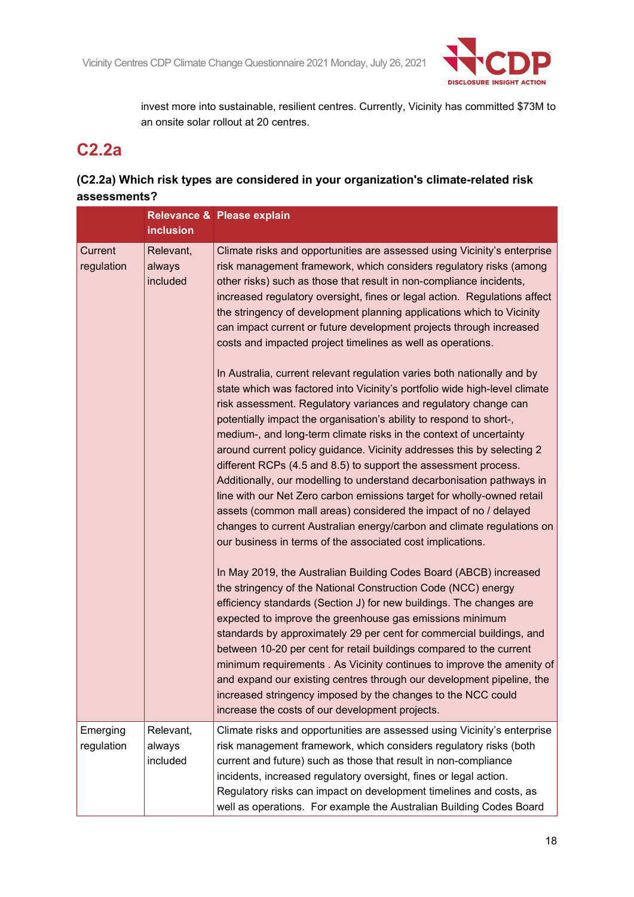invest more into sustainable, resilient centres. Currently, Vicinity has committed $73M to an onsite solar rollout at 20 centres.

## C2.2a

### (C2.2a) Which risk types are considered in your organization's climate-related risk assessments?

| | Relevance & inclusion | Please explain |
|---|---|---|
| Current regulation | Relevant, always included | Climate risks and opportunities are assessed using Vicinity's enterprise risk management framework, which considers regulatory risks (among other risks) such as those that result in non-compliance incidents, increased regulatory oversight, fines or legal action. Regulations affect the stringency of development planning applications which to Vicinity can impact current or future development projects through increased costs and impacted project timelines as well as operations.<br><br>In Australia, current relevant regulation varies both nationally and by state which was factored into Vicinity's portfolio wide high-level climate risk assessment. Regulatory variances and regulatory change can potentially impact the organisation's ability to respond to short-, medium-, and long-term climate risks in the context of uncertainty around current policy guidance. Vicinity addresses this by selecting 2 different RCPs (4.5 and 8.5) to support the assessment process. Additionally, our modelling to understand decarbonisation pathways in line with our Net Zero carbon emissions target for wholly-owned retail assets (common mall areas) considered the impact of no / delayed changes to current Australian energy/carbon and climate regulations on our business in terms of the associated cost implications.<br><br>In May 2019, the Australian Building Codes Board (ABCB) increased the stringency of the National Construction Code (NCC) energy efficiency standards (Section J) for new buildings. The changes are expected to improve the greenhouse gas emissions minimum standards by approximately 29 per cent for commercial buildings, and between 10-20 per cent for retail buildings compared to the current minimum requirements . As Vicinity continues to improve the amenity of and expand our existing centres through our development pipeline, the increased stringency imposed by the changes to the NCC could increase the costs of our development projects. |
| Emerging regulation | Relevant, always included | Climate risks and opportunities are assessed using Vicinity's enterprise risk management framework, which considers regulatory risks (both current and future) such as those that result in non-compliance incidents, increased regulatory oversight, fines or legal action. Regulatory risks can impact on development timelines and costs, as well as operations. For example the Australian Building Codes Board |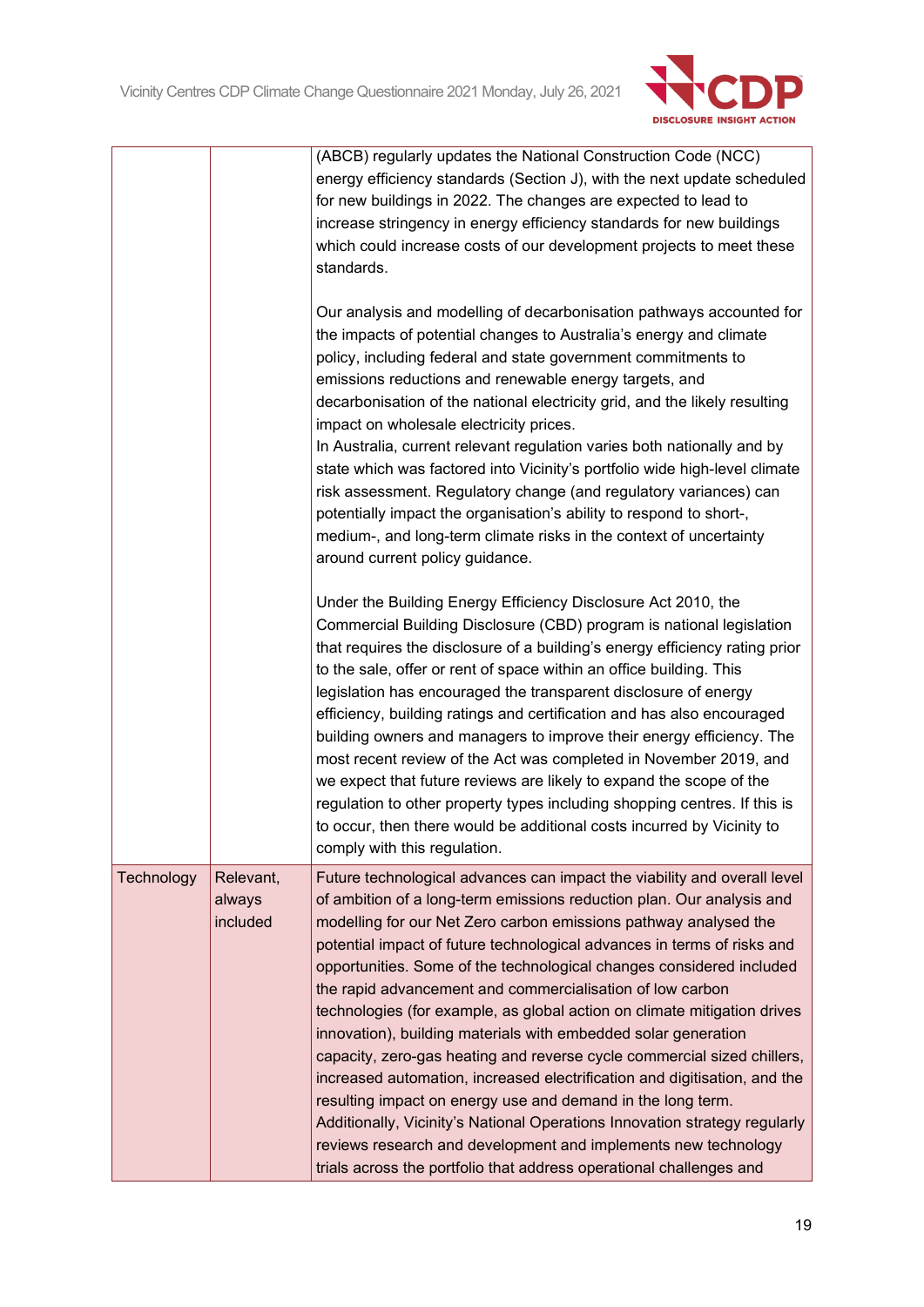| | | |
|---|---|---|
| | | (ABCB) regularly updates the National Construction Code (NCC) energy efficiency standards (Section J), with the next update scheduled for new buildings in 2022. The changes are expected to lead to increase stringency in energy efficiency standards for new buildings which could increase costs of our development projects to meet these standards.<br><br>Our analysis and modelling of decarbonisation pathways accounted for the impacts of potential changes to Australia's energy and climate policy, including federal and state government commitments to emissions reductions and renewable energy targets, and decarbonisation of the national electricity grid, and the likely resulting impact on wholesale electricity prices.<br>In Australia, current relevant regulation varies both nationally and by state which was factored into Vicinity's portfolio wide high-level climate risk assessment. Regulatory change (and regulatory variances) can potentially impact the organisation's ability to respond to short-, medium-, and long-term climate risks in the context of uncertainty around current policy guidance.<br><br>Under the Building Energy Efficiency Disclosure Act 2010, the Commercial Building Disclosure (CBD) program is national legislation that requires the disclosure of a building's energy efficiency rating prior to the sale, offer or rent of space within an office building. This legislation has encouraged the transparent disclosure of energy efficiency, building ratings and certification and has also encouraged building owners and managers to improve their energy efficiency. The most recent review of the Act was completed in November 2019, and we expect that future reviews are likely to expand the scope of the regulation to other property types including shopping centres. If this is to occur, then there would be additional costs incurred by Vicinity to comply with this regulation. |
| Technology | Relevant, always included | Future technological advances can impact the viability and overall level of ambition of a long-term emissions reduction plan. Our analysis and modelling for our Net Zero carbon emissions pathway analysed the potential impact of future technological advances in terms of risks and opportunities. Some of the technological changes considered included the rapid advancement and commercialisation of low carbon technologies (for example, as global action on climate mitigation drives innovation), building materials with embedded solar generation capacity, zero-gas heating and reverse cycle commercial sized chillers, increased automation, increased electrification and digitisation, and the resulting impact on energy use and demand in the long term.<br>Additionally, Vicinity's National Operations Innovation strategy regularly reviews research and development and implements new technology trials across the portfolio that address operational challenges and |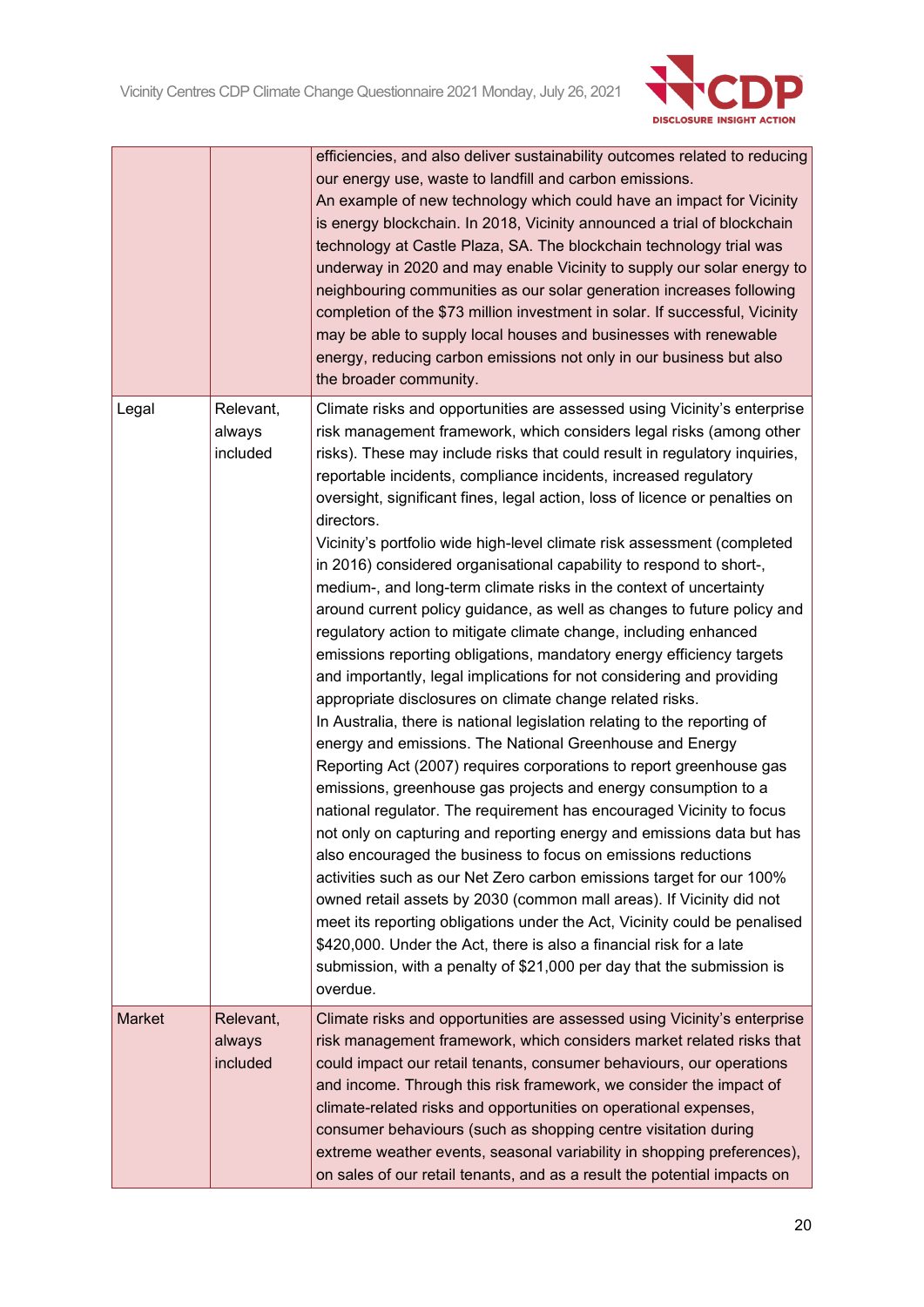|  |  |  |
|---|---|---|
|  |  | efficiencies, and also deliver sustainability outcomes related to reducing our energy use, waste to landfill and carbon emissions.<br>An example of new technology which could have an impact for Vicinity is energy blockchain. In 2018, Vicinity announced a trial of blockchain technology at Castle Plaza, SA. The blockchain technology trial was underway in 2020 and may enable Vicinity to supply our solar energy to neighbouring communities as our solar generation increases following completion of the $73 million investment in solar. If successful, Vicinity may be able to supply local houses and businesses with renewable energy, reducing carbon emissions not only in our business but also the broader community. |
| Legal | Relevant, always included | Climate risks and opportunities are assessed using Vicinity's enterprise risk management framework, which considers legal risks (among other risks). These may include risks that could result in regulatory inquiries, reportable incidents, compliance incidents, increased regulatory oversight, significant fines, legal action, loss of licence or penalties on directors.<br>Vicinity's portfolio wide high-level climate risk assessment (completed in 2016) considered organisational capability to respond to short-, medium-, and long-term climate risks in the context of uncertainty around current policy guidance, as well as changes to future policy and regulatory action to mitigate climate change, including enhanced emissions reporting obligations, mandatory energy efficiency targets and importantly, legal implications for not considering and providing appropriate disclosures on climate change related risks.<br>In Australia, there is national legislation relating to the reporting of energy and emissions. The National Greenhouse and Energy Reporting Act (2007) requires corporations to report greenhouse gas emissions, greenhouse gas projects and energy consumption to a national regulator. The requirement has encouraged Vicinity to focus not only on capturing and reporting energy and emissions data but has also encouraged the business to focus on emissions reductions activities such as our Net Zero carbon emissions target for our 100% owned retail assets by 2030 (common mall areas). If Vicinity did not meet its reporting obligations under the Act, Vicinity could be penalised $420,000. Under the Act, there is also a financial risk for a late submission, with a penalty of $21,000 per day that the submission is overdue. |
| Market | Relevant, always included | Climate risks and opportunities are assessed using Vicinity's enterprise risk management framework, which considers market related risks that could impact our retail tenants, consumer behaviours, our operations and income. Through this risk framework, we consider the impact of climate-related risks and opportunities on operational expenses, consumer behaviours (such as shopping centre visitation during extreme weather events, seasonal variability in shopping preferences), on sales of our retail tenants, and as a result the potential impacts on |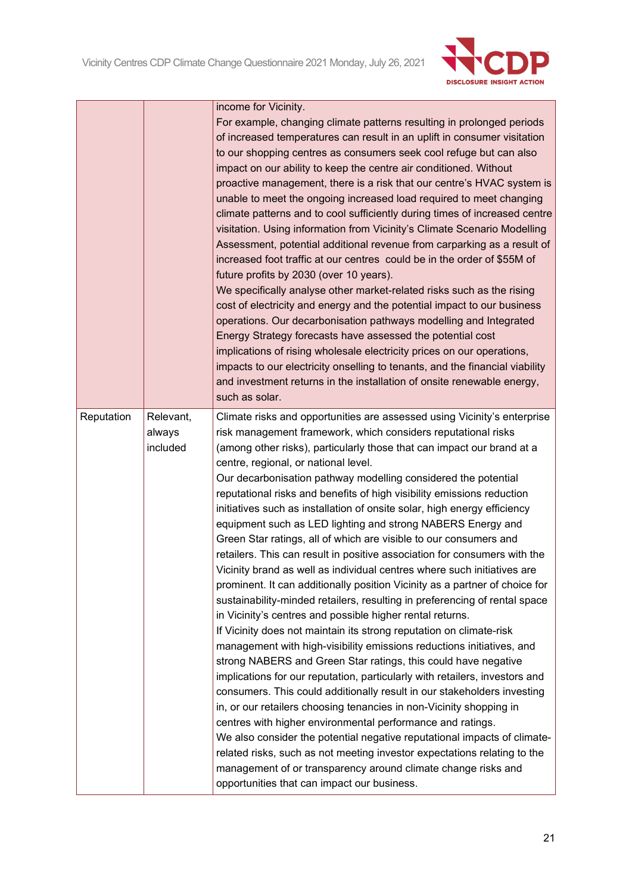| | | |
|---|---|---|
| | | income for Vicinity.<br>For example, changing climate patterns resulting in prolonged periods of increased temperatures can result in an uplift in consumer visitation to our shopping centres as consumers seek cool refuge but can also impact on our ability to keep the centre air conditioned. Without proactive management, there is a risk that our centre's HVAC system is unable to meet the ongoing increased load required to meet changing climate patterns and to cool sufficiently during times of increased centre visitation. Using information from Vicinity's Climate Scenario Modelling Assessment, potential additional revenue from carparking as a result of increased foot traffic at our centres could be in the order of $55M of future profits by 2030 (over 10 years).<br>We specifically analyse other market-related risks such as the rising cost of electricity and energy and the potential impact to our business operations. Our decarbonisation pathways modelling and Integrated Energy Strategy forecasts have assessed the potential cost implications of rising wholesale electricity prices on our operations, impacts to our electricity onselling to tenants, and the financial viability and investment returns in the installation of onsite renewable energy, such as solar. |
| Reputation | Relevant, always included | Climate risks and opportunities are assessed using Vicinity's enterprise risk management framework, which considers reputational risks (among other risks), particularly those that can impact our brand at a centre, regional, or national level.<br>Our decarbonisation pathway modelling considered the potential reputational risks and benefits of high visibility emissions reduction initiatives such as installation of onsite solar, high energy efficiency equipment such as LED lighting and strong NABERS Energy and Green Star ratings, all of which are visible to our consumers and retailers. This can result in positive association for consumers with the Vicinity brand as well as individual centres where such initiatives are prominent. It can additionally position Vicinity as a partner of choice for sustainability-minded retailers, resulting in preferencing of rental space in Vicinity's centres and possible higher rental returns.<br>If Vicinity does not maintain its strong reputation on climate-risk management with high-visibility emissions reductions initiatives, and strong NABERS and Green Star ratings, this could have negative implications for our reputation, particularly with retailers, investors and consumers. This could additionally result in our stakeholders investing in, or our retailers choosing tenancies in non-Vicinity shopping in centres with higher environmental performance and ratings.<br>We also consider the potential negative reputational impacts of climate-related risks, such as not meeting investor expectations relating to the management of or transparency around climate change risks and opportunities that can impact our business. |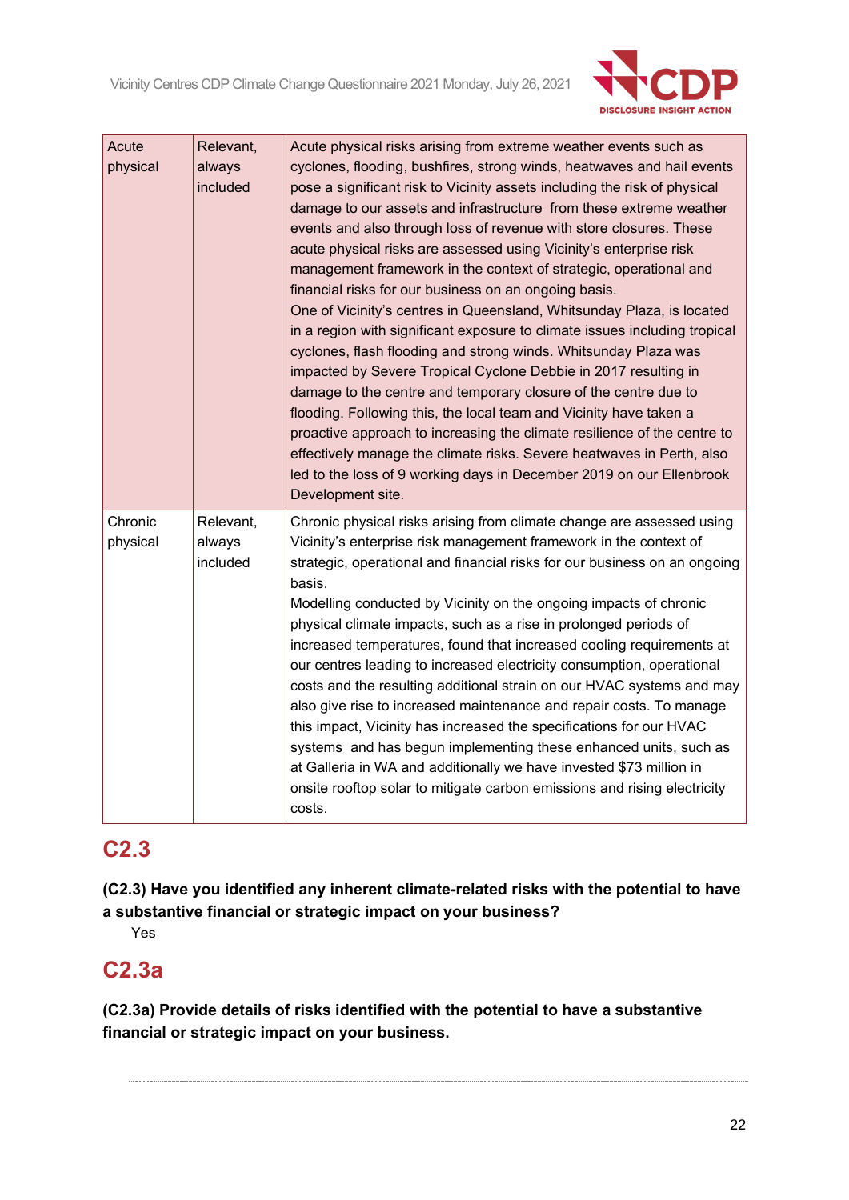| Acute physical | Relevant, always included | Acute physical risks arising from extreme weather events such as cyclones, flooding, bushfires, strong winds, heatwaves and hail events pose a significant risk to Vicinity assets including the risk of physical damage to our assets and infrastructure from these extreme weather events and also through loss of revenue with store closures. These acute physical risks are assessed using Vicinity's enterprise risk management framework in the context of strategic, operational and financial risks for our business on an ongoing basis.<br>One of Vicinity's centres in Queensland, Whitsunday Plaza, is located in a region with significant exposure to climate issues including tropical cyclones, flash flooding and strong winds. Whitsunday Plaza was impacted by Severe Tropical Cyclone Debbie in 2017 resulting in damage to the centre and temporary closure of the centre due to flooding. Following this, the local team and Vicinity have taken a proactive approach to increasing the climate resilience of the centre to effectively manage the climate risks. Severe heatwaves in Perth, also led to the loss of 9 working days in December 2019 on our Ellenbrook Development site. |
|---|---|---|
| Chronic physical | Relevant, always included | Chronic physical risks arising from climate change are assessed using Vicinity's enterprise risk management framework in the context of strategic, operational and financial risks for our business on an ongoing basis.<br>Modelling conducted by Vicinity on the ongoing impacts of chronic physical climate impacts, such as a rise in prolonged periods of increased temperatures, found that increased cooling requirements at our centres leading to increased electricity consumption, operational costs and the resulting additional strain on our HVAC systems and may also give rise to increased maintenance and repair costs. To manage this impact, Vicinity has increased the specifications for our HVAC systems and has begun implementing these enhanced units, such as at Galleria in WA and additionally we have invested $73 million in onsite rooftop solar to mitigate carbon emissions and rising electricity costs. |

## C2.3

**(C2.3) Have you identified any inherent climate-related risks with the potential to have a substantive financial or strategic impact on your business?**

Yes

## C2.3a

**(C2.3a) Provide details of risks identified with the potential to have a substantive financial or strategic impact on your business.**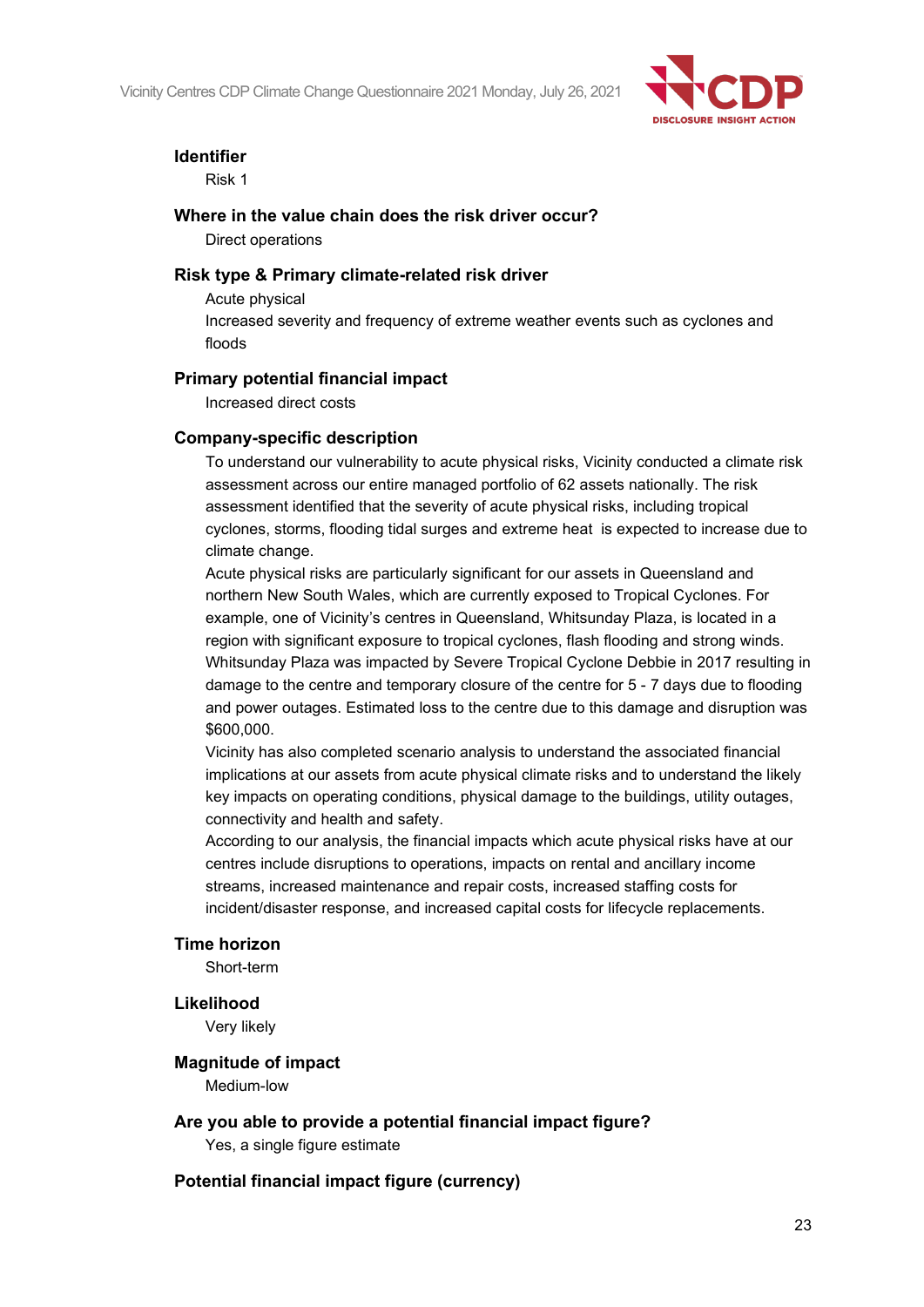**Identifier**

Risk 1

**Where in the value chain does the risk driver occur?**

Direct operations

**Risk type & Primary climate-related risk driver**

Acute physical

Increased severity and frequency of extreme weather events such as cyclones and floods

**Primary potential financial impact**

Increased direct costs

**Company-specific description**

To understand our vulnerability to acute physical risks, Vicinity conducted a climate risk assessment across our entire managed portfolio of 62 assets nationally. The risk assessment identified that the severity of acute physical risks, including tropical cyclones, storms, flooding tidal surges and extreme heat  is expected to increase due to climate change.

Acute physical risks are particularly significant for our assets in Queensland and northern New South Wales, which are currently exposed to Tropical Cyclones. For example, one of Vicinity's centres in Queensland, Whitsunday Plaza, is located in a region with significant exposure to tropical cyclones, flash flooding and strong winds. Whitsunday Plaza was impacted by Severe Tropical Cyclone Debbie in 2017 resulting in damage to the centre and temporary closure of the centre for 5 - 7 days due to flooding and power outages. Estimated loss to the centre due to this damage and disruption was $600,000.

Vicinity has also completed scenario analysis to understand the associated financial implications at our assets from acute physical climate risks and to understand the likely key impacts on operating conditions, physical damage to the buildings, utility outages, connectivity and health and safety.

According to our analysis, the financial impacts which acute physical risks have at our centres include disruptions to operations, impacts on rental and ancillary income streams, increased maintenance and repair costs, increased staffing costs for incident/disaster response, and increased capital costs for lifecycle replacements.

**Time horizon**

Short-term

**Likelihood**

Very likely

**Magnitude of impact**

Medium-low

**Are you able to provide a potential financial impact figure?**

Yes, a single figure estimate

**Potential financial impact figure (currency)**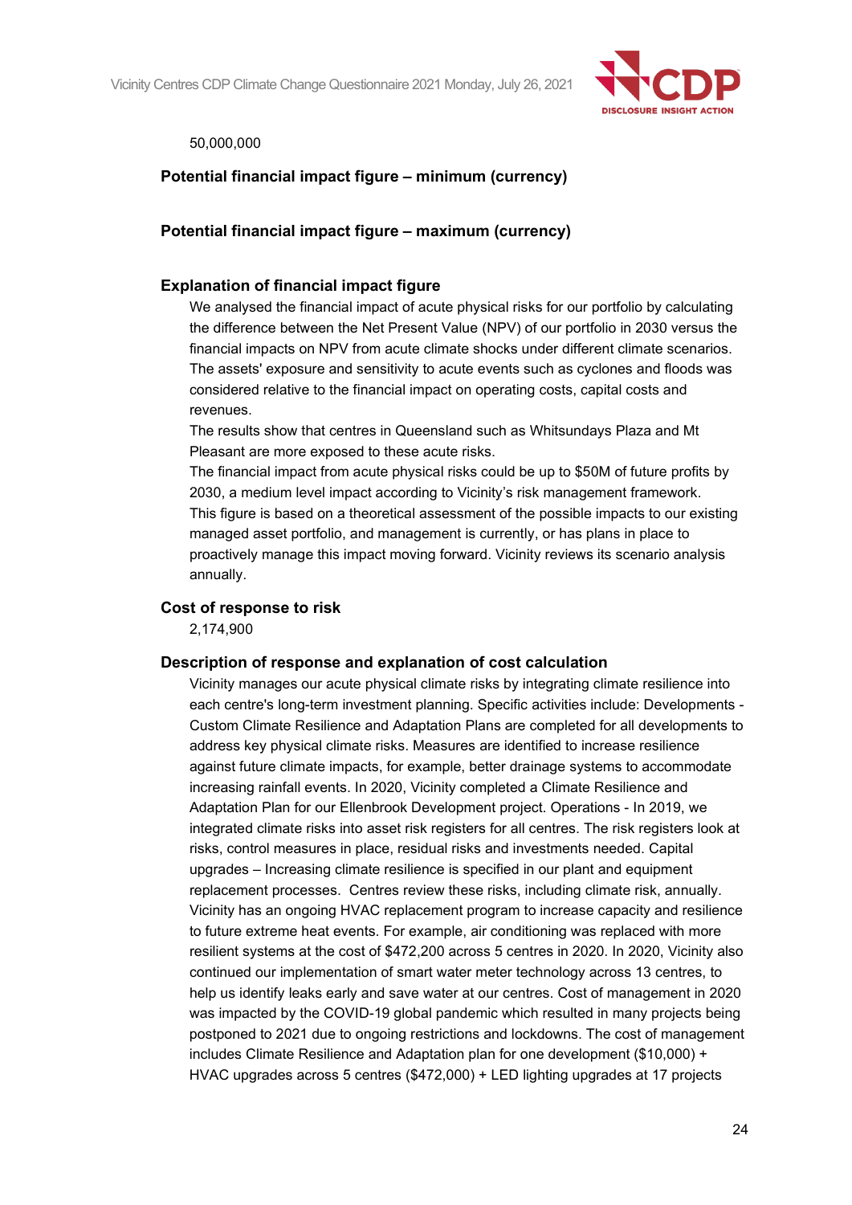50,000,000

**Potential financial impact figure – minimum (currency)**

**Potential financial impact figure – maximum (currency)**

**Explanation of financial impact figure**

We analysed the financial impact of acute physical risks for our portfolio by calculating the difference between the Net Present Value (NPV) of our portfolio in 2030 versus the financial impacts on NPV from acute climate shocks under different climate scenarios. The assets' exposure and sensitivity to acute events such as cyclones and floods was considered relative to the financial impact on operating costs, capital costs and revenues.

The results show that centres in Queensland such as Whitsundays Plaza and Mt Pleasant are more exposed to these acute risks.

The financial impact from acute physical risks could be up to $50M of future profits by 2030, a medium level impact according to Vicinity's risk management framework.

This figure is based on a theoretical assessment of the possible impacts to our existing managed asset portfolio, and management is currently, or has plans in place to proactively manage this impact moving forward. Vicinity reviews its scenario analysis annually.

**Cost of response to risk**

2,174,900

**Description of response and explanation of cost calculation**

Vicinity manages our acute physical climate risks by integrating climate resilience into each centre's long-term investment planning. Specific activities include: Developments - Custom Climate Resilience and Adaptation Plans are completed for all developments to address key physical climate risks. Measures are identified to increase resilience against future climate impacts, for example, better drainage systems to accommodate increasing rainfall events. In 2020, Vicinity completed a Climate Resilience and Adaptation Plan for our Ellenbrook Development project. Operations - In 2019, we integrated climate risks into asset risk registers for all centres. The risk registers look at risks, control measures in place, residual risks and investments needed. Capital upgrades – Increasing climate resilience is specified in our plant and equipment replacement processes. Centres review these risks, including climate risk, annually. Vicinity has an ongoing HVAC replacement program to increase capacity and resilience to future extreme heat events. For example, air conditioning was replaced with more resilient systems at the cost of $472,200 across 5 centres in 2020. In 2020, Vicinity also continued our implementation of smart water meter technology across 13 centres, to help us identify leaks early and save water at our centres. Cost of management in 2020 was impacted by the COVID-19 global pandemic which resulted in many projects being postponed to 2021 due to ongoing restrictions and lockdowns. The cost of management includes Climate Resilience and Adaptation plan for one development ($10,000) + HVAC upgrades across 5 centres ($472,000) + LED lighting upgrades at 17 projects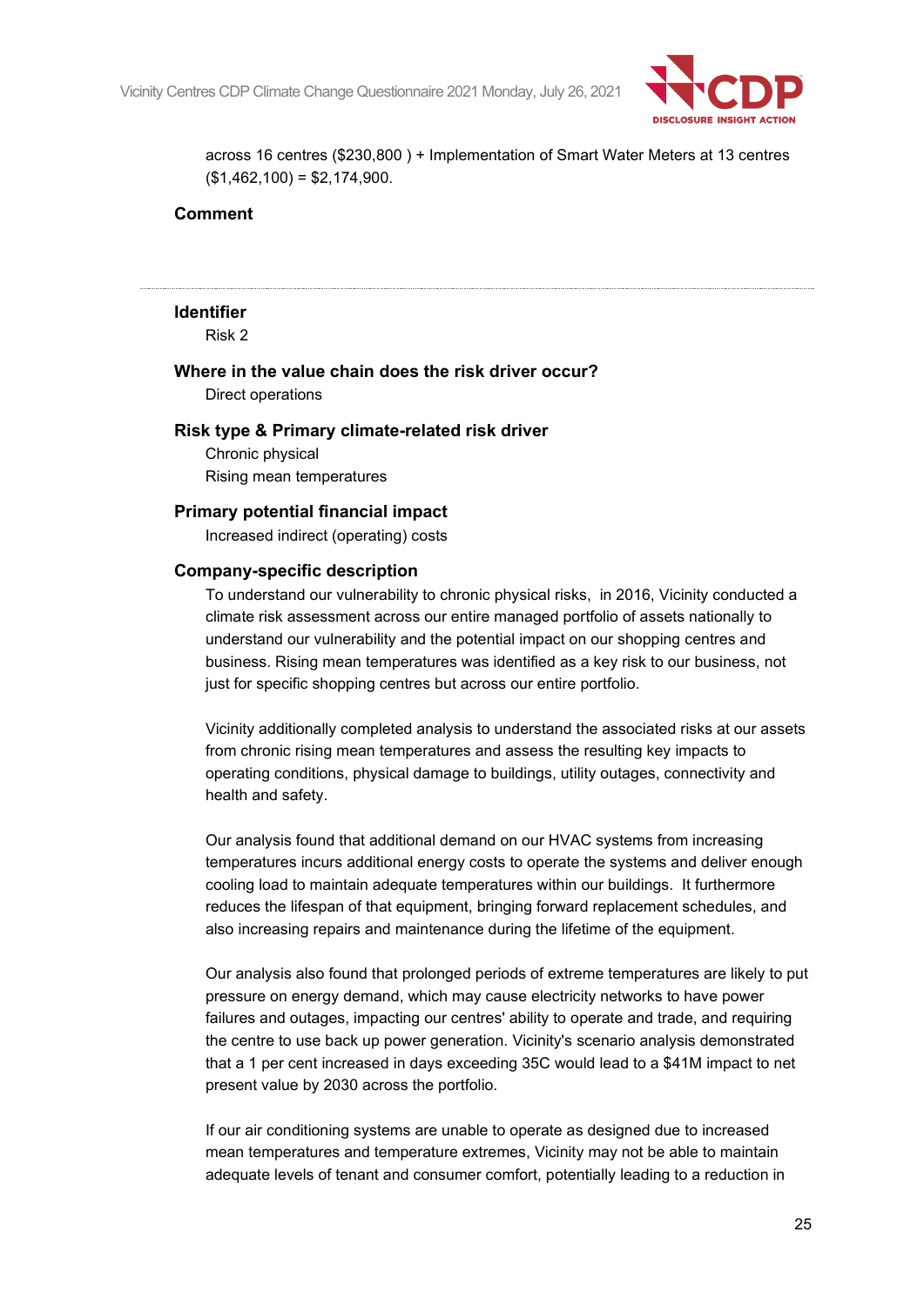across 16 centres ($230,800 ) + Implementation of Smart Water Meters at 13 centres ($1,462,100) = $2,174,900.

**Comment**

---

**Identifier**

Risk 2

**Where in the value chain does the risk driver occur?**

Direct operations

**Risk type & Primary climate-related risk driver**

Chronic physical

Rising mean temperatures

**Primary potential financial impact**

Increased indirect (operating) costs

**Company-specific description**

To understand our vulnerability to chronic physical risks, in 2016, Vicinity conducted a climate risk assessment across our entire managed portfolio of assets nationally to understand our vulnerability and the potential impact on our shopping centres and business. Rising mean temperatures was identified as a key risk to our business, not just for specific shopping centres but across our entire portfolio.

Vicinity additionally completed analysis to understand the associated risks at our assets from chronic rising mean temperatures and assess the resulting key impacts to operating conditions, physical damage to buildings, utility outages, connectivity and health and safety.

Our analysis found that additional demand on our HVAC systems from increasing temperatures incurs additional energy costs to operate the systems and deliver enough cooling load to maintain adequate temperatures within our buildings. It furthermore reduces the lifespan of that equipment, bringing forward replacement schedules, and also increasing repairs and maintenance during the lifetime of the equipment.

Our analysis also found that prolonged periods of extreme temperatures are likely to put pressure on energy demand, which may cause electricity networks to have power failures and outages, impacting our centres' ability to operate and trade, and requiring the centre to use back up power generation. Vicinity's scenario analysis demonstrated that a 1 per cent increased in days exceeding 35C would lead to a $41M impact to net present value by 2030 across the portfolio.

If our air conditioning systems are unable to operate as designed due to increased mean temperatures and temperature extremes, Vicinity may not be able to maintain adequate levels of tenant and consumer comfort, potentially leading to a reduction in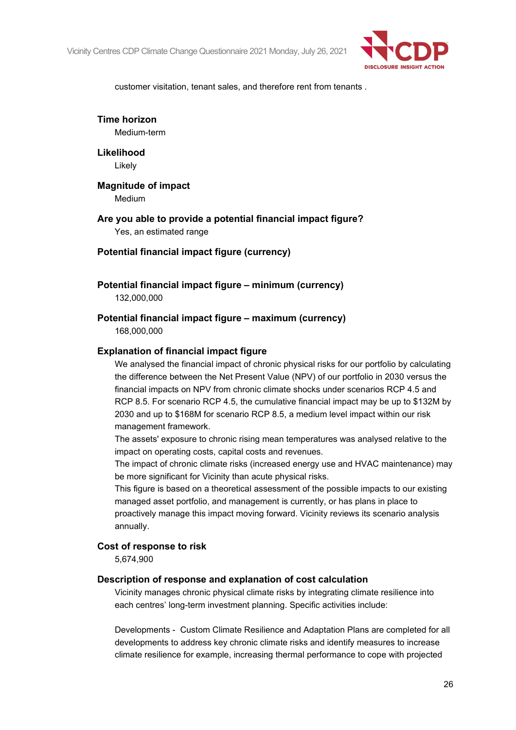customer visitation, tenant sales, and therefore rent from tenants .

**Time horizon**

Medium-term

**Likelihood**

Likely

**Magnitude of impact**

Medium

**Are you able to provide a potential financial impact figure?**

Yes, an estimated range

**Potential financial impact figure (currency)**

**Potential financial impact figure – minimum (currency)**

132,000,000

**Potential financial impact figure – maximum (currency)**

168,000,000

**Explanation of financial impact figure**

We analysed the financial impact of chronic physical risks for our portfolio by calculating the difference between the Net Present Value (NPV) of our portfolio in 2030 versus the financial impacts on NPV from chronic climate shocks under scenarios RCP 4.5 and RCP 8.5. For scenario RCP 4.5, the cumulative financial impact may be up to $132M by 2030 and up to $168M for scenario RCP 8.5, a medium level impact within our risk management framework.

The assets' exposure to chronic rising mean temperatures was analysed relative to the impact on operating costs, capital costs and revenues.

The impact of chronic climate risks (increased energy use and HVAC maintenance) may be more significant for Vicinity than acute physical risks.

This figure is based on a theoretical assessment of the possible impacts to our existing managed asset portfolio, and management is currently, or has plans in place to proactively manage this impact moving forward. Vicinity reviews its scenario analysis annually.

**Cost of response to risk**

5,674,900

**Description of response and explanation of cost calculation**

Vicinity manages chronic physical climate risks by integrating climate resilience into each centres' long-term investment planning. Specific activities include:

Developments - Custom Climate Resilience and Adaptation Plans are completed for all developments to address key chronic climate risks and identify measures to increase climate resilience for example, increasing thermal performance to cope with projected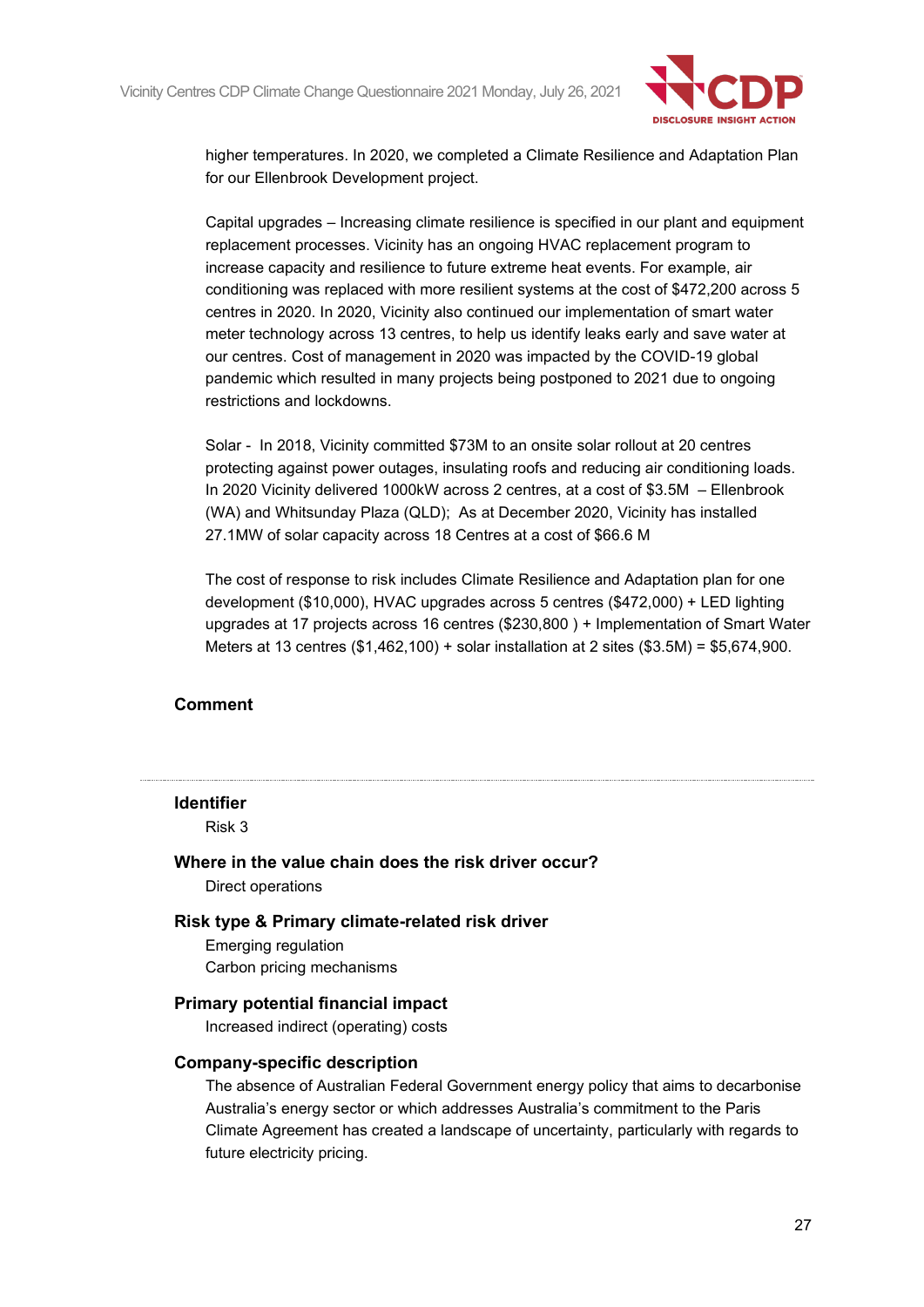higher temperatures. In 2020, we completed a Climate Resilience and Adaptation Plan for our Ellenbrook Development project.

Capital upgrades – Increasing climate resilience is specified in our plant and equipment replacement processes. Vicinity has an ongoing HVAC replacement program to increase capacity and resilience to future extreme heat events. For example, air conditioning was replaced with more resilient systems at the cost of $472,200 across 5 centres in 2020. In 2020, Vicinity also continued our implementation of smart water meter technology across 13 centres, to help us identify leaks early and save water at our centres. Cost of management in 2020 was impacted by the COVID-19 global pandemic which resulted in many projects being postponed to 2021 due to ongoing restrictions and lockdowns.

Solar - In 2018, Vicinity committed $73M to an onsite solar rollout at 20 centres protecting against power outages, insulating roofs and reducing air conditioning loads. In 2020 Vicinity delivered 1000kW across 2 centres, at a cost of $3.5M – Ellenbrook (WA) and Whitsunday Plaza (QLD); As at December 2020, Vicinity has installed 27.1MW of solar capacity across 18 Centres at a cost of $66.6 M

The cost of response to risk includes Climate Resilience and Adaptation plan for one development ($10,000), HVAC upgrades across 5 centres ($472,000) + LED lighting upgrades at 17 projects across 16 centres ($230,800 ) + Implementation of Smart Water Meters at 13 centres ($1,462,100) + solar installation at 2 sites ($3.5M) = $5,674,900.

#### Comment

---

#### Identifier

Risk 3

#### Where in the value chain does the risk driver occur?

Direct operations

#### Risk type & Primary climate-related risk driver

Emerging regulation
Carbon pricing mechanisms

#### Primary potential financial impact

Increased indirect (operating) costs

#### Company-specific description

The absence of Australian Federal Government energy policy that aims to decarbonise Australia's energy sector or which addresses Australia's commitment to the Paris Climate Agreement has created a landscape of uncertainty, particularly with regards to future electricity pricing.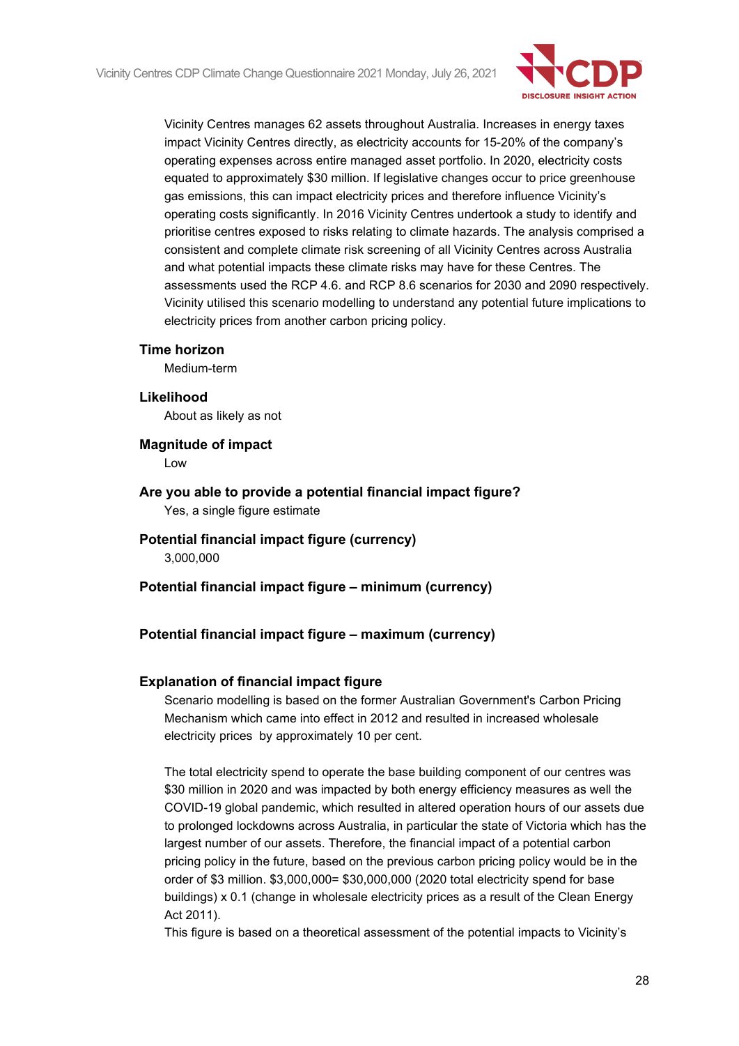Vicinity Centres manages 62 assets throughout Australia. Increases in energy taxes impact Vicinity Centres directly, as electricity accounts for 15-20% of the company's operating expenses across entire managed asset portfolio. In 2020, electricity costs equated to approximately $30 million. If legislative changes occur to price greenhouse gas emissions, this can impact electricity prices and therefore influence Vicinity's operating costs significantly. In 2016 Vicinity Centres undertook a study to identify and prioritise centres exposed to risks relating to climate hazards. The analysis comprised a consistent and complete climate risk screening of all Vicinity Centres across Australia and what potential impacts these climate risks may have for these Centres. The assessments used the RCP 4.6. and RCP 8.6 scenarios for 2030 and 2090 respectively. Vicinity utilised this scenario modelling to understand any potential future implications to electricity prices from another carbon pricing policy.

**Time horizon**

Medium-term

**Likelihood**

About as likely as not

**Magnitude of impact**

Low

**Are you able to provide a potential financial impact figure?**

Yes, a single figure estimate

**Potential financial impact figure (currency)**

3,000,000

**Potential financial impact figure – minimum (currency)**

**Potential financial impact figure – maximum (currency)**

**Explanation of financial impact figure**

Scenario modelling is based on the former Australian Government's Carbon Pricing Mechanism which came into effect in 2012 and resulted in increased wholesale electricity prices by approximately 10 per cent.

The total electricity spend to operate the base building component of our centres was $30 million in 2020 and was impacted by both energy efficiency measures as well the COVID-19 global pandemic, which resulted in altered operation hours of our assets due to prolonged lockdowns across Australia, in particular the state of Victoria which has the largest number of our assets. Therefore, the financial impact of a potential carbon pricing policy in the future, based on the previous carbon pricing policy would be in the order of $3 million. $3,000,000= $30,000,000 (2020 total electricity spend for base buildings) x 0.1 (change in wholesale electricity prices as a result of the Clean Energy Act 2011).

This figure is based on a theoretical assessment of the potential impacts to Vicinity's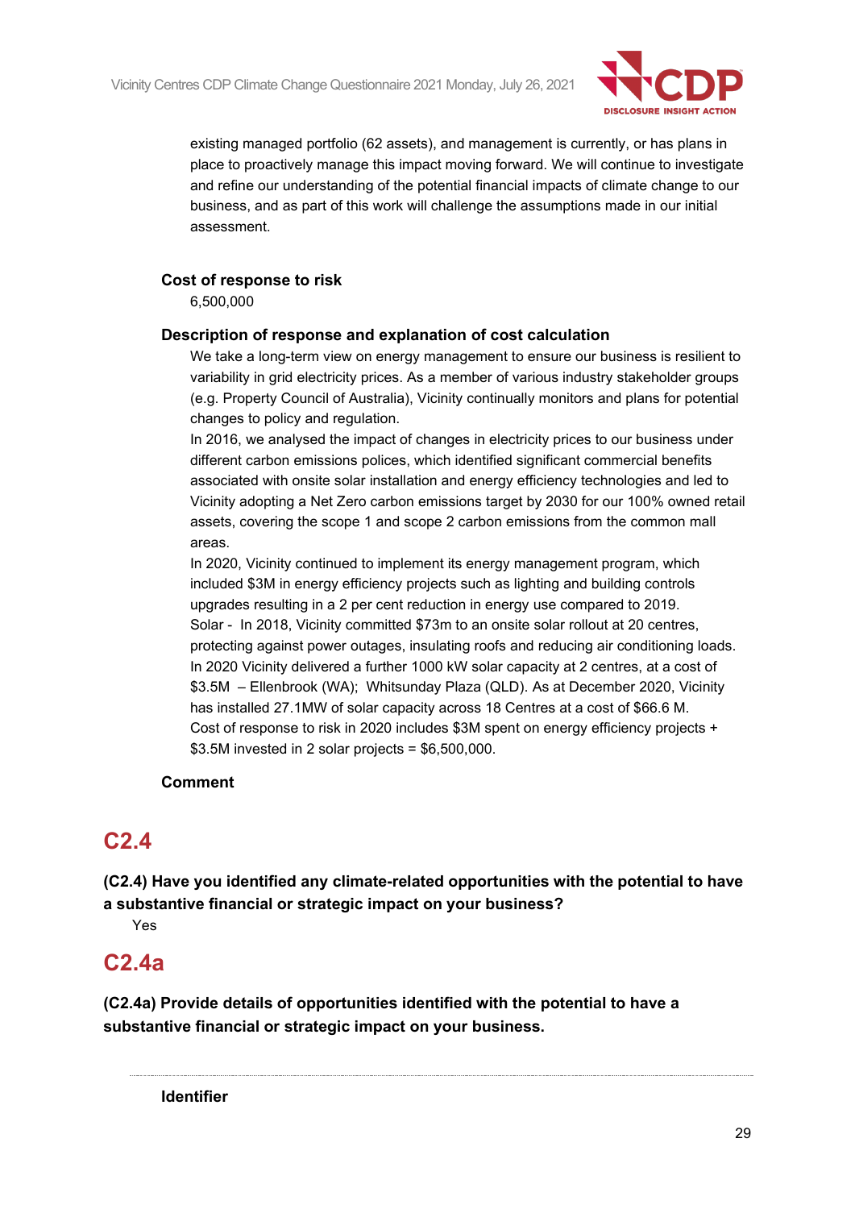existing managed portfolio (62 assets), and management is currently, or has plans in place to proactively manage this impact moving forward. We will continue to investigate and refine our understanding of the potential financial impacts of climate change to our business, and as part of this work will challenge the assumptions made in our initial assessment.

**Cost of response to risk**

6,500,000

**Description of response and explanation of cost calculation**

We take a long-term view on energy management to ensure our business is resilient to variability in grid electricity prices. As a member of various industry stakeholder groups (e.g. Property Council of Australia), Vicinity continually monitors and plans for potential changes to policy and regulation.

In 2016, we analysed the impact of changes in electricity prices to our business under different carbon emissions polices, which identified significant commercial benefits associated with onsite solar installation and energy efficiency technologies and led to Vicinity adopting a Net Zero carbon emissions target by 2030 for our 100% owned retail assets, covering the scope 1 and scope 2 carbon emissions from the common mall areas.

In 2020, Vicinity continued to implement its energy management program, which included $3M in energy efficiency projects such as lighting and building controls upgrades resulting in a 2 per cent reduction in energy use compared to 2019.

Solar - In 2018, Vicinity committed $73m to an onsite solar rollout at 20 centres, protecting against power outages, insulating roofs and reducing air conditioning loads. In 2020 Vicinity delivered a further 1000 kW solar capacity at 2 centres, at a cost of $3.5M – Ellenbrook (WA); Whitsunday Plaza (QLD). As at December 2020, Vicinity has installed 27.1MW of solar capacity across 18 Centres at a cost of $66.6 M.

Cost of response to risk in 2020 includes $3M spent on energy efficiency projects + $3.5M invested in 2 solar projects = $6,500,000.

**Comment**

## C2.4

**(C2.4) Have you identified any climate-related opportunities with the potential to have a substantive financial or strategic impact on your business?**

Yes

## C2.4a

**(C2.4a) Provide details of opportunities identified with the potential to have a substantive financial or strategic impact on your business.**

---

**Identifier**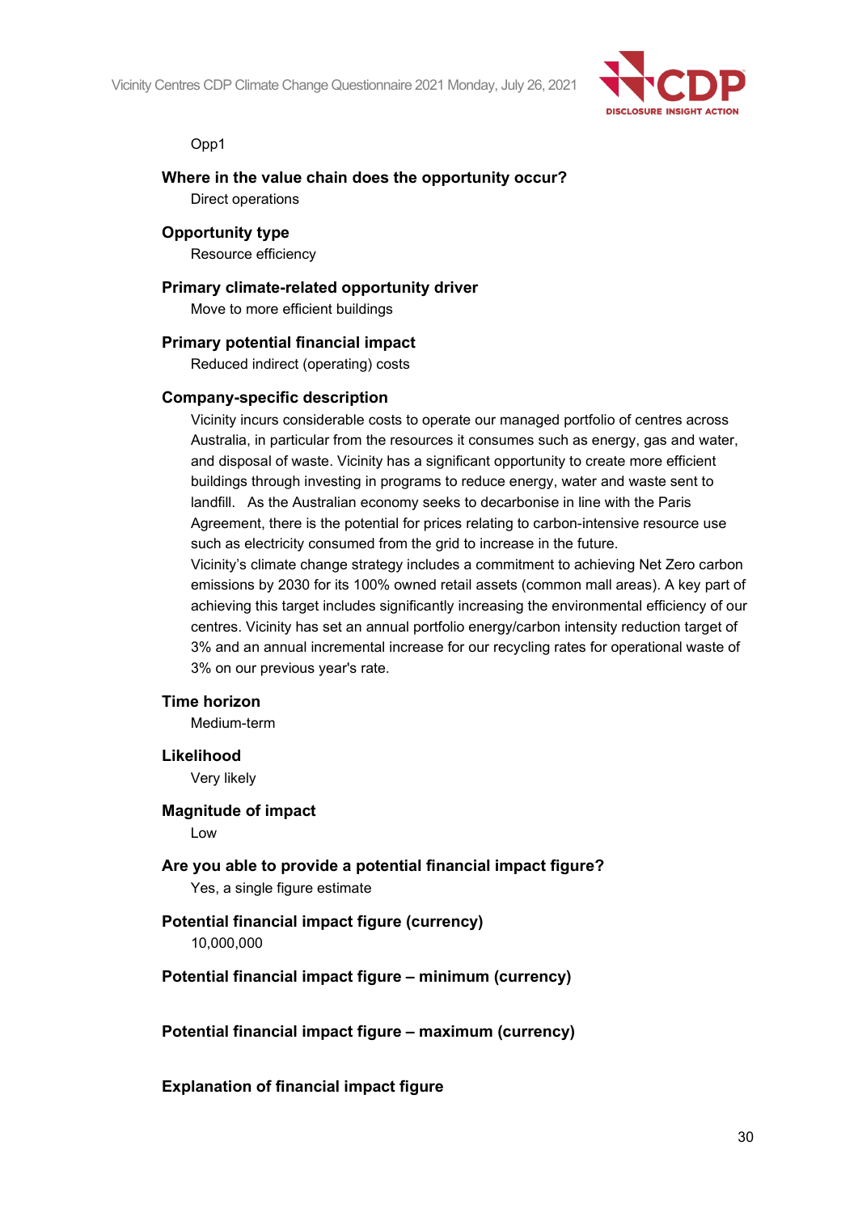Opp1

**Where in the value chain does the opportunity occur?**

Direct operations

**Opportunity type**

Resource efficiency

**Primary climate-related opportunity driver**

Move to more efficient buildings

**Primary potential financial impact**

Reduced indirect (operating) costs

**Company-specific description**

Vicinity incurs considerable costs to operate our managed portfolio of centres across Australia, in particular from the resources it consumes such as energy, gas and water, and disposal of waste. Vicinity has a significant opportunity to create more efficient buildings through investing in programs to reduce energy, water and waste sent to landfill. As the Australian economy seeks to decarbonise in line with the Paris Agreement, there is the potential for prices relating to carbon-intensive resource use such as electricity consumed from the grid to increase in the future.

Vicinity's climate change strategy includes a commitment to achieving Net Zero carbon emissions by 2030 for its 100% owned retail assets (common mall areas). A key part of achieving this target includes significantly increasing the environmental efficiency of our centres. Vicinity has set an annual portfolio energy/carbon intensity reduction target of 3% and an annual incremental increase for our recycling rates for operational waste of 3% on our previous year's rate.

**Time horizon**

Medium-term

**Likelihood**

Very likely

**Magnitude of impact**

Low

**Are you able to provide a potential financial impact figure?**

Yes, a single figure estimate

**Potential financial impact figure (currency)**

10,000,000

**Potential financial impact figure – minimum (currency)**

**Potential financial impact figure – maximum (currency)**

**Explanation of financial impact figure**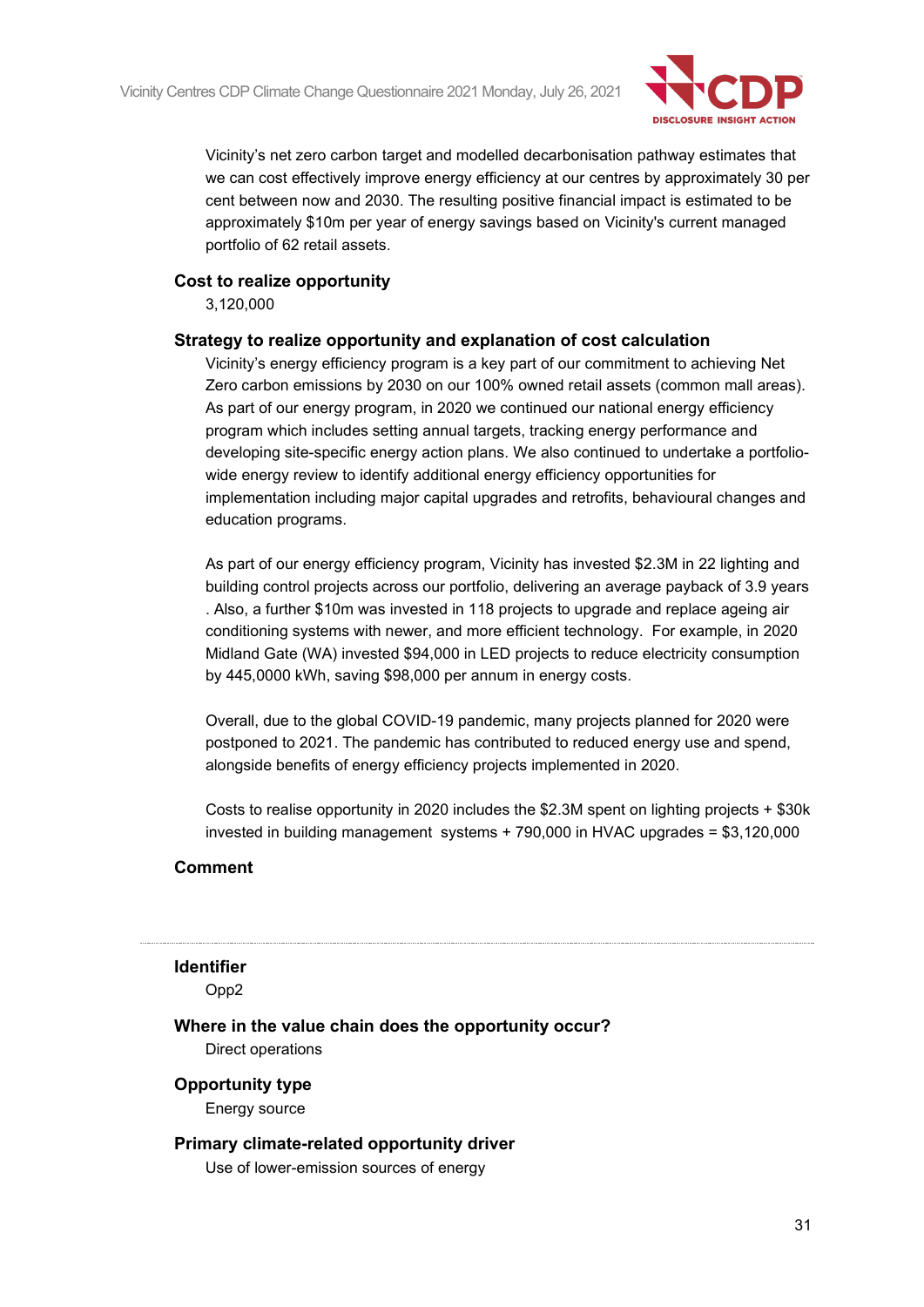Vicinity's net zero carbon target and modelled decarbonisation pathway estimates that we can cost effectively improve energy efficiency at our centres by approximately 30 per cent between now and 2030. The resulting positive financial impact is estimated to be approximately $10m per year of energy savings based on Vicinity's current managed portfolio of 62 retail assets.

**Cost to realize opportunity**

3,120,000

**Strategy to realize opportunity and explanation of cost calculation**

Vicinity's energy efficiency program is a key part of our commitment to achieving Net Zero carbon emissions by 2030 on our 100% owned retail assets (common mall areas). As part of our energy program, in 2020 we continued our national energy efficiency program which includes setting annual targets, tracking energy performance and developing site-specific energy action plans. We also continued to undertake a portfolio-wide energy review to identify additional energy efficiency opportunities for implementation including major capital upgrades and retrofits, behavioural changes and education programs.

As part of our energy efficiency program, Vicinity has invested $2.3M in 22 lighting and building control projects across our portfolio, delivering an average payback of 3.9 years . Also, a further $10m was invested in 118 projects to upgrade and replace ageing air conditioning systems with newer, and more efficient technology. For example, in 2020 Midland Gate (WA) invested $94,000 in LED projects to reduce electricity consumption by 445,0000 kWh, saving $98,000 per annum in energy costs.

Overall, due to the global COVID-19 pandemic, many projects planned for 2020 were postponed to 2021. The pandemic has contributed to reduced energy use and spend, alongside benefits of energy efficiency projects implemented in 2020.

Costs to realise opportunity in 2020 includes the $2.3M spent on lighting projects + $30k invested in building management systems + 790,000 in HVAC upgrades = $3,120,000

**Comment**

---

**Identifier**

Opp2

**Where in the value chain does the opportunity occur?**

Direct operations

**Opportunity type**

Energy source

**Primary climate-related opportunity driver**

Use of lower-emission sources of energy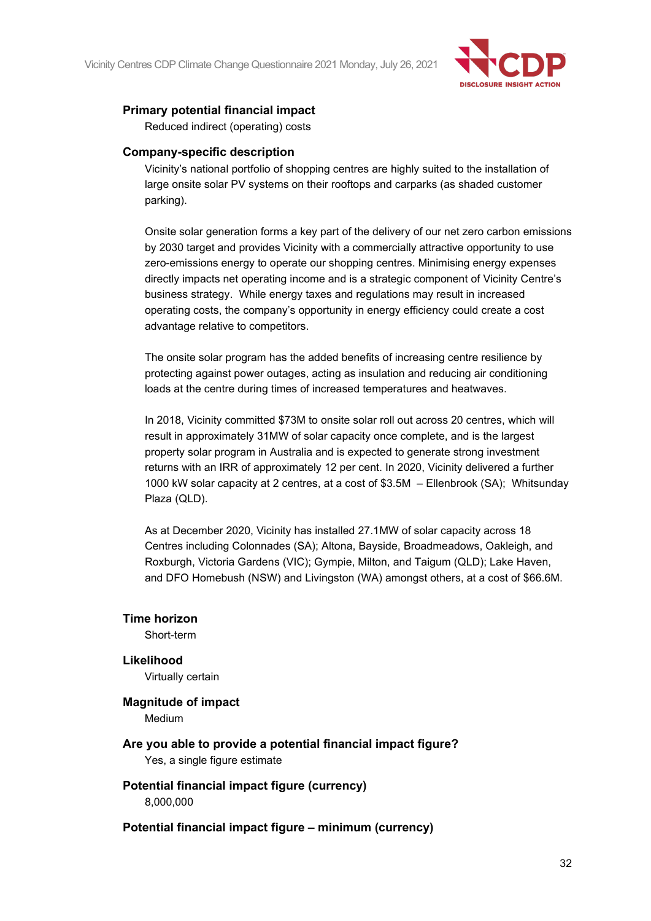**Primary potential financial impact**

Reduced indirect (operating) costs

**Company-specific description**

Vicinity's national portfolio of shopping centres are highly suited to the installation of large onsite solar PV systems on their rooftops and carparks (as shaded customer parking).

Onsite solar generation forms a key part of the delivery of our net zero carbon emissions by 2030 target and provides Vicinity with a commercially attractive opportunity to use zero-emissions energy to operate our shopping centres. Minimising energy expenses directly impacts net operating income and is a strategic component of Vicinity Centre's business strategy. While energy taxes and regulations may result in increased operating costs, the company's opportunity in energy efficiency could create a cost advantage relative to competitors.

The onsite solar program has the added benefits of increasing centre resilience by protecting against power outages, acting as insulation and reducing air conditioning loads at the centre during times of increased temperatures and heatwaves.

In 2018, Vicinity committed $73M to onsite solar roll out across 20 centres, which will result in approximately 31MW of solar capacity once complete, and is the largest property solar program in Australia and is expected to generate strong investment returns with an IRR of approximately 12 per cent. In 2020, Vicinity delivered a further 1000 kW solar capacity at 2 centres, at a cost of $3.5M – Ellenbrook (SA); Whitsunday Plaza (QLD).

As at December 2020, Vicinity has installed 27.1MW of solar capacity across 18 Centres including Colonnades (SA); Altona, Bayside, Broadmeadows, Oakleigh, and Roxburgh, Victoria Gardens (VIC); Gympie, Milton, and Taigum (QLD); Lake Haven, and DFO Homebush (NSW) and Livingston (WA) amongst others, at a cost of $66.6M.

**Time horizon**

Short-term

**Likelihood**

Virtually certain

**Magnitude of impact**

Medium

**Are you able to provide a potential financial impact figure?**

Yes, a single figure estimate

**Potential financial impact figure (currency)**

8,000,000

**Potential financial impact figure – minimum (currency)**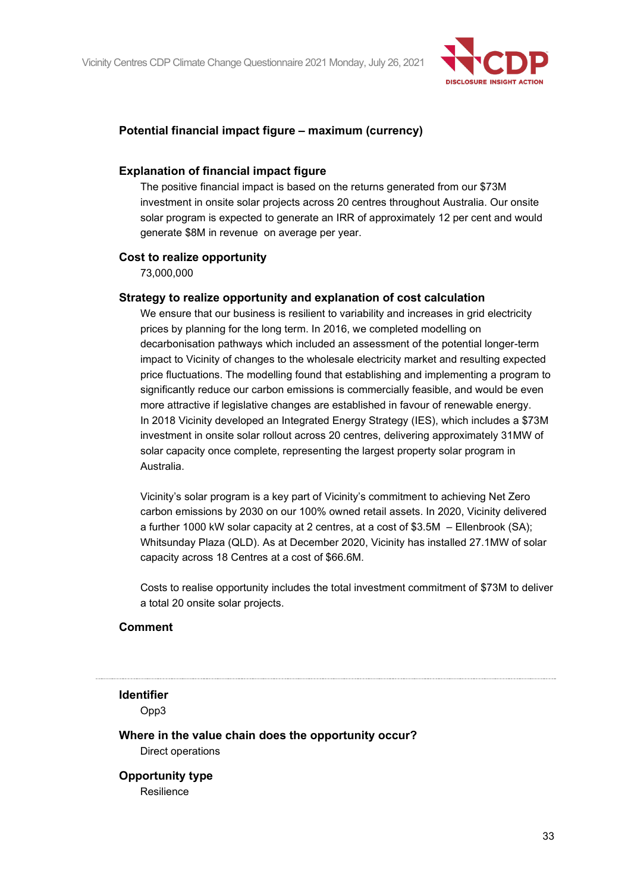**Potential financial impact figure – maximum (currency)**

**Explanation of financial impact figure**

The positive financial impact is based on the returns generated from our $73M investment in onsite solar projects across 20 centres throughout Australia. Our onsite solar program is expected to generate an IRR of approximately 12 per cent and would generate $8M in revenue on average per year.

**Cost to realize opportunity**

73,000,000

**Strategy to realize opportunity and explanation of cost calculation**

We ensure that our business is resilient to variability and increases in grid electricity prices by planning for the long term. In 2016, we completed modelling on decarbonisation pathways which included an assessment of the potential longer-term impact to Vicinity of changes to the wholesale electricity market and resulting expected price fluctuations. The modelling found that establishing and implementing a program to significantly reduce our carbon emissions is commercially feasible, and would be even more attractive if legislative changes are established in favour of renewable energy. In 2018 Vicinity developed an Integrated Energy Strategy (IES), which includes a $73M investment in onsite solar rollout across 20 centres, delivering approximately 31MW of solar capacity once complete, representing the largest property solar program in Australia.

Vicinity's solar program is a key part of Vicinity's commitment to achieving Net Zero carbon emissions by 2030 on our 100% owned retail assets. In 2020, Vicinity delivered a further 1000 kW solar capacity at 2 centres, at a cost of $3.5M – Ellenbrook (SA); Whitsunday Plaza (QLD). As at December 2020, Vicinity has installed 27.1MW of solar capacity across 18 Centres at a cost of $66.6M.

Costs to realise opportunity includes the total investment commitment of $73M to deliver a total 20 onsite solar projects.

**Comment**

---

**Identifier**

Opp3

**Where in the value chain does the opportunity occur?**

Direct operations

**Opportunity type**

Resilience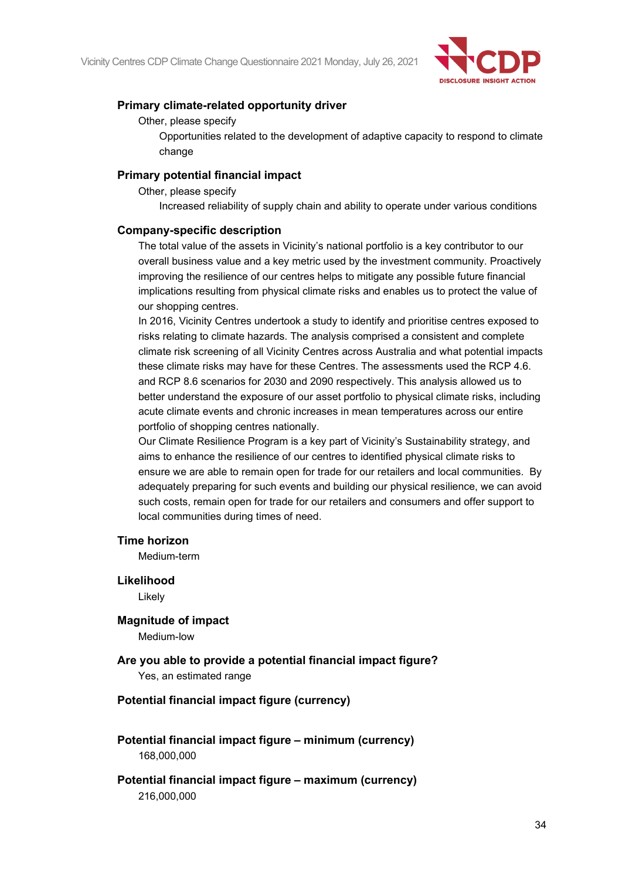### Primary climate-related opportunity driver

Other, please specify

Opportunities related to the development of adaptive capacity to respond to climate change

### Primary potential financial impact

Other, please specify

Increased reliability of supply chain and ability to operate under various conditions

### Company-specific description

The total value of the assets in Vicinity's national portfolio is a key contributor to our overall business value and a key metric used by the investment community. Proactively improving the resilience of our centres helps to mitigate any possible future financial implications resulting from physical climate risks and enables us to protect the value of our shopping centres.

In 2016, Vicinity Centres undertook a study to identify and prioritise centres exposed to risks relating to climate hazards. The analysis comprised a consistent and complete climate risk screening of all Vicinity Centres across Australia and what potential impacts these climate risks may have for these Centres. The assessments used the RCP 4.6. and RCP 8.6 scenarios for 2030 and 2090 respectively. This analysis allowed us to better understand the exposure of our asset portfolio to physical climate risks, including acute climate events and chronic increases in mean temperatures across our entire portfolio of shopping centres nationally.

Our Climate Resilience Program is a key part of Vicinity's Sustainability strategy, and aims to enhance the resilience of our centres to identified physical climate risks to ensure we are able to remain open for trade for our retailers and local communities. By adequately preparing for such events and building our physical resilience, we can avoid such costs, remain open for trade for our retailers and consumers and offer support to local communities during times of need.

### Time horizon

Medium-term

### Likelihood

Likely

### Magnitude of impact

Medium-low

### Are you able to provide a potential financial impact figure?

Yes, an estimated range

### Potential financial impact figure (currency)

### Potential financial impact figure – minimum (currency)

168,000,000

### Potential financial impact figure – maximum (currency)

216,000,000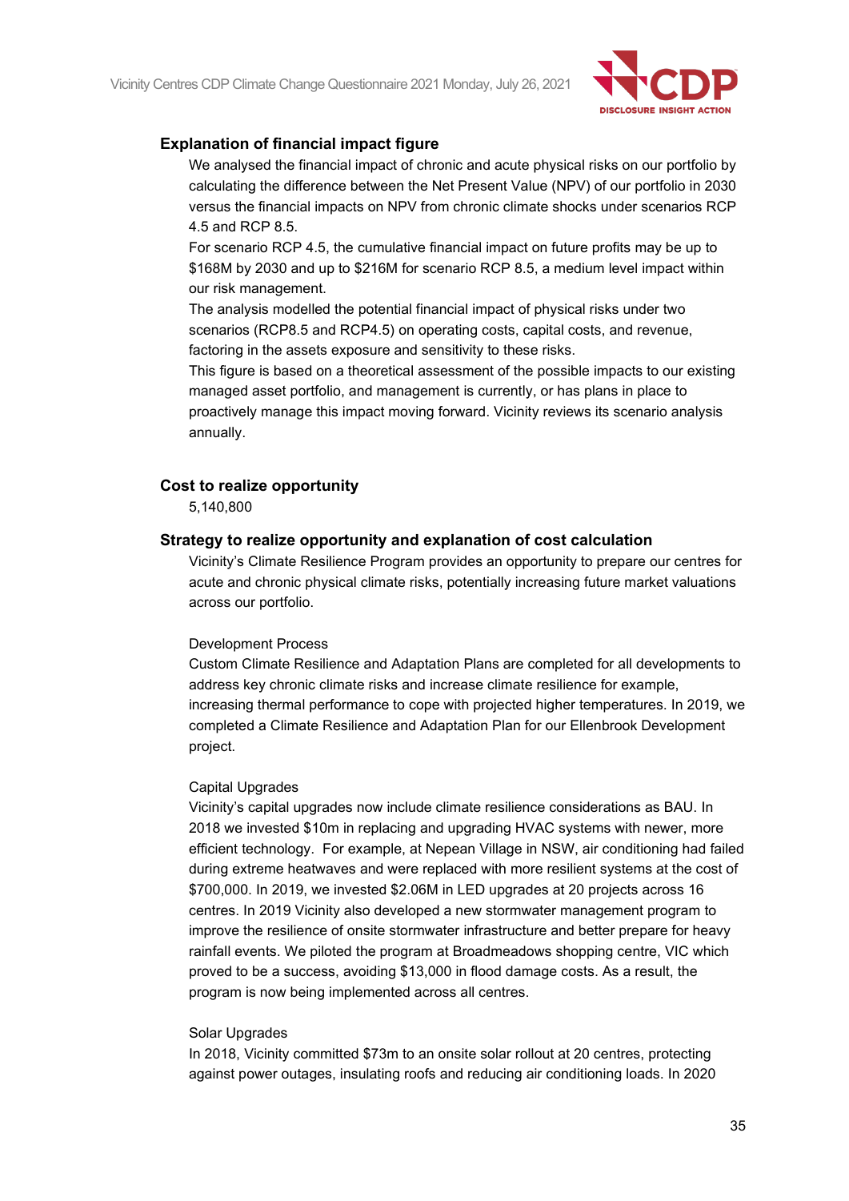### Explanation of financial impact figure

We analysed the financial impact of chronic and acute physical risks on our portfolio by calculating the difference between the Net Present Value (NPV) of our portfolio in 2030 versus the financial impacts on NPV from chronic climate shocks under scenarios RCP 4.5 and RCP 8.5.

For scenario RCP 4.5, the cumulative financial impact on future profits may be up to $168M by 2030 and up to $216M for scenario RCP 8.5, a medium level impact within our risk management.

The analysis modelled the potential financial impact of physical risks under two scenarios (RCP8.5 and RCP4.5) on operating costs, capital costs, and revenue, factoring in the assets exposure and sensitivity to these risks.

This figure is based on a theoretical assessment of the possible impacts to our existing managed asset portfolio, and management is currently, or has plans in place to proactively manage this impact moving forward. Vicinity reviews its scenario analysis annually.

### Cost to realize opportunity

5,140,800

### Strategy to realize opportunity and explanation of cost calculation

Vicinity's Climate Resilience Program provides an opportunity to prepare our centres for acute and chronic physical climate risks, potentially increasing future market valuations across our portfolio.

Development Process

Custom Climate Resilience and Adaptation Plans are completed for all developments to address key chronic climate risks and increase climate resilience for example, increasing thermal performance to cope with projected higher temperatures. In 2019, we completed a Climate Resilience and Adaptation Plan for our Ellenbrook Development project.

Capital Upgrades

Vicinity's capital upgrades now include climate resilience considerations as BAU. In 2018 we invested $10m in replacing and upgrading HVAC systems with newer, more efficient technology. For example, at Nepean Village in NSW, air conditioning had failed during extreme heatwaves and were replaced with more resilient systems at the cost of $700,000. In 2019, we invested $2.06M in LED upgrades at 20 projects across 16 centres. In 2019 Vicinity also developed a new stormwater management program to improve the resilience of onsite stormwater infrastructure and better prepare for heavy rainfall events. We piloted the program at Broadmeadows shopping centre, VIC which proved to be a success, avoiding $13,000 in flood damage costs. As a result, the program is now being implemented across all centres.

Solar Upgrades

In 2018, Vicinity committed $73m to an onsite solar rollout at 20 centres, protecting against power outages, insulating roofs and reducing air conditioning loads. In 2020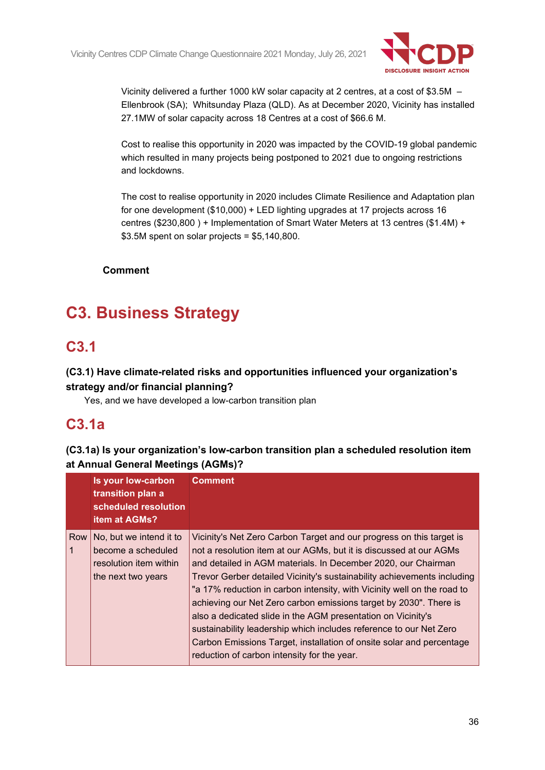Vicinity delivered a further 1000 kW solar capacity at 2 centres, at a cost of $3.5M – Ellenbrook (SA); Whitsunday Plaza (QLD). As at December 2020, Vicinity has installed 27.1MW of solar capacity across 18 Centres at a cost of $66.6 M.

Cost to realise this opportunity in 2020 was impacted by the COVID-19 global pandemic which resulted in many projects being postponed to 2021 due to ongoing restrictions and lockdowns.

The cost to realise opportunity in 2020 includes Climate Resilience and Adaptation plan for one development ($10,000) + LED lighting upgrades at 17 projects across 16 centres ($230,800 ) + Implementation of Smart Water Meters at 13 centres ($1.4M) + $3.5M spent on solar projects = $5,140,800.

**Comment**

# C3. Business Strategy

## C3.1

**(C3.1) Have climate-related risks and opportunities influenced your organization's strategy and/or financial planning?**

Yes, and we have developed a low-carbon transition plan

## C3.1a

**(C3.1a) Is your organization's low-carbon transition plan a scheduled resolution item at Annual General Meetings (AGMs)?**

| | Is your low-carbon transition plan a scheduled resolution item at AGMs? | Comment |
|---|---|---|
| Row 1 | No, but we intend it to become a scheduled resolution item within the next two years | Vicinity's Net Zero Carbon Target and our progress on this target is not a resolution item at our AGMs, but it is discussed at our AGMs and detailed in AGM materials. In December 2020, our Chairman Trevor Gerber detailed Vicinity's sustainability achievements including "a 17% reduction in carbon intensity, with Vicinity well on the road to achieving our Net Zero carbon emissions target by 2030". There is also a dedicated slide in the AGM presentation on Vicinity's sustainability leadership which includes reference to our Net Zero Carbon Emissions Target, installation of onsite solar and percentage reduction of carbon intensity for the year. |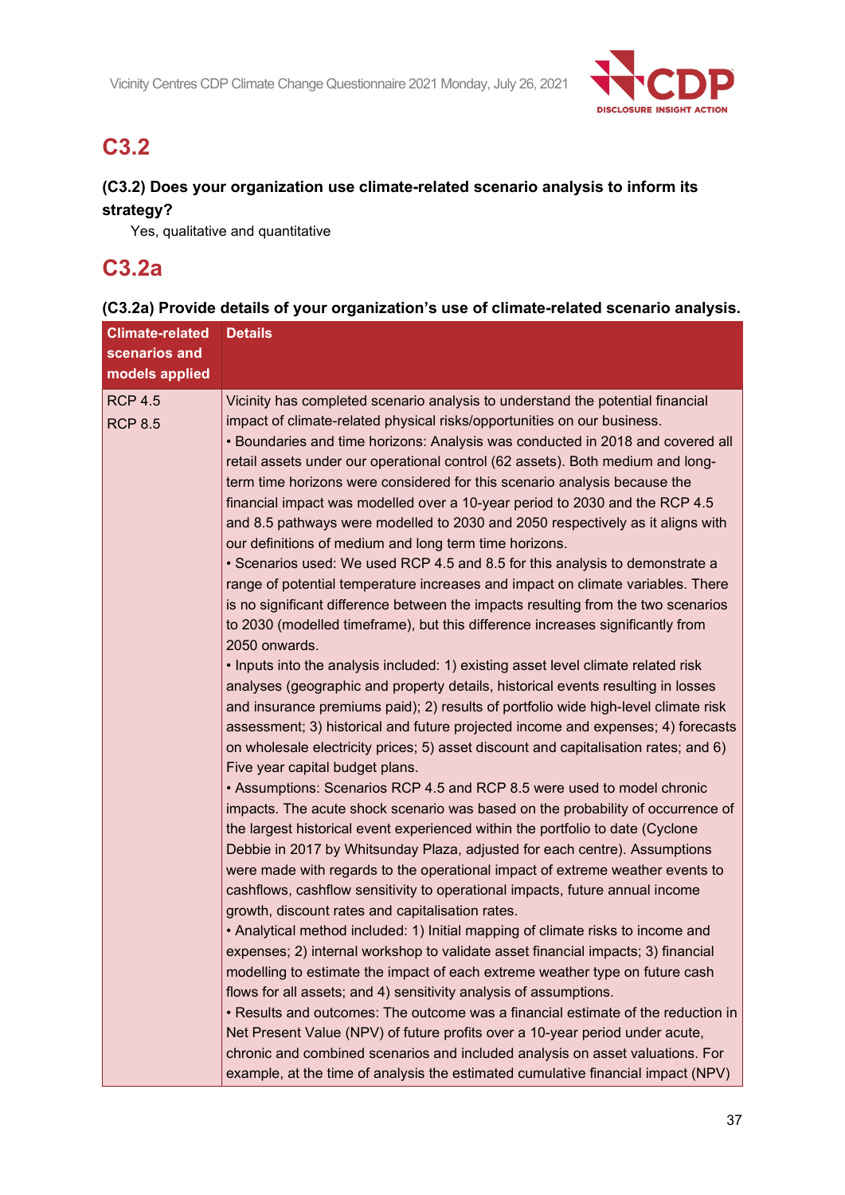## C3.2

### (C3.2) Does your organization use climate-related scenario analysis to inform its strategy?

Yes, qualitative and quantitative

## C3.2a

### (C3.2a) Provide details of your organization's use of climate-related scenario analysis.

| Climate-related scenarios and models applied | Details |
|---|---|
| RCP 4.5<br>RCP 8.5 | Vicinity has completed scenario analysis to understand the potential financial impact of climate-related physical risks/opportunities on our business.<br>• Boundaries and time horizons: Analysis was conducted in 2018 and covered all retail assets under our operational control (62 assets). Both medium and long-term time horizons were considered for this scenario analysis because the financial impact was modelled over a 10-year period to 2030 and the RCP 4.5 and 8.5 pathways were modelled to 2030 and 2050 respectively as it aligns with our definitions of medium and long term time horizons.<br>• Scenarios used: We used RCP 4.5 and 8.5 for this analysis to demonstrate a range of potential temperature increases and impact on climate variables. There is no significant difference between the impacts resulting from the two scenarios to 2030 (modelled timeframe), but this difference increases significantly from 2050 onwards.<br>• Inputs into the analysis included: 1) existing asset level climate related risk analyses (geographic and property details, historical events resulting in losses and insurance premiums paid); 2) results of portfolio wide high-level climate risk assessment; 3) historical and future projected income and expenses; 4) forecasts on wholesale electricity prices; 5) asset discount and capitalisation rates; and 6) Five year capital budget plans.<br>• Assumptions: Scenarios RCP 4.5 and RCP 8.5 were used to model chronic impacts. The acute shock scenario was based on the probability of occurrence of the largest historical event experienced within the portfolio to date (Cyclone Debbie in 2017 by Whitsunday Plaza, adjusted for each centre). Assumptions were made with regards to the operational impact of extreme weather events to cashflows, cashflow sensitivity to operational impacts, future annual income growth, discount rates and capitalisation rates.<br>• Analytical method included: 1) Initial mapping of climate risks to income and expenses; 2) internal workshop to validate asset financial impacts; 3) financial modelling to estimate the impact of each extreme weather type on future cash flows for all assets; and 4) sensitivity analysis of assumptions.<br>• Results and outcomes: The outcome was a financial estimate of the reduction in Net Present Value (NPV) of future profits over a 10-year period under acute, chronic and combined scenarios and included analysis on asset valuations. For example, at the time of analysis the estimated cumulative financial impact (NPV) |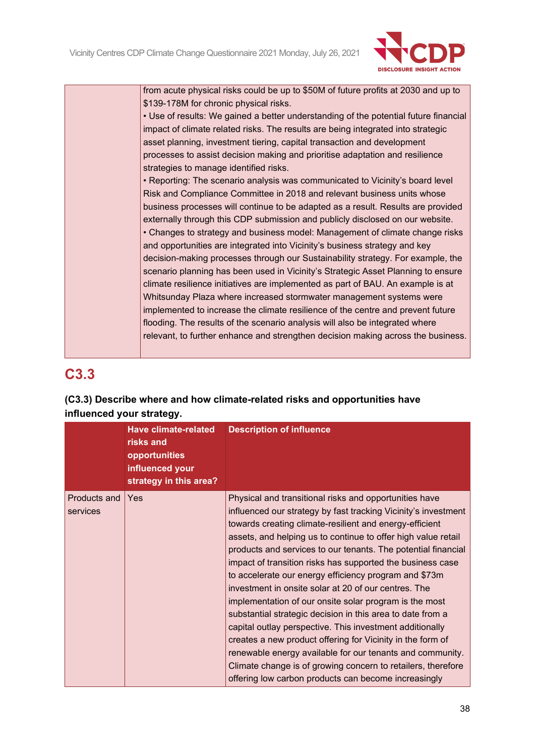| | |
|---|---|
| | from acute physical risks could be up to $50M of future profits at 2030 and up to $139-178M for chronic physical risks.<br>• Use of results: We gained a better understanding of the potential future financial impact of climate related risks. The results are being integrated into strategic asset planning, investment tiering, capital transaction and development processes to assist decision making and prioritise adaptation and resilience strategies to manage identified risks.<br>• Reporting: The scenario analysis was communicated to Vicinity's board level Risk and Compliance Committee in 2018 and relevant business units whose business processes will continue to be adapted as a result. Results are provided externally through this CDP submission and publicly disclosed on our website.<br>• Changes to strategy and business model: Management of climate change risks and opportunities are integrated into Vicinity's business strategy and key decision-making processes through our Sustainability strategy. For example, the scenario planning has been used in Vicinity's Strategic Asset Planning to ensure climate resilience initiatives are implemented as part of BAU. An example is at Whitsunday Plaza where increased stormwater management systems were implemented to increase the climate resilience of the centre and prevent future flooding. The results of the scenario analysis will also be integrated where relevant, to further enhance and strengthen decision making across the business. |

## C3.3

**(C3.3) Describe where and how climate-related risks and opportunities have influenced your strategy.**

| | Have climate-related risks and opportunities influenced your strategy in this area? | Description of influence |
|---|---|---|
| Products and services | Yes | Physical and transitional risks and opportunities have influenced our strategy by fast tracking Vicinity's investment towards creating climate-resilient and energy-efficient assets, and helping us to continue to offer high value retail products and services to our tenants. The potential financial impact of transition risks has supported the business case to accelerate our energy efficiency program and $73m investment in onsite solar at 20 of our centres. The implementation of our onsite solar program is the most substantial strategic decision in this area to date from a capital outlay perspective. This investment additionally creates a new product offering for Vicinity in the form of renewable energy available for our tenants and community. Climate change is of growing concern to retailers, therefore offering low carbon products can become increasingly |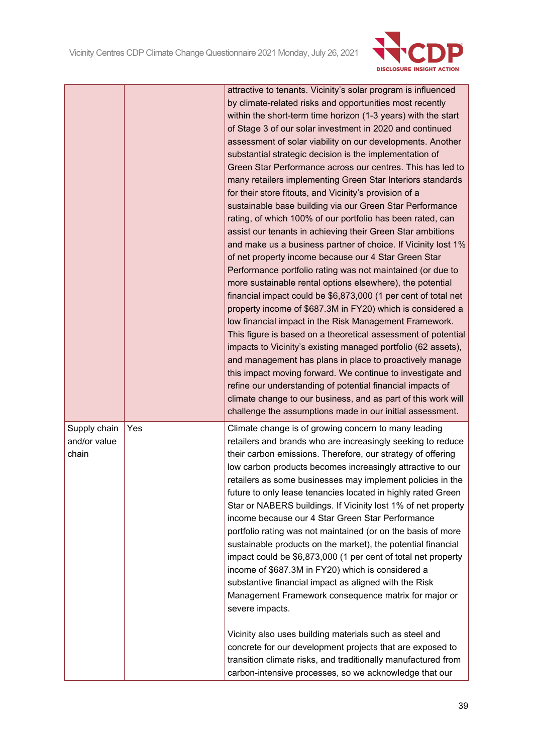| | | |
|---|---|---|
| | | attractive to tenants. Vicinity's solar program is influenced by climate-related risks and opportunities most recently within the short-term time horizon (1-3 years) with the start of Stage 3 of our solar investment in 2020 and continued assessment of solar viability on our developments. Another substantial strategic decision is the implementation of Green Star Performance across our centres. This has led to many retailers implementing Green Star Interiors standards for their store fitouts, and Vicinity's provision of a sustainable base building via our Green Star Performance rating, of which 100% of our portfolio has been rated, can assist our tenants in achieving their Green Star ambitions and make us a business partner of choice. If Vicinity lost 1% of net property income because our 4 Star Green Star Performance portfolio rating was not maintained (or due to more sustainable rental options elsewhere), the potential financial impact could be $6,873,000 (1 per cent of total net property income of $687.3M in FY20) which is considered a low financial impact in the Risk Management Framework. This figure is based on a theoretical assessment of potential impacts to Vicinity's existing managed portfolio (62 assets), and management has plans in place to proactively manage this impact moving forward. We continue to investigate and refine our understanding of potential financial impacts of climate change to our business, and as part of this work will challenge the assumptions made in our initial assessment. |
| Supply chain and/or value chain | Yes | Climate change is of growing concern to many leading retailers and brands who are increasingly seeking to reduce their carbon emissions. Therefore, our strategy of offering low carbon products becomes increasingly attractive to our retailers as some businesses may implement policies in the future to only lease tenancies located in highly rated Green Star or NABERS buildings. If Vicinity lost 1% of net property income because our 4 Star Green Star Performance portfolio rating was not maintained (or on the basis of more sustainable products on the market), the potential financial impact could be $6,873,000 (1 per cent of total net property income of $687.3M in FY20) which is considered a substantive financial impact as aligned with the Risk Management Framework consequence matrix for major or severe impacts.<br><br>Vicinity also uses building materials such as steel and concrete for our development projects that are exposed to transition climate risks, and traditionally manufactured from carbon-intensive processes, so we acknowledge that our |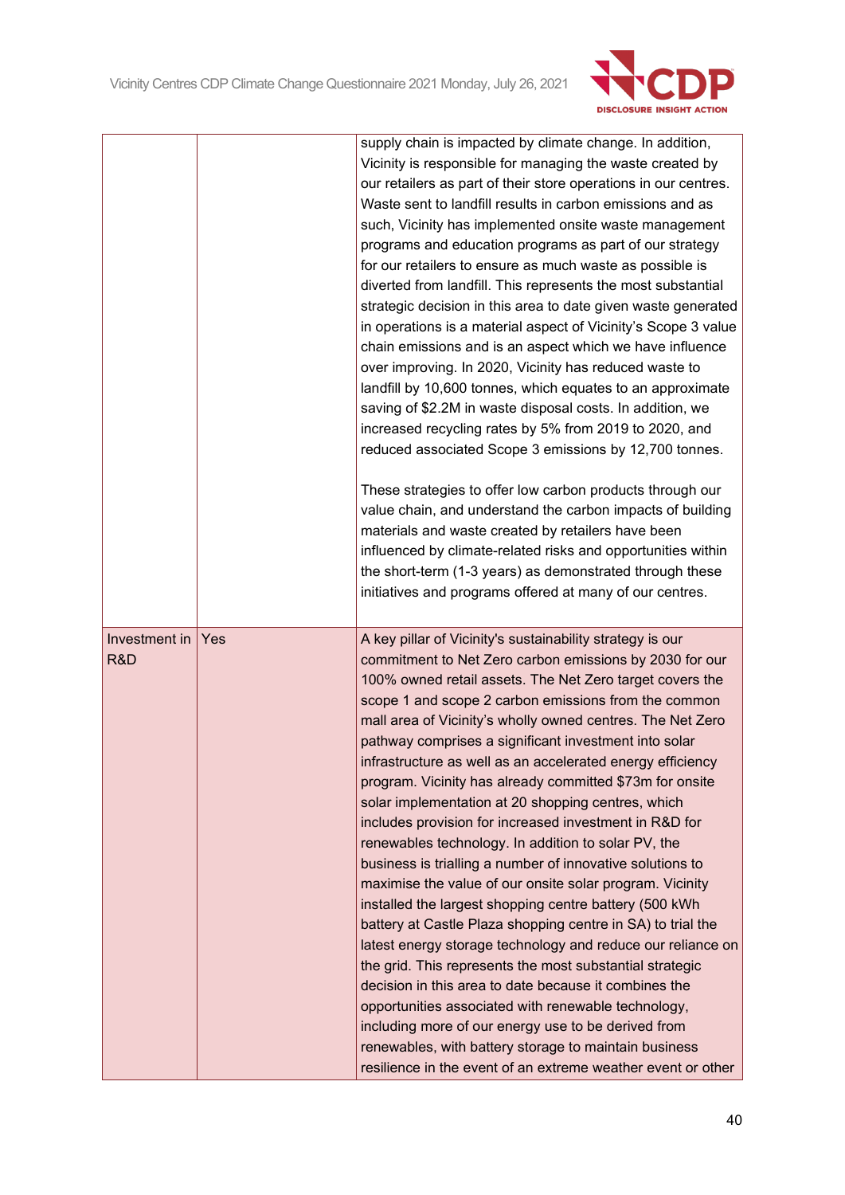| | | |
|---|---|---|
| | | supply chain is impacted by climate change. In addition, Vicinity is responsible for managing the waste created by our retailers as part of their store operations in our centres. Waste sent to landfill results in carbon emissions and as such, Vicinity has implemented onsite waste management programs and education programs as part of our strategy for our retailers to ensure as much waste as possible is diverted from landfill. This represents the most substantial strategic decision in this area to date given waste generated in operations is a material aspect of Vicinity's Scope 3 value chain emissions and is an aspect which we have influence over improving. In 2020, Vicinity has reduced waste to landfill by 10,600 tonnes, which equates to an approximate saving of $2.2M in waste disposal costs. In addition, we increased recycling rates by 5% from 2019 to 2020, and reduced associated Scope 3 emissions by 12,700 tonnes.<br><br>These strategies to offer low carbon products through our value chain, and understand the carbon impacts of building materials and waste created by retailers have been influenced by climate-related risks and opportunities within the short-term (1-3 years) as demonstrated through these initiatives and programs offered at many of our centres. |
| Investment in R&D | Yes | A key pillar of Vicinity's sustainability strategy is our commitment to Net Zero carbon emissions by 2030 for our 100% owned retail assets. The Net Zero target covers the scope 1 and scope 2 carbon emissions from the common mall area of Vicinity's wholly owned centres. The Net Zero pathway comprises a significant investment into solar infrastructure as well as an accelerated energy efficiency program. Vicinity has already committed $73m for onsite solar implementation at 20 shopping centres, which includes provision for increased investment in R&D for renewables technology. In addition to solar PV, the business is trialling a number of innovative solutions to maximise the value of our onsite solar program. Vicinity installed the largest shopping centre battery (500 kWh battery at Castle Plaza shopping centre in SA) to trial the latest energy storage technology and reduce our reliance on the grid. This represents the most substantial strategic decision in this area to date because it combines the opportunities associated with renewable technology, including more of our energy use to be derived from renewables, with battery storage to maintain business resilience in the event of an extreme weather event or other |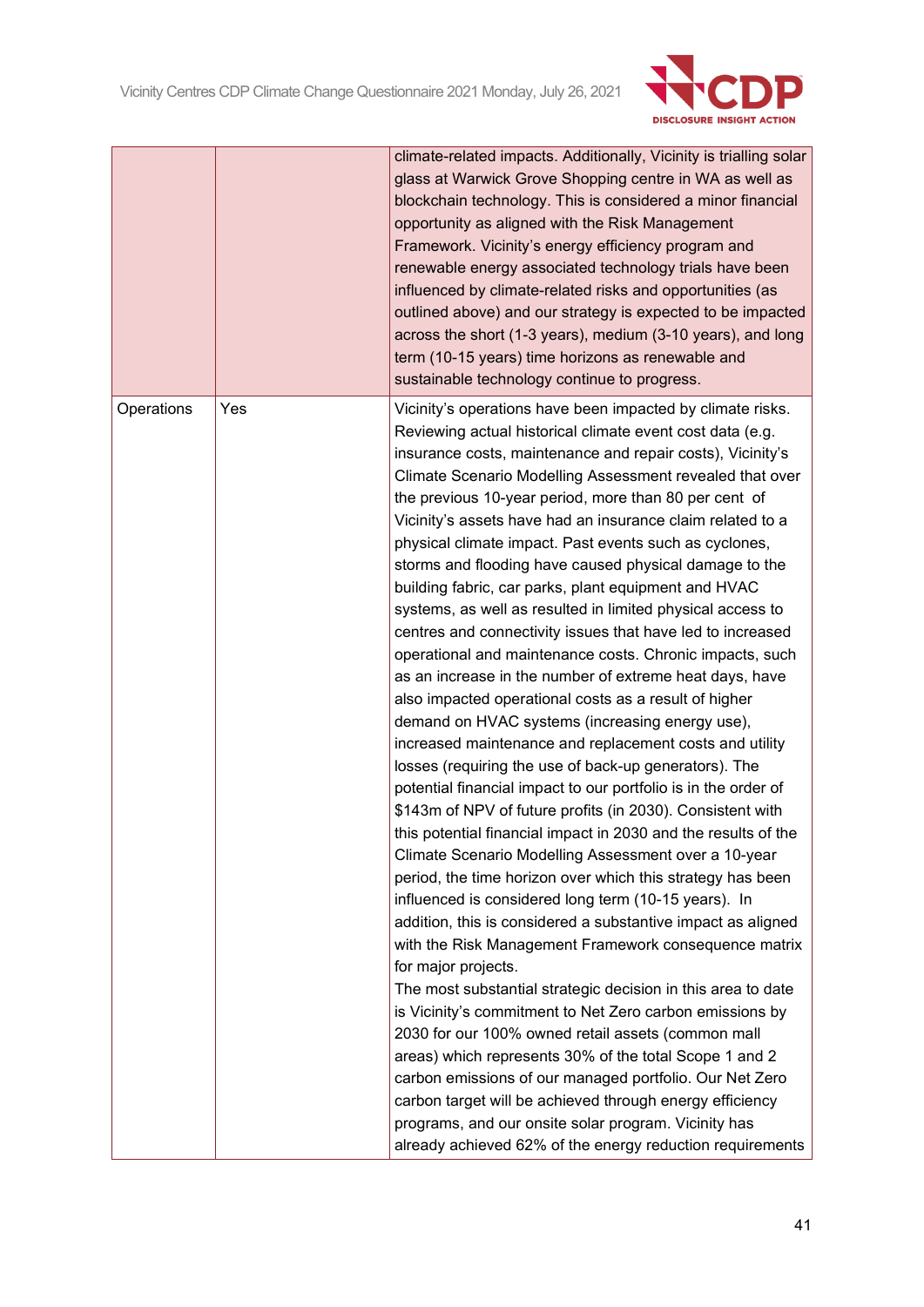| | | |
|---|---|---|
| | | climate-related impacts. Additionally, Vicinity is trialling solar glass at Warwick Grove Shopping centre in WA as well as blockchain technology. This is considered a minor financial opportunity as aligned with the Risk Management Framework. Vicinity's energy efficiency program and renewable energy associated technology trials have been influenced by climate-related risks and opportunities (as outlined above) and our strategy is expected to be impacted across the short (1-3 years), medium (3-10 years), and long term (10-15 years) time horizons as renewable and sustainable technology continue to progress. |
| Operations | Yes | Vicinity's operations have been impacted by climate risks. Reviewing actual historical climate event cost data (e.g. insurance costs, maintenance and repair costs), Vicinity's Climate Scenario Modelling Assessment revealed that over the previous 10-year period, more than 80 per cent of Vicinity's assets have had an insurance claim related to a physical climate impact. Past events such as cyclones, storms and flooding have caused physical damage to the building fabric, car parks, plant equipment and HVAC systems, as well as resulted in limited physical access to centres and connectivity issues that have led to increased operational and maintenance costs. Chronic impacts, such as an increase in the number of extreme heat days, have also impacted operational costs as a result of higher demand on HVAC systems (increasing energy use), increased maintenance and replacement costs and utility losses (requiring the use of back-up generators). The potential financial impact to our portfolio is in the order of \$143m of NPV of future profits (in 2030). Consistent with this potential financial impact in 2030 and the results of the Climate Scenario Modelling Assessment over a 10-year period, the time horizon over which this strategy has been influenced is considered long term (10-15 years). In addition, this is considered a substantive impact as aligned with the Risk Management Framework consequence matrix for major projects.<br>The most substantial strategic decision in this area to date is Vicinity's commitment to Net Zero carbon emissions by 2030 for our 100% owned retail assets (common mall areas) which represents 30% of the total Scope 1 and 2 carbon emissions of our managed portfolio. Our Net Zero carbon target will be achieved through energy efficiency programs, and our onsite solar program. Vicinity has already achieved 62% of the energy reduction requirements |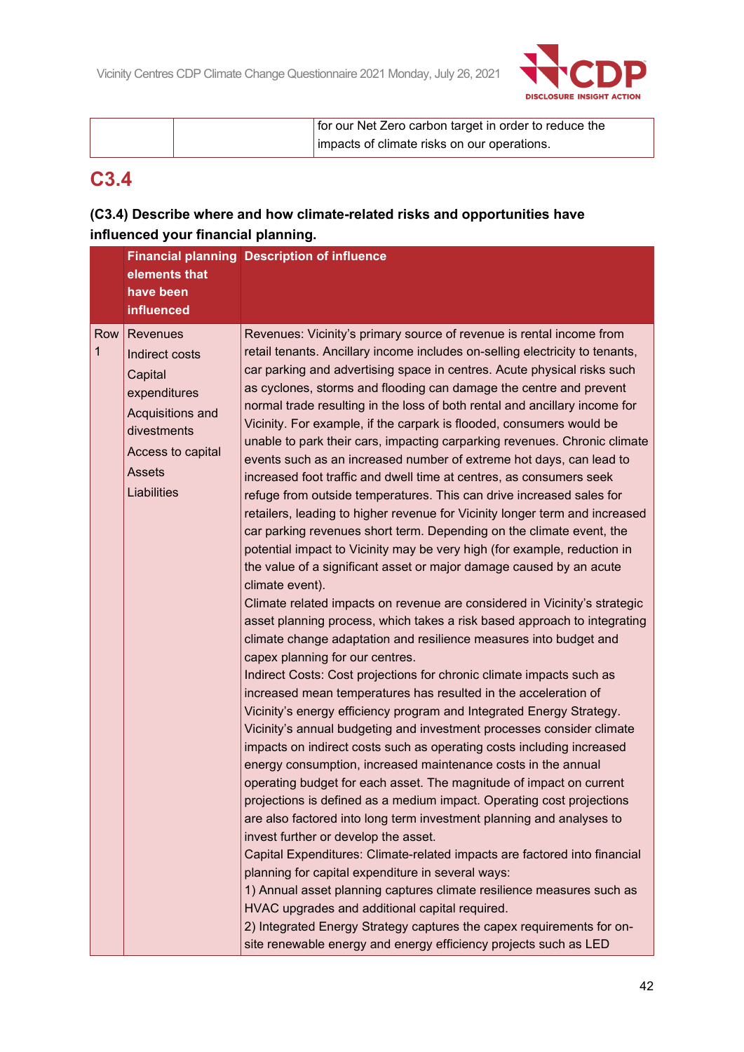| | | |
|---|---|---|
| | | for our Net Zero carbon target in order to reduce the impacts of climate risks on our operations. |

## C3.4

**(C3.4) Describe where and how climate-related risks and opportunities have influenced your financial planning.**

| | Financial planning elements that have been influenced | Description of influence |
|---|---|---|
| Row 1 | Revenues<br>Indirect costs<br>Capital expenditures<br>Acquisitions and divestments<br>Access to capital<br>Assets<br>Liabilities | Revenues: Vicinity's primary source of revenue is rental income from retail tenants. Ancillary income includes on-selling electricity to tenants, car parking and advertising space in centres. Acute physical risks such as cyclones, storms and flooding can damage the centre and prevent normal trade resulting in the loss of both rental and ancillary income for Vicinity. For example, if the carpark is flooded, consumers would be unable to park their cars, impacting carparking revenues. Chronic climate events such as an increased number of extreme hot days, can lead to increased foot traffic and dwell time at centres, as consumers seek refuge from outside temperatures. This can drive increased sales for retailers, leading to higher revenue for Vicinity longer term and increased car parking revenues short term. Depending on the climate event, the potential impact to Vicinity may be very high (for example, reduction in the value of a significant asset or major damage caused by an acute climate event).<br>Climate related impacts on revenue are considered in Vicinity's strategic asset planning process, which takes a risk based approach to integrating climate change adaptation and resilience measures into budget and capex planning for our centres.<br>Indirect Costs: Cost projections for chronic climate impacts such as increased mean temperatures has resulted in the acceleration of Vicinity's energy efficiency program and Integrated Energy Strategy. Vicinity's annual budgeting and investment processes consider climate impacts on indirect costs such as operating costs including increased energy consumption, increased maintenance costs in the annual operating budget for each asset. The magnitude of impact on current projections is defined as a medium impact. Operating cost projections are also factored into long term investment planning and analyses to invest further or develop the asset.<br>Capital Expenditures: Climate-related impacts are factored into financial planning for capital expenditure in several ways:<br>1) Annual asset planning captures climate resilience measures such as HVAC upgrades and additional capital required.<br>2) Integrated Energy Strategy captures the capex requirements for on-site renewable energy and energy efficiency projects such as LED |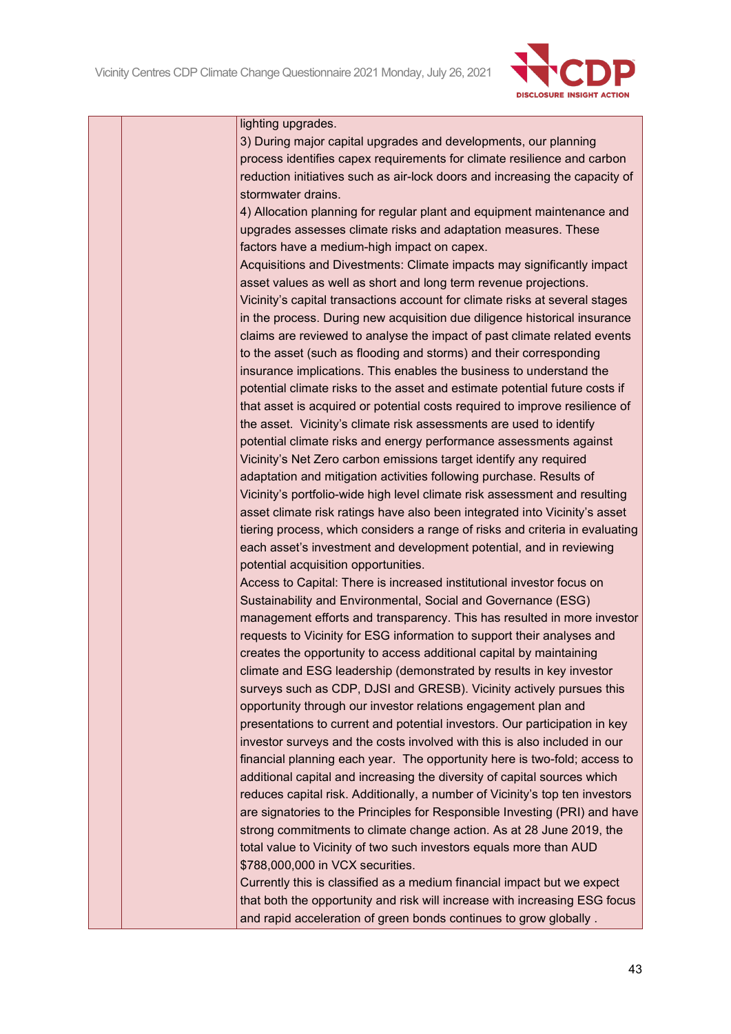| | | |
|---|---|---|
| | | lighting upgrades.<br>3) During major capital upgrades and developments, our planning process identifies capex requirements for climate resilience and carbon reduction initiatives such as air-lock doors and increasing the capacity of stormwater drains.<br>4) Allocation planning for regular plant and equipment maintenance and upgrades assesses climate risks and adaptation measures. These factors have a medium-high impact on capex.<br>Acquisitions and Divestments: Climate impacts may significantly impact asset values as well as short and long term revenue projections. Vicinity's capital transactions account for climate risks at several stages in the process. During new acquisition due diligence historical insurance claims are reviewed to analyse the impact of past climate related events to the asset (such as flooding and storms) and their corresponding insurance implications. This enables the business to understand the potential climate risks to the asset and estimate potential future costs if that asset is acquired or potential costs required to improve resilience of the asset. Vicinity's climate risk assessments are used to identify potential climate risks and energy performance assessments against Vicinity's Net Zero carbon emissions target identify any required adaptation and mitigation activities following purchase. Results of Vicinity's portfolio-wide high level climate risk assessment and resulting asset climate risk ratings have also been integrated into Vicinity's asset tiering process, which considers a range of risks and criteria in evaluating each asset's investment and development potential, and in reviewing potential acquisition opportunities.<br>Access to Capital: There is increased institutional investor focus on Sustainability and Environmental, Social and Governance (ESG) management efforts and transparency. This has resulted in more investor requests to Vicinity for ESG information to support their analyses and creates the opportunity to access additional capital by maintaining climate and ESG leadership (demonstrated by results in key investor surveys such as CDP, DJSI and GRESB). Vicinity actively pursues this opportunity through our investor relations engagement plan and presentations to current and potential investors. Our participation in key investor surveys and the costs involved with this is also included in our financial planning each year. The opportunity here is two-fold; access to additional capital and increasing the diversity of capital sources which reduces capital risk. Additionally, a number of Vicinity's top ten investors are signatories to the Principles for Responsible Investing (PRI) and have strong commitments to climate change action. As at 28 June 2019, the total value to Vicinity of two such investors equals more than AUD $788,000,000 in VCX securities.<br>Currently this is classified as a medium financial impact but we expect that both the opportunity and risk will increase with increasing ESG focus and rapid acceleration of green bonds continues to grow globally . |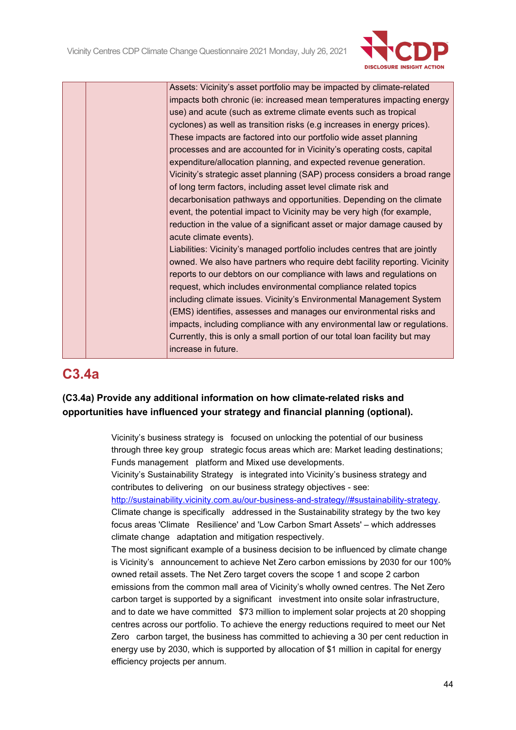| | | |
|---|---|---|
| | | Assets: Vicinity's asset portfolio may be impacted by climate-related impacts both chronic (ie: increased mean temperatures impacting energy use) and acute (such as extreme climate events such as tropical cyclones) as well as transition risks (e.g increases in energy prices). These impacts are factored into our portfolio wide asset planning processes and are accounted for in Vicinity's operating costs, capital expenditure/allocation planning, and expected revenue generation. Vicinity's strategic asset planning (SAP) process considers a broad range of long term factors, including asset level climate risk and decarbonisation pathways and opportunities. Depending on the climate event, the potential impact to Vicinity may be very high (for example, reduction in the value of a significant asset or major damage caused by acute climate events).<br>Liabilities: Vicinity's managed portfolio includes centres that are jointly owned. We also have partners who require debt facility reporting. Vicinity reports to our debtors on our compliance with laws and regulations on request, which includes environmental compliance related topics including climate issues. Vicinity's Environmental Management System (EMS) identifies, assesses and manages our environmental risks and impacts, including compliance with any environmental law or regulations. Currently, this is only a small portion of our total loan facility but may increase in future. |

## C3.4a

**(C3.4a) Provide any additional information on how climate-related risks and opportunities have influenced your strategy and financial planning (optional).**

Vicinity's business strategy is focused on unlocking the potential of our business through three key group strategic focus areas which are: Market leading destinations; Funds management platform and Mixed use developments.
Vicinity's Sustainability Strategy is integrated into Vicinity's business strategy and contributes to delivering on our business strategy objectives - see: http://sustainability.vicinity.com.au/our-business-and-strategy//#sustainability-strategy.
Climate change is specifically addressed in the Sustainability strategy by the two key focus areas 'Climate Resilience' and 'Low Carbon Smart Assets' – which addresses climate change adaptation and mitigation respectively.
The most significant example of a business decision to be influenced by climate change is Vicinity's announcement to achieve Net Zero carbon emissions by 2030 for our 100% owned retail assets. The Net Zero target covers the scope 1 and scope 2 carbon emissions from the common mall area of Vicinity's wholly owned centres. The Net Zero carbon target is supported by a significant investment into onsite solar infrastructure, and to date we have committed $73 million to implement solar projects at 20 shopping centres across our portfolio. To achieve the energy reductions required to meet our Net Zero carbon target, the business has committed to achieving a 30 per cent reduction in energy use by 2030, which is supported by allocation of $1 million in capital for energy efficiency projects per annum.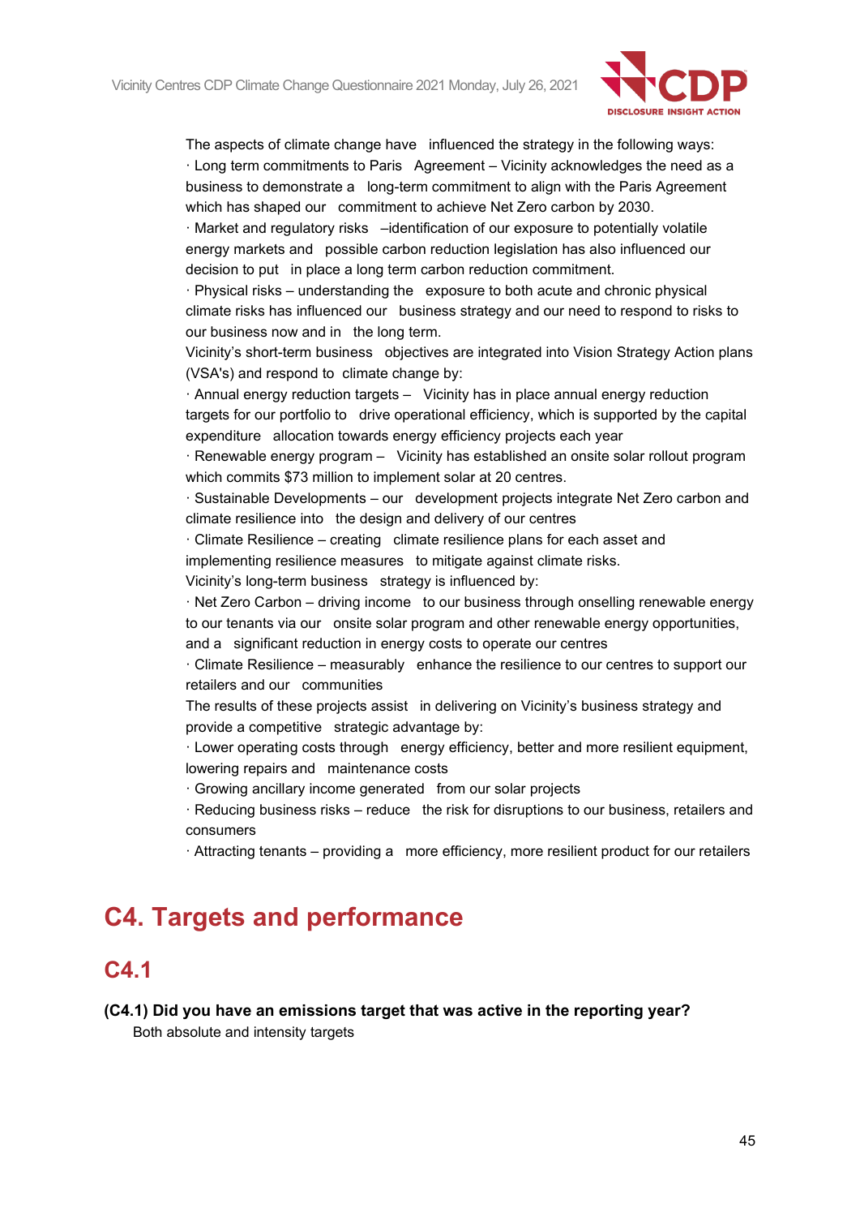The aspects of climate change have influenced the strategy in the following ways:

· Long term commitments to Paris Agreement – Vicinity acknowledges the need as a business to demonstrate a long-term commitment to align with the Paris Agreement which has shaped our commitment to achieve Net Zero carbon by 2030.

· Market and regulatory risks –identification of our exposure to potentially volatile energy markets and possible carbon reduction legislation has also influenced our decision to put in place a long term carbon reduction commitment.

· Physical risks – understanding the exposure to both acute and chronic physical climate risks has influenced our business strategy and our need to respond to risks to our business now and in the long term.

Vicinity's short-term business objectives are integrated into Vision Strategy Action plans (VSA's) and respond to climate change by:

· Annual energy reduction targets – Vicinity has in place annual energy reduction targets for our portfolio to drive operational efficiency, which is supported by the capital expenditure allocation towards energy efficiency projects each year

· Renewable energy program – Vicinity has established an onsite solar rollout program which commits $73 million to implement solar at 20 centres.

· Sustainable Developments – our development projects integrate Net Zero carbon and climate resilience into the design and delivery of our centres

· Climate Resilience – creating climate resilience plans for each asset and implementing resilience measures to mitigate against climate risks.

Vicinity's long-term business strategy is influenced by:

· Net Zero Carbon – driving income to our business through onselling renewable energy to our tenants via our onsite solar program and other renewable energy opportunities, and a significant reduction in energy costs to operate our centres

· Climate Resilience – measurably enhance the resilience to our centres to support our retailers and our communities

The results of these projects assist in delivering on Vicinity's business strategy and provide a competitive strategic advantage by:

· Lower operating costs through energy efficiency, better and more resilient equipment, lowering repairs and maintenance costs

· Growing ancillary income generated from our solar projects

· Reducing business risks – reduce the risk for disruptions to our business, retailers and consumers

· Attracting tenants – providing a more efficiency, more resilient product for our retailers

# C4. Targets and performance

## C4.1

**(C4.1) Did you have an emissions target that was active in the reporting year?**

Both absolute and intensity targets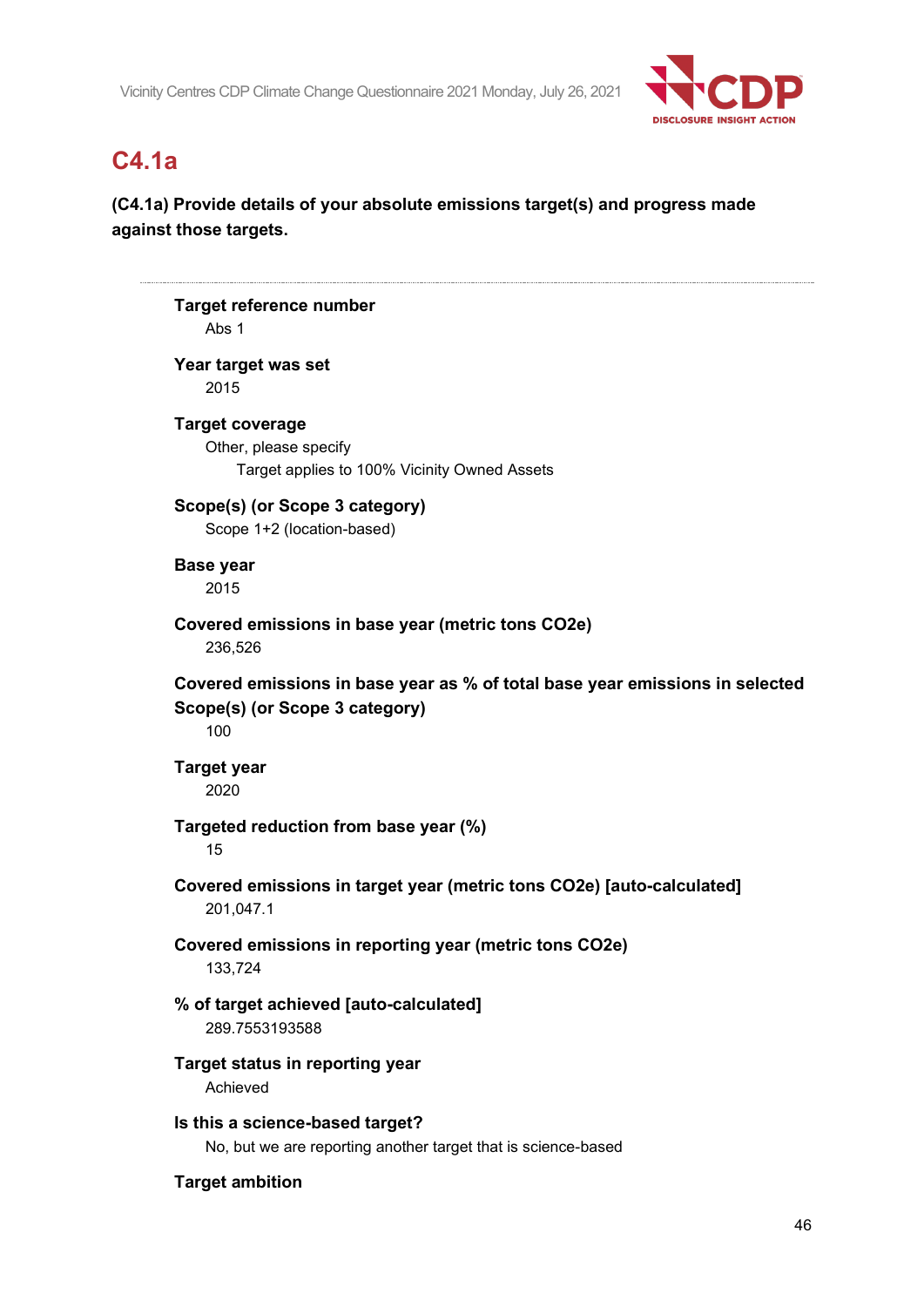## C4.1a

**(C4.1a) Provide details of your absolute emissions target(s) and progress made against those targets.**

---

**Target reference number**
Abs 1

**Year target was set**
2015

**Target coverage**
Other, please specify
Target applies to 100% Vicinity Owned Assets

**Scope(s) (or Scope 3 category)**
Scope 1+2 (location-based)

**Base year**
2015

**Covered emissions in base year (metric tons CO2e)**
236,526

**Covered emissions in base year as % of total base year emissions in selected Scope(s) (or Scope 3 category)**
100

**Target year**
2020

**Targeted reduction from base year (%)**
15

**Covered emissions in target year (metric tons CO2e) [auto-calculated]**
201,047.1

**Covered emissions in reporting year (metric tons CO2e)**
133,724

**% of target achieved [auto-calculated]**
289.7553193588

**Target status in reporting year**
Achieved

**Is this a science-based target?**
No, but we are reporting another target that is science-based

**Target ambition**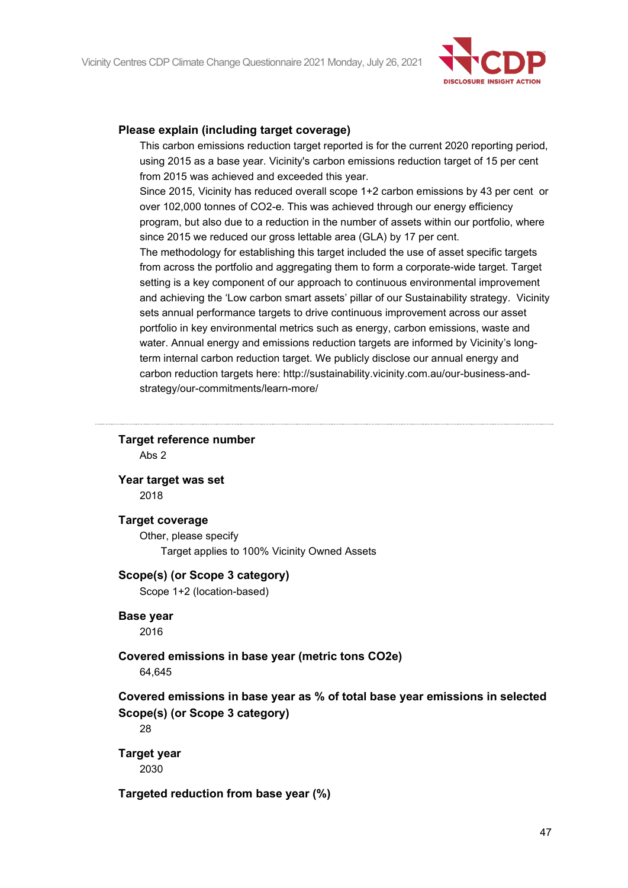**Please explain (including target coverage)**

This carbon emissions reduction target reported is for the current 2020 reporting period, using 2015 as a base year. Vicinity's carbon emissions reduction target of 15 per cent from 2015 was achieved and exceeded this year.

Since 2015, Vicinity has reduced overall scope 1+2 carbon emissions by 43 per cent or over 102,000 tonnes of CO2-e. This was achieved through our energy efficiency program, but also due to a reduction in the number of assets within our portfolio, where since 2015 we reduced our gross lettable area (GLA) by 17 per cent.

The methodology for establishing this target included the use of asset specific targets from across the portfolio and aggregating them to form a corporate-wide target. Target setting is a key component of our approach to continuous environmental improvement and achieving the 'Low carbon smart assets' pillar of our Sustainability strategy. Vicinity sets annual performance targets to drive continuous improvement across our asset portfolio in key environmental metrics such as energy, carbon emissions, waste and water. Annual energy and emissions reduction targets are informed by Vicinity's long-term internal carbon reduction target. We publicly disclose our annual energy and carbon reduction targets here: http://sustainability.vicinity.com.au/our-business-and-strategy/our-commitments/learn-more/

---

**Target reference number**

Abs 2

**Year target was set**

2018

**Target coverage**

Other, please specify

Target applies to 100% Vicinity Owned Assets

**Scope(s) (or Scope 3 category)**

Scope 1+2 (location-based)

**Base year**

2016

**Covered emissions in base year (metric tons CO2e)**

64,645

**Covered emissions in base year as % of total base year emissions in selected Scope(s) (or Scope 3 category)**

28

**Target year**

2030

**Targeted reduction from base year (%)**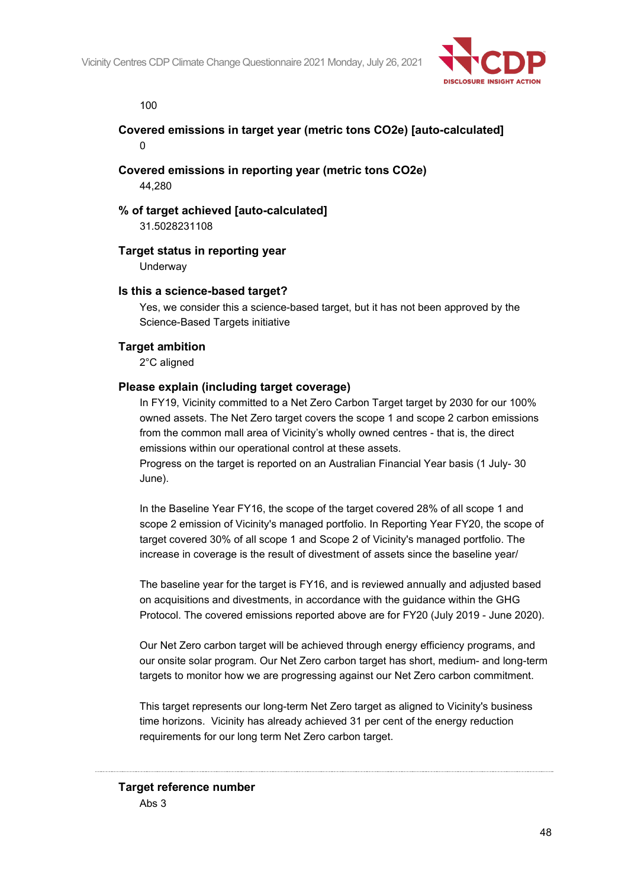100

**Covered emissions in target year (metric tons CO2e) [auto-calculated]**

0

**Covered emissions in reporting year (metric tons CO2e)**

44,280

**% of target achieved [auto-calculated]**

31.5028231108

**Target status in reporting year**

Underway

**Is this a science-based target?**

Yes, we consider this a science-based target, but it has not been approved by the Science-Based Targets initiative

**Target ambition**

2°C aligned

**Please explain (including target coverage)**

In FY19, Vicinity committed to a Net Zero Carbon Target target by 2030 for our 100% owned assets. The Net Zero target covers the scope 1 and scope 2 carbon emissions from the common mall area of Vicinity's wholly owned centres - that is, the direct emissions within our operational control at these assets.
Progress on the target is reported on an Australian Financial Year basis (1 July- 30 June).

In the Baseline Year FY16, the scope of the target covered 28% of all scope 1 and scope 2 emission of Vicinity's managed portfolio. In Reporting Year FY20, the scope of target covered 30% of all scope 1 and Scope 2 of Vicinity's managed portfolio. The increase in coverage is the result of divestment of assets since the baseline year/

The baseline year for the target is FY16, and is reviewed annually and adjusted based on acquisitions and divestments, in accordance with the guidance within the GHG Protocol. The covered emissions reported above are for FY20 (July 2019 - June 2020).

Our Net Zero carbon target will be achieved through energy efficiency programs, and our onsite solar program. Our Net Zero carbon target has short, medium- and long-term targets to monitor how we are progressing against our Net Zero carbon commitment.

This target represents our long-term Net Zero target as aligned to Vicinity's business time horizons. Vicinity has already achieved 31 per cent of the energy reduction requirements for our long term Net Zero carbon target.

---

**Target reference number**

Abs 3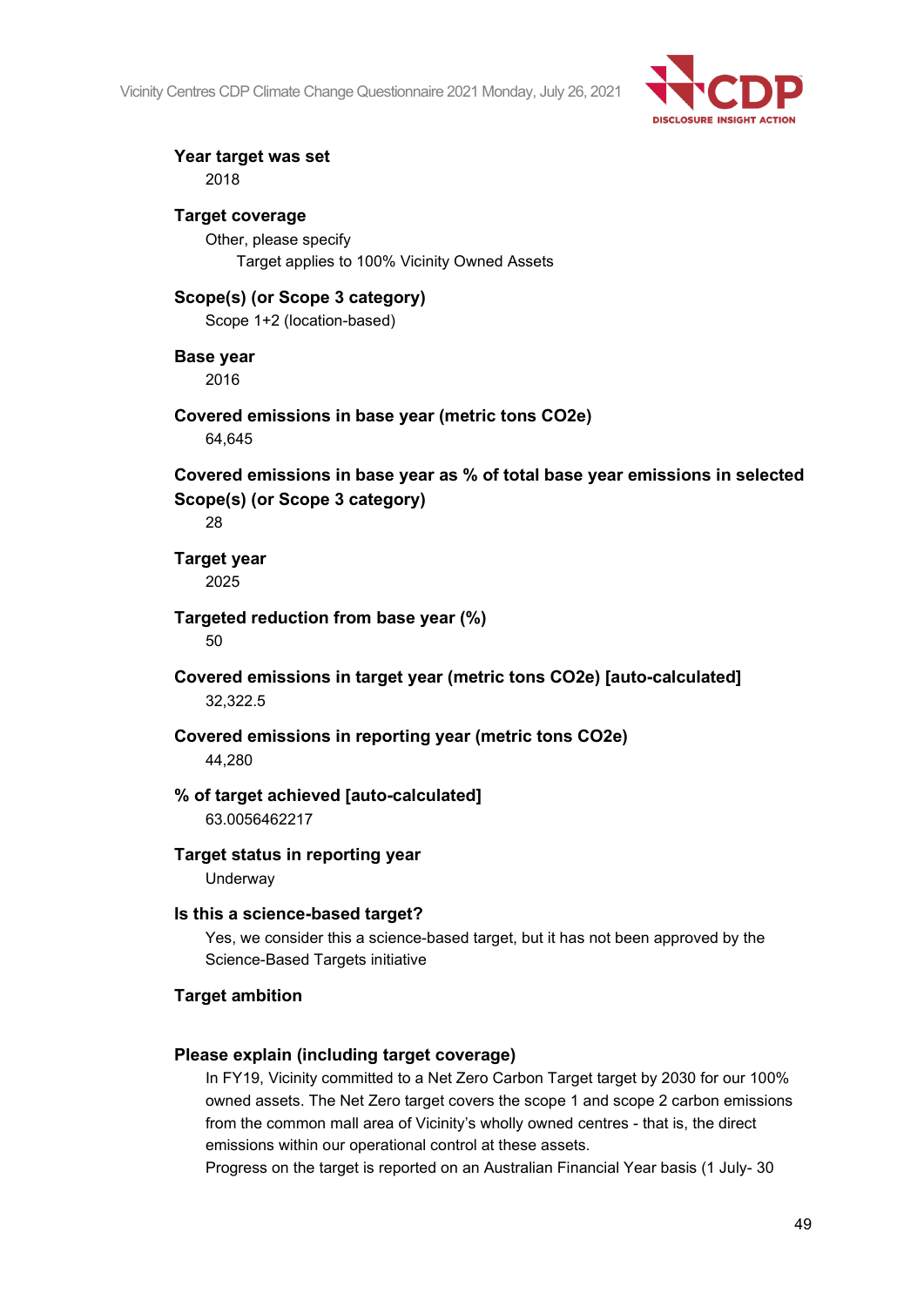**Year target was set**

2018

**Target coverage**

Other, please specify

Target applies to 100% Vicinity Owned Assets

**Scope(s) (or Scope 3 category)**

Scope 1+2 (location-based)

**Base year**

2016

**Covered emissions in base year (metric tons CO2e)**

64,645

**Covered emissions in base year as % of total base year emissions in selected Scope(s) (or Scope 3 category)**

28

**Target year**

2025

**Targeted reduction from base year (%)**

50

**Covered emissions in target year (metric tons CO2e) [auto-calculated]**

32,322.5

**Covered emissions in reporting year (metric tons CO2e)**

44,280

**% of target achieved [auto-calculated]**

63.0056462217

**Target status in reporting year**

Underway

**Is this a science-based target?**

Yes, we consider this a science-based target, but it has not been approved by the Science-Based Targets initiative

**Target ambition**

**Please explain (including target coverage)**

In FY19, Vicinity committed to a Net Zero Carbon Target target by 2030 for our 100% owned assets. The Net Zero target covers the scope 1 and scope 2 carbon emissions from the common mall area of Vicinity's wholly owned centres - that is, the direct emissions within our operational control at these assets.

Progress on the target is reported on an Australian Financial Year basis (1 July- 30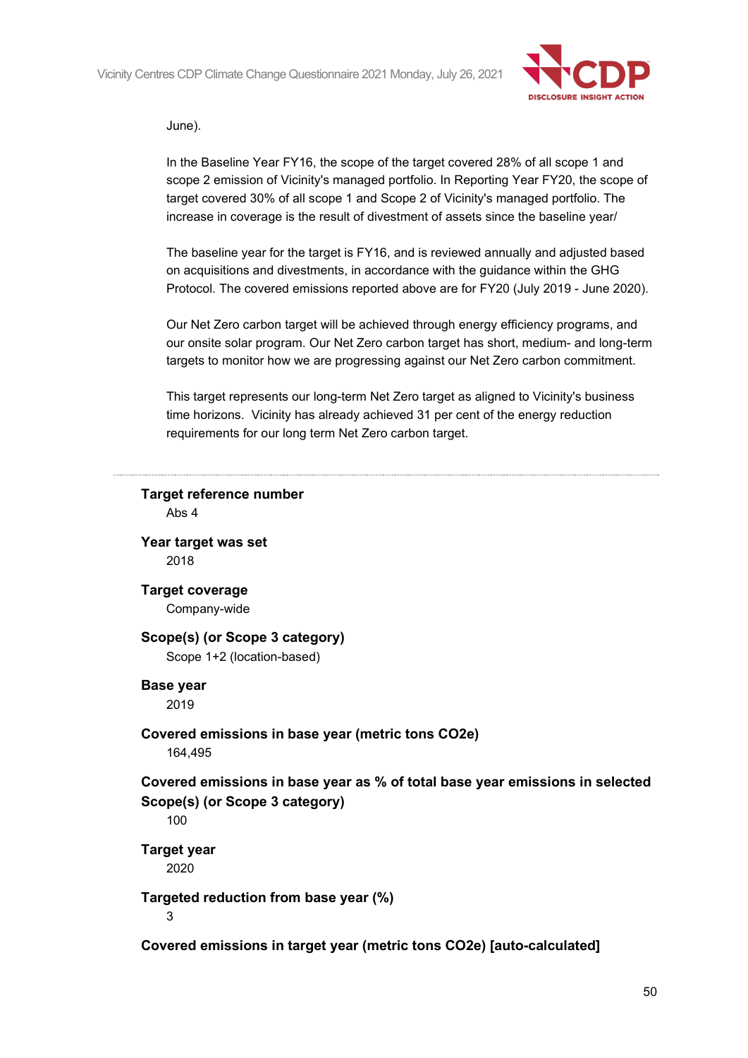June).

In the Baseline Year FY16, the scope of the target covered 28% of all scope 1 and scope 2 emission of Vicinity's managed portfolio. In Reporting Year FY20, the scope of target covered 30% of all scope 1 and Scope 2 of Vicinity's managed portfolio. The increase in coverage is the result of divestment of assets since the baseline year/

The baseline year for the target is FY16, and is reviewed annually and adjusted based on acquisitions and divestments, in accordance with the guidance within the GHG Protocol. The covered emissions reported above are for FY20 (July 2019 - June 2020).

Our Net Zero carbon target will be achieved through energy efficiency programs, and our onsite solar program. Our Net Zero carbon target has short, medium- and long-term targets to monitor how we are progressing against our Net Zero carbon commitment.

This target represents our long-term Net Zero target as aligned to Vicinity's business time horizons. Vicinity has already achieved 31 per cent of the energy reduction requirements for our long term Net Zero carbon target.

---

**Target reference number**
Abs 4

**Year target was set**
2018

**Target coverage**
Company-wide

**Scope(s) (or Scope 3 category)**
Scope 1+2 (location-based)

**Base year**
2019

**Covered emissions in base year (metric tons CO2e)**
164,495

**Covered emissions in base year as % of total base year emissions in selected Scope(s) (or Scope 3 category)**
100

**Target year**
2020

**Targeted reduction from base year (%)**
3

**Covered emissions in target year (metric tons CO2e) [auto-calculated]**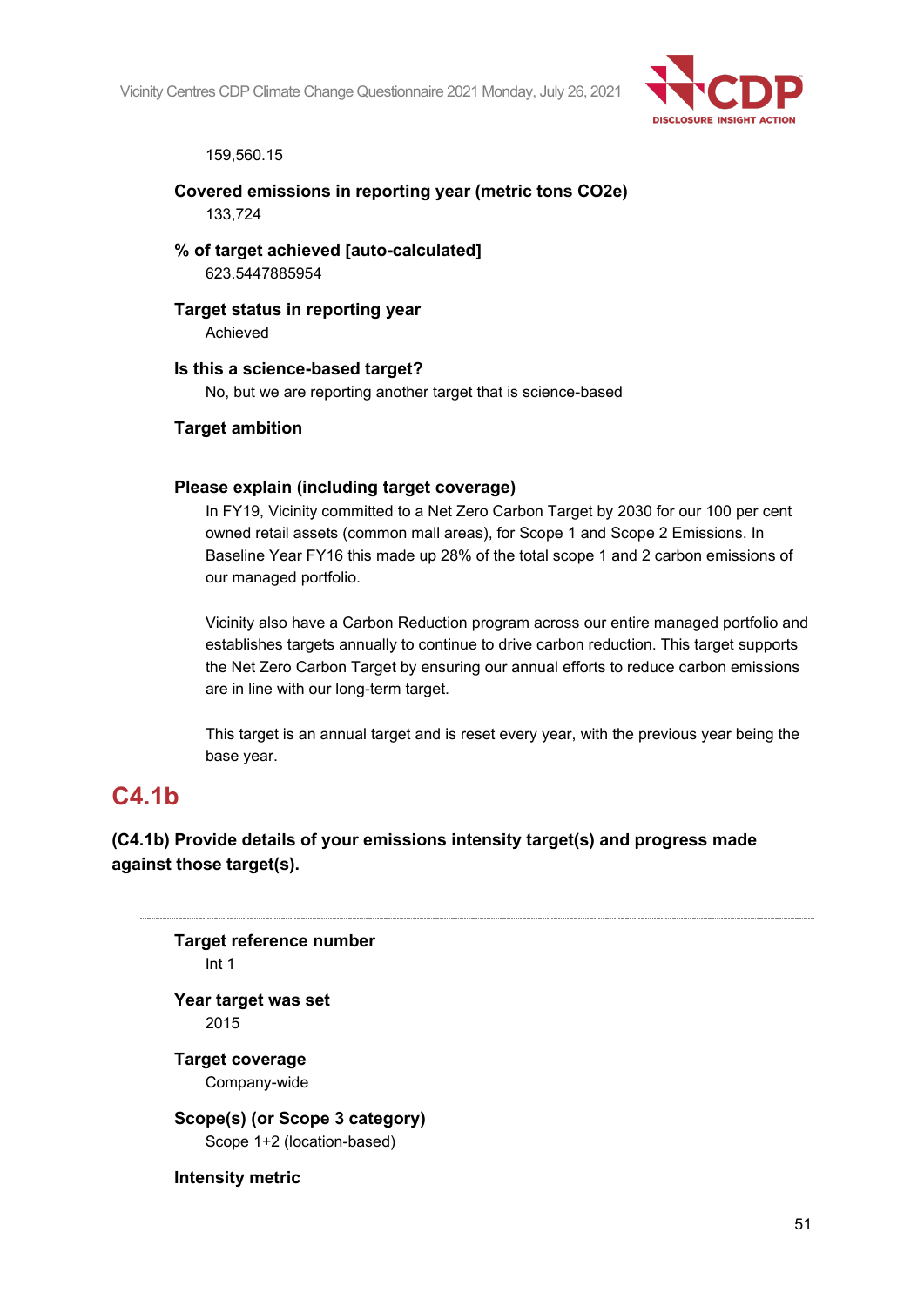159,560.15

**Covered emissions in reporting year (metric tons CO2e)**

133,724

**% of target achieved [auto-calculated]**

623.5447885954

**Target status in reporting year**

Achieved

**Is this a science-based target?**

No, but we are reporting another target that is science-based

**Target ambition**

**Please explain (including target coverage)**

In FY19, Vicinity committed to a Net Zero Carbon Target by 2030 for our 100 per cent owned retail assets (common mall areas), for Scope 1 and Scope 2 Emissions. In Baseline Year FY16 this made up 28% of the total scope 1 and 2 carbon emissions of our managed portfolio.

Vicinity also have a Carbon Reduction program across our entire managed portfolio and establishes targets annually to continue to drive carbon reduction. This target supports the Net Zero Carbon Target by ensuring our annual efforts to reduce carbon emissions are in line with our long-term target.

This target is an annual target and is reset every year, with the previous year being the base year.

## C4.1b

**(C4.1b) Provide details of your emissions intensity target(s) and progress made against those target(s).**

---

**Target reference number**

Int 1

**Year target was set**

2015

**Target coverage**

Company-wide

**Scope(s) (or Scope 3 category)**

Scope 1+2 (location-based)

**Intensity metric**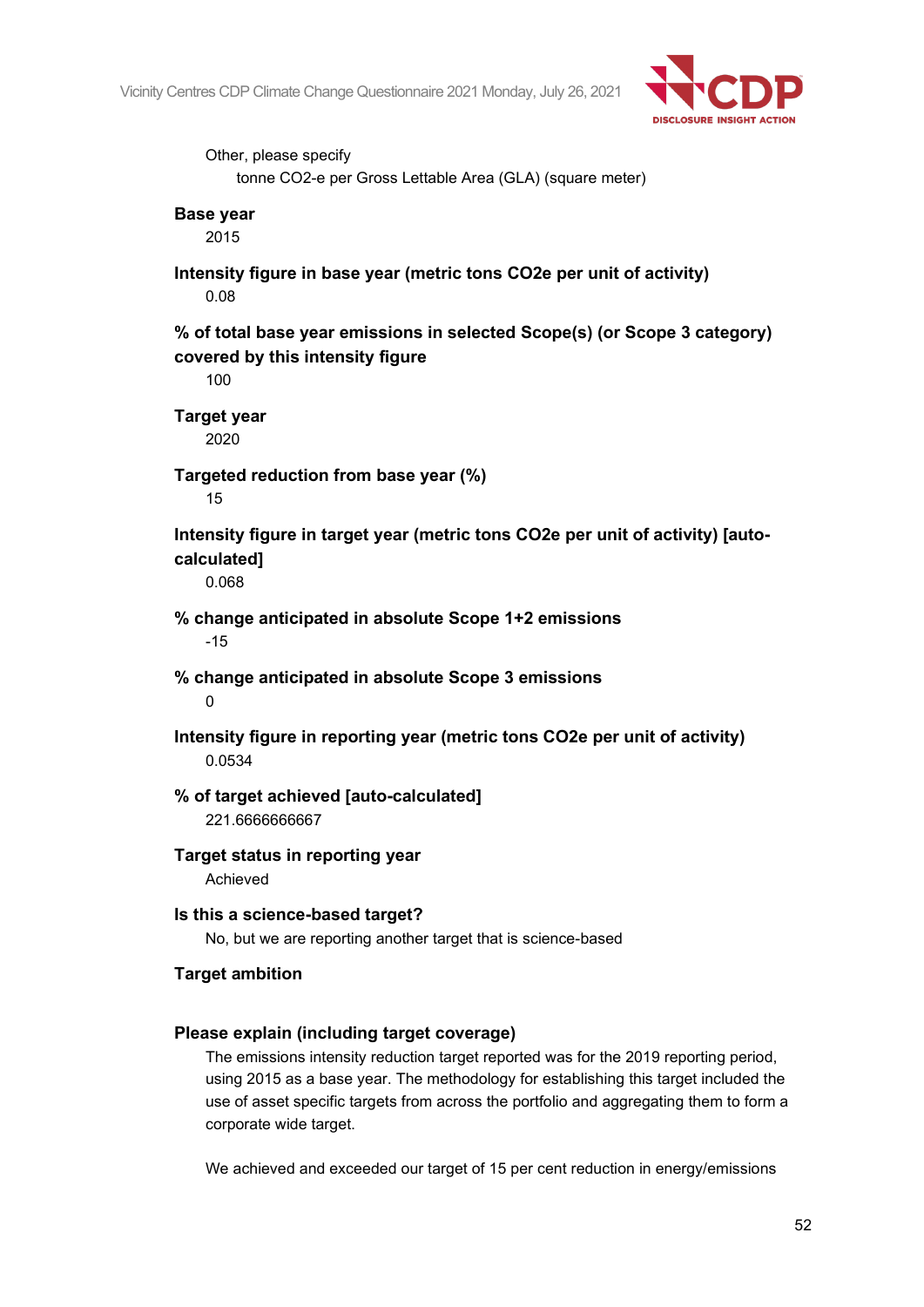Other, please specify

tonne CO2-e per Gross Lettable Area (GLA) (square meter)

**Base year**

2015

**Intensity figure in base year (metric tons CO2e per unit of activity)**

0.08

**% of total base year emissions in selected Scope(s) (or Scope 3 category) covered by this intensity figure**

100

**Target year**

2020

**Targeted reduction from base year (%)**

15

**Intensity figure in target year (metric tons CO2e per unit of activity) [auto-calculated]**

0.068

**% change anticipated in absolute Scope 1+2 emissions**

-15

**% change anticipated in absolute Scope 3 emissions**

0

**Intensity figure in reporting year (metric tons CO2e per unit of activity)**

0.0534

**% of target achieved [auto-calculated]**

221.6666666667

**Target status in reporting year**

Achieved

**Is this a science-based target?**

No, but we are reporting another target that is science-based

**Target ambition**

**Please explain (including target coverage)**

The emissions intensity reduction target reported was for the 2019 reporting period, using 2015 as a base year. The methodology for establishing this target included the use of asset specific targets from across the portfolio and aggregating them to form a corporate wide target.

We achieved and exceeded our target of 15 per cent reduction in energy/emissions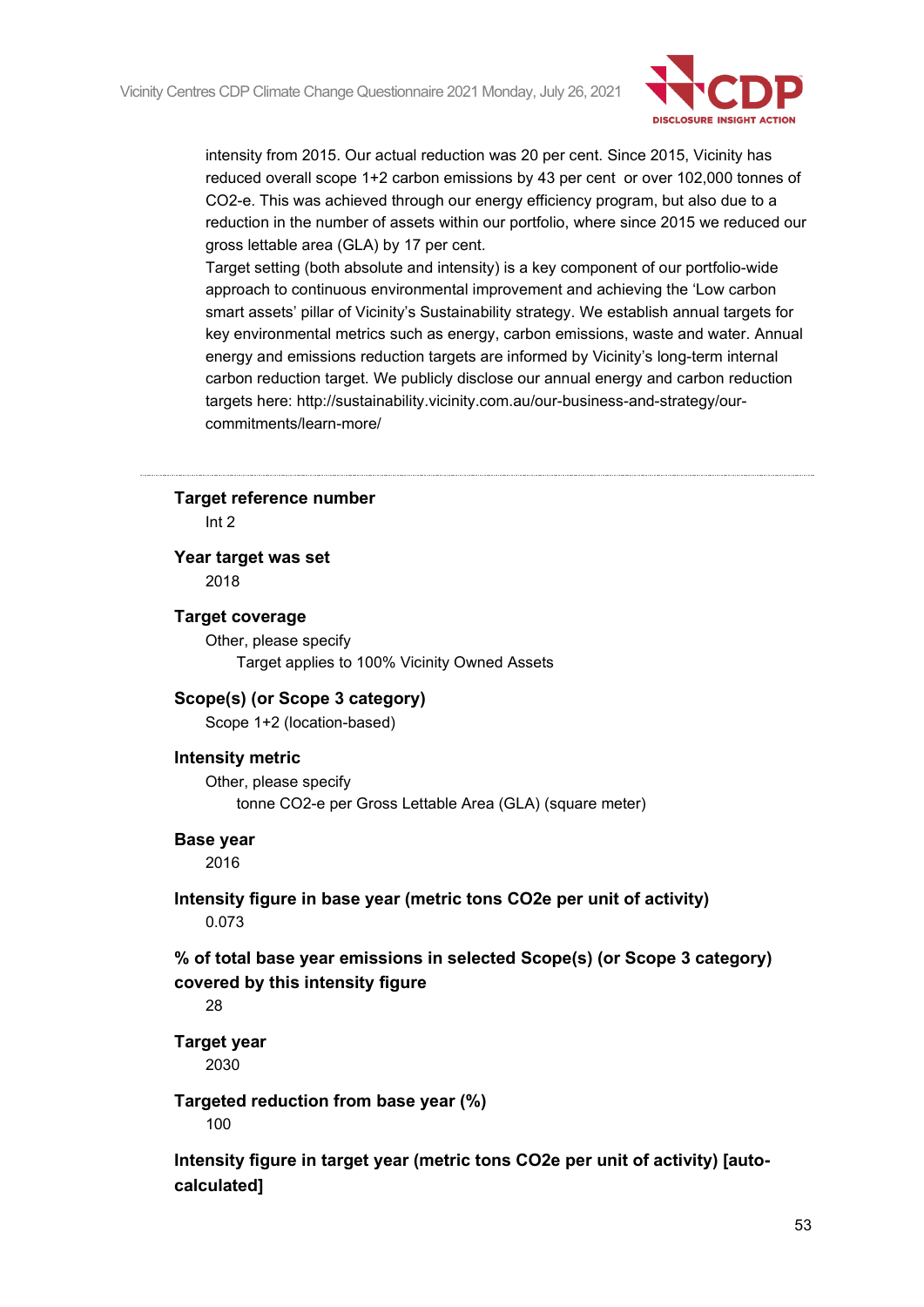intensity from 2015. Our actual reduction was 20 per cent. Since 2015, Vicinity has reduced overall scope 1+2 carbon emissions by 43 per cent or over 102,000 tonnes of CO2-e. This was achieved through our energy efficiency program, but also due to a reduction in the number of assets within our portfolio, where since 2015 we reduced our gross lettable area (GLA) by 17 per cent.

Target setting (both absolute and intensity) is a key component of our portfolio-wide approach to continuous environmental improvement and achieving the 'Low carbon smart assets' pillar of Vicinity's Sustainability strategy. We establish annual targets for key environmental metrics such as energy, carbon emissions, waste and water. Annual energy and emissions reduction targets are informed by Vicinity's long-term internal carbon reduction target. We publicly disclose our annual energy and carbon reduction targets here: http://sustainability.vicinity.com.au/our-business-and-strategy/our-commitments/learn-more/

---

**Target reference number**

Int 2

**Year target was set**

2018

**Target coverage**

Other, please specify

Target applies to 100% Vicinity Owned Assets

**Scope(s) (or Scope 3 category)**

Scope 1+2 (location-based)

**Intensity metric**

Other, please specify

tonne CO2-e per Gross Lettable Area (GLA) (square meter)

**Base year**

2016

**Intensity figure in base year (metric tons CO2e per unit of activity)**

0.073

**% of total base year emissions in selected Scope(s) (or Scope 3 category) covered by this intensity figure**

28

**Target year**

2030

**Targeted reduction from base year (%)**

100

**Intensity figure in target year (metric tons CO2e per unit of activity) [auto-calculated]**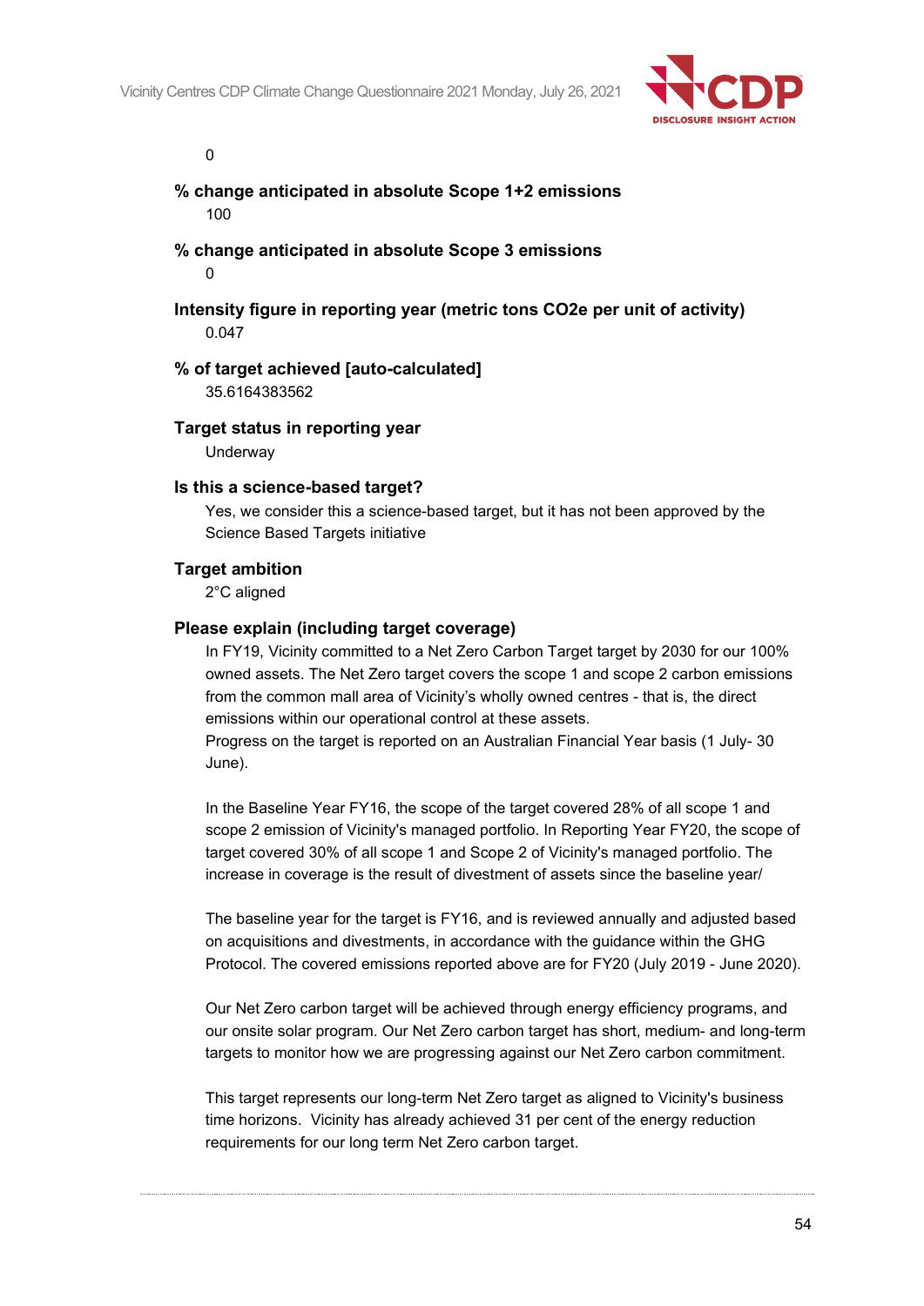0

**% change anticipated in absolute Scope 1+2 emissions**

100

**% change anticipated in absolute Scope 3 emissions**

0

**Intensity figure in reporting year (metric tons CO2e per unit of activity)**

0.047

**% of target achieved [auto-calculated]**

35.6164383562

**Target status in reporting year**

Underway

**Is this a science-based target?**

Yes, we consider this a science-based target, but it has not been approved by the Science Based Targets initiative

**Target ambition**

2°C aligned

**Please explain (including target coverage)**

In FY19, Vicinity committed to a Net Zero Carbon Target target by 2030 for our 100% owned assets. The Net Zero target covers the scope 1 and scope 2 carbon emissions from the common mall area of Vicinity's wholly owned centres - that is, the direct emissions within our operational control at these assets.
Progress on the target is reported on an Australian Financial Year basis (1 July- 30 June).

In the Baseline Year FY16, the scope of the target covered 28% of all scope 1 and scope 2 emission of Vicinity's managed portfolio. In Reporting Year FY20, the scope of target covered 30% of all scope 1 and Scope 2 of Vicinity's managed portfolio. The increase in coverage is the result of divestment of assets since the baseline year/

The baseline year for the target is FY16, and is reviewed annually and adjusted based on acquisitions and divestments, in accordance with the guidance within the GHG Protocol. The covered emissions reported above are for FY20 (July 2019 - June 2020).

Our Net Zero carbon target will be achieved through energy efficiency programs, and our onsite solar program. Our Net Zero carbon target has short, medium- and long-term targets to monitor how we are progressing against our Net Zero carbon commitment.

This target represents our long-term Net Zero target as aligned to Vicinity's business time horizons. Vicinity has already achieved 31 per cent of the energy reduction requirements for our long term Net Zero carbon target.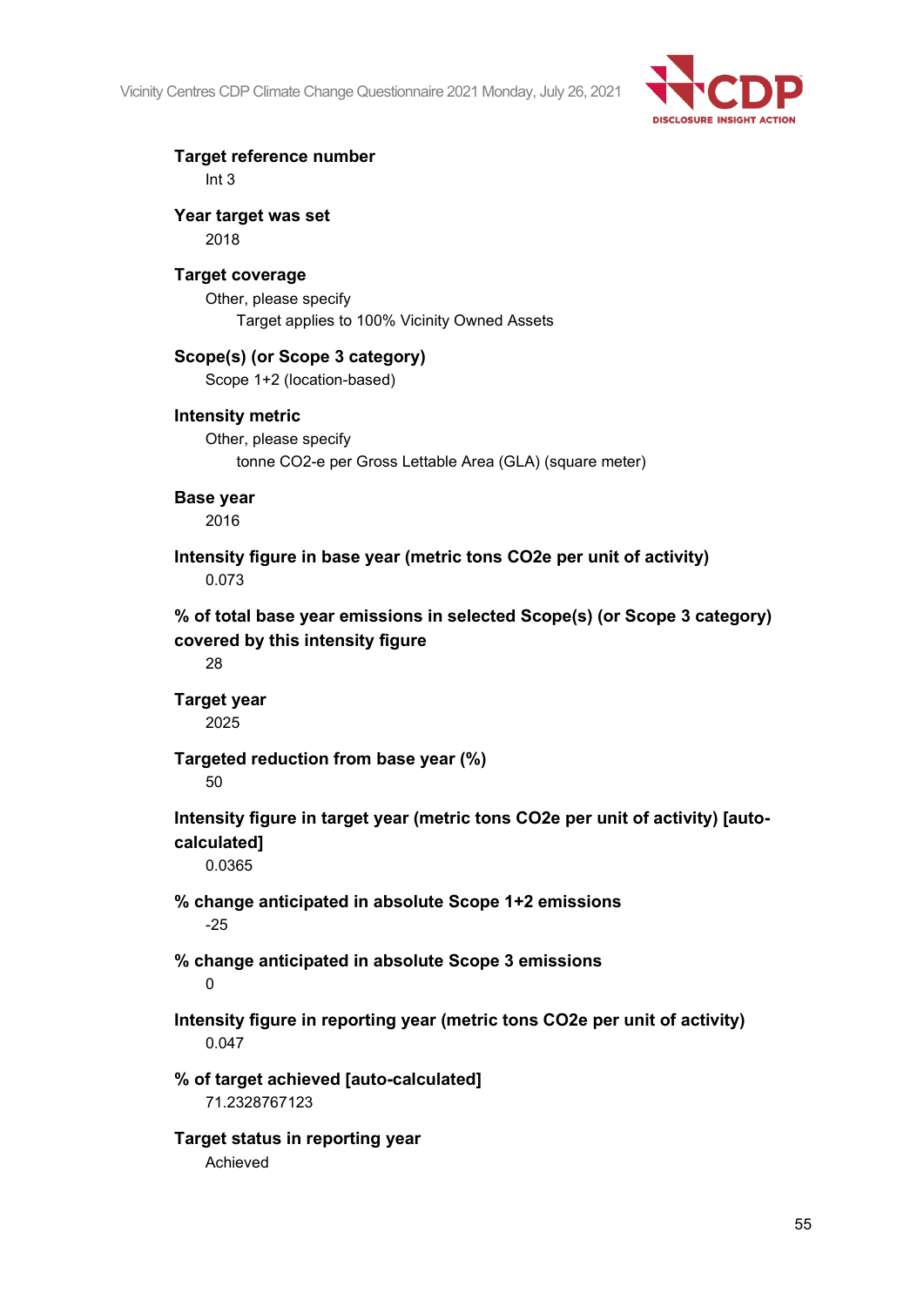**Target reference number**

Int 3

**Year target was set**

2018

**Target coverage**

Other, please specify

Target applies to 100% Vicinity Owned Assets

**Scope(s) (or Scope 3 category)**

Scope 1+2 (location-based)

**Intensity metric**

Other, please specify

tonne CO2-e per Gross Lettable Area (GLA) (square meter)

**Base year**

2016

**Intensity figure in base year (metric tons CO2e per unit of activity)**

0.073

**% of total base year emissions in selected Scope(s) (or Scope 3 category) covered by this intensity figure**

28

**Target year**

2025

**Targeted reduction from base year (%)**

50

**Intensity figure in target year (metric tons CO2e per unit of activity) [auto-calculated]**

0.0365

**% change anticipated in absolute Scope 1+2 emissions**

-25

**% change anticipated in absolute Scope 3 emissions**

0

**Intensity figure in reporting year (metric tons CO2e per unit of activity)**

0.047

**% of target achieved [auto-calculated]**

71.2328767123

**Target status in reporting year**

Achieved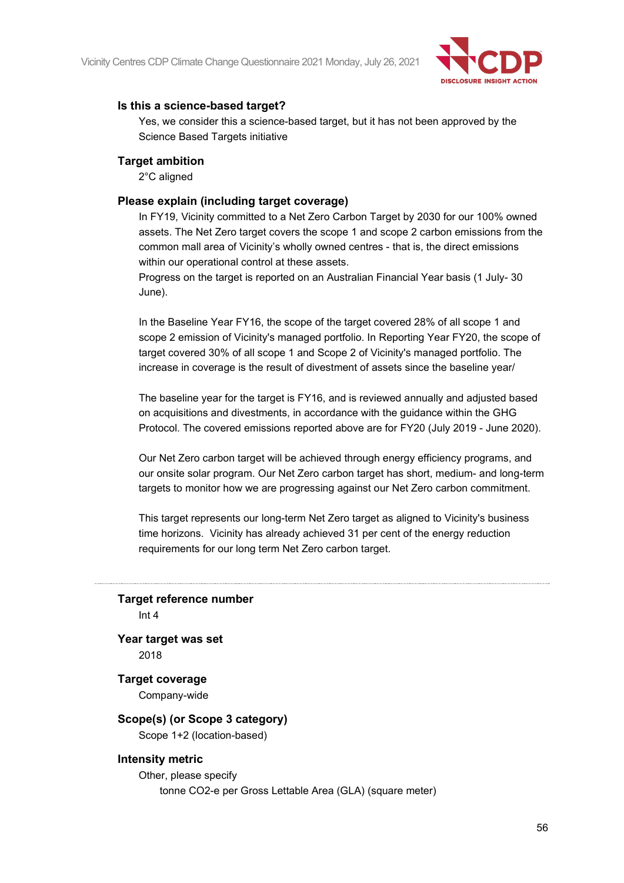### Is this a science-based target?

Yes, we consider this a science-based target, but it has not been approved by the Science Based Targets initiative

### Target ambition

2°C aligned

### Please explain (including target coverage)

In FY19, Vicinity committed to a Net Zero Carbon Target by 2030 for our 100% owned assets. The Net Zero target covers the scope 1 and scope 2 carbon emissions from the common mall area of Vicinity's wholly owned centres - that is, the direct emissions within our operational control at these assets.
Progress on the target is reported on an Australian Financial Year basis (1 July- 30 June).

In the Baseline Year FY16, the scope of the target covered 28% of all scope 1 and scope 2 emission of Vicinity's managed portfolio. In Reporting Year FY20, the scope of target covered 30% of all scope 1 and Scope 2 of Vicinity's managed portfolio. The increase in coverage is the result of divestment of assets since the baseline year/

The baseline year for the target is FY16, and is reviewed annually and adjusted based on acquisitions and divestments, in accordance with the guidance within the GHG Protocol. The covered emissions reported above are for FY20 (July 2019 - June 2020).

Our Net Zero carbon target will be achieved through energy efficiency programs, and our onsite solar program. Our Net Zero carbon target has short, medium- and long-term targets to monitor how we are progressing against our Net Zero carbon commitment.

This target represents our long-term Net Zero target as aligned to Vicinity's business time horizons. Vicinity has already achieved 31 per cent of the energy reduction requirements for our long term Net Zero carbon target.

---

### Target reference number

Int 4

### Year target was set

2018

### Target coverage

Company-wide

### Scope(s) (or Scope 3 category)

Scope 1+2 (location-based)

### Intensity metric

Other, please specify
tonne CO2-e per Gross Lettable Area (GLA) (square meter)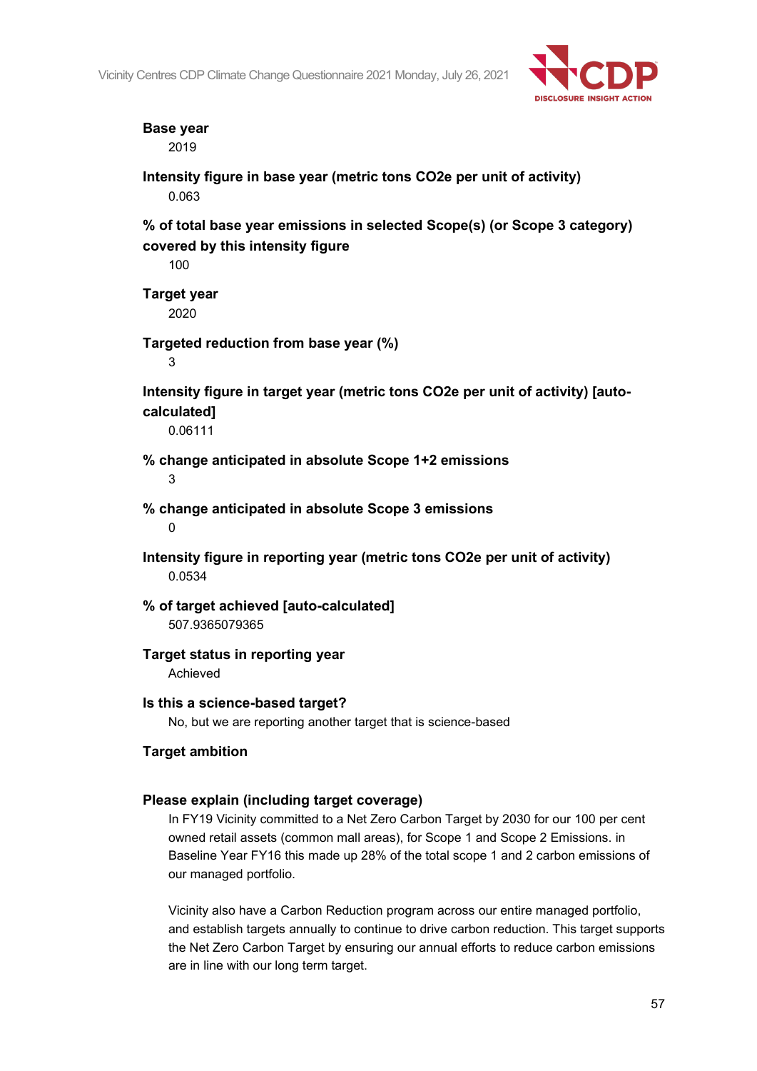**Base year**

2019

**Intensity figure in base year (metric tons CO2e per unit of activity)**

0.063

**% of total base year emissions in selected Scope(s) (or Scope 3 category) covered by this intensity figure**

100

**Target year**

2020

**Targeted reduction from base year (%)**

3

**Intensity figure in target year (metric tons CO2e per unit of activity) [auto-calculated]**

0.06111

**% change anticipated in absolute Scope 1+2 emissions**

3

**% change anticipated in absolute Scope 3 emissions**

0

**Intensity figure in reporting year (metric tons CO2e per unit of activity)**

0.0534

**% of target achieved [auto-calculated]**

507.9365079365

**Target status in reporting year**

Achieved

**Is this a science-based target?**

No, but we are reporting another target that is science-based

**Target ambition**

**Please explain (including target coverage)**

In FY19 Vicinity committed to a Net Zero Carbon Target by 2030 for our 100 per cent owned retail assets (common mall areas), for Scope 1 and Scope 2 Emissions. in Baseline Year FY16 this made up 28% of the total scope 1 and 2 carbon emissions of our managed portfolio.

Vicinity also have a Carbon Reduction program across our entire managed portfolio, and establish targets annually to continue to drive carbon reduction. This target supports the Net Zero Carbon Target by ensuring our annual efforts to reduce carbon emissions are in line with our long term target.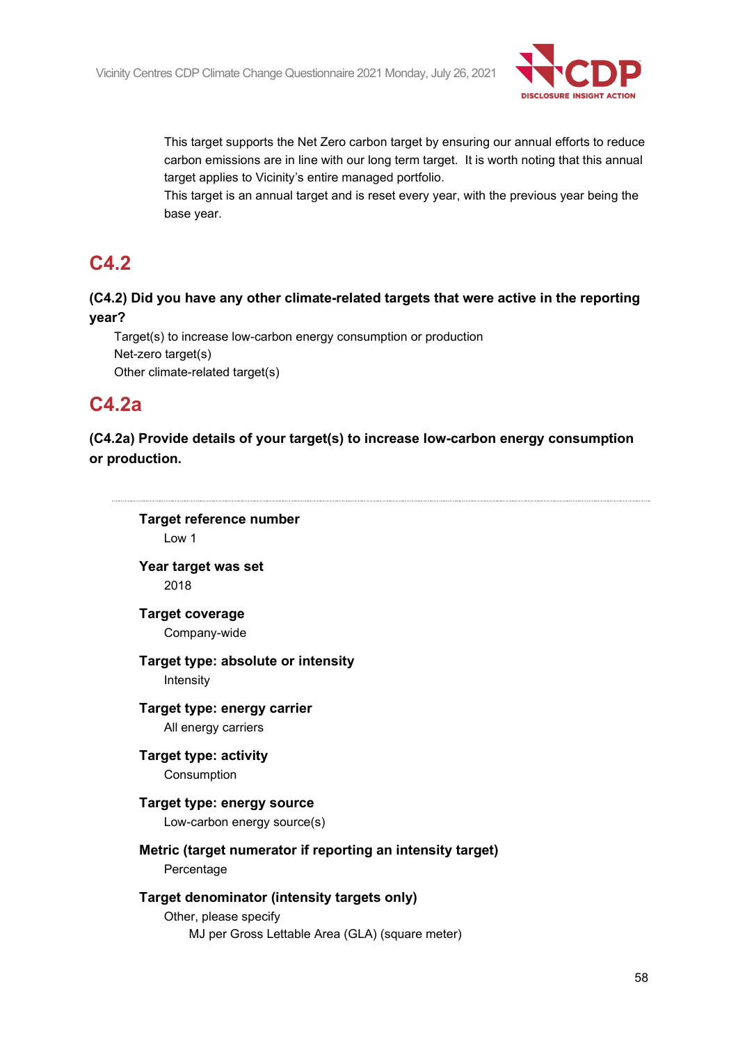This target supports the Net Zero carbon target by ensuring our annual efforts to reduce carbon emissions are in line with our long term target.  It is worth noting that this annual target applies to Vicinity's entire managed portfolio.
This target is an annual target and is reset every year, with the previous year being the base year.

## C4.2

**(C4.2) Did you have any other climate-related targets that were active in the reporting year?**

Target(s) to increase low-carbon energy consumption or production
Net-zero target(s)
Other climate-related target(s)

## C4.2a

**(C4.2a) Provide details of your target(s) to increase low-carbon energy consumption or production.**

---

**Target reference number**
Low 1

**Year target was set**
2018

**Target coverage**
Company-wide

**Target type: absolute or intensity**
Intensity

**Target type: energy carrier**
All energy carriers

**Target type: activity**
Consumption

**Target type: energy source**
Low-carbon energy source(s)

**Metric (target numerator if reporting an intensity target)**
Percentage

**Target denominator (intensity targets only)**
Other, please specify
MJ per Gross Lettable Area (GLA) (square meter)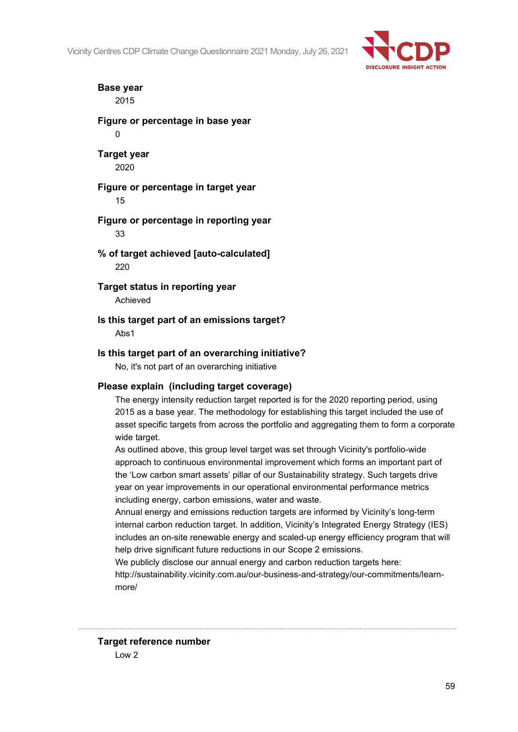**Base year**

2015

**Figure or percentage in base year**

0

**Target year**

2020

**Figure or percentage in target year**

15

**Figure or percentage in reporting year**

33

**% of target achieved [auto-calculated]**

220

**Target status in reporting year**

Achieved

**Is this target part of an emissions target?**

Abs1

**Is this target part of an overarching initiative?**

No, it's not part of an overarching initiative

**Please explain (including target coverage)**

The energy intensity reduction target reported is for the 2020 reporting period, using 2015 as a base year. The methodology for establishing this target included the use of asset specific targets from across the portfolio and aggregating them to form a corporate wide target.

As outlined above, this group level target was set through Vicinity's portfolio-wide approach to continuous environmental improvement which forms an important part of the 'Low carbon smart assets' pillar of our Sustainability strategy. Such targets drive year on year improvements in our operational environmental performance metrics including energy, carbon emissions, water and waste.

Annual energy and emissions reduction targets are informed by Vicinity's long-term internal carbon reduction target. In addition, Vicinity's Integrated Energy Strategy (IES) includes an on-site renewable energy and scaled-up energy efficiency program that will help drive significant future reductions in our Scope 2 emissions.

We publicly disclose our annual energy and carbon reduction targets here: http://sustainability.vicinity.com.au/our-business-and-strategy/our-commitments/learn-more/

---

**Target reference number**

Low 2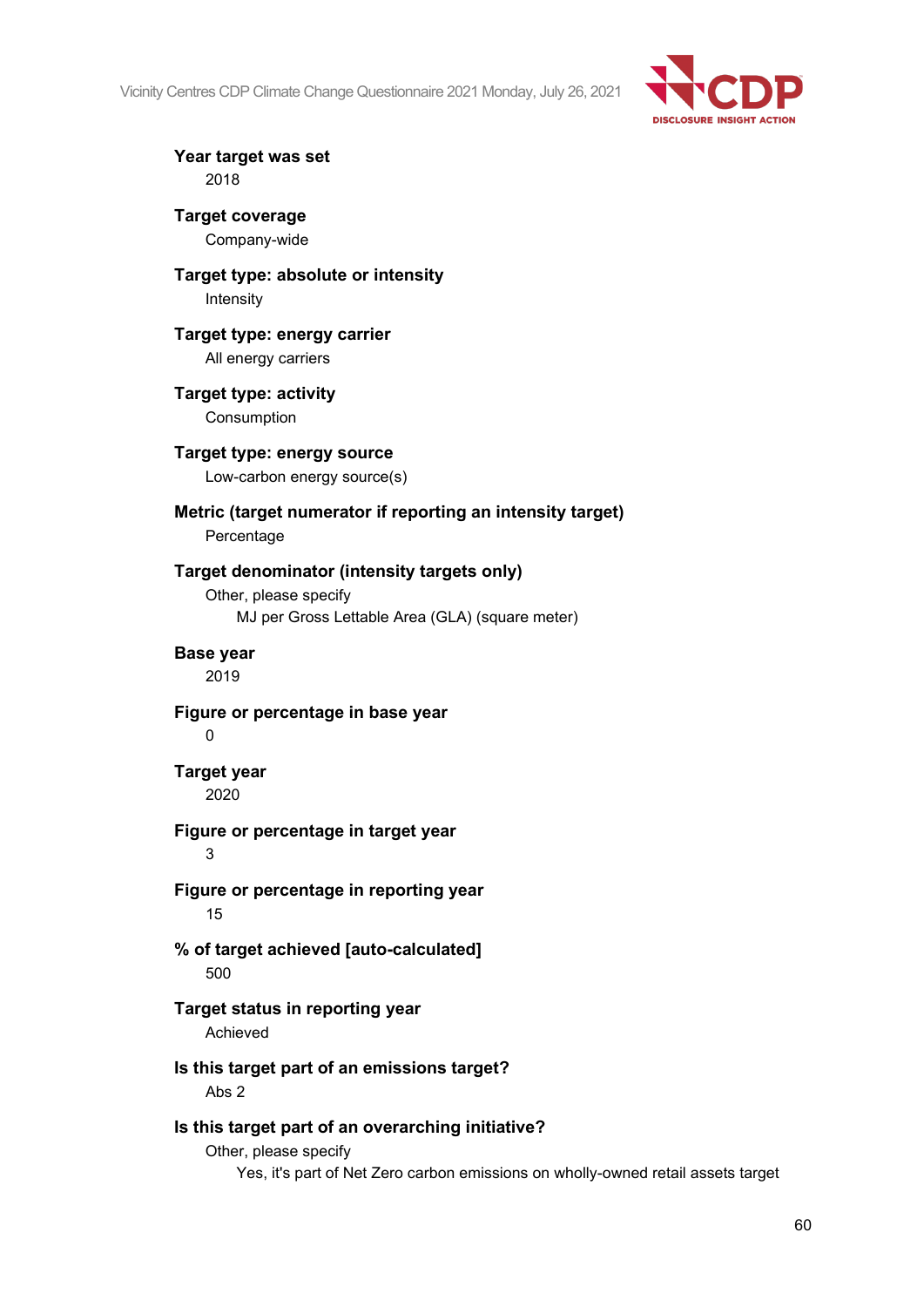**Year target was set**

2018

**Target coverage**

Company-wide

**Target type: absolute or intensity**

Intensity

**Target type: energy carrier**

All energy carriers

**Target type: activity**

Consumption

**Target type: energy source**

Low-carbon energy source(s)

**Metric (target numerator if reporting an intensity target)**

Percentage

**Target denominator (intensity targets only)**

Other, please specify

MJ per Gross Lettable Area (GLA) (square meter)

**Base year**

2019

**Figure or percentage in base year**

0

**Target year**

2020

**Figure or percentage in target year**

3

**Figure or percentage in reporting year**

15

**% of target achieved [auto-calculated]**

500

**Target status in reporting year**

Achieved

**Is this target part of an emissions target?**

Abs 2

**Is this target part of an overarching initiative?**

Other, please specify

Yes, it's part of Net Zero carbon emissions on wholly-owned retail assets target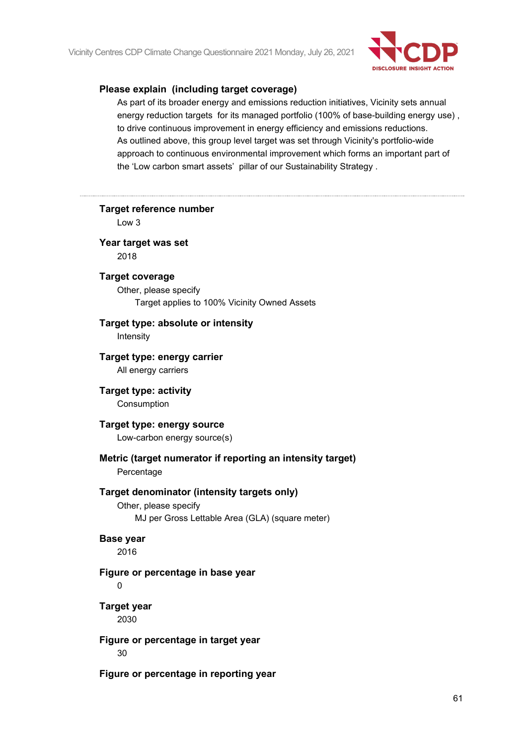**Please explain (including target coverage)**

As part of its broader energy and emissions reduction initiatives, Vicinity sets annual energy reduction targets for its managed portfolio (100% of base-building energy use) , to drive continuous improvement in energy efficiency and emissions reductions.
As outlined above, this group level target was set through Vicinity's portfolio-wide approach to continuous environmental improvement which forms an important part of the 'Low carbon smart assets' pillar of our Sustainability Strategy .

---

**Target reference number**

Low 3

**Year target was set**

2018

**Target coverage**

Other, please specify

Target applies to 100% Vicinity Owned Assets

**Target type: absolute or intensity**

Intensity

**Target type: energy carrier**

All energy carriers

**Target type: activity**

Consumption

**Target type: energy source**

Low-carbon energy source(s)

**Metric (target numerator if reporting an intensity target)**

Percentage

**Target denominator (intensity targets only)**

Other, please specify

MJ per Gross Lettable Area (GLA) (square meter)

**Base year**

2016

**Figure or percentage in base year**

0

**Target year**

2030

**Figure or percentage in target year**

30

**Figure or percentage in reporting year**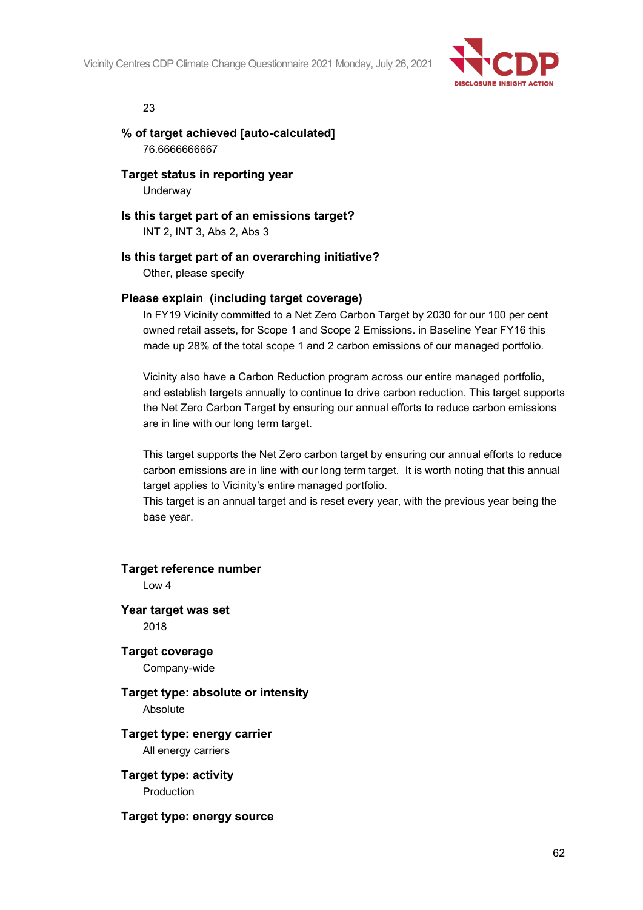23

**% of target achieved [auto-calculated]**
76.6666666667

**Target status in reporting year**
Underway

**Is this target part of an emissions target?**
INT 2, INT 3, Abs 2, Abs 3

**Is this target part of an overarching initiative?**
Other, please specify

**Please explain (including target coverage)**
In FY19 Vicinity committed to a Net Zero Carbon Target by 2030 for our 100 per cent owned retail assets, for Scope 1 and Scope 2 Emissions. in Baseline Year FY16 this made up 28% of the total scope 1 and 2 carbon emissions of our managed portfolio.

Vicinity also have a Carbon Reduction program across our entire managed portfolio, and establish targets annually to continue to drive carbon reduction. This target supports the Net Zero Carbon Target by ensuring our annual efforts to reduce carbon emissions are in line with our long term target.

This target supports the Net Zero carbon target by ensuring our annual efforts to reduce carbon emissions are in line with our long term target. It is worth noting that this annual target applies to Vicinity's entire managed portfolio.
This target is an annual target and is reset every year, with the previous year being the base year.

---

**Target reference number**
Low 4

**Year target was set**
2018

**Target coverage**
Company-wide

**Target type: absolute or intensity**
Absolute

**Target type: energy carrier**
All energy carriers

**Target type: activity**
Production

**Target type: energy source**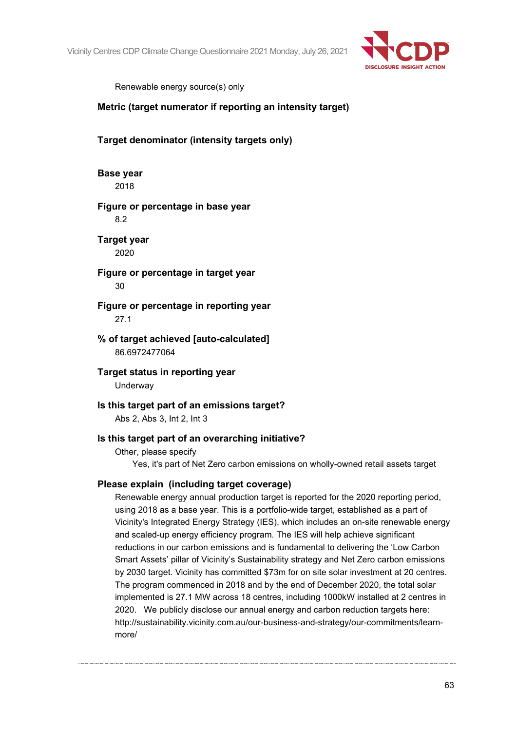Renewable energy source(s) only

**Metric (target numerator if reporting an intensity target)**

**Target denominator (intensity targets only)**

**Base year**

2018

**Figure or percentage in base year**

8.2

**Target year**

2020

**Figure or percentage in target year**

30

**Figure or percentage in reporting year**

27.1

**% of target achieved [auto-calculated]**

86.6972477064

**Target status in reporting year**

Underway

**Is this target part of an emissions target?**

Abs 2, Abs 3, Int 2, Int 3

**Is this target part of an overarching initiative?**

Other, please specify

Yes, it's part of Net Zero carbon emissions on wholly-owned retail assets target

**Please explain (including target coverage)**

Renewable energy annual production target is reported for the 2020 reporting period, using 2018 as a base year. This is a portfolio-wide target, established as a part of Vicinity's Integrated Energy Strategy (IES), which includes an on-site renewable energy and scaled-up energy efficiency program. The IES will help achieve significant reductions in our carbon emissions and is fundamental to delivering the 'Low Carbon Smart Assets' pillar of Vicinity's Sustainability strategy and Net Zero carbon emissions by 2030 target. Vicinity has committed $73m for on site solar investment at 20 centres. The program commenced in 2018 and by the end of December 2020, the total solar implemented is 27.1 MW across 18 centres, including 1000kW installed at 2 centres in 2020. We publicly disclose our annual energy and carbon reduction targets here: http://sustainability.vicinity.com.au/our-business-and-strategy/our-commitments/learn-more/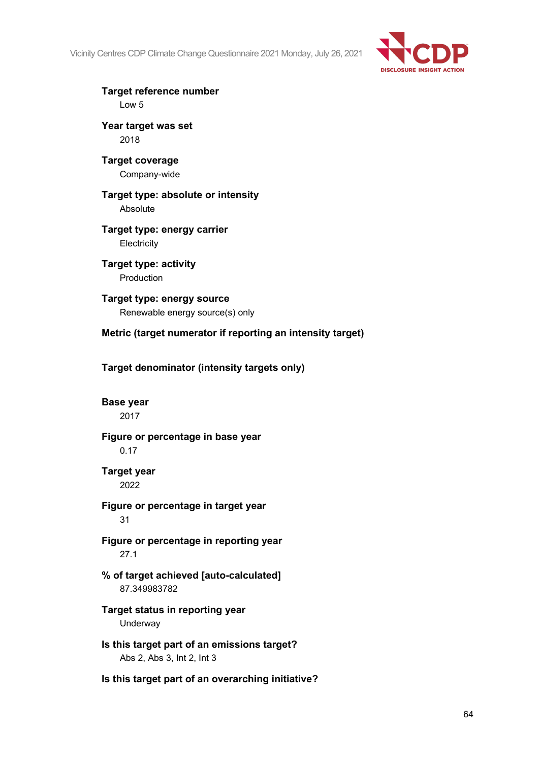**Target reference number**

Low 5

**Year target was set**

2018

**Target coverage**

Company-wide

**Target type: absolute or intensity**

Absolute

**Target type: energy carrier**

Electricity

**Target type: activity**

Production

**Target type: energy source**

Renewable energy source(s) only

**Metric (target numerator if reporting an intensity target)**

**Target denominator (intensity targets only)**

**Base year**

2017

**Figure or percentage in base year**

0.17

**Target year**

2022

**Figure or percentage in target year**

31

**Figure or percentage in reporting year**

27.1

**% of target achieved [auto-calculated]**

87.349983782

**Target status in reporting year**

Underway

**Is this target part of an emissions target?**

Abs 2, Abs 3, Int 2, Int 3

**Is this target part of an overarching initiative?**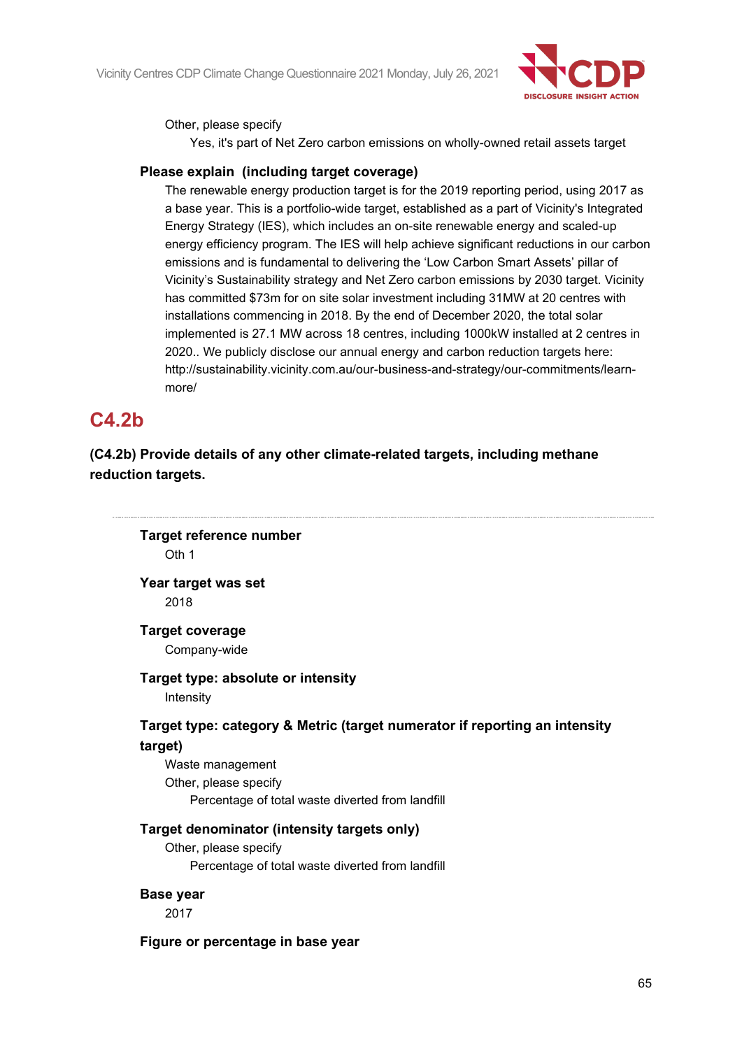Other, please specify

Yes, it's part of Net Zero carbon emissions on wholly-owned retail assets target

**Please explain (including target coverage)**

The renewable energy production target is for the 2019 reporting period, using 2017 as a base year. This is a portfolio-wide target, established as a part of Vicinity's Integrated Energy Strategy (IES), which includes an on-site renewable energy and scaled-up energy efficiency program. The IES will help achieve significant reductions in our carbon emissions and is fundamental to delivering the 'Low Carbon Smart Assets' pillar of Vicinity's Sustainability strategy and Net Zero carbon emissions by 2030 target. Vicinity has committed $73m for on site solar investment including 31MW at 20 centres with installations commencing in 2018. By the end of December 2020, the total solar implemented is 27.1 MW across 18 centres, including 1000kW installed at 2 centres in 2020.. We publicly disclose our annual energy and carbon reduction targets here: http://sustainability.vicinity.com.au/our-business-and-strategy/our-commitments/learn-more/

## C4.2b

**(C4.2b) Provide details of any other climate-related targets, including methane reduction targets.**

**Target reference number**

Oth 1

**Year target was set**

2018

**Target coverage**

Company-wide

**Target type: absolute or intensity**

Intensity

**Target type: category & Metric (target numerator if reporting an intensity target)**

Waste management

Other, please specify

Percentage of total waste diverted from landfill

**Target denominator (intensity targets only)**

Other, please specify

Percentage of total waste diverted from landfill

**Base year**

2017

**Figure or percentage in base year**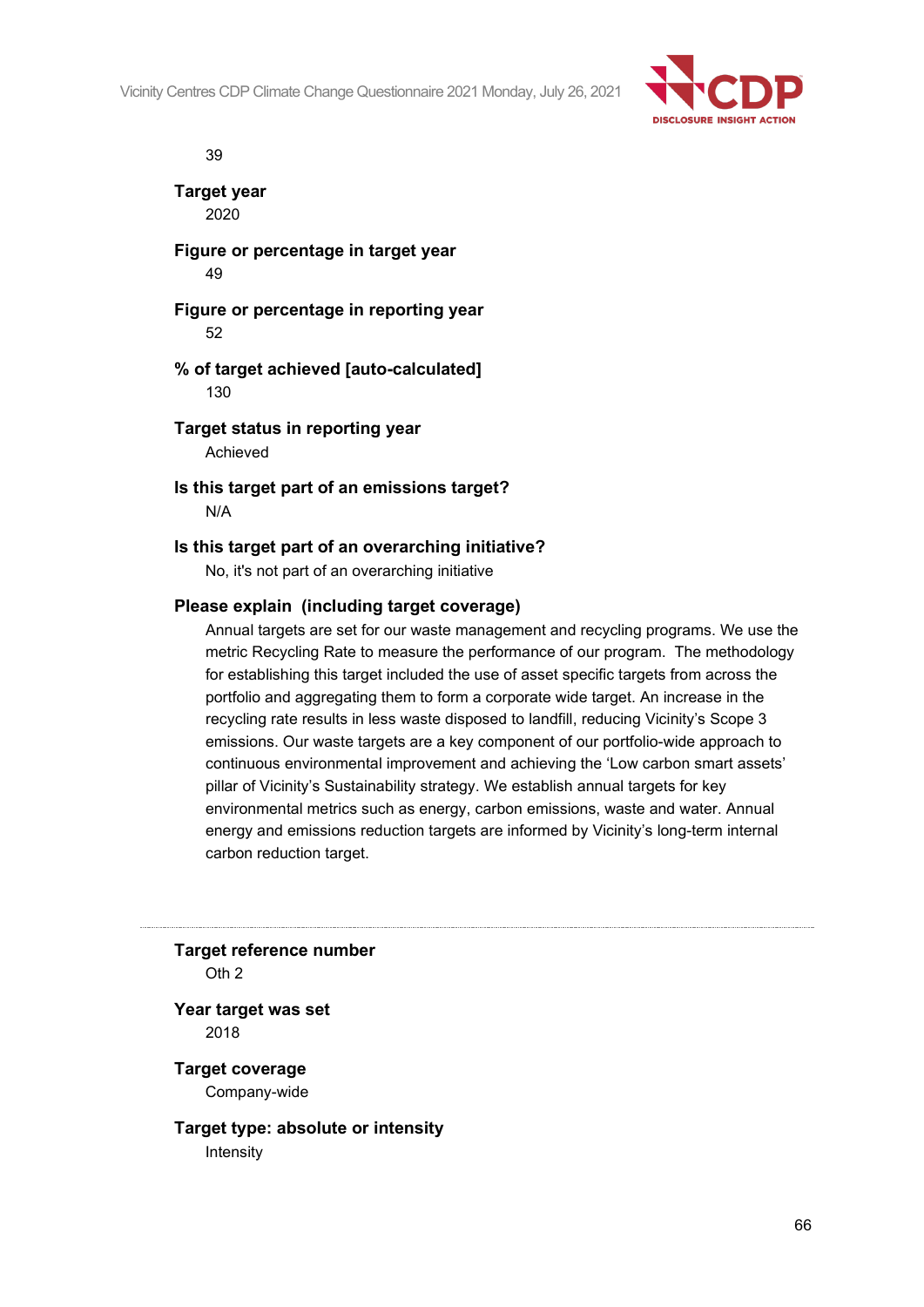39

**Target year**
2020

**Figure or percentage in target year**
49

**Figure or percentage in reporting year**
52

**% of target achieved [auto-calculated]**
130

**Target status in reporting year**
Achieved

**Is this target part of an emissions target?**
N/A

**Is this target part of an overarching initiative?**
No, it's not part of an overarching initiative

**Please explain (including target coverage)**
Annual targets are set for our waste management and recycling programs. We use the metric Recycling Rate to measure the performance of our program. The methodology for establishing this target included the use of asset specific targets from across the portfolio and aggregating them to form a corporate wide target. An increase in the recycling rate results in less waste disposed to landfill, reducing Vicinity's Scope 3 emissions. Our waste targets are a key component of our portfolio-wide approach to continuous environmental improvement and achieving the 'Low carbon smart assets' pillar of Vicinity's Sustainability strategy. We establish annual targets for key environmental metrics such as energy, carbon emissions, waste and water. Annual energy and emissions reduction targets are informed by Vicinity's long-term internal carbon reduction target.

---

**Target reference number**
Oth 2

**Year target was set**
2018

**Target coverage**
Company-wide

**Target type: absolute or intensity**
Intensity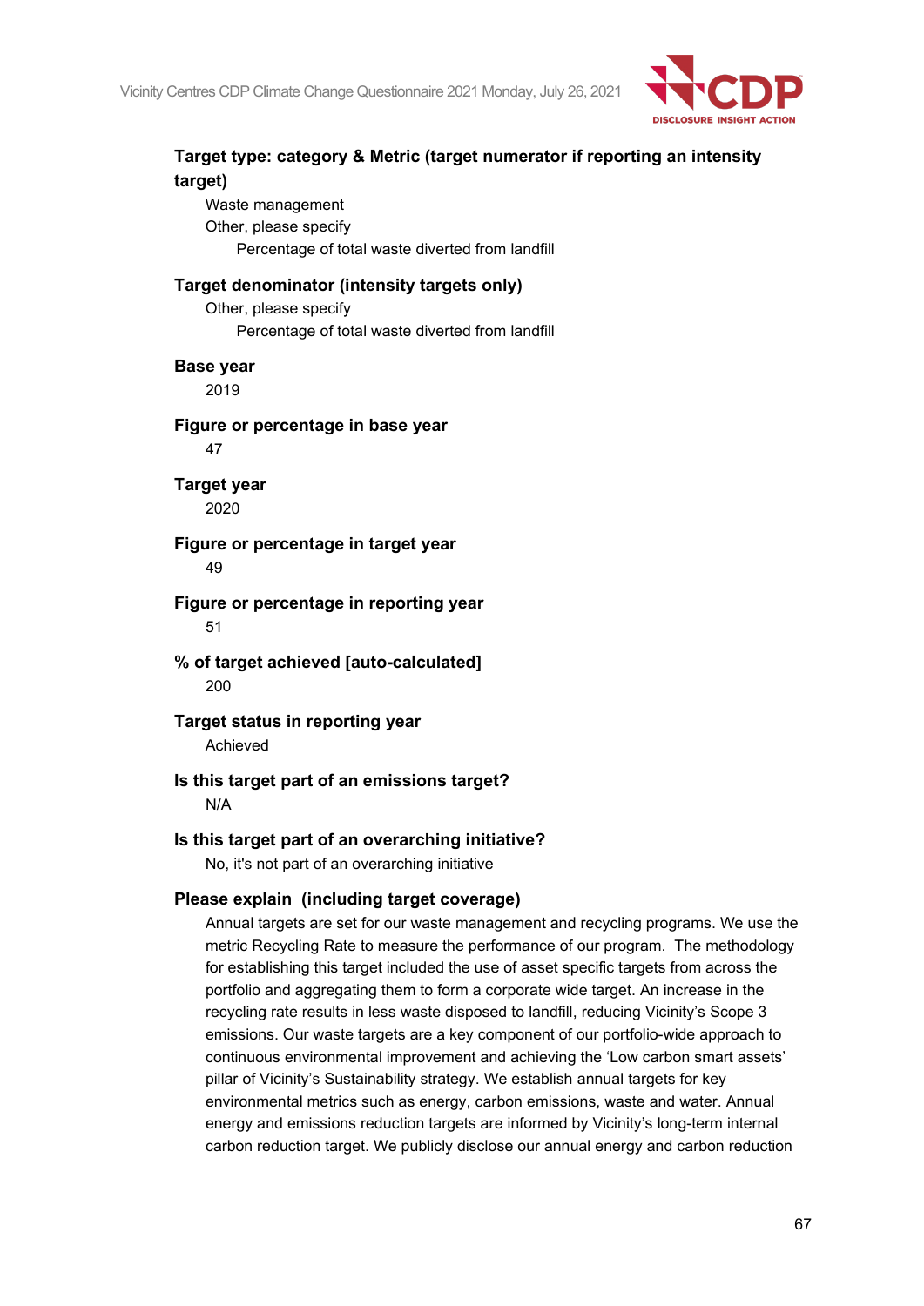**Target type: category & Metric (target numerator if reporting an intensity target)**

Waste management

Other, please specify

Percentage of total waste diverted from landfill

**Target denominator (intensity targets only)**

Other, please specify

Percentage of total waste diverted from landfill

**Base year**

2019

**Figure or percentage in base year**

47

**Target year**

2020

**Figure or percentage in target year**

49

**Figure or percentage in reporting year**

51

**% of target achieved [auto-calculated]**

200

**Target status in reporting year**

Achieved

**Is this target part of an emissions target?**

N/A

**Is this target part of an overarching initiative?**

No, it's not part of an overarching initiative

**Please explain (including target coverage)**

Annual targets are set for our waste management and recycling programs. We use the metric Recycling Rate to measure the performance of our program. The methodology for establishing this target included the use of asset specific targets from across the portfolio and aggregating them to form a corporate wide target. An increase in the recycling rate results in less waste disposed to landfill, reducing Vicinity's Scope 3 emissions. Our waste targets are a key component of our portfolio-wide approach to continuous environmental improvement and achieving the 'Low carbon smart assets' pillar of Vicinity's Sustainability strategy. We establish annual targets for key environmental metrics such as energy, carbon emissions, waste and water. Annual energy and emissions reduction targets are informed by Vicinity's long-term internal carbon reduction target. We publicly disclose our annual energy and carbon reduction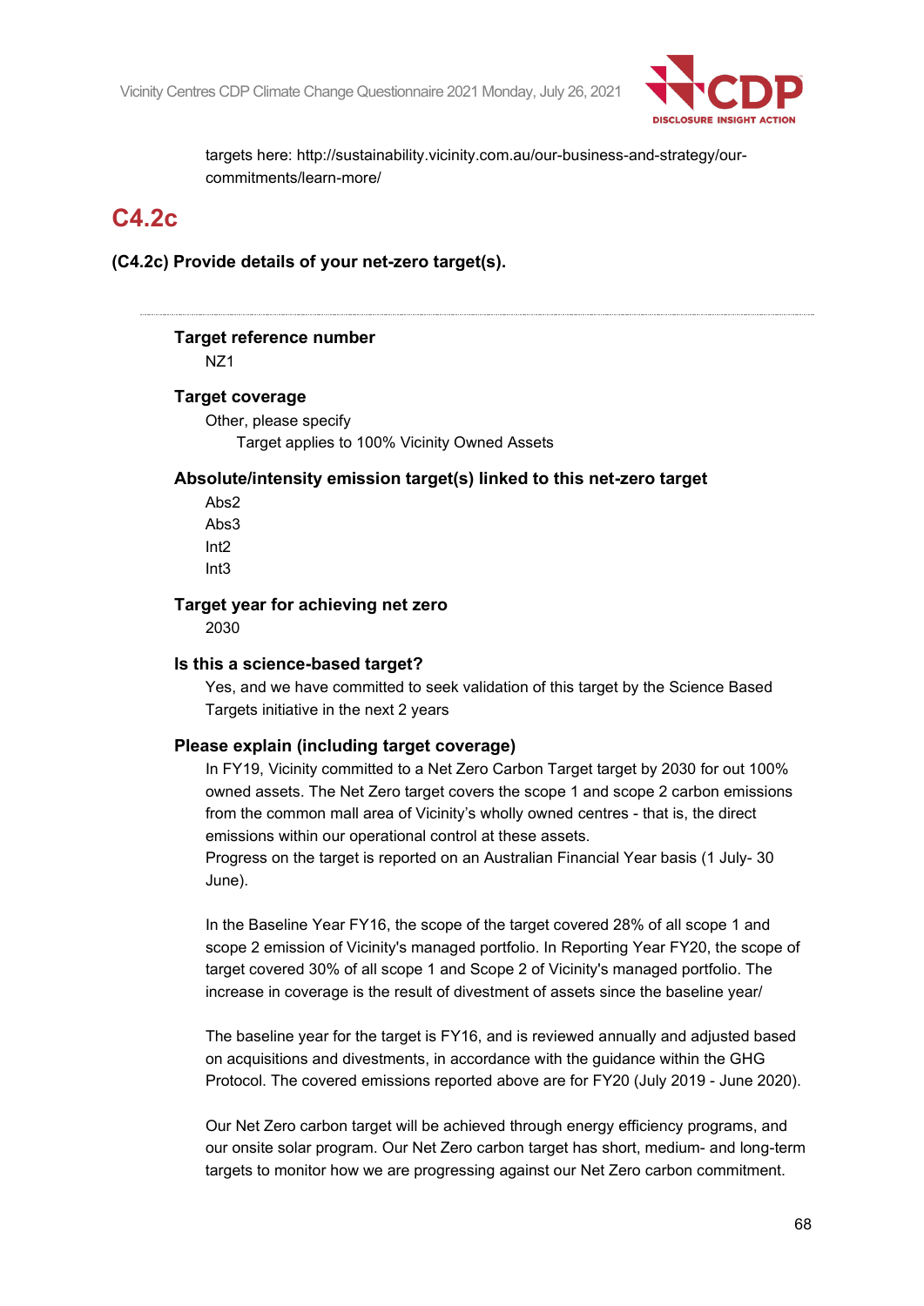targets here: http://sustainability.vicinity.com.au/our-business-and-strategy/our-commitments/learn-more/

## C4.2c

**(C4.2c) Provide details of your net-zero target(s).**

---

**Target reference number**

NZ1

**Target coverage**

Other, please specify

Target applies to 100% Vicinity Owned Assets

**Absolute/intensity emission target(s) linked to this net-zero target**

Abs2
Abs3
Int2
Int3

**Target year for achieving net zero**

2030

**Is this a science-based target?**

Yes, and we have committed to seek validation of this target by the Science Based Targets initiative in the next 2 years

**Please explain (including target coverage)**

In FY19, Vicinity committed to a Net Zero Carbon Target target by 2030 for out 100% owned assets. The Net Zero target covers the scope 1 and scope 2 carbon emissions from the common mall area of Vicinity's wholly owned centres - that is, the direct emissions within our operational control at these assets.
Progress on the target is reported on an Australian Financial Year basis (1 July- 30 June).

In the Baseline Year FY16, the scope of the target covered 28% of all scope 1 and scope 2 emission of Vicinity's managed portfolio. In Reporting Year FY20, the scope of target covered 30% of all scope 1 and Scope 2 of Vicinity's managed portfolio. The increase in coverage is the result of divestment of assets since the baseline year/

The baseline year for the target is FY16, and is reviewed annually and adjusted based on acquisitions and divestments, in accordance with the guidance within the GHG Protocol. The covered emissions reported above are for FY20 (July 2019 - June 2020).

Our Net Zero carbon target will be achieved through energy efficiency programs, and our onsite solar program. Our Net Zero carbon target has short, medium- and long-term targets to monitor how we are progressing against our Net Zero carbon commitment.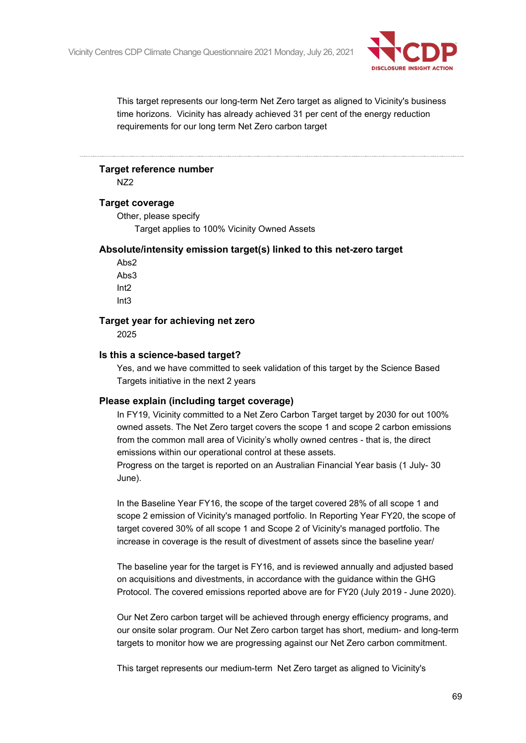This target represents our long-term Net Zero target as aligned to Vicinity's business time horizons. Vicinity has already achieved 31 per cent of the energy reduction requirements for our long term Net Zero carbon target

---

**Target reference number**

NZ2

**Target coverage**

Other, please specify

Target applies to 100% Vicinity Owned Assets

**Absolute/intensity emission target(s) linked to this net-zero target**

Abs2
Abs3
Int2
Int3

**Target year for achieving net zero**

2025

**Is this a science-based target?**

Yes, and we have committed to seek validation of this target by the Science Based Targets initiative in the next 2 years

**Please explain (including target coverage)**

In FY19, Vicinity committed to a Net Zero Carbon Target target by 2030 for out 100% owned assets. The Net Zero target covers the scope 1 and scope 2 carbon emissions from the common mall area of Vicinity's wholly owned centres - that is, the direct emissions within our operational control at these assets.
Progress on the target is reported on an Australian Financial Year basis (1 July- 30 June).

In the Baseline Year FY16, the scope of the target covered 28% of all scope 1 and scope 2 emission of Vicinity's managed portfolio. In Reporting Year FY20, the scope of target covered 30% of all scope 1 and Scope 2 of Vicinity's managed portfolio. The increase in coverage is the result of divestment of assets since the baseline year/

The baseline year for the target is FY16, and is reviewed annually and adjusted based on acquisitions and divestments, in accordance with the guidance within the GHG Protocol. The covered emissions reported above are for FY20 (July 2019 - June 2020).

Our Net Zero carbon target will be achieved through energy efficiency programs, and our onsite solar program. Our Net Zero carbon target has short, medium- and long-term targets to monitor how we are progressing against our Net Zero carbon commitment.

This target represents our medium-term Net Zero target as aligned to Vicinity's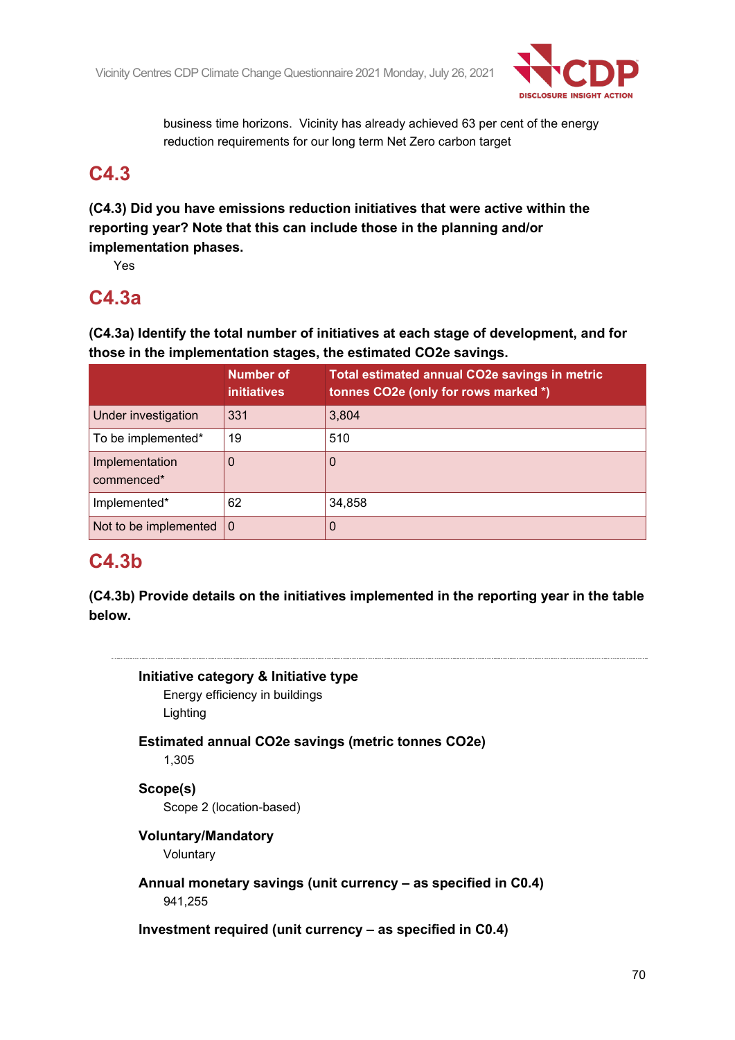business time horizons. Vicinity has already achieved 63 per cent of the energy reduction requirements for our long term Net Zero carbon target

## C4.3

**(C4.3) Did you have emissions reduction initiatives that were active within the reporting year? Note that this can include those in the planning and/or implementation phases.**

Yes

## C4.3a

**(C4.3a) Identify the total number of initiatives at each stage of development, and for those in the implementation stages, the estimated CO2e savings.**

| | Number of initiatives | Total estimated annual CO2e savings in metric tonnes CO2e (only for rows marked *) |
|---|---|---|
| Under investigation | 331 | 3,804 |
| To be implemented* | 19 | 510 |
| Implementation commenced* | 0 | 0 |
| Implemented* | 62 | 34,858 |
| Not to be implemented | 0 | 0 |

## C4.3b

**(C4.3b) Provide details on the initiatives implemented in the reporting year in the table below.**

---

**Initiative category & Initiative type**

Energy efficiency in buildings

Lighting

**Estimated annual CO2e savings (metric tonnes CO2e)**

1,305

**Scope(s)**

Scope 2 (location-based)

**Voluntary/Mandatory**

Voluntary

**Annual monetary savings (unit currency – as specified in C0.4)**

941,255

**Investment required (unit currency – as specified in C0.4)**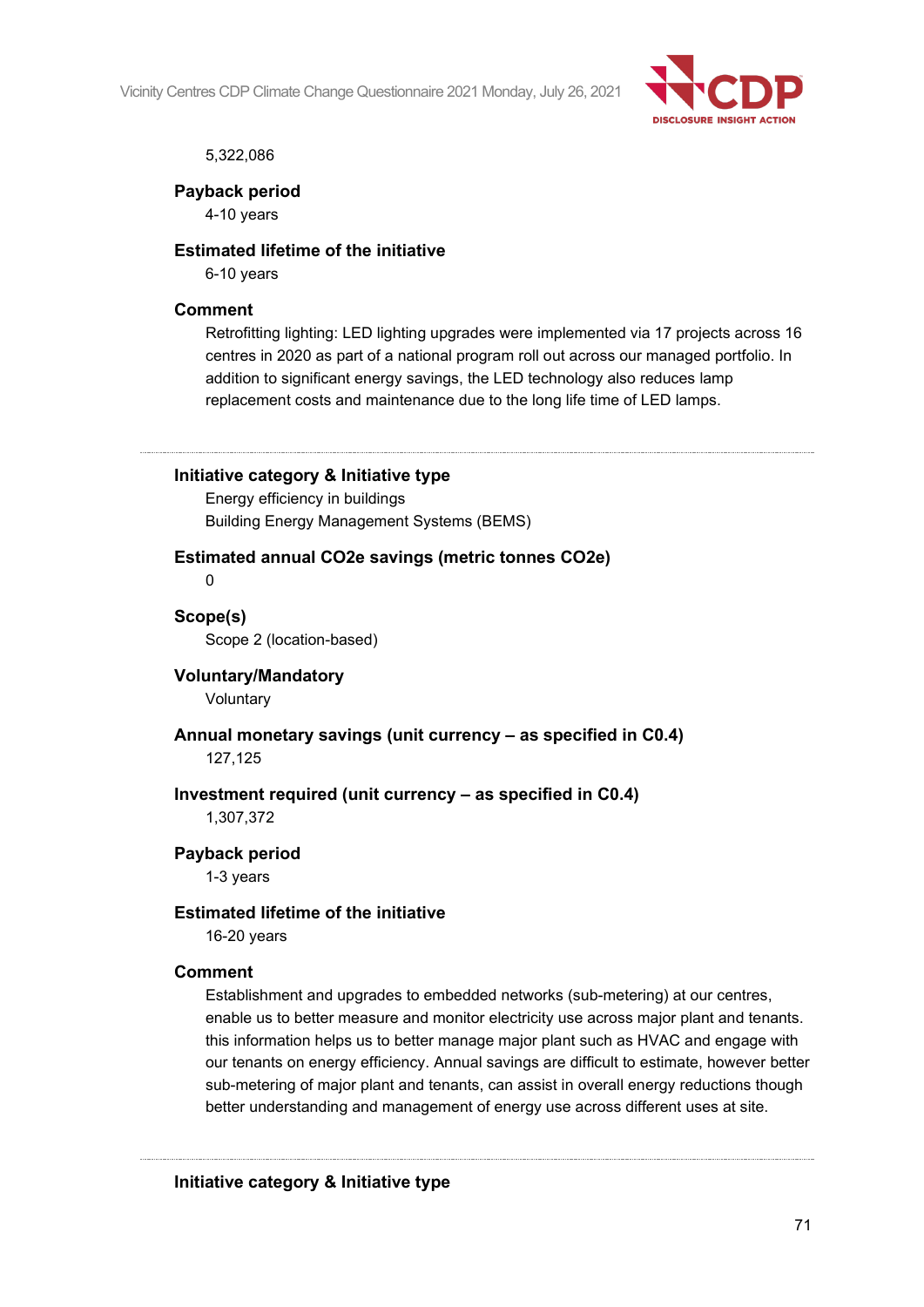5,322,086

**Payback period**

4-10 years

**Estimated lifetime of the initiative**

6-10 years

**Comment**

Retrofitting lighting: LED lighting upgrades were implemented via 17 projects across 16 centres in 2020 as part of a national program roll out across our managed portfolio. In addition to significant energy savings, the LED technology also reduces lamp replacement costs and maintenance due to the long life time of LED lamps.

---

**Initiative category & Initiative type**

Energy efficiency in buildings
Building Energy Management Systems (BEMS)

**Estimated annual CO2e savings (metric tonnes CO2e)**

0

**Scope(s)**

Scope 2 (location-based)

**Voluntary/Mandatory**

Voluntary

**Annual monetary savings (unit currency – as specified in C0.4)**

127,125

**Investment required (unit currency – as specified in C0.4)**

1,307,372

**Payback period**

1-3 years

**Estimated lifetime of the initiative**

16-20 years

**Comment**

Establishment and upgrades to embedded networks (sub-metering) at our centres, enable us to better measure and monitor electricity use across major plant and tenants. this information helps us to better manage major plant such as HVAC and engage with our tenants on energy efficiency. Annual savings are difficult to estimate, however better sub-metering of major plant and tenants, can assist in overall energy reductions though better understanding and management of energy use across different uses at site.

---

**Initiative category & Initiative type**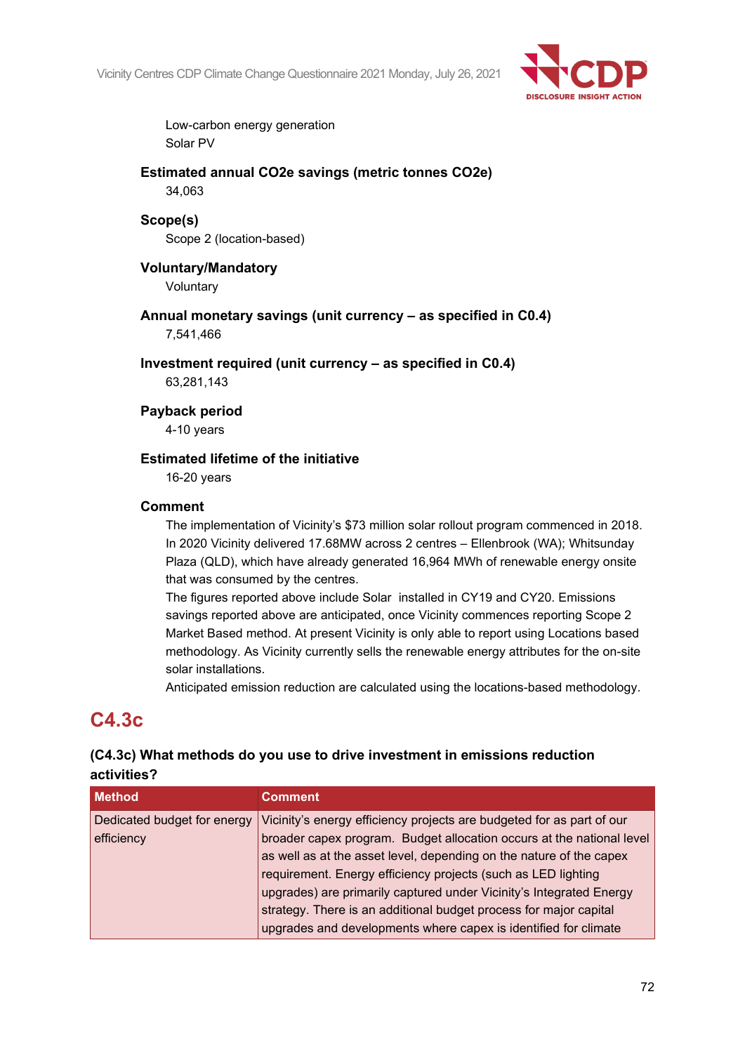Low-carbon energy generation
Solar PV

**Estimated annual CO2e savings (metric tonnes CO2e)**

34,063

**Scope(s)**

Scope 2 (location-based)

**Voluntary/Mandatory**

Voluntary

**Annual monetary savings (unit currency – as specified in C0.4)**

7,541,466

**Investment required (unit currency – as specified in C0.4)**

63,281,143

**Payback period**

4-10 years

**Estimated lifetime of the initiative**

16-20 years

**Comment**

The implementation of Vicinity's $73 million solar rollout program commenced in 2018. In 2020 Vicinity delivered 17.68MW across 2 centres – Ellenbrook (WA); Whitsunday Plaza (QLD), which have already generated 16,964 MWh of renewable energy onsite that was consumed by the centres.
The figures reported above include Solar installed in CY19 and CY20. Emissions savings reported above are anticipated, once Vicinity commences reporting Scope 2 Market Based method. At present Vicinity is only able to report using Locations based methodology. As Vicinity currently sells the renewable energy attributes for the on-site solar installations.
Anticipated emission reduction are calculated using the locations-based methodology.

## C4.3c

### (C4.3c) What methods do you use to drive investment in emissions reduction activities?

| Method | Comment |
|---|---|
| Dedicated budget for energy efficiency | Vicinity's energy efficiency projects are budgeted for as part of our broader capex program. Budget allocation occurs at the national level as well as at the asset level, depending on the nature of the capex requirement. Energy efficiency projects (such as LED lighting upgrades) are primarily captured under Vicinity's Integrated Energy strategy. There is an additional budget process for major capital upgrades and developments where capex is identified for climate |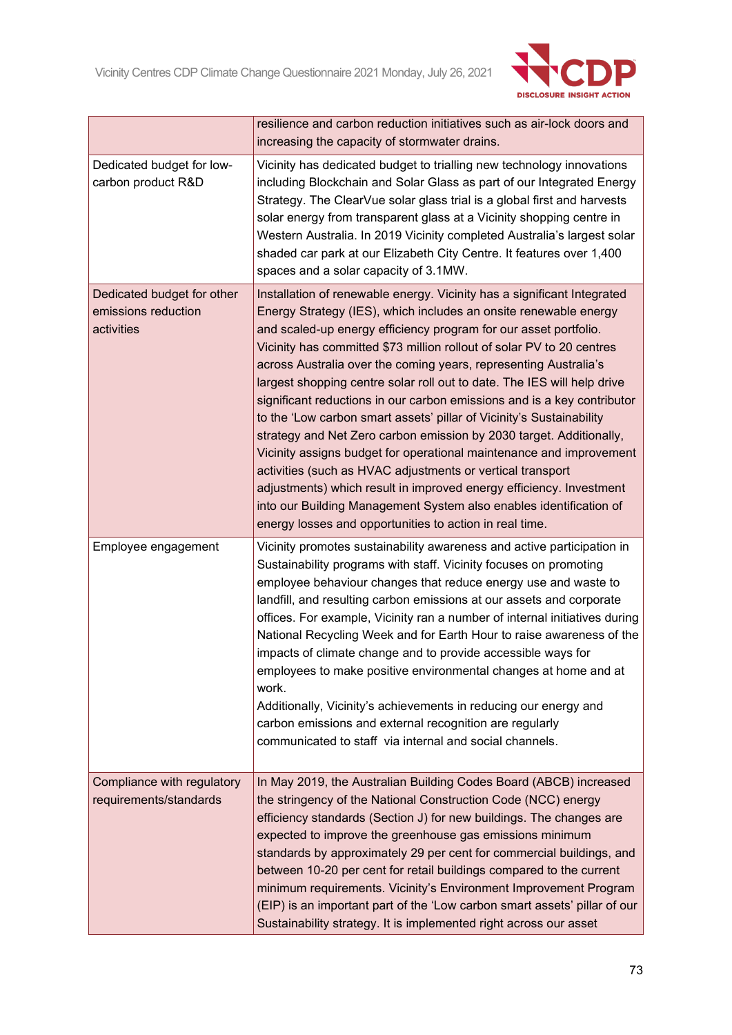| | |
|---|---|
| | resilience and carbon reduction initiatives such as air-lock doors and increasing the capacity of stormwater drains. |
| Dedicated budget for low-carbon product R&D | Vicinity has dedicated budget to trialling new technology innovations including Blockchain and Solar Glass as part of our Integrated Energy Strategy. The ClearVue solar glass trial is a global first and harvests solar energy from transparent glass at a Vicinity shopping centre in Western Australia. In 2019 Vicinity completed Australia's largest solar shaded car park at our Elizabeth City Centre. It features over 1,400 spaces and a solar capacity of 3.1MW. |
| Dedicated budget for other emissions reduction activities | Installation of renewable energy. Vicinity has a significant Integrated Energy Strategy (IES), which includes an onsite renewable energy and scaled-up energy efficiency program for our asset portfolio. Vicinity has committed $73 million rollout of solar PV to 20 centres across Australia over the coming years, representing Australia's largest shopping centre solar roll out to date. The IES will help drive significant reductions in our carbon emissions and is a key contributor to the 'Low carbon smart assets' pillar of Vicinity's Sustainability strategy and Net Zero carbon emission by 2030 target. Additionally, Vicinity assigns budget for operational maintenance and improvement activities (such as HVAC adjustments or vertical transport adjustments) which result in improved energy efficiency. Investment into our Building Management System also enables identification of energy losses and opportunities to action in real time. |
| Employee engagement | Vicinity promotes sustainability awareness and active participation in Sustainability programs with staff. Vicinity focuses on promoting employee behaviour changes that reduce energy use and waste to landfill, and resulting carbon emissions at our assets and corporate offices. For example, Vicinity ran a number of internal initiatives during National Recycling Week and for Earth Hour to raise awareness of the impacts of climate change and to provide accessible ways for employees to make positive environmental changes at home and at work.<br>Additionally, Vicinity's achievements in reducing our energy and carbon emissions and external recognition are regularly communicated to staff via internal and social channels. |
| Compliance with regulatory requirements/standards | In May 2019, the Australian Building Codes Board (ABCB) increased the stringency of the National Construction Code (NCC) energy efficiency standards (Section J) for new buildings. The changes are expected to improve the greenhouse gas emissions minimum standards by approximately 29 per cent for commercial buildings, and between 10-20 per cent for retail buildings compared to the current minimum requirements. Vicinity's Environment Improvement Program (EIP) is an important part of the 'Low carbon smart assets' pillar of our Sustainability strategy. It is implemented right across our asset |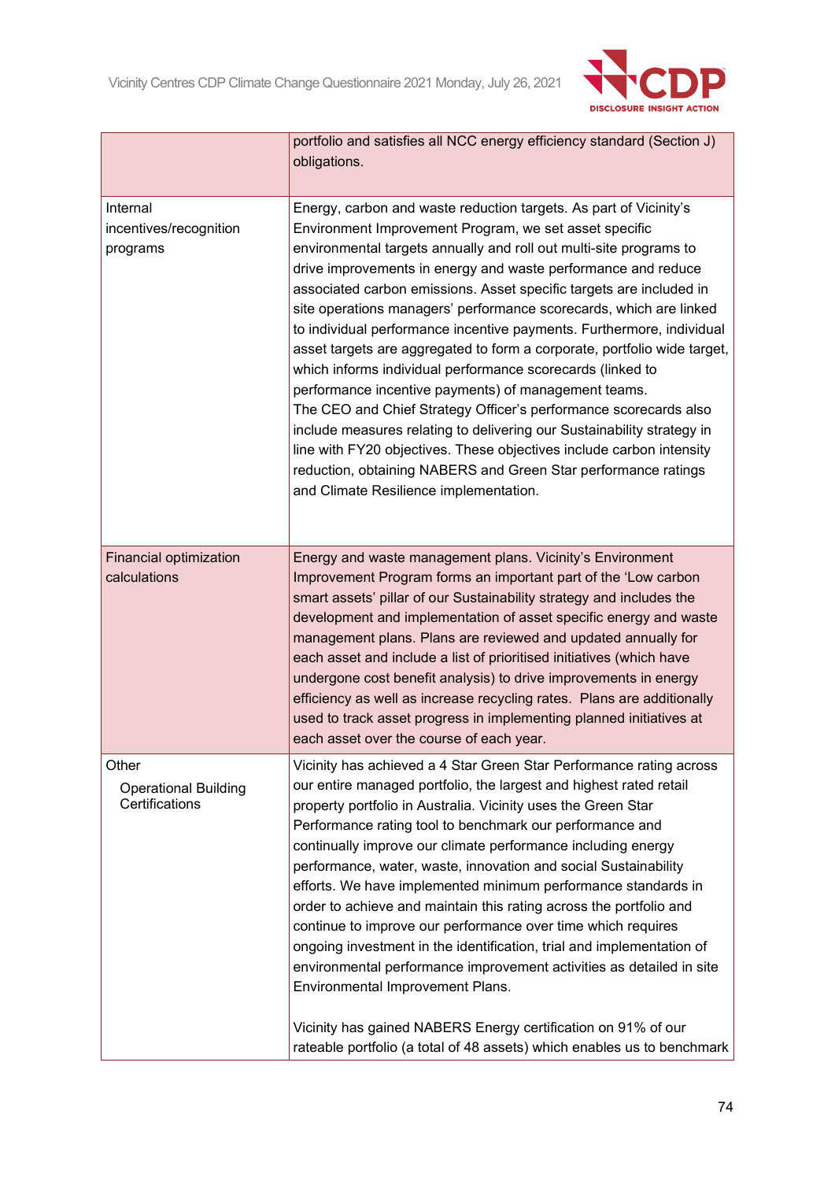| | |
|---|---|
| | portfolio and satisfies all NCC energy efficiency standard (Section J) obligations. |
| Internal incentives/recognition programs | Energy, carbon and waste reduction targets. As part of Vicinity's Environment Improvement Program, we set asset specific environmental targets annually and roll out multi-site programs to drive improvements in energy and waste performance and reduce associated carbon emissions. Asset specific targets are included in site operations managers' performance scorecards, which are linked to individual performance incentive payments. Furthermore, individual asset targets are aggregated to form a corporate, portfolio wide target, which informs individual performance scorecards (linked to performance incentive payments) of management teams.<br>The CEO and Chief Strategy Officer's performance scorecards also include measures relating to delivering our Sustainability strategy in line with FY20 objectives. These objectives include carbon intensity reduction, obtaining NABERS and Green Star performance ratings and Climate Resilience implementation. |
| Financial optimization calculations | Energy and waste management plans. Vicinity's Environment Improvement Program forms an important part of the 'Low carbon smart assets' pillar of our Sustainability strategy and includes the development and implementation of asset specific energy and waste management plans. Plans are reviewed and updated annually for each asset and include a list of prioritised initiatives (which have undergone cost benefit analysis) to drive improvements in energy efficiency as well as increase recycling rates. Plans are additionally used to track asset progress in implementing planned initiatives at each asset over the course of each year. |
| Other<br>Operational Building Certifications | Vicinity has achieved a 4 Star Green Star Performance rating across our entire managed portfolio, the largest and highest rated retail property portfolio in Australia. Vicinity uses the Green Star Performance rating tool to benchmark our performance and continually improve our climate performance including energy performance, water, waste, innovation and social Sustainability efforts. We have implemented minimum performance standards in order to achieve and maintain this rating across the portfolio and continue to improve our performance over time which requires ongoing investment in the identification, trial and implementation of environmental performance improvement activities as detailed in site Environmental Improvement Plans.<br><br>Vicinity has gained NABERS Energy certification on 91% of our rateable portfolio (a total of 48 assets) which enables us to benchmark |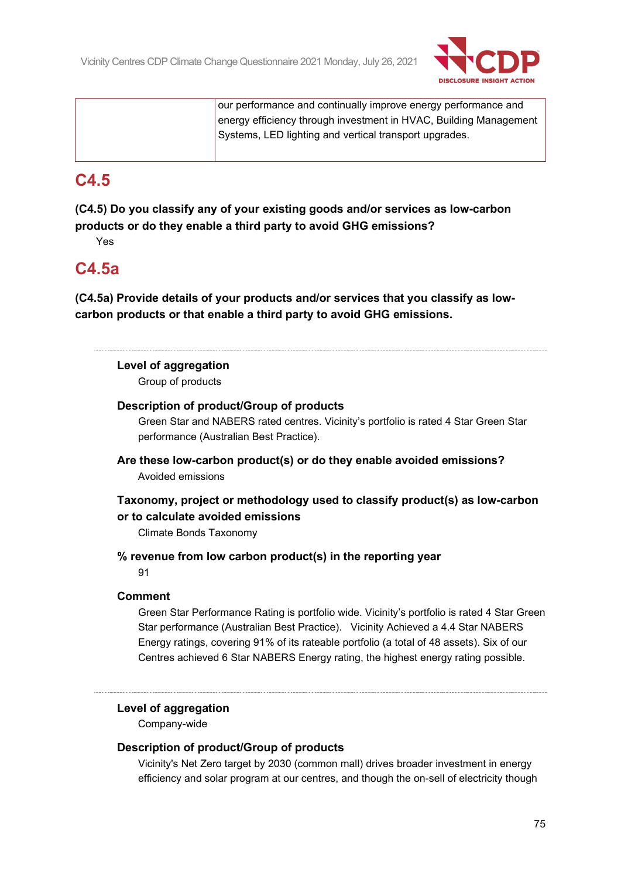| | our performance and continually improve energy performance and energy efficiency through investment in HVAC, Building Management Systems, LED lighting and vertical transport upgrades. |
|---|---|

## C4.5

**(C4.5) Do you classify any of your existing goods and/or services as low-carbon products or do they enable a third party to avoid GHG emissions?**

Yes

## C4.5a

**(C4.5a) Provide details of your products and/or services that you classify as low-carbon products or that enable a third party to avoid GHG emissions.**

---

**Level of aggregation**

Group of products

**Description of product/Group of products**

Green Star and NABERS rated centres. Vicinity's portfolio is rated 4 Star Green Star performance (Australian Best Practice).

**Are these low-carbon product(s) or do they enable avoided emissions?**

Avoided emissions

**Taxonomy, project or methodology used to classify product(s) as low-carbon or to calculate avoided emissions**

Climate Bonds Taxonomy

**% revenue from low carbon product(s) in the reporting year**

91

**Comment**

Green Star Performance Rating is portfolio wide. Vicinity's portfolio is rated 4 Star Green Star performance (Australian Best Practice). Vicinity Achieved a 4.4 Star NABERS Energy ratings, covering 91% of its rateable portfolio (a total of 48 assets). Six of our Centres achieved 6 Star NABERS Energy rating, the highest energy rating possible.

---

**Level of aggregation**

Company-wide

**Description of product/Group of products**

Vicinity's Net Zero target by 2030 (common mall) drives broader investment in energy efficiency and solar program at our centres, and though the on-sell of electricity though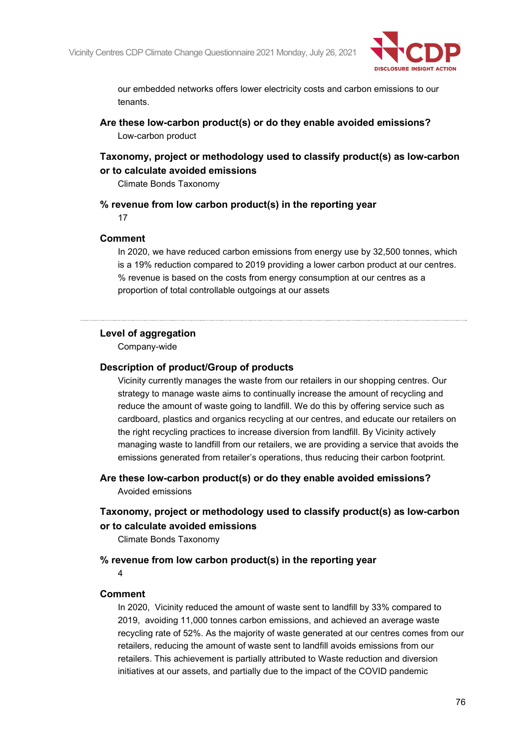our embedded networks offers lower electricity costs and carbon emissions to our tenants.

**Are these low-carbon product(s) or do they enable avoided emissions?**

Low-carbon product

**Taxonomy, project or methodology used to classify product(s) as low-carbon or to calculate avoided emissions**

Climate Bonds Taxonomy

**% revenue from low carbon product(s) in the reporting year**

17

**Comment**

In 2020, we have reduced carbon emissions from energy use by 32,500 tonnes, which is a 19% reduction compared to 2019 providing a lower carbon product at our centres. % revenue is based on the costs from energy consumption at our centres as a proportion of total controllable outgoings at our assets

---

**Level of aggregation**

Company-wide

**Description of product/Group of products**

Vicinity currently manages the waste from our retailers in our shopping centres. Our strategy to manage waste aims to continually increase the amount of recycling and reduce the amount of waste going to landfill. We do this by offering service such as cardboard, plastics and organics recycling at our centres, and educate our retailers on the right recycling practices to increase diversion from landfill. By Vicinity actively managing waste to landfill from our retailers, we are providing a service that avoids the emissions generated from retailer's operations, thus reducing their carbon footprint.

**Are these low-carbon product(s) or do they enable avoided emissions?**

Avoided emissions

**Taxonomy, project or methodology used to classify product(s) as low-carbon or to calculate avoided emissions**

Climate Bonds Taxonomy

**% revenue from low carbon product(s) in the reporting year**

4

**Comment**

In 2020, Vicinity reduced the amount of waste sent to landfill by 33% compared to 2019, avoiding 11,000 tonnes carbon emissions, and achieved an average waste recycling rate of 52%. As the majority of waste generated at our centres comes from our retailers, reducing the amount of waste sent to landfill avoids emissions from our retailers. This achievement is partially attributed to Waste reduction and diversion initiatives at our assets, and partially due to the impact of the COVID pandemic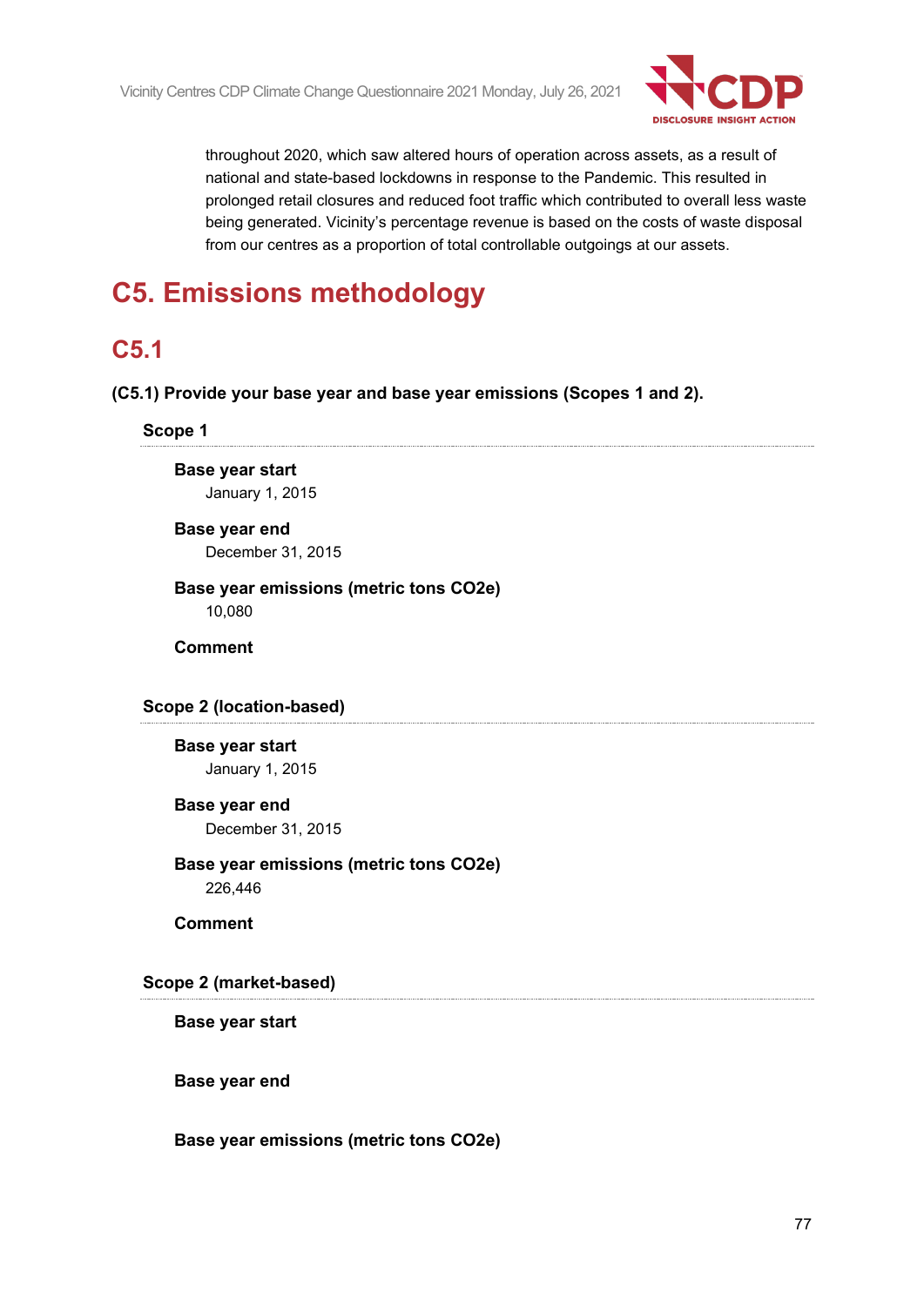throughout 2020, which saw altered hours of operation across assets, as a result of national and state-based lockdowns in response to the Pandemic. This resulted in prolonged retail closures and reduced foot traffic which contributed to overall less waste being generated. Vicinity's percentage revenue is based on the costs of waste disposal from our centres as a proportion of total controllable outgoings at our assets.

# C5. Emissions methodology

## C5.1

**(C5.1) Provide your base year and base year emissions (Scopes 1 and 2).**

### Scope 1

**Base year start**

January 1, 2015

**Base year end**

December 31, 2015

**Base year emissions (metric tons CO2e)**

10,080

**Comment**

### Scope 2 (location-based)

**Base year start**

January 1, 2015

**Base year end**

December 31, 2015

**Base year emissions (metric tons CO2e)**

226,446

**Comment**

### Scope 2 (market-based)

**Base year start**

**Base year end**

**Base year emissions (metric tons CO2e)**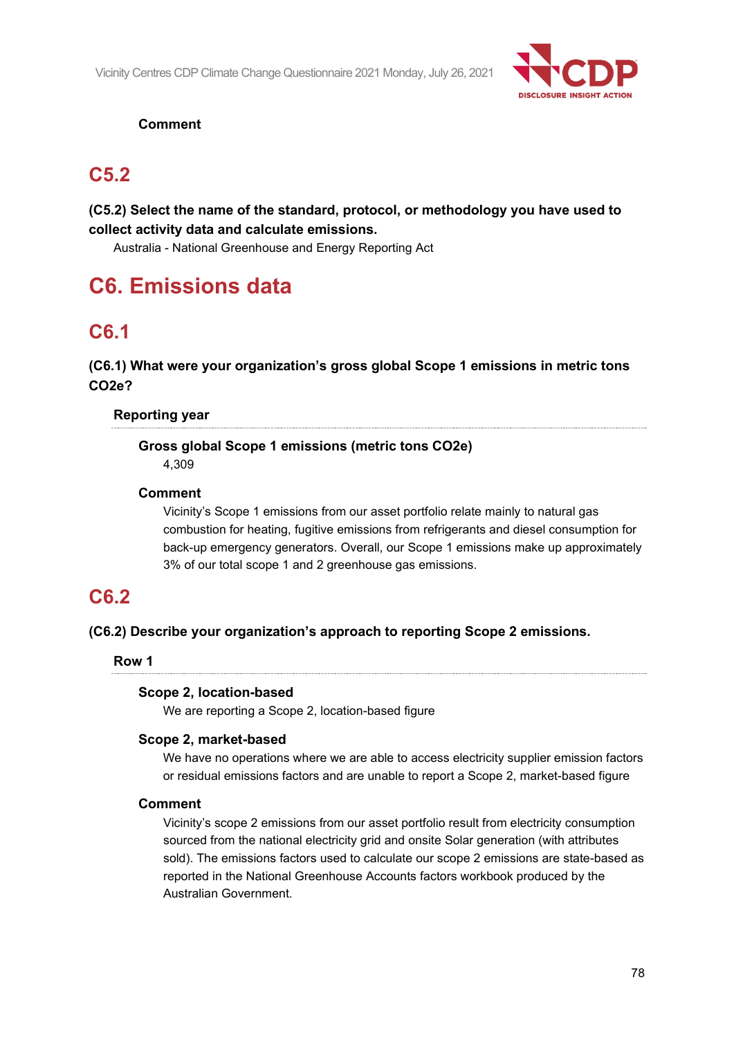**Comment**

## C5.2

**(C5.2) Select the name of the standard, protocol, or methodology you have used to collect activity data and calculate emissions.**

Australia - National Greenhouse and Energy Reporting Act

# C6. Emissions data

## C6.1

**(C6.1) What were your organization's gross global Scope 1 emissions in metric tons CO2e?**

**Reporting year**

**Gross global Scope 1 emissions (metric tons CO2e)**

4,309

**Comment**

Vicinity's Scope 1 emissions from our asset portfolio relate mainly to natural gas combustion for heating, fugitive emissions from refrigerants and diesel consumption for back-up emergency generators. Overall, our Scope 1 emissions make up approximately 3% of our total scope 1 and 2 greenhouse gas emissions.

## C6.2

**(C6.2) Describe your organization's approach to reporting Scope 2 emissions.**

**Row 1**

**Scope 2, location-based**

We are reporting a Scope 2, location-based figure

**Scope 2, market-based**

We have no operations where we are able to access electricity supplier emission factors or residual emissions factors and are unable to report a Scope 2, market-based figure

**Comment**

Vicinity's scope 2 emissions from our asset portfolio result from electricity consumption sourced from the national electricity grid and onsite Solar generation (with attributes sold). The emissions factors used to calculate our scope 2 emissions are state-based as reported in the National Greenhouse Accounts factors workbook produced by the Australian Government.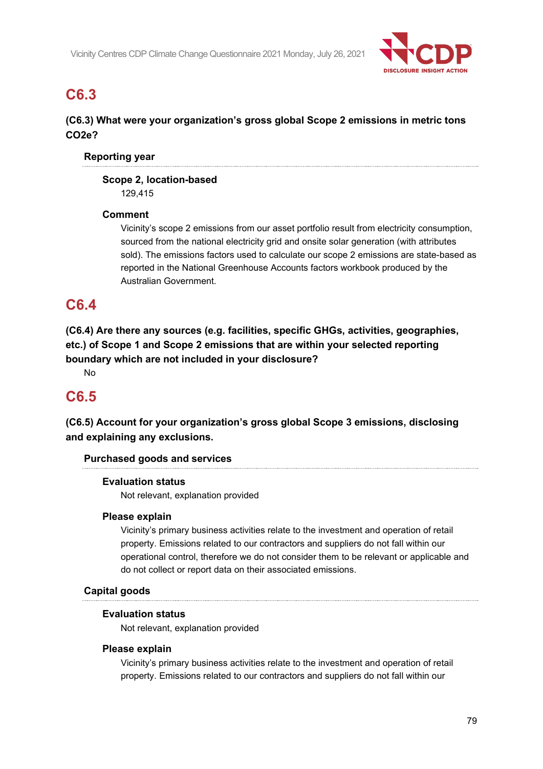## C6.3

**(C6.3) What were your organization's gross global Scope 2 emissions in metric tons CO2e?**

**Reporting year**

**Scope 2, location-based**

129,415

**Comment**

Vicinity's scope 2 emissions from our asset portfolio result from electricity consumption, sourced from the national electricity grid and onsite solar generation (with attributes sold). The emissions factors used to calculate our scope 2 emissions are state-based as reported in the National Greenhouse Accounts factors workbook produced by the Australian Government.

## C6.4

**(C6.4) Are there any sources (e.g. facilities, specific GHGs, activities, geographies, etc.) of Scope 1 and Scope 2 emissions that are within your selected reporting boundary which are not included in your disclosure?**

No

## C6.5

**(C6.5) Account for your organization's gross global Scope 3 emissions, disclosing and explaining any exclusions.**

**Purchased goods and services**

**Evaluation status**

Not relevant, explanation provided

**Please explain**

Vicinity's primary business activities relate to the investment and operation of retail property. Emissions related to our contractors and suppliers do not fall within our operational control, therefore we do not consider them to be relevant or applicable and do not collect or report data on their associated emissions.

**Capital goods**

**Evaluation status**

Not relevant, explanation provided

**Please explain**

Vicinity's primary business activities relate to the investment and operation of retail property. Emissions related to our contractors and suppliers do not fall within our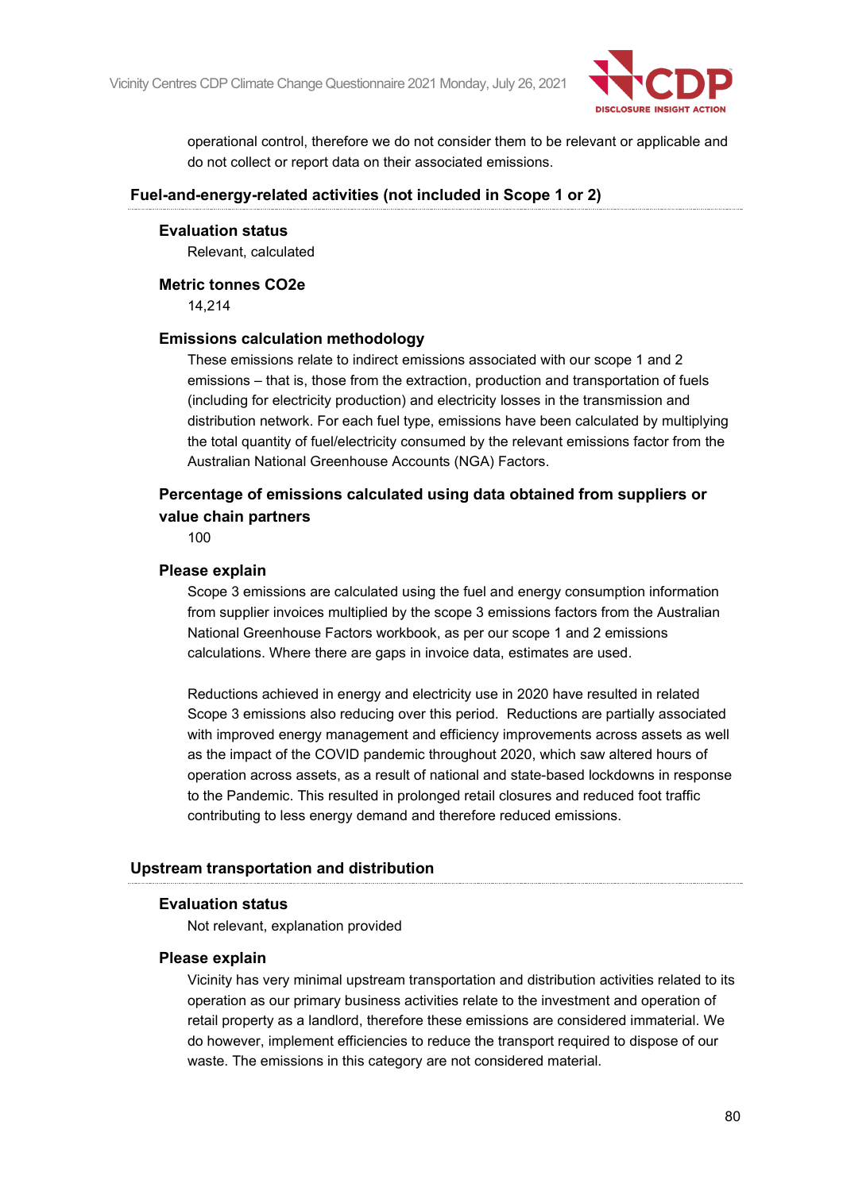operational control, therefore we do not consider them to be relevant or applicable and do not collect or report data on their associated emissions.

### Fuel-and-energy-related activities (not included in Scope 1 or 2)

**Evaluation status**

Relevant, calculated

**Metric tonnes CO2e**

14,214

**Emissions calculation methodology**

These emissions relate to indirect emissions associated with our scope 1 and 2 emissions – that is, those from the extraction, production and transportation of fuels (including for electricity production) and electricity losses in the transmission and distribution network. For each fuel type, emissions have been calculated by multiplying the total quantity of fuel/electricity consumed by the relevant emissions factor from the Australian National Greenhouse Accounts (NGA) Factors.

**Percentage of emissions calculated using data obtained from suppliers or value chain partners**

100

**Please explain**

Scope 3 emissions are calculated using the fuel and energy consumption information from supplier invoices multiplied by the scope 3 emissions factors from the Australian National Greenhouse Factors workbook, as per our scope 1 and 2 emissions calculations. Where there are gaps in invoice data, estimates are used.

Reductions achieved in energy and electricity use in 2020 have resulted in related Scope 3 emissions also reducing over this period. Reductions are partially associated with improved energy management and efficiency improvements across assets as well as the impact of the COVID pandemic throughout 2020, which saw altered hours of operation across assets, as a result of national and state-based lockdowns in response to the Pandemic. This resulted in prolonged retail closures and reduced foot traffic contributing to less energy demand and therefore reduced emissions.

### Upstream transportation and distribution

**Evaluation status**

Not relevant, explanation provided

**Please explain**

Vicinity has very minimal upstream transportation and distribution activities related to its operation as our primary business activities relate to the investment and operation of retail property as a landlord, therefore these emissions are considered immaterial. We do however, implement efficiencies to reduce the transport required to dispose of our waste. The emissions in this category are not considered material.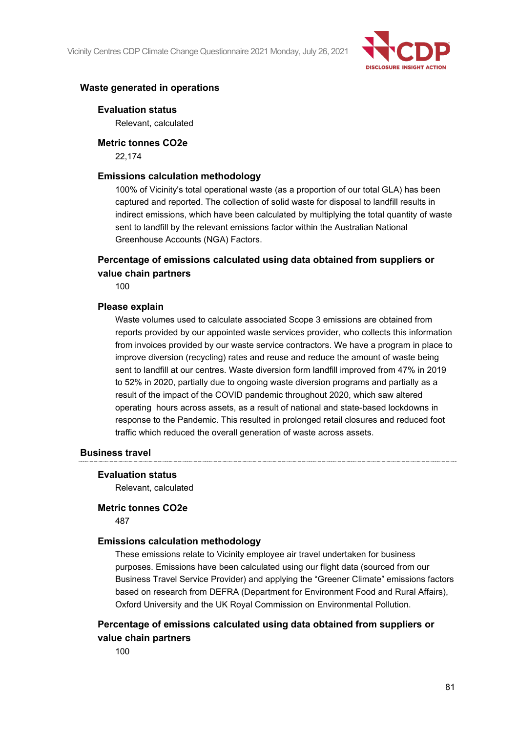### Waste generated in operations

**Evaluation status**

Relevant, calculated

**Metric tonnes CO2e**

22,174

**Emissions calculation methodology**

100% of Vicinity's total operational waste (as a proportion of our total GLA) has been captured and reported. The collection of solid waste for disposal to landfill results in indirect emissions, which have been calculated by multiplying the total quantity of waste sent to landfill by the relevant emissions factor within the Australian National Greenhouse Accounts (NGA) Factors.

**Percentage of emissions calculated using data obtained from suppliers or value chain partners**

100

**Please explain**

Waste volumes used to calculate associated Scope 3 emissions are obtained from reports provided by our appointed waste services provider, who collects this information from invoices provided by our waste service contractors. We have a program in place to improve diversion (recycling) rates and reuse and reduce the amount of waste being sent to landfill at our centres. Waste diversion form landfill improved from 47% in 2019 to 52% in 2020, partially due to ongoing waste diversion programs and partially as a result of the impact of the COVID pandemic throughout 2020, which saw altered operating hours across assets, as a result of national and state-based lockdowns in response to the Pandemic. This resulted in prolonged retail closures and reduced foot traffic which reduced the overall generation of waste across assets.

### Business travel

**Evaluation status**

Relevant, calculated

**Metric tonnes CO2e**

487

**Emissions calculation methodology**

These emissions relate to Vicinity employee air travel undertaken for business purposes. Emissions have been calculated using our flight data (sourced from our Business Travel Service Provider) and applying the “Greener Climate” emissions factors based on research from DEFRA (Department for Environment Food and Rural Affairs), Oxford University and the UK Royal Commission on Environmental Pollution.

**Percentage of emissions calculated using data obtained from suppliers or value chain partners**

100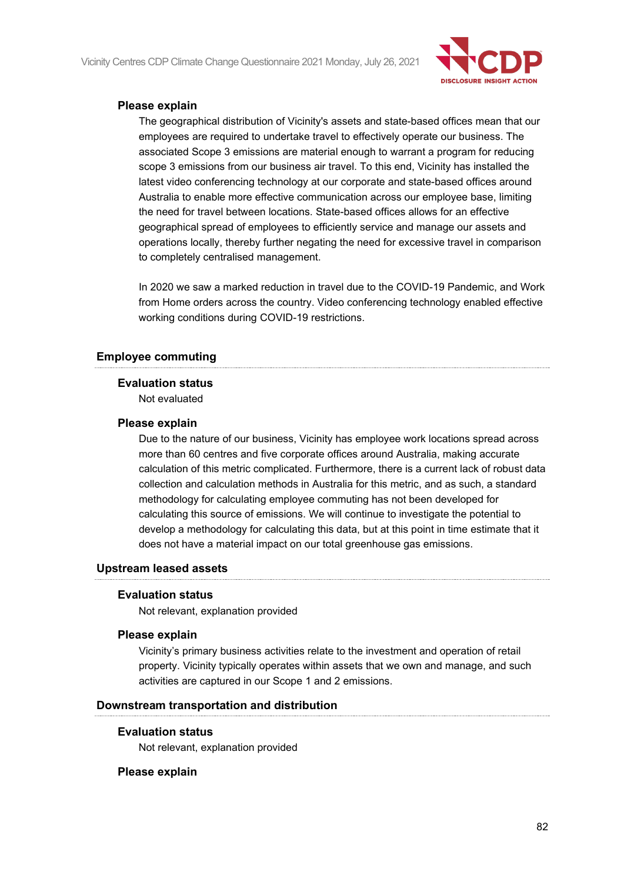**Please explain**

The geographical distribution of Vicinity's assets and state-based offices mean that our employees are required to undertake travel to effectively operate our business. The associated Scope 3 emissions are material enough to warrant a program for reducing scope 3 emissions from our business air travel. To this end, Vicinity has installed the latest video conferencing technology at our corporate and state-based offices around Australia to enable more effective communication across our employee base, limiting the need for travel between locations. State-based offices allows for an effective geographical spread of employees to efficiently service and manage our assets and operations locally, thereby further negating the need for excessive travel in comparison to completely centralised management.

In 2020 we saw a marked reduction in travel due to the COVID-19 Pandemic, and Work from Home orders across the country. Video conferencing technology enabled effective working conditions during COVID-19 restrictions.

### Employee commuting

**Evaluation status**

Not evaluated

**Please explain**

Due to the nature of our business, Vicinity has employee work locations spread across more than 60 centres and five corporate offices around Australia, making accurate calculation of this metric complicated. Furthermore, there is a current lack of robust data collection and calculation methods in Australia for this metric, and as such, a standard methodology for calculating employee commuting has not been developed for calculating this source of emissions. We will continue to investigate the potential to develop a methodology for calculating this data, but at this point in time estimate that it does not have a material impact on our total greenhouse gas emissions.

### Upstream leased assets

**Evaluation status**

Not relevant, explanation provided

**Please explain**

Vicinity's primary business activities relate to the investment and operation of retail property. Vicinity typically operates within assets that we own and manage, and such activities are captured in our Scope 1 and 2 emissions.

### Downstream transportation and distribution

**Evaluation status**

Not relevant, explanation provided

**Please explain**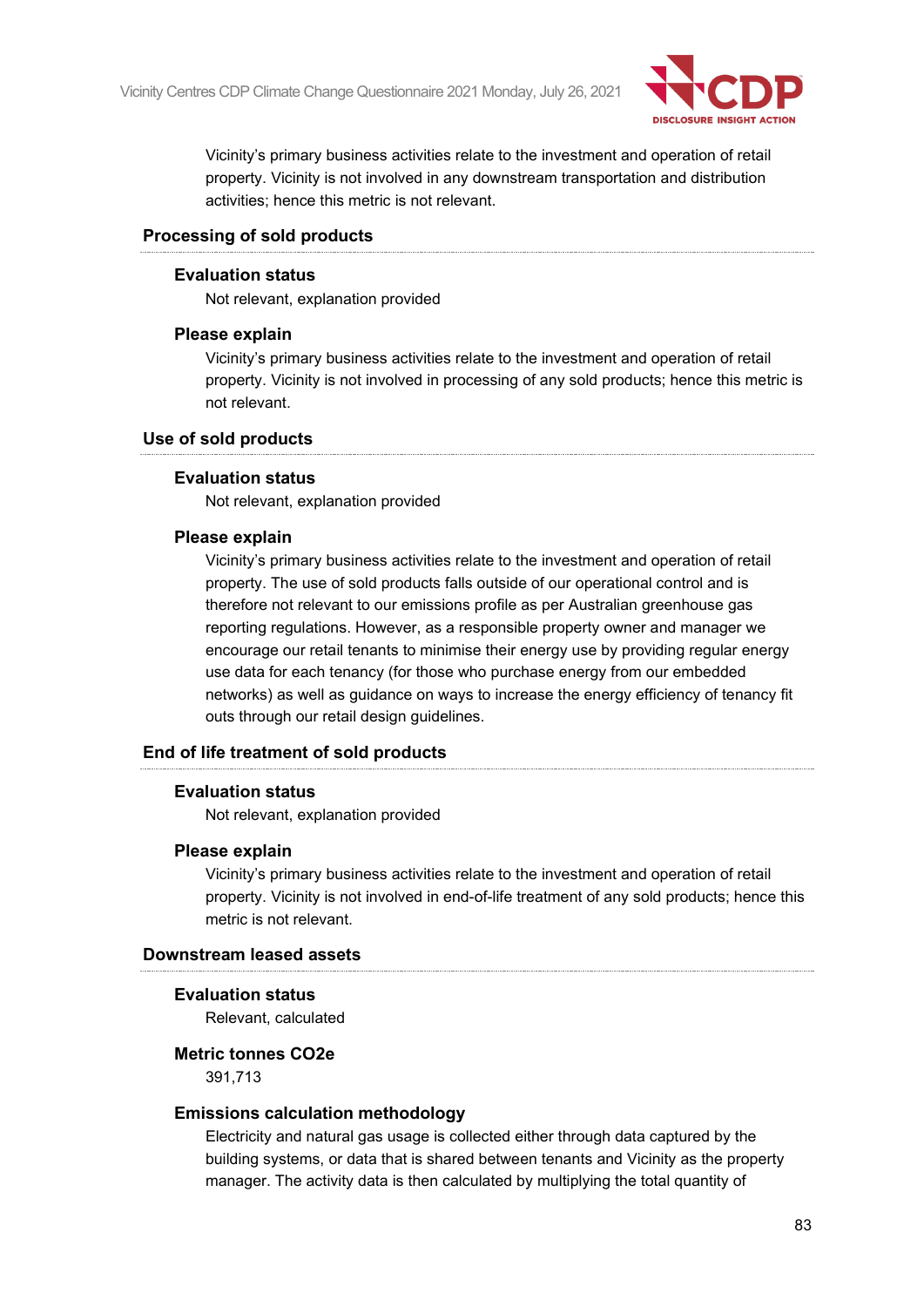Vicinity's primary business activities relate to the investment and operation of retail property. Vicinity is not involved in any downstream transportation and distribution activities; hence this metric is not relevant.

### Processing of sold products

#### Evaluation status

Not relevant, explanation provided

#### Please explain

Vicinity's primary business activities relate to the investment and operation of retail property. Vicinity is not involved in processing of any sold products; hence this metric is not relevant.

### Use of sold products

#### Evaluation status

Not relevant, explanation provided

#### Please explain

Vicinity's primary business activities relate to the investment and operation of retail property. The use of sold products falls outside of our operational control and is therefore not relevant to our emissions profile as per Australian greenhouse gas reporting regulations. However, as a responsible property owner and manager we encourage our retail tenants to minimise their energy use by providing regular energy use data for each tenancy (for those who purchase energy from our embedded networks) as well as guidance on ways to increase the energy efficiency of tenancy fit outs through our retail design guidelines.

### End of life treatment of sold products

#### Evaluation status

Not relevant, explanation provided

#### Please explain

Vicinity's primary business activities relate to the investment and operation of retail property. Vicinity is not involved in end-of-life treatment of any sold products; hence this metric is not relevant.

### Downstream leased assets

#### Evaluation status

Relevant, calculated

#### Metric tonnes CO2e

391,713

#### Emissions calculation methodology

Electricity and natural gas usage is collected either through data captured by the building systems, or data that is shared between tenants and Vicinity as the property manager. The activity data is then calculated by multiplying the total quantity of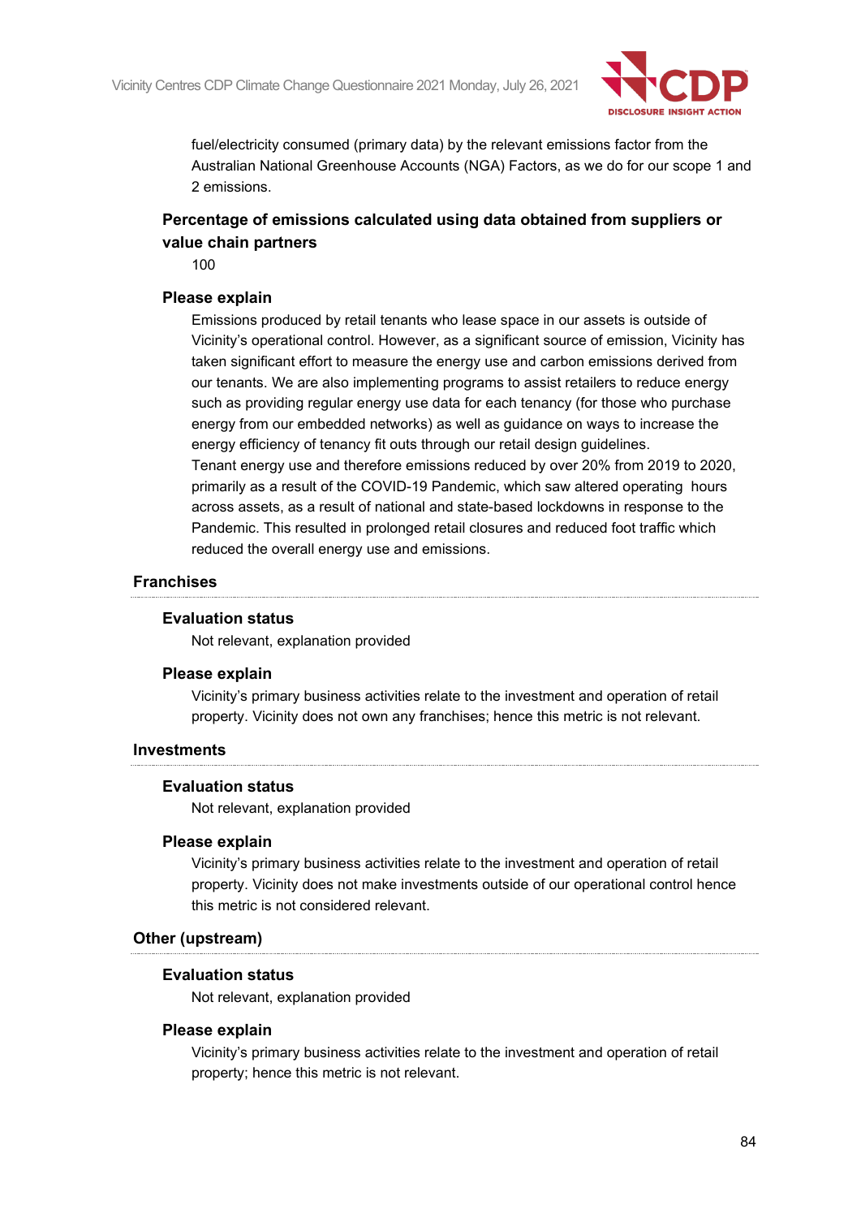fuel/electricity consumed (primary data) by the relevant emissions factor from the Australian National Greenhouse Accounts (NGA) Factors, as we do for our scope 1 and 2 emissions.

**Percentage of emissions calculated using data obtained from suppliers or value chain partners**

100

**Please explain**

Emissions produced by retail tenants who lease space in our assets is outside of Vicinity's operational control. However, as a significant source of emission, Vicinity has taken significant effort to measure the energy use and carbon emissions derived from our tenants. We are also implementing programs to assist retailers to reduce energy such as providing regular energy use data for each tenancy (for those who purchase energy from our embedded networks) as well as guidance on ways to increase the energy efficiency of tenancy fit outs through our retail design guidelines.

Tenant energy use and therefore emissions reduced by over 20% from 2019 to 2020, primarily as a result of the COVID-19 Pandemic, which saw altered operating hours across assets, as a result of national and state-based lockdowns in response to the Pandemic. This resulted in prolonged retail closures and reduced foot traffic which reduced the overall energy use and emissions.

### Franchises

**Evaluation status**

Not relevant, explanation provided

**Please explain**

Vicinity's primary business activities relate to the investment and operation of retail property. Vicinity does not own any franchises; hence this metric is not relevant.

### Investments

**Evaluation status**

Not relevant, explanation provided

**Please explain**

Vicinity's primary business activities relate to the investment and operation of retail property. Vicinity does not make investments outside of our operational control hence this metric is not considered relevant.

### Other (upstream)

**Evaluation status**

Not relevant, explanation provided

**Please explain**

Vicinity's primary business activities relate to the investment and operation of retail property; hence this metric is not relevant.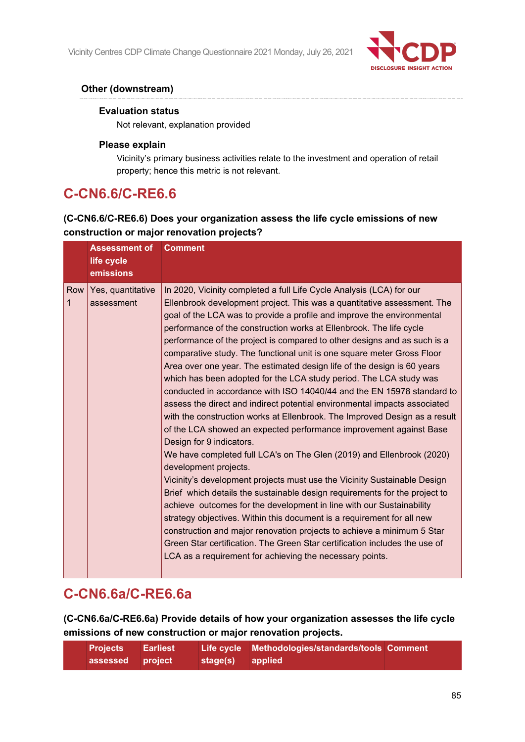### Other (downstream)

**Evaluation status**

Not relevant, explanation provided

**Please explain**

Vicinity's primary business activities relate to the investment and operation of retail property; hence this metric is not relevant.

## C-CN6.6/C-RE6.6

**(C-CN6.6/C-RE6.6) Does your organization assess the life cycle emissions of new construction or major renovation projects?**

| | Assessment of life cycle emissions | Comment |
|---|---|---|
| Row 1 | Yes, quantitative assessment | In 2020, Vicinity completed a full Life Cycle Analysis (LCA) for our Ellenbrook development project. This was a quantitative assessment. The goal of the LCA was to provide a profile and improve the environmental performance of the construction works at Ellenbrook. The life cycle performance of the project is compared to other designs and as such is a comparative study. The functional unit is one square meter Gross Floor Area over one year. The estimated design life of the design is 60 years which has been adopted for the LCA study period. The LCA study was conducted in accordance with ISO 14040/44 and the EN 15978 standard to assess the direct and indirect potential environmental impacts associated with the construction works at Ellenbrook. The Improved Design as a result of the LCA showed an expected performance improvement against Base Design for 9 indicators.<br>We have completed full LCA's on The Glen (2019) and Ellenbrook (2020) development projects.<br>Vicinity's development projects must use the Vicinity Sustainable Design Brief which details the sustainable design requirements for the project to achieve outcomes for the development in line with our Sustainability strategy objectives. Within this document is a requirement for all new construction and major renovation projects to achieve a minimum 5 Star Green Star certification. The Green Star certification includes the use of LCA as a requirement for achieving the necessary points. |

## C-CN6.6a/C-RE6.6a

**(C-CN6.6a/C-RE6.6a) Provide details of how your organization assesses the life cycle emissions of new construction or major renovation projects.**

| | Projects assessed | Earliest project | Life cycle stage(s) | Methodologies/standards/tools applied | Comment |
|---|---|---|---|---|---|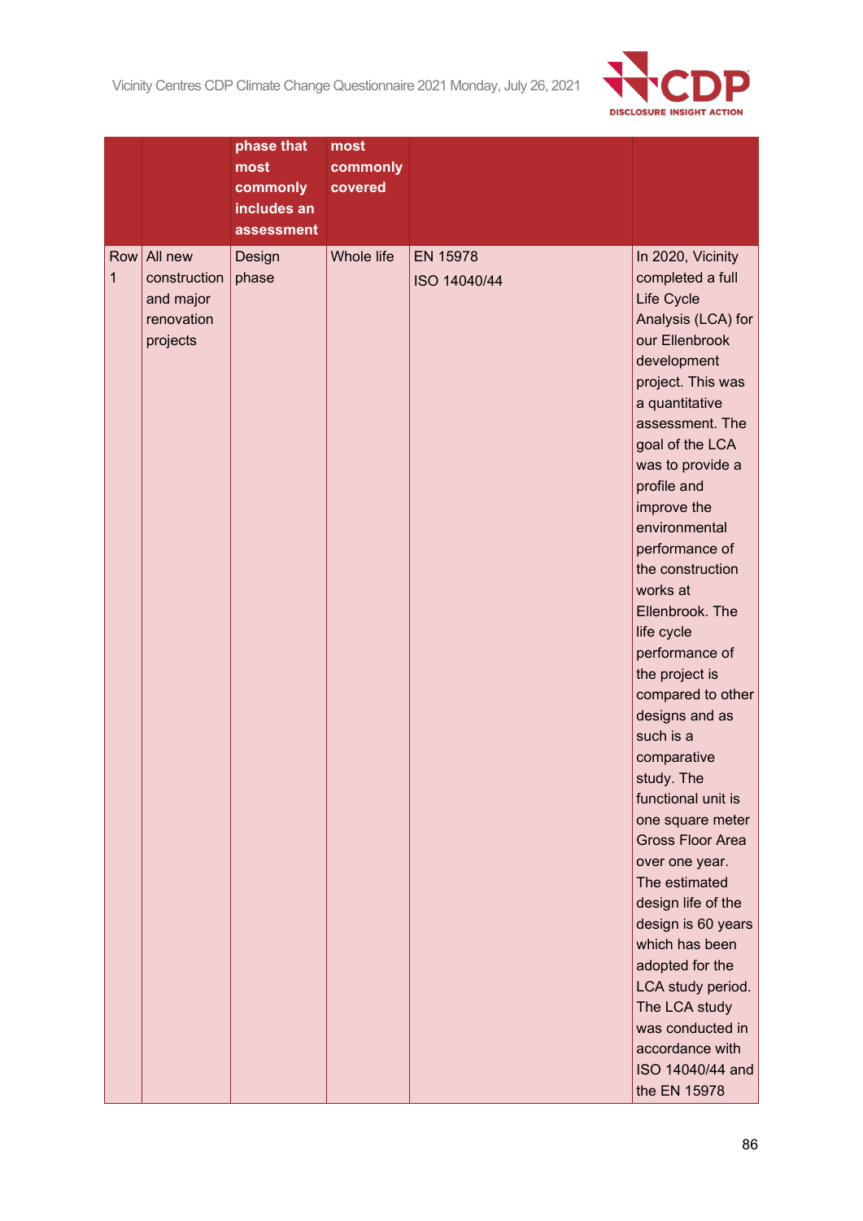|  |  | phase that most commonly includes an assessment | most commonly covered |  |  |
|---|---|---|---|---|---|
| Row 1 | All new construction and major renovation projects | Design phase | Whole life | EN 15978<br>ISO 14040/44 | In 2020, Vicinity completed a full Life Cycle Analysis (LCA) for our Ellenbrook development project. This was a quantitative assessment. The goal of the LCA was to provide a profile and improve the environmental performance of the construction works at Ellenbrook. The life cycle performance of the project is compared to other designs and as such is a comparative study. The functional unit is one square meter Gross Floor Area over one year. The estimated design life of the design is 60 years which has been adopted for the LCA study period. The LCA study was conducted in accordance with ISO 14040/44 and the EN 15978 |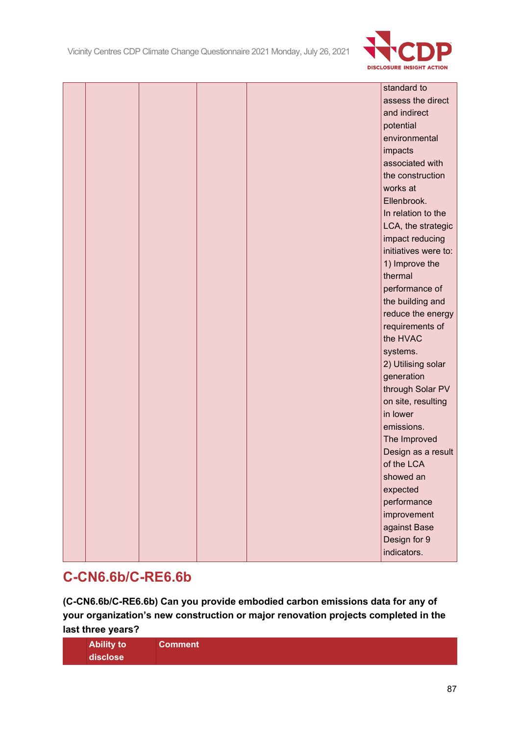| | | | | | |
|---|---|---|---|---|---|
| | | | | | standard to assess the direct and indirect potential environmental impacts associated with the construction works at Ellenbrook.<br>In relation to the LCA, the strategic impact reducing initiatives were to:<br>1) Improve the thermal performance of the building and reduce the energy requirements of the HVAC systems.<br>2) Utilising solar generation through Solar PV on site, resulting in lower emissions.<br>The Improved Design as a result of the LCA showed an expected performance improvement against Base Design for 9 indicators. |

## C-CN6.6b/C-RE6.6b

**(C-CN6.6b/C-RE6.6b) Can you provide embodied carbon emissions data for any of your organization's new construction or major renovation projects completed in the last three years?**

| | Ability to disclose | Comment |
|---|---|---|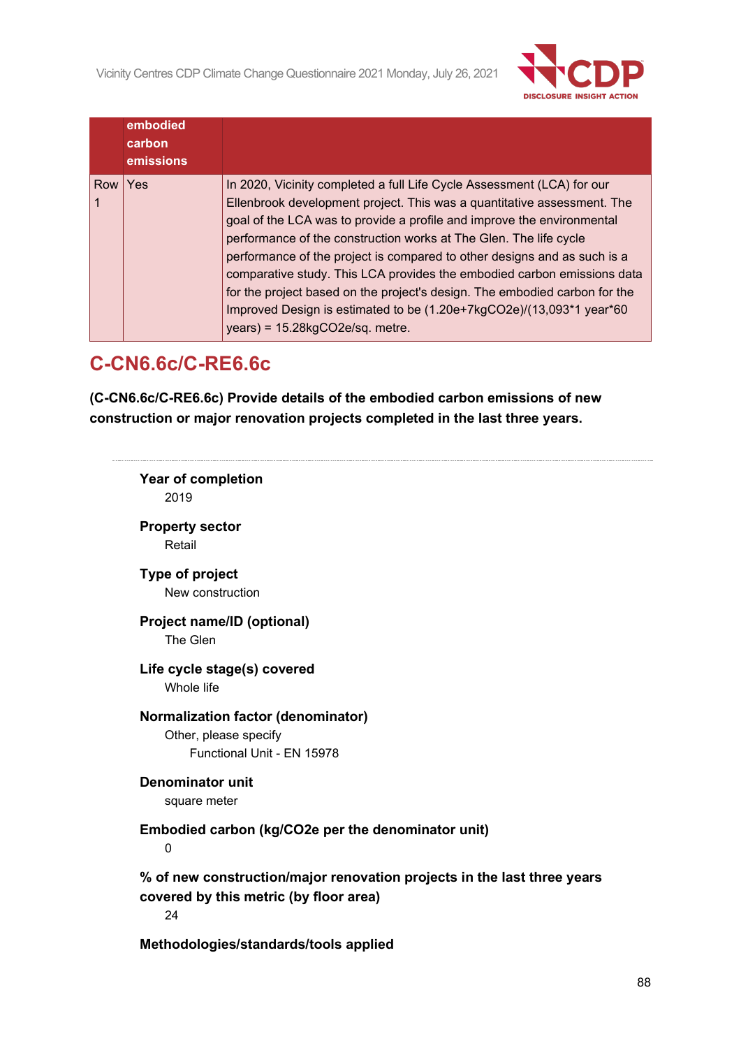|  | embodied carbon emissions |  |
|---|---|---|
| Row 1 | Yes | In 2020, Vicinity completed a full Life Cycle Assessment (LCA) for our Ellenbrook development project. This was a quantitative assessment. The goal of the LCA was to provide a profile and improve the environmental performance of the construction works at The Glen. The life cycle performance of the project is compared to other designs and as such is a comparative study. This LCA provides the embodied carbon emissions data for the project based on the project's design. The embodied carbon for the Improved Design is estimated to be (1.20e+7kgCO2e)/(13,093*1 year*60 years) = 15.28kgCO2e/sq. metre. |

## C-CN6.6c/C-RE6.6c

**(C-CN6.6c/C-RE6.6c) Provide details of the embodied carbon emissions of new construction or major renovation projects completed in the last three years.**

---

**Year of completion**

2019

**Property sector**

Retail

**Type of project**

New construction

**Project name/ID (optional)**

The Glen

**Life cycle stage(s) covered**

Whole life

**Normalization factor (denominator)**

Other, please specify

Functional Unit - EN 15978

**Denominator unit**

square meter

**Embodied carbon (kg/CO2e per the denominator unit)**

0

**% of new construction/major renovation projects in the last three years covered by this metric (by floor area)**

24

**Methodologies/standards/tools applied**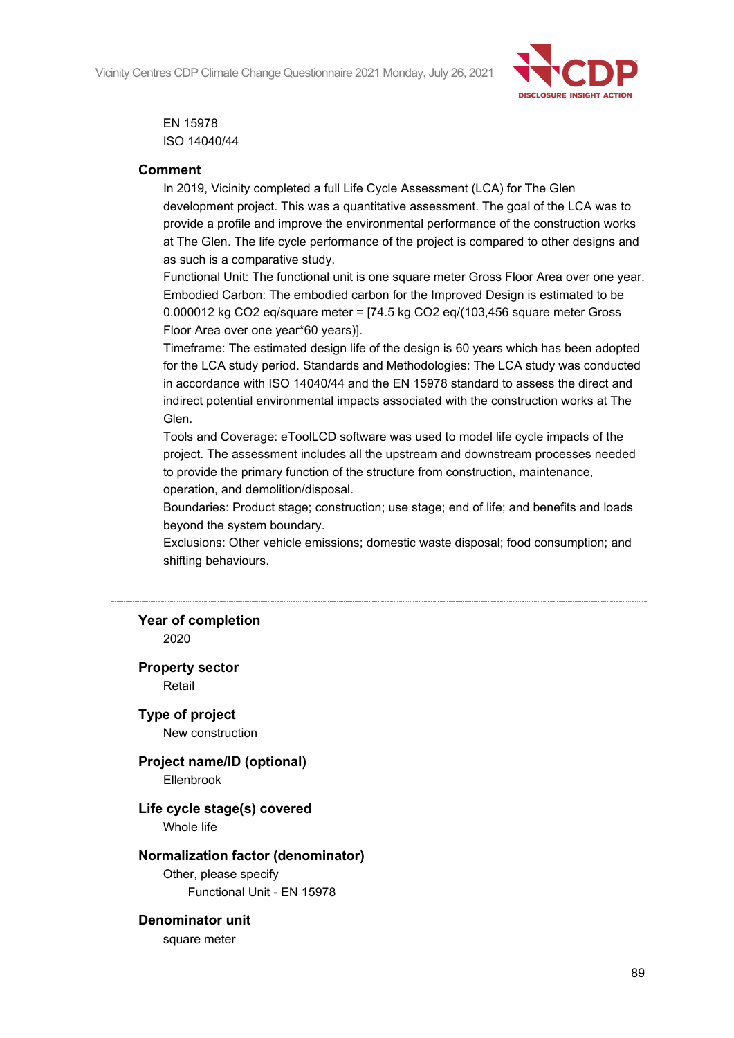EN 15978
ISO 14040/44

**Comment**

In 2019, Vicinity completed a full Life Cycle Assessment (LCA) for The Glen development project. This was a quantitative assessment. The goal of the LCA was to provide a profile and improve the environmental performance of the construction works at The Glen. The life cycle performance of the project is compared to other designs and as such is a comparative study.
Functional Unit: The functional unit is one square meter Gross Floor Area over one year.
Embodied Carbon: The embodied carbon for the Improved Design is estimated to be 0.000012 kg $CO_2$ eq/square meter = [74.5 kg $CO_2$ eq/(103,456 square meter Gross Floor Area over one year*60 years)].
Timeframe: The estimated design life of the design is 60 years which has been adopted for the LCA study period. Standards and Methodologies: The LCA study was conducted in accordance with ISO 14040/44 and the EN 15978 standard to assess the direct and indirect potential environmental impacts associated with the construction works at The Glen.
Tools and Coverage: eToolLCD software was used to model life cycle impacts of the project. The assessment includes all the upstream and downstream processes needed to provide the primary function of the structure from construction, maintenance, operation, and demolition/disposal.
Boundaries: Product stage; construction; use stage; end of life; and benefits and loads beyond the system boundary.
Exclusions: Other vehicle emissions; domestic waste disposal; food consumption; and shifting behaviours.

---

**Year of completion**
2020

**Property sector**
Retail

**Type of project**
New construction

**Project name/ID (optional)**
Ellenbrook

**Life cycle stage(s) covered**
Whole life

**Normalization factor (denominator)**
Other, please specify
Functional Unit - EN 15978

**Denominator unit**
square meter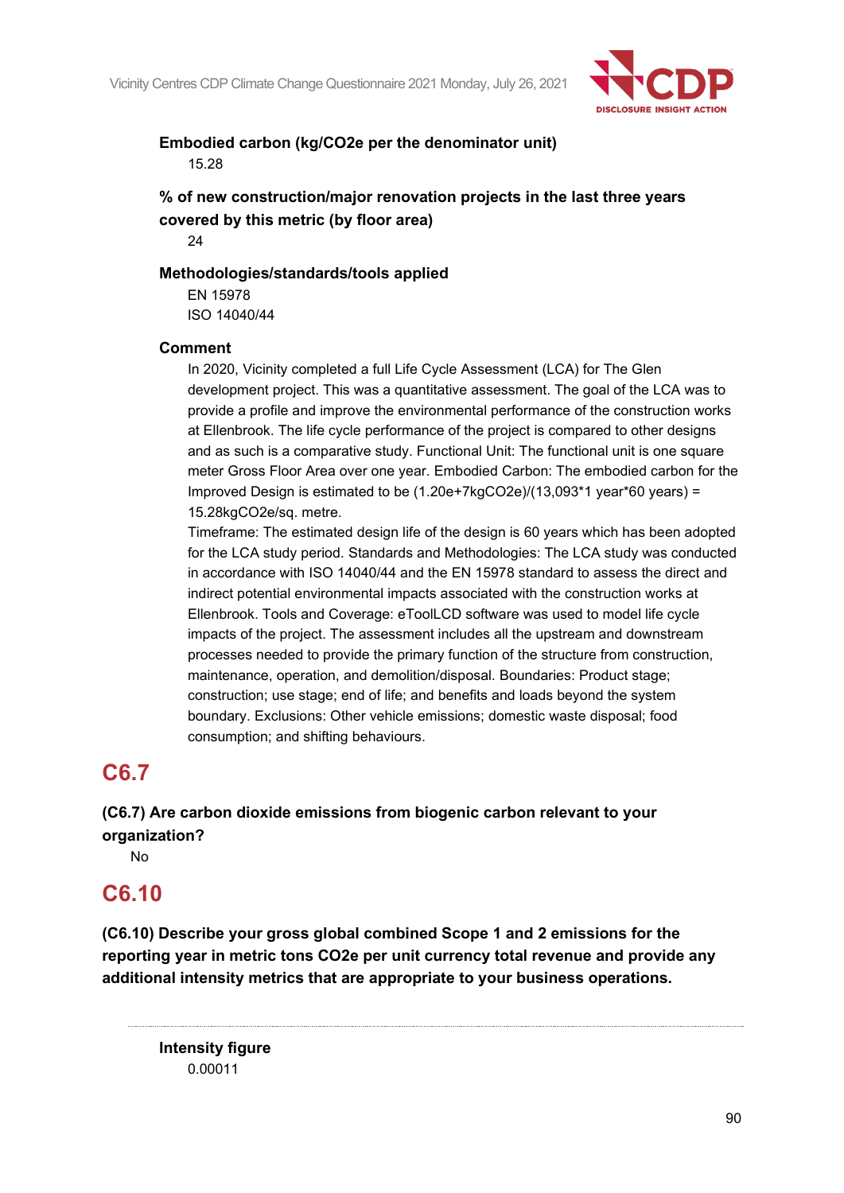**Embodied carbon (kg/CO2e per the denominator unit)**

15.28

**% of new construction/major renovation projects in the last three years covered by this metric (by floor area)**

24

**Methodologies/standards/tools applied**

EN 15978

ISO 14040/44

**Comment**

In 2020, Vicinity completed a full Life Cycle Assessment (LCA) for The Glen development project. This was a quantitative assessment. The goal of the LCA was to provide a profile and improve the environmental performance of the construction works at Ellenbrook. The life cycle performance of the project is compared to other designs and as such is a comparative study. Functional Unit: The functional unit is one square meter Gross Floor Area over one year. Embodied Carbon: The embodied carbon for the Improved Design is estimated to be (1.20e+7kgCO2e)/(13,093*1 year*60 years) = 15.28kgCO2e/sq. metre.

Timeframe: The estimated design life of the design is 60 years which has been adopted for the LCA study period. Standards and Methodologies: The LCA study was conducted in accordance with ISO 14040/44 and the EN 15978 standard to assess the direct and indirect potential environmental impacts associated with the construction works at Ellenbrook. Tools and Coverage: eToolLCD software was used to model life cycle impacts of the project. The assessment includes all the upstream and downstream processes needed to provide the primary function of the structure from construction, maintenance, operation, and demolition/disposal. Boundaries: Product stage; construction; use stage; end of life; and benefits and loads beyond the system boundary. Exclusions: Other vehicle emissions; domestic waste disposal; food consumption; and shifting behaviours.

# C6.7

**(C6.7) Are carbon dioxide emissions from biogenic carbon relevant to your organization?**

No

# C6.10

**(C6.10) Describe your gross global combined Scope 1 and 2 emissions for the reporting year in metric tons CO2e per unit currency total revenue and provide any additional intensity metrics that are appropriate to your business operations.**

**Intensity figure**

0.00011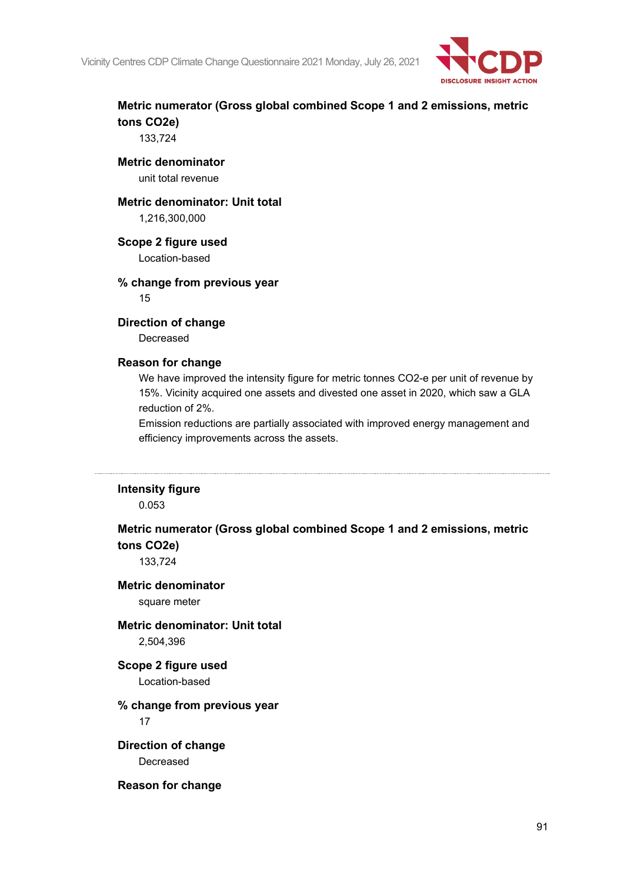**Metric numerator (Gross global combined Scope 1 and 2 emissions, metric tons CO2e)**

133,724

**Metric denominator**

unit total revenue

**Metric denominator: Unit total**

1,216,300,000

**Scope 2 figure used**

Location-based

**% change from previous year**

15

**Direction of change**

Decreased

**Reason for change**

We have improved the intensity figure for metric tonnes CO2-e per unit of revenue by 15%. Vicinity acquired one assets and divested one asset in 2020, which saw a GLA reduction of 2%.

Emission reductions are partially associated with improved energy management and efficiency improvements across the assets.

---

**Intensity figure**

0.053

**Metric numerator (Gross global combined Scope 1 and 2 emissions, metric tons CO2e)**

133,724

**Metric denominator**

square meter

**Metric denominator: Unit total**

2,504,396

**Scope 2 figure used**

Location-based

**% change from previous year**

17

**Direction of change**

Decreased

**Reason for change**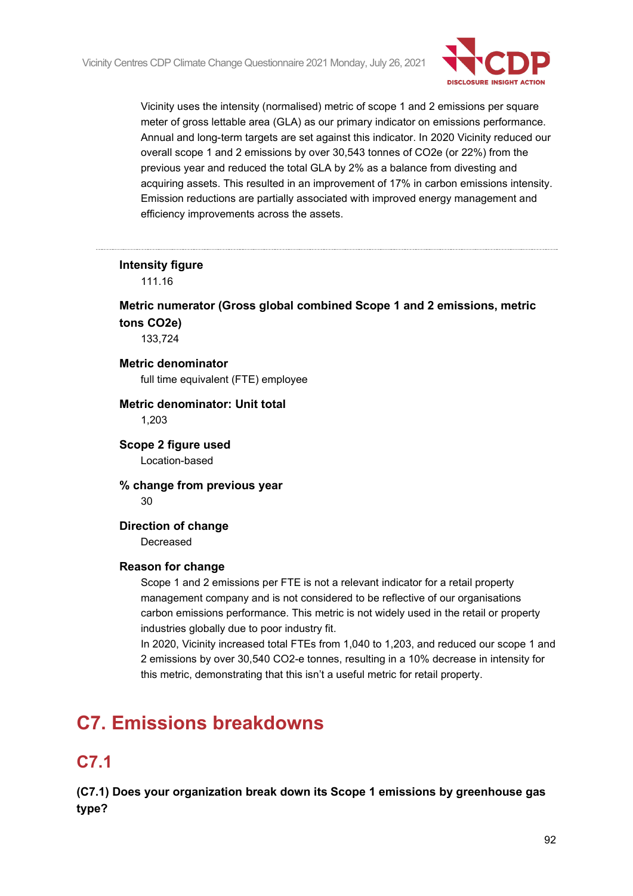Vicinity uses the intensity (normalised) metric of scope 1 and 2 emissions per square meter of gross lettable area (GLA) as our primary indicator on emissions performance. Annual and long-term targets are set against this indicator. In 2020 Vicinity reduced our overall scope 1 and 2 emissions by over 30,543 tonnes of CO2e (or 22%) from the previous year and reduced the total GLA by 2% as a balance from divesting and acquiring assets. This resulted in an improvement of 17% in carbon emissions intensity. Emission reductions are partially associated with improved energy management and efficiency improvements across the assets.

---

**Intensity figure**

111.16

**Metric numerator (Gross global combined Scope 1 and 2 emissions, metric tons CO2e)**

133,724

**Metric denominator**

full time equivalent (FTE) employee

**Metric denominator: Unit total**

1,203

**Scope 2 figure used**

Location-based

**% change from previous year**

30

**Direction of change**

Decreased

**Reason for change**

Scope 1 and 2 emissions per FTE is not a relevant indicator for a retail property management company and is not considered to be reflective of our organisations carbon emissions performance. This metric is not widely used in the retail or property industries globally due to poor industry fit.
In 2020, Vicinity increased total FTEs from 1,040 to 1,203, and reduced our scope 1 and 2 emissions by over 30,540 CO2-e tonnes, resulting in a 10% decrease in intensity for this metric, demonstrating that this isn't a useful metric for retail property.

# C7. Emissions breakdowns

## C7.1

**(C7.1) Does your organization break down its Scope 1 emissions by greenhouse gas type?**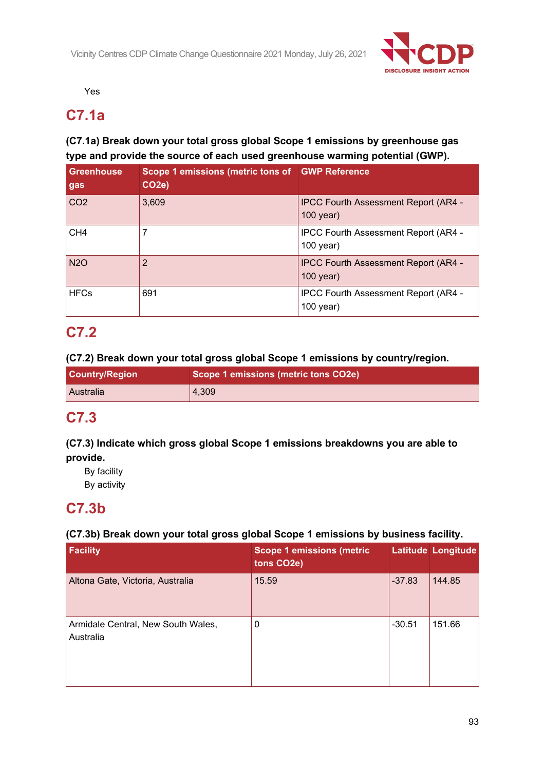Yes

## C7.1a

**(C7.1a) Break down your total gross global Scope 1 emissions by greenhouse gas type and provide the source of each used greenhouse warming potential (GWP).**

| Greenhouse gas | Scope 1 emissions (metric tons of CO2e) | GWP Reference |
|---|---|---|
| CO2 | 3,609 | IPCC Fourth Assessment Report (AR4 - 100 year) |
| CH4 | 7 | IPCC Fourth Assessment Report (AR4 - 100 year) |
| N2O | 2 | IPCC Fourth Assessment Report (AR4 - 100 year) |
| HFCs | 691 | IPCC Fourth Assessment Report (AR4 - 100 year) |

## C7.2

**(C7.2) Break down your total gross global Scope 1 emissions by country/region.**

| Country/Region | Scope 1 emissions (metric tons CO2e) |
|---|---|
| Australia | 4,309 |

## C7.3

**(C7.3) Indicate which gross global Scope 1 emissions breakdowns you are able to provide.**

By facility
By activity

## C7.3b

**(C7.3b) Break down your total gross global Scope 1 emissions by business facility.**

| Facility | Scope 1 emissions (metric tons CO2e) | Latitude | Longitude |
|---|---|---|---|
| Altona Gate, Victoria, Australia | 15.59 | -37.83 | 144.85 |
| Armidale Central, New South Wales, Australia | 0 | -30.51 | 151.66 |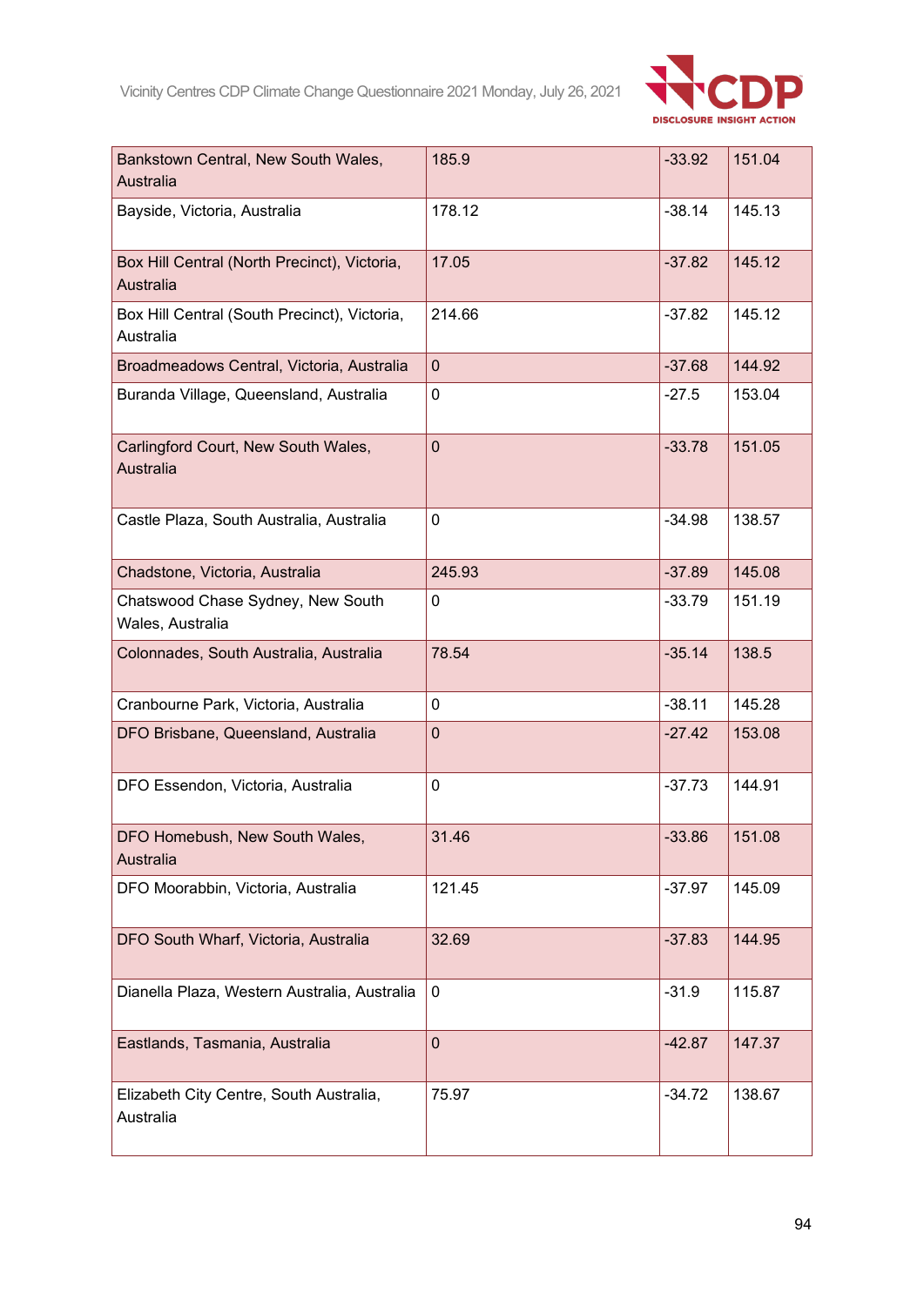| | | | |
|---|---|---|---|
| Bankstown Central, New South Wales, Australia | 185.9 | -33.92 | 151.04 |
| Bayside, Victoria, Australia | 178.12 | -38.14 | 145.13 |
| Box Hill Central (North Precinct), Victoria, Australia | 17.05 | -37.82 | 145.12 |
| Box Hill Central (South Precinct), Victoria, Australia | 214.66 | -37.82 | 145.12 |
| Broadmeadows Central, Victoria, Australia | 0 | -37.68 | 144.92 |
| Buranda Village, Queensland, Australia | 0 | -27.5 | 153.04 |
| Carlingford Court, New South Wales, Australia | 0 | -33.78 | 151.05 |
| Castle Plaza, South Australia, Australia | 0 | -34.98 | 138.57 |
| Chadstone, Victoria, Australia | 245.93 | -37.89 | 145.08 |
| Chatswood Chase Sydney, New South Wales, Australia | 0 | -33.79 | 151.19 |
| Colonnades, South Australia, Australia | 78.54 | -35.14 | 138.5 |
| Cranbourne Park, Victoria, Australia | 0 | -38.11 | 145.28 |
| DFO Brisbane, Queensland, Australia | 0 | -27.42 | 153.08 |
| DFO Essendon, Victoria, Australia | 0 | -37.73 | 144.91 |
| DFO Homebush, New South Wales, Australia | 31.46 | -33.86 | 151.08 |
| DFO Moorabbin, Victoria, Australia | 121.45 | -37.97 | 145.09 |
| DFO South Wharf, Victoria, Australia | 32.69 | -37.83 | 144.95 |
| Dianella Plaza, Western Australia, Australia | 0 | -31.9 | 115.87 |
| Eastlands, Tasmania, Australia | 0 | -42.87 | 147.37 |
| Elizabeth City Centre, South Australia, Australia | 75.97 | -34.72 | 138.67 |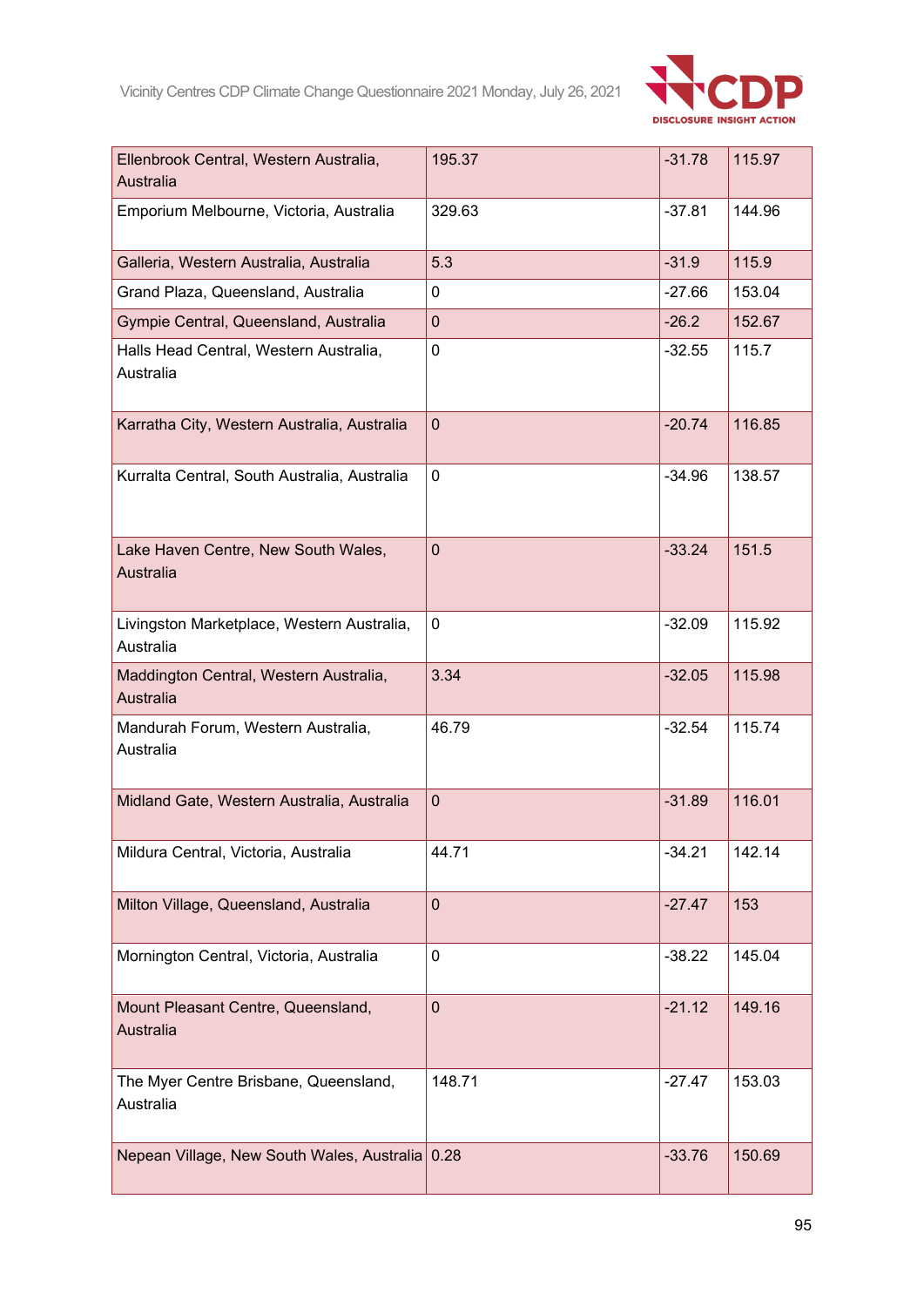| | | | |
|---|---|---|---|
| Ellenbrook Central, Western Australia, Australia | 195.37 | -31.78 | 115.97 |
| Emporium Melbourne, Victoria, Australia | 329.63 | -37.81 | 144.96 |
| Galleria, Western Australia, Australia | 5.3 | -31.9 | 115.9 |
| Grand Plaza, Queensland, Australia | 0 | -27.66 | 153.04 |
| Gympie Central, Queensland, Australia | 0 | -26.2 | 152.67 |
| Halls Head Central, Western Australia, Australia | 0 | -32.55 | 115.7 |
| Karratha City, Western Australia, Australia | 0 | -20.74 | 116.85 |
| Kurralta Central, South Australia, Australia | 0 | -34.96 | 138.57 |
| Lake Haven Centre, New South Wales, Australia | 0 | -33.24 | 151.5 |
| Livingston Marketplace, Western Australia, Australia | 0 | -32.09 | 115.92 |
| Maddington Central, Western Australia, Australia | 3.34 | -32.05 | 115.98 |
| Mandurah Forum, Western Australia, Australia | 46.79 | -32.54 | 115.74 |
| Midland Gate, Western Australia, Australia | 0 | -31.89 | 116.01 |
| Mildura Central, Victoria, Australia | 44.71 | -34.21 | 142.14 |
| Milton Village, Queensland, Australia | 0 | -27.47 | 153 |
| Mornington Central, Victoria, Australia | 0 | -38.22 | 145.04 |
| Mount Pleasant Centre, Queensland, Australia | 0 | -21.12 | 149.16 |
| The Myer Centre Brisbane, Queensland, Australia | 148.71 | -27.47 | 153.03 |
| Nepean Village, New South Wales, Australia | 0.28 | -33.76 | 150.69 |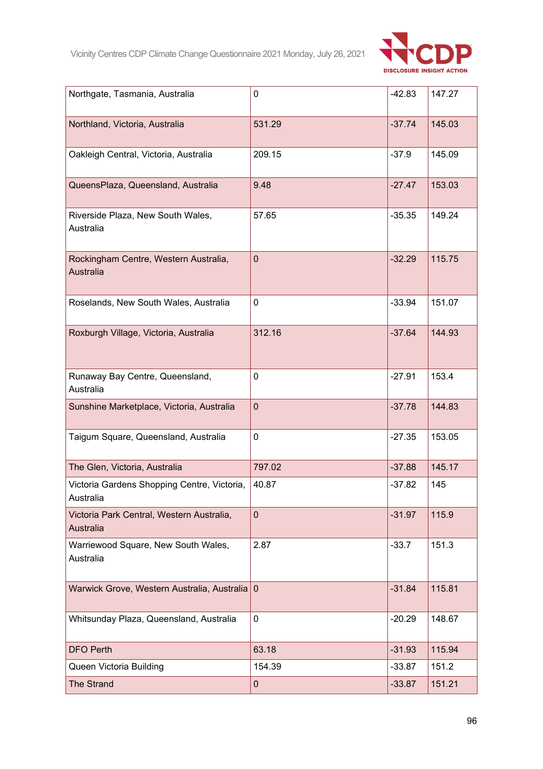| | | | |
|---|---|---|---|
| Northgate, Tasmania, Australia | 0 | -42.83 | 147.27 |
| Northland, Victoria, Australia | 531.29 | -37.74 | 145.03 |
| Oakleigh Central, Victoria, Australia | 209.15 | -37.9 | 145.09 |
| QueensPlaza, Queensland, Australia | 9.48 | -27.47 | 153.03 |
| Riverside Plaza, New South Wales, Australia | 57.65 | -35.35 | 149.24 |
| Rockingham Centre, Western Australia, Australia | 0 | -32.29 | 115.75 |
| Roselands, New South Wales, Australia | 0 | -33.94 | 151.07 |
| Roxburgh Village, Victoria, Australia | 312.16 | -37.64 | 144.93 |
| Runaway Bay Centre, Queensland, Australia | 0 | -27.91 | 153.4 |
| Sunshine Marketplace, Victoria, Australia | 0 | -37.78 | 144.83 |
| Taigum Square, Queensland, Australia | 0 | -27.35 | 153.05 |
| The Glen, Victoria, Australia | 797.02 | -37.88 | 145.17 |
| Victoria Gardens Shopping Centre, Victoria, Australia | 40.87 | -37.82 | 145 |
| Victoria Park Central, Western Australia, Australia | 0 | -31.97 | 115.9 |
| Warriewood Square, New South Wales, Australia | 2.87 | -33.7 | 151.3 |
| Warwick Grove, Western Australia, Australia | 0 | -31.84 | 115.81 |
| Whitsunday Plaza, Queensland, Australia | 0 | -20.29 | 148.67 |
| DFO Perth | 63.18 | -31.93 | 115.94 |
| Queen Victoria Building | 154.39 | -33.87 | 151.2 |
| The Strand | 0 | -33.87 | 151.21 |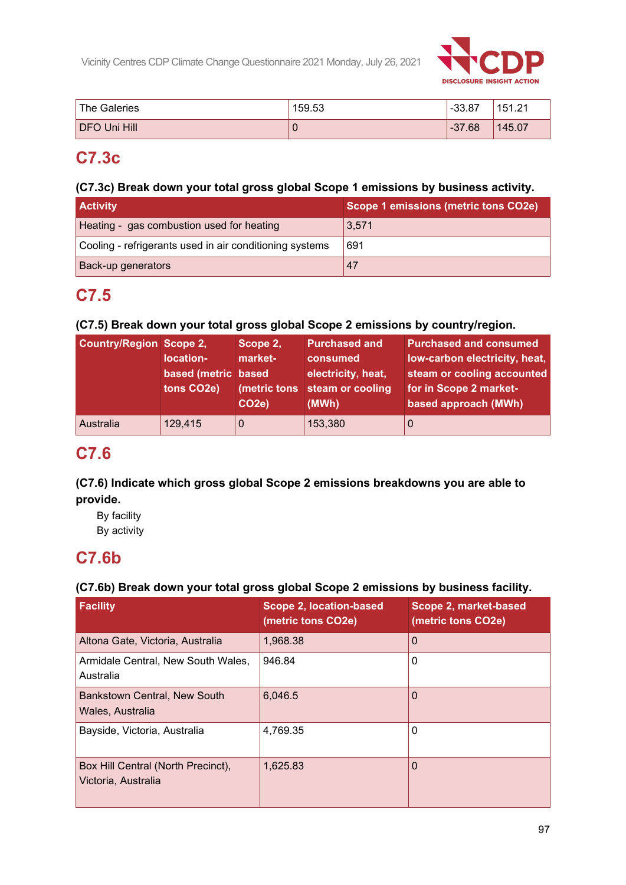| The Galeries | 159.53 | -33.87 | 151.21 |
|---|---|---|---|
| DFO Uni Hill | 0 | -37.68 | 145.07 |

## C7.3c

**(C7.3c) Break down your total gross global Scope 1 emissions by business activity.**

| Activity | Scope 1 emissions (metric tons CO2e) |
|---|---|
| Heating -  gas combustion used for heating | 3,571 |
| Cooling - refrigerants used in air conditioning systems | 691 |
| Back-up generators | 47 |

## C7.5

**(C7.5) Break down your total gross global Scope 2 emissions by country/region.**

| Country/Region | Scope 2, location-based (metric tons CO2e) | Scope 2, market-based (metric tons CO2e) | Purchased and consumed electricity, heat, steam or cooling (MWh) | Purchased and consumed low-carbon electricity, heat, steam or cooling accounted for in Scope 2 market-based approach (MWh) |
|---|---|---|---|---|
| Australia | 129,415 | 0 | 153,380 | 0 |

## C7.6

**(C7.6) Indicate which gross global Scope 2 emissions breakdowns you are able to provide.**

By facility
By activity

## C7.6b

**(C7.6b) Break down your total gross global Scope 2 emissions by business facility.**

| Facility | Scope 2, location-based (metric tons CO2e) | Scope 2, market-based (metric tons CO2e) |
|---|---|---|
| Altona Gate, Victoria, Australia | 1,968.38 | 0 |
| Armidale Central, New South Wales, Australia | 946.84 | 0 |
| Bankstown Central, New South Wales, Australia | 6,046.5 | 0 |
| Bayside, Victoria, Australia | 4,769.35 | 0 |
| Box Hill Central (North Precinct), Victoria, Australia | 1,625.83 | 0 |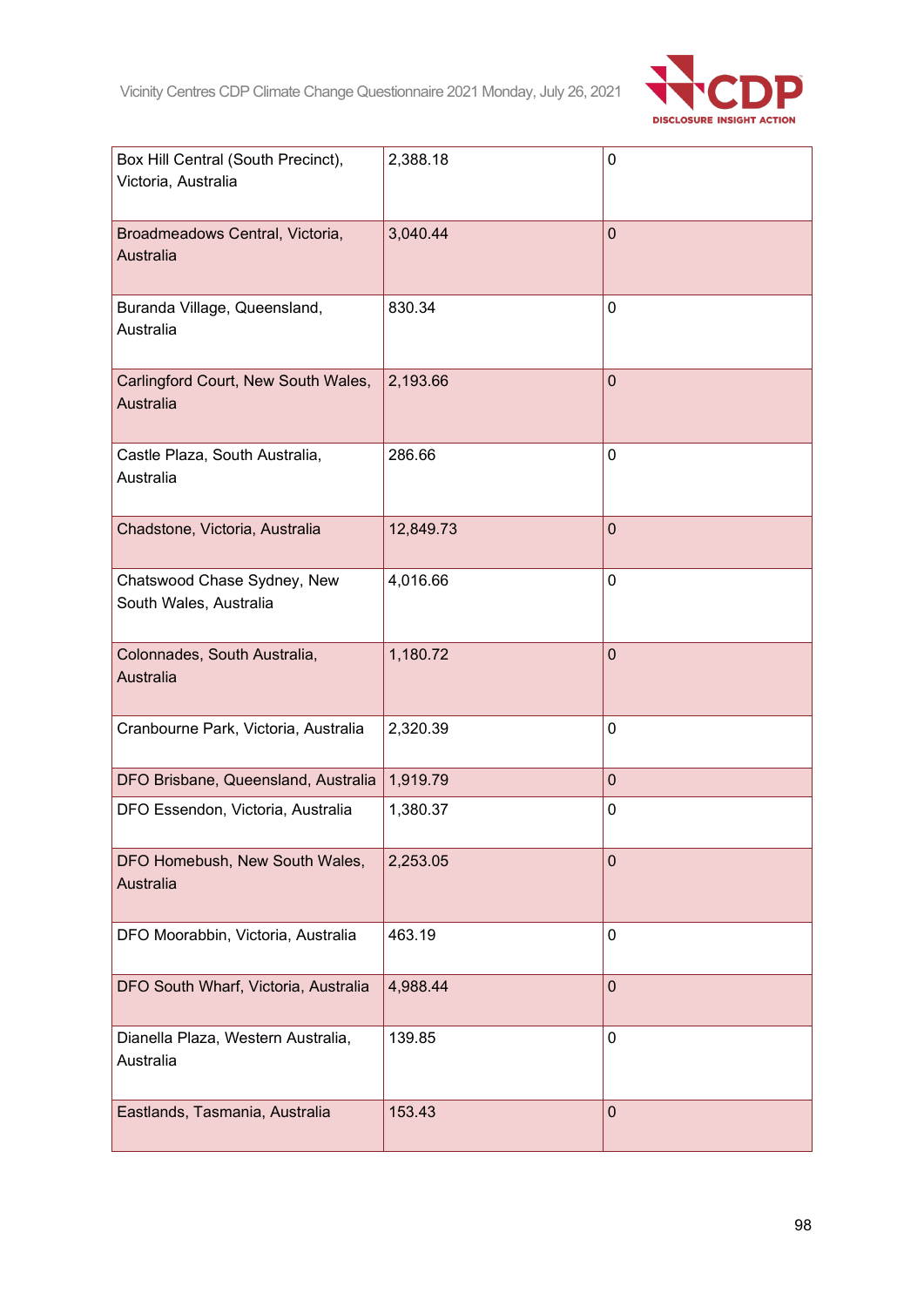| | | |
|---|---|---|
| Box Hill Central (South Precinct), Victoria, Australia | 2,388.18 | 0 |
| Broadmeadows Central, Victoria, Australia | 3,040.44 | 0 |
| Buranda Village, Queensland, Australia | 830.34 | 0 |
| Carlingford Court, New South Wales, Australia | 2,193.66 | 0 |
| Castle Plaza, South Australia, Australia | 286.66 | 0 |
| Chadstone, Victoria, Australia | 12,849.73 | 0 |
| Chatswood Chase Sydney, New South Wales, Australia | 4,016.66 | 0 |
| Colonnades, South Australia, Australia | 1,180.72 | 0 |
| Cranbourne Park, Victoria, Australia | 2,320.39 | 0 |
| DFO Brisbane, Queensland, Australia | 1,919.79 | 0 |
| DFO Essendon, Victoria, Australia | 1,380.37 | 0 |
| DFO Homebush, New South Wales, Australia | 2,253.05 | 0 |
| DFO Moorabbin, Victoria, Australia | 463.19 | 0 |
| DFO South Wharf, Victoria, Australia | 4,988.44 | 0 |
| Dianella Plaza, Western Australia, Australia | 139.85 | 0 |
| Eastlands, Tasmania, Australia | 153.43 | 0 |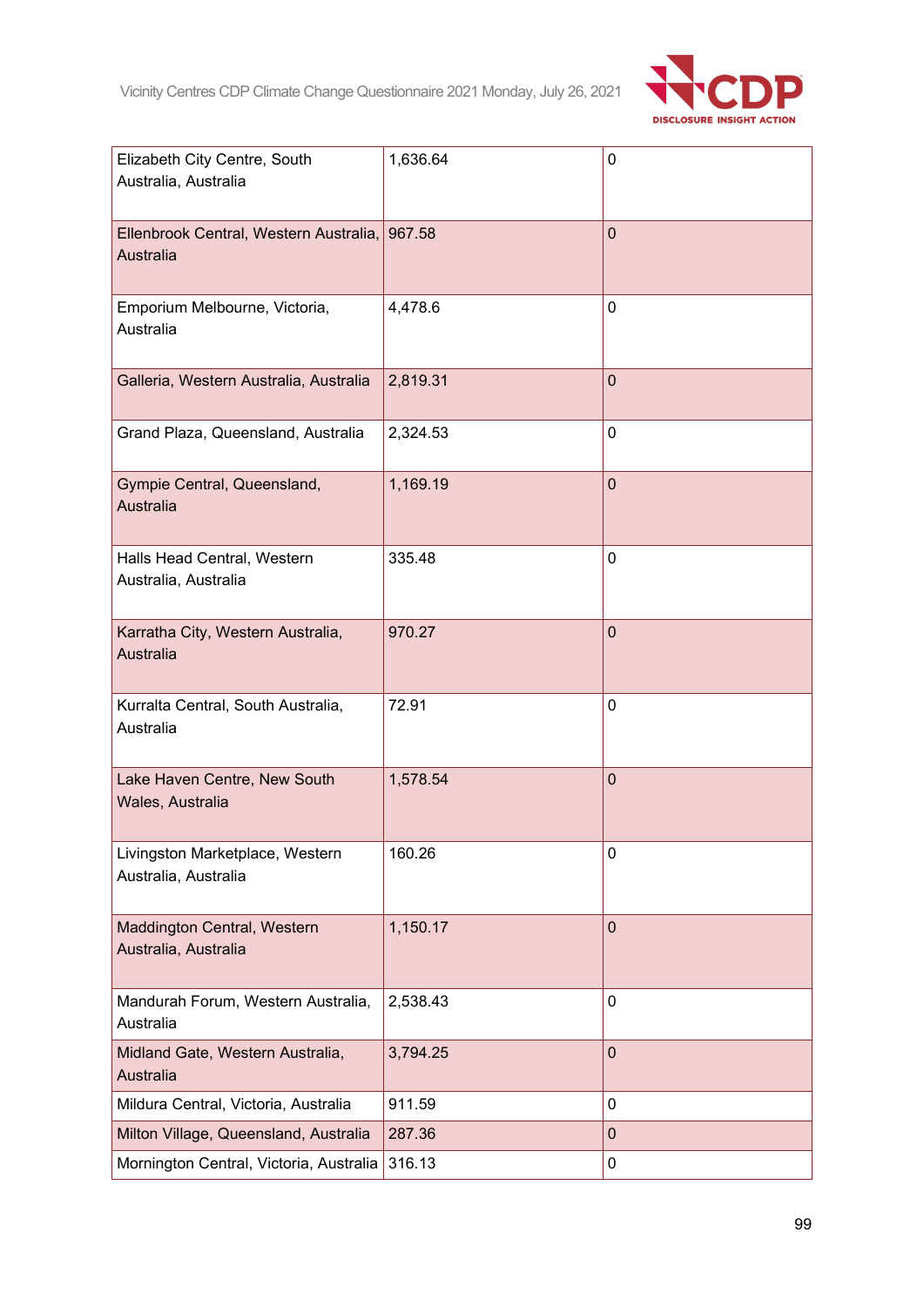| | | |
|---|---|---|
| Elizabeth City Centre, South Australia, Australia | 1,636.64 | 0 |
| Ellenbrook Central, Western Australia, Australia | 967.58 | 0 |
| Emporium Melbourne, Victoria, Australia | 4,478.6 | 0 |
| Galleria, Western Australia, Australia | 2,819.31 | 0 |
| Grand Plaza, Queensland, Australia | 2,324.53 | 0 |
| Gympie Central, Queensland, Australia | 1,169.19 | 0 |
| Halls Head Central, Western Australia, Australia | 335.48 | 0 |
| Karratha City, Western Australia, Australia | 970.27 | 0 |
| Kurralta Central, South Australia, Australia | 72.91 | 0 |
| Lake Haven Centre, New South Wales, Australia | 1,578.54 | 0 |
| Livingston Marketplace, Western Australia, Australia | 160.26 | 0 |
| Maddington Central, Western Australia, Australia | 1,150.17 | 0 |
| Mandurah Forum, Western Australia, Australia | 2,538.43 | 0 |
| Midland Gate, Western Australia, Australia | 3,794.25 | 0 |
| Mildura Central, Victoria, Australia | 911.59 | 0 |
| Milton Village, Queensland, Australia | 287.36 | 0 |
| Mornington Central, Victoria, Australia | 316.13 | 0 |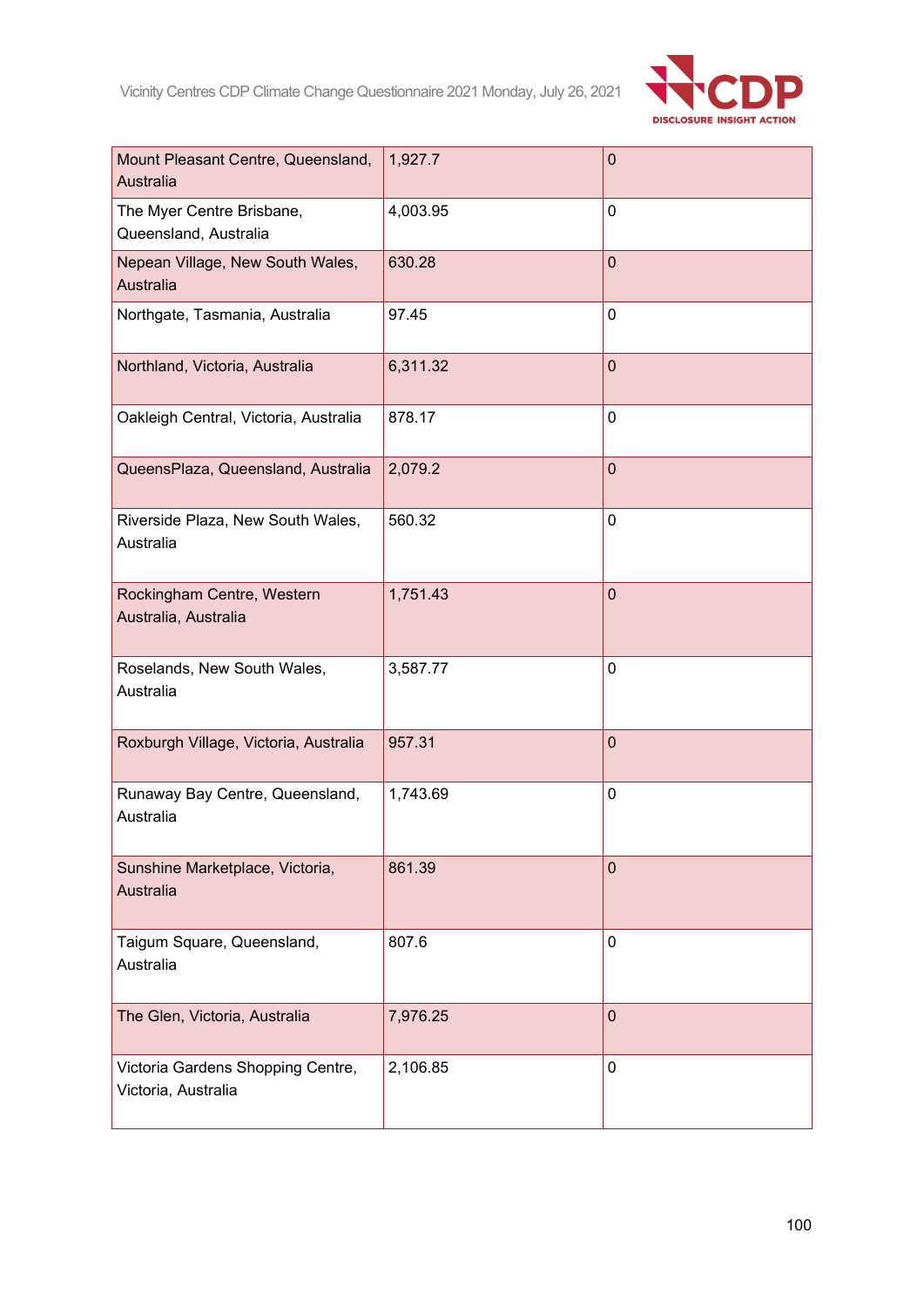| | | |
|---|---|---|
| Mount Pleasant Centre, Queensland, Australia | 1,927.7 | 0 |
| The Myer Centre Brisbane, Queensland, Australia | 4,003.95 | 0 |
| Nepean Village, New South Wales, Australia | 630.28 | 0 |
| Northgate, Tasmania, Australia | 97.45 | 0 |
| Northland, Victoria, Australia | 6,311.32 | 0 |
| Oakleigh Central, Victoria, Australia | 878.17 | 0 |
| QueensPlaza, Queensland, Australia | 2,079.2 | 0 |
| Riverside Plaza, New South Wales, Australia | 560.32 | 0 |
| Rockingham Centre, Western Australia, Australia | 1,751.43 | 0 |
| Roselands, New South Wales, Australia | 3,587.77 | 0 |
| Roxburgh Village, Victoria, Australia | 957.31 | 0 |
| Runaway Bay Centre, Queensland, Australia | 1,743.69 | 0 |
| Sunshine Marketplace, Victoria, Australia | 861.39 | 0 |
| Taigum Square, Queensland, Australia | 807.6 | 0 |
| The Glen, Victoria, Australia | 7,976.25 | 0 |
| Victoria Gardens Shopping Centre, Victoria, Australia | 2,106.85 | 0 |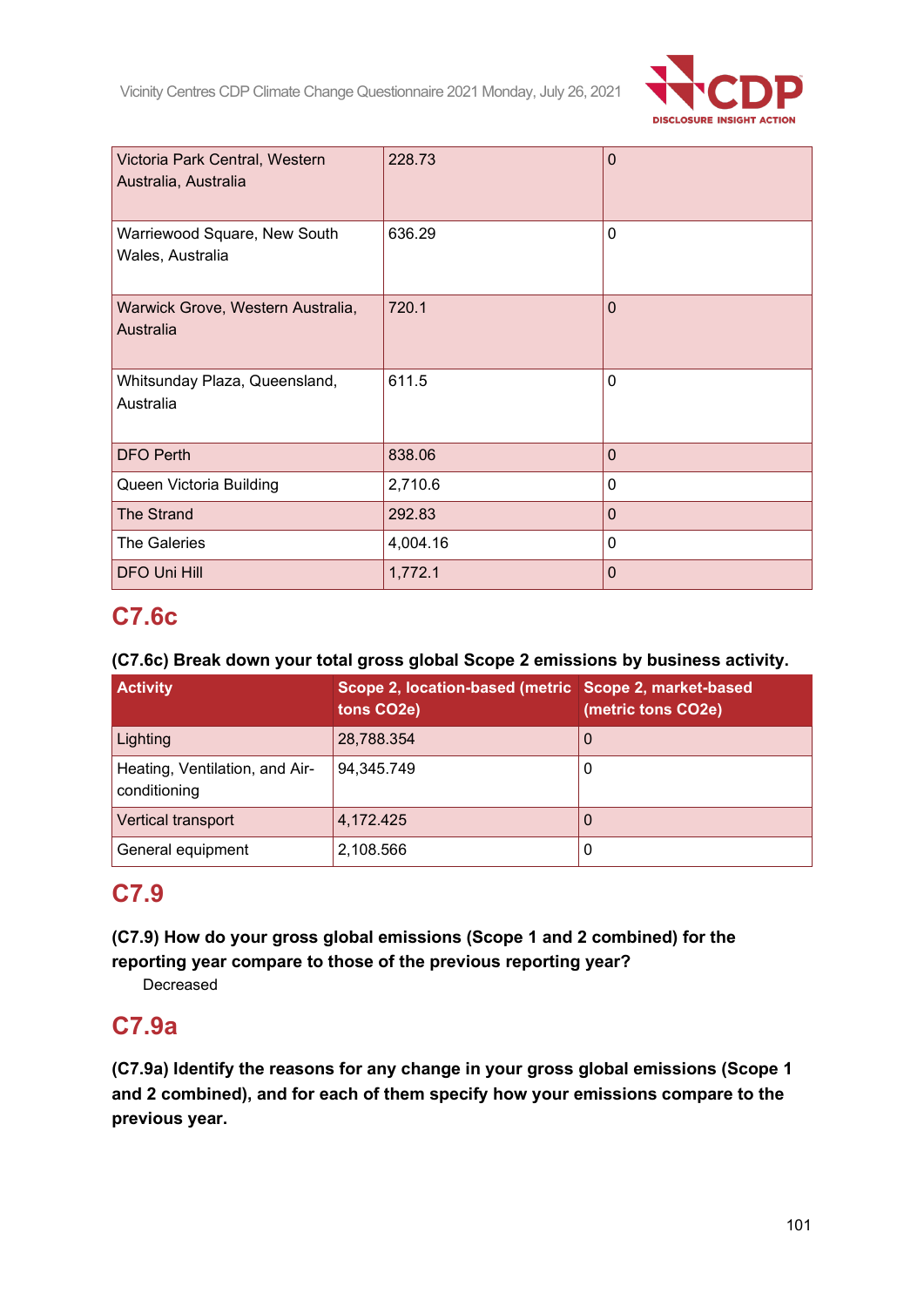| | | |
|---|---|---|
| Victoria Park Central, Western Australia, Australia | 228.73 | 0 |
| Warriewood Square, New South Wales, Australia | 636.29 | 0 |
| Warwick Grove, Western Australia, Australia | 720.1 | 0 |
| Whitsunday Plaza, Queensland, Australia | 611.5 | 0 |
| DFO Perth | 838.06 | 0 |
| Queen Victoria Building | 2,710.6 | 0 |
| The Strand | 292.83 | 0 |
| The Galeries | 4,004.16 | 0 |
| DFO Uni Hill | 1,772.1 | 0 |

## C7.6c

**(C7.6c) Break down your total gross global Scope 2 emissions by business activity.**

| Activity | Scope 2, location-based (metric tons CO2e) | Scope 2, market-based (metric tons CO2e) |
|---|---|---|
| Lighting | 28,788.354 | 0 |
| Heating, Ventilation, and Air-conditioning | 94,345.749 | 0 |
| Vertical transport | 4,172.425 | 0 |
| General equipment | 2,108.566 | 0 |

## C7.9

**(C7.9) How do your gross global emissions (Scope 1 and 2 combined) for the reporting year compare to those of the previous reporting year?**

Decreased

## C7.9a

**(C7.9a) Identify the reasons for any change in your gross global emissions (Scope 1 and 2 combined), and for each of them specify how your emissions compare to the previous year.**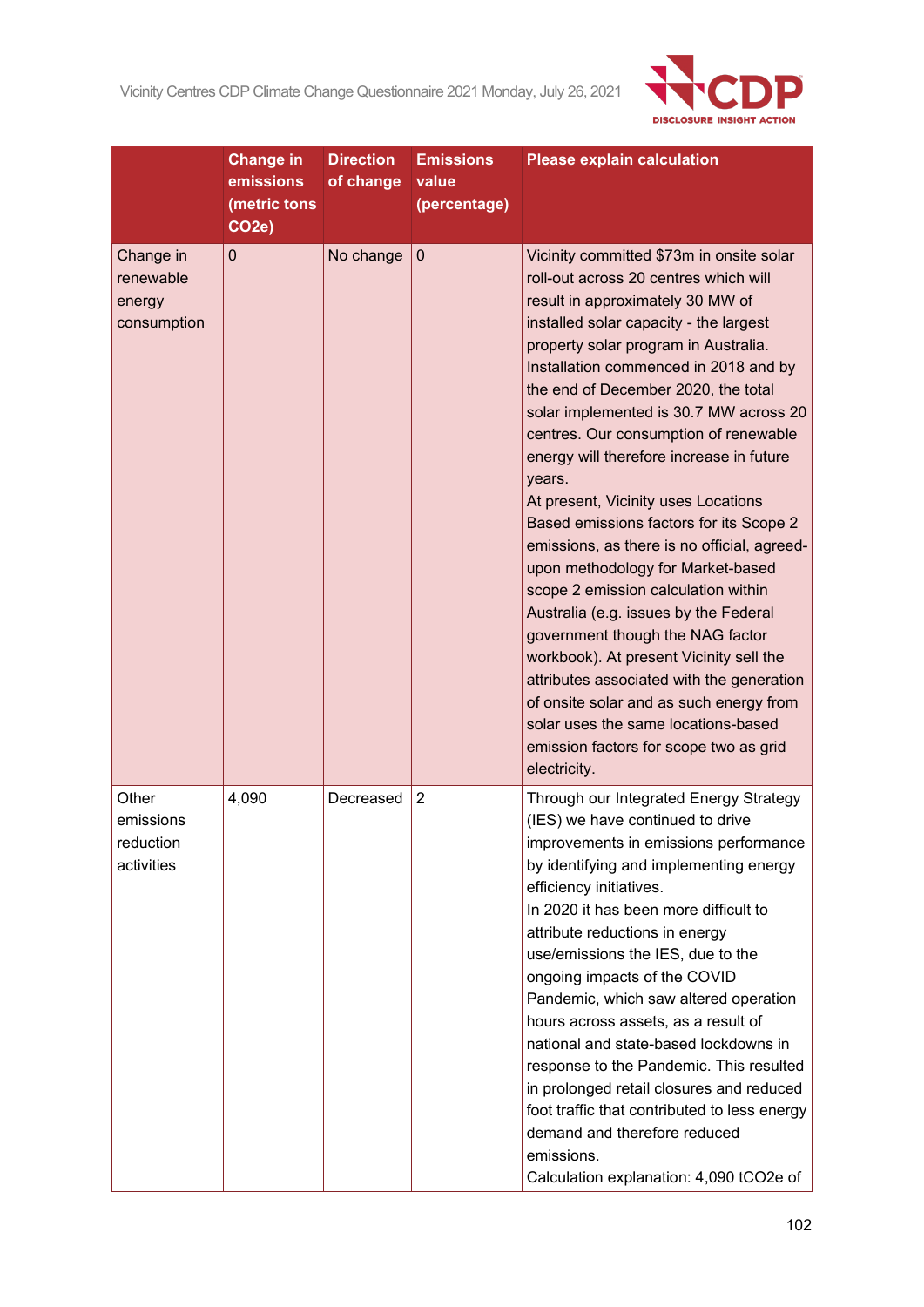| | Change in emissions (metric tons CO2e) | Direction of change | Emissions value (percentage) | Please explain calculation |
|---|---|---|---|---|
| Change in renewable energy consumption | 0 | No change | 0 | Vicinity committed $73m in onsite solar roll-out across 20 centres which will result in approximately 30 MW of installed solar capacity - the largest property solar program in Australia. Installation commenced in 2018 and by the end of December 2020, the total solar implemented is 30.7 MW across 20 centres. Our consumption of renewable energy will therefore increase in future years.<br>At present, Vicinity uses Locations Based emissions factors for its Scope 2 emissions, as there is no official, agreed-upon methodology for Market-based scope 2 emission calculation within Australia (e.g. issues by the Federal government though the NAG factor workbook). At present Vicinity sell the attributes associated with the generation of onsite solar and as such energy from solar uses the same locations-based emission factors for scope two as grid electricity. |
| Other emissions reduction activities | 4,090 | Decreased | 2 | Through our Integrated Energy Strategy (IES) we have continued to drive improvements in emissions performance by identifying and implementing energy efficiency initiatives.<br>In 2020 it has been more difficult to attribute reductions in energy use/emissions the IES, due to the ongoing impacts of the COVID Pandemic, which saw altered operation hours across assets, as a result of national and state-based lockdowns in response to the Pandemic. This resulted in prolonged retail closures and reduced foot traffic that contributed to less energy demand and therefore reduced emissions.<br>Calculation explanation: 4,090 tCO2e of |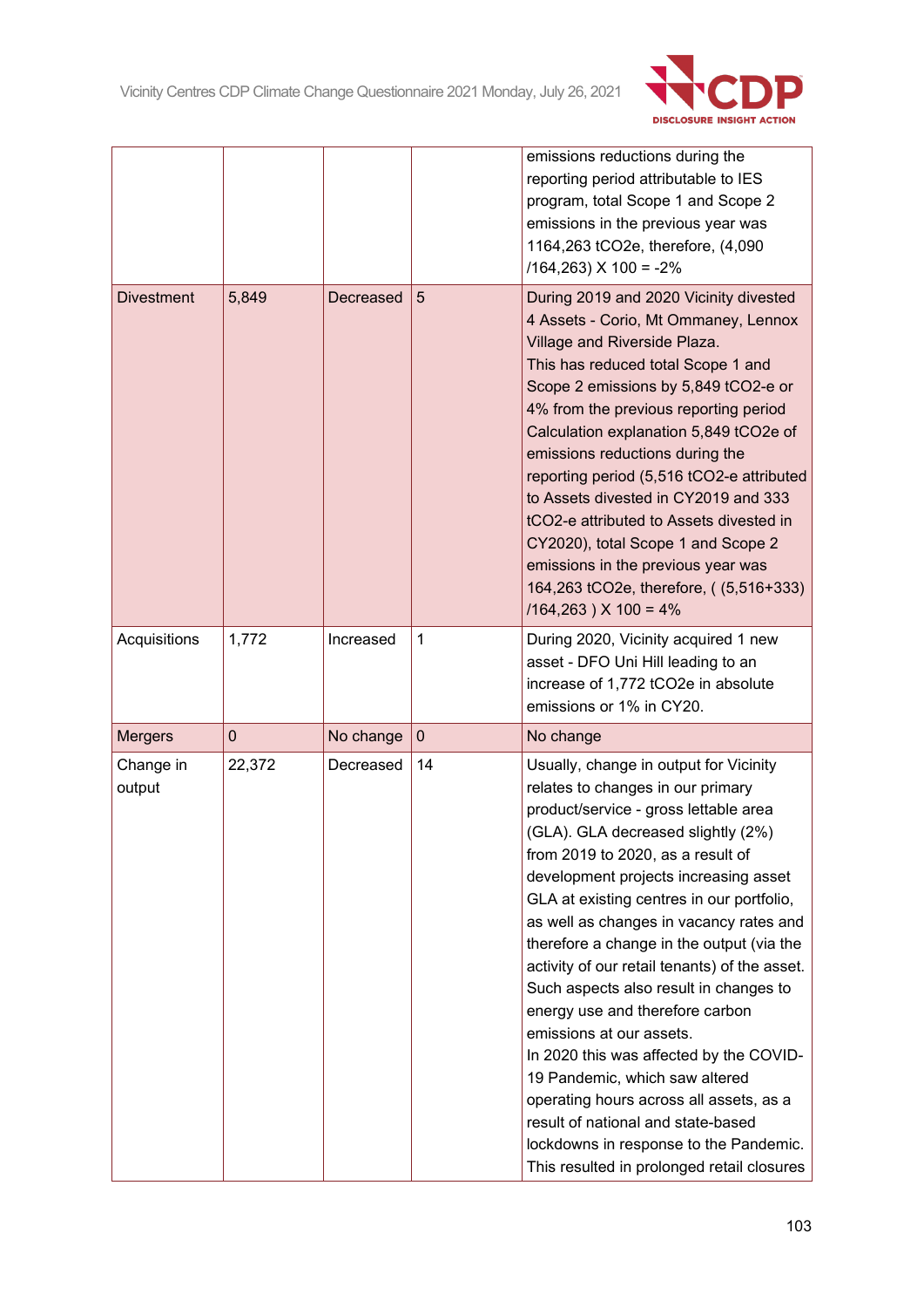| | | | | |
|---|---|---|---|---|
| | | | | emissions reductions during the reporting period attributable to IES program, total Scope 1 and Scope 2 emissions in the previous year was 1164,263 tCO2e, therefore, (4,090 /164,263) X 100 = -2% |
| Divestment | 5,849 | Decreased | 5 | During 2019 and 2020 Vicinity divested 4 Assets - Corio, Mt Ommaney, Lennox Village and Riverside Plaza.<br>This has reduced total Scope 1 and Scope 2 emissions by 5,849 tCO2-e or 4% from the previous reporting period Calculation explanation 5,849 tCO2e of emissions reductions during the reporting period (5,516 tCO2-e attributed to Assets divested in CY2019 and 333 tCO2-e attributed to Assets divested in CY2020), total Scope 1 and Scope 2 emissions in the previous year was 164,263 tCO2e, therefore, ( (5,516+333) /164,263 ) X 100 = 4% |
| Acquisitions | 1,772 | Increased | 1 | During 2020, Vicinity acquired 1 new asset - DFO Uni Hill leading to an increase of 1,772 tCO2e in absolute emissions or 1% in CY20. |
| Mergers | 0 | No change | 0 | No change |
| Change in output | 22,372 | Decreased | 14 | Usually, change in output for Vicinity relates to changes in our primary product/service - gross lettable area (GLA). GLA decreased slightly (2%) from 2019 to 2020, as a result of development projects increasing asset GLA at existing centres in our portfolio, as well as changes in vacancy rates and therefore a change in the output (via the activity of our retail tenants) of the asset. Such aspects also result in changes to energy use and therefore carbon emissions at our assets.<br>In 2020 this was affected by the COVID-19 Pandemic, which saw altered operating hours across all assets, as a result of national and state-based lockdowns in response to the Pandemic. This resulted in prolonged retail closures |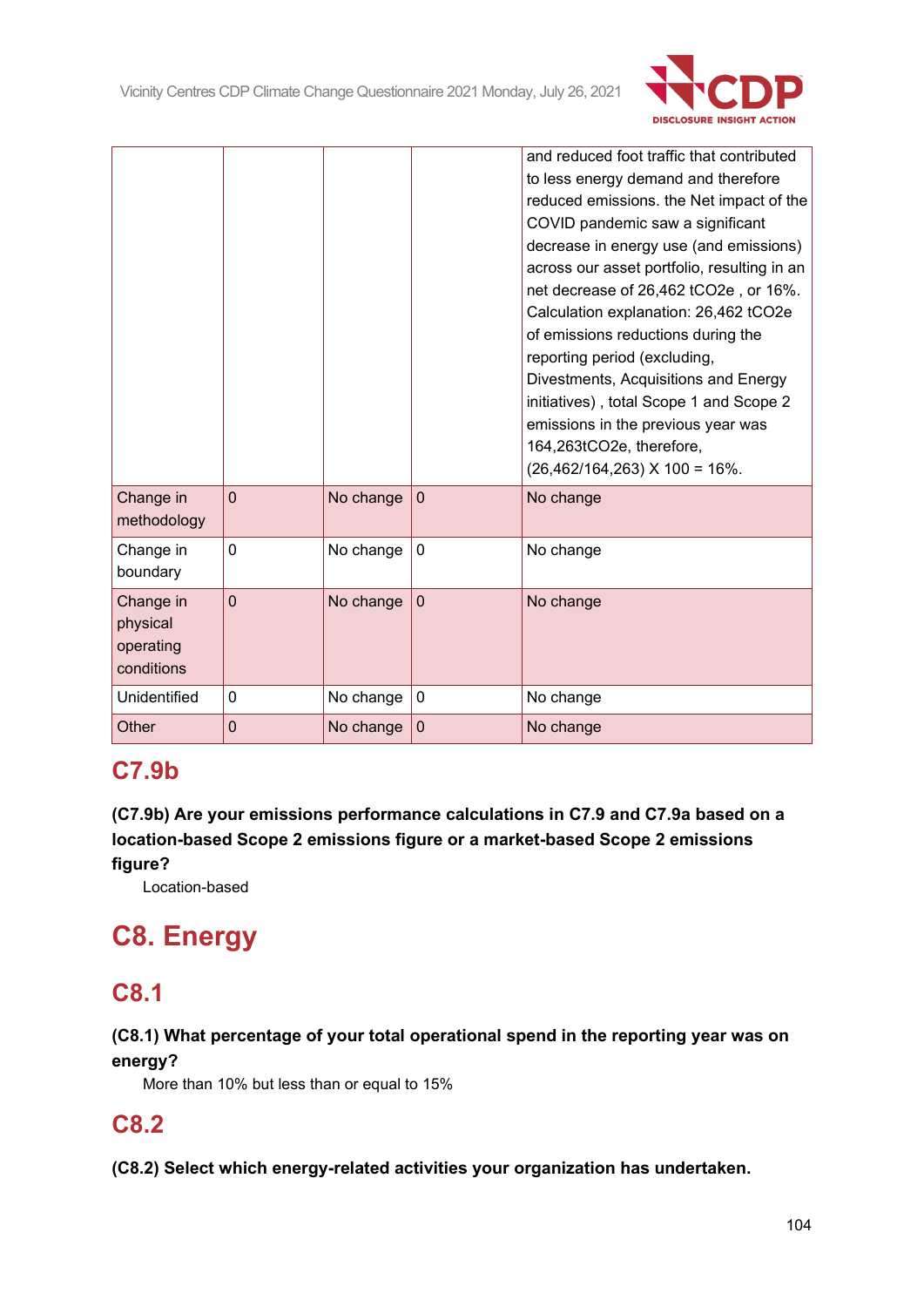| | | | | and reduced foot traffic that contributed to less energy demand and therefore reduced emissions. the Net impact of the COVID pandemic saw a significant decrease in energy use (and emissions) across our asset portfolio, resulting in an net decrease of 26,462 tCO2e , or 16%. Calculation explanation: 26,462 tCO2e of emissions reductions during the reporting period (excluding, Divestments, Acquisitions and Energy initiatives) , total Scope 1 and Scope 2 emissions in the previous year was 164,263tCO2e, therefore, (26,462/164,263) X 100 = 16%. |
|---|---|---|---|---|
| Change in methodology | 0 | No change | 0 | No change |
| Change in boundary | 0 | No change | 0 | No change |
| Change in physical operating conditions | 0 | No change | 0 | No change |
| Unidentified | 0 | No change | 0 | No change |
| Other | 0 | No change | 0 | No change |

## C7.9b

**(C7.9b) Are your emissions performance calculations in C7.9 and C7.9a based on a location-based Scope 2 emissions figure or a market-based Scope 2 emissions figure?**

Location-based

# C8. Energy

## C8.1

**(C8.1) What percentage of your total operational spend in the reporting year was on energy?**

More than 10% but less than or equal to 15%

## C8.2

**(C8.2) Select which energy-related activities your organization has undertaken.**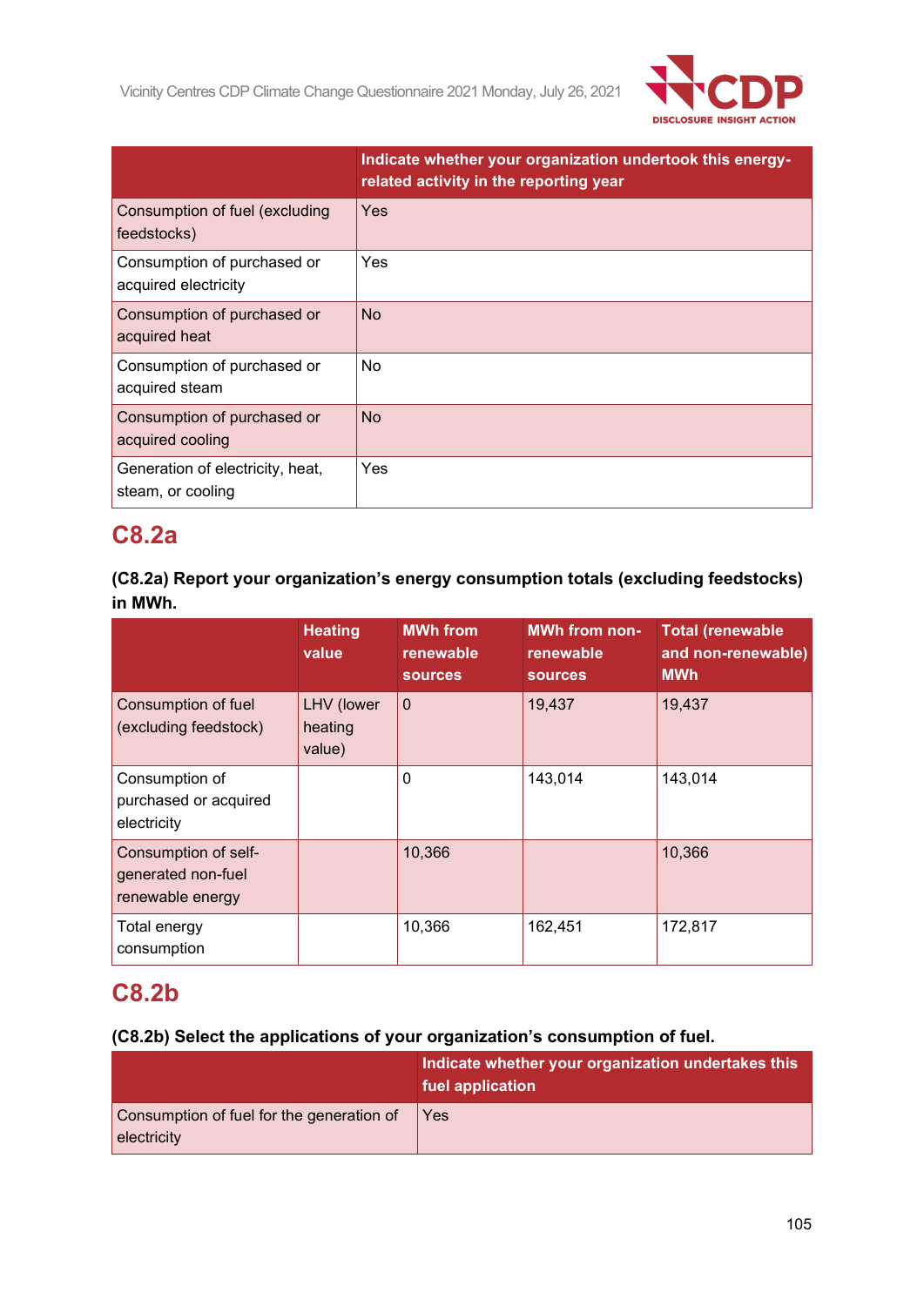| | Indicate whether your organization undertook this energy-related activity in the reporting year |
|---|---|
| Consumption of fuel (excluding feedstocks) | Yes |
| Consumption of purchased or acquired electricity | Yes |
| Consumption of purchased or acquired heat | No |
| Consumption of purchased or acquired steam | No |
| Consumption of purchased or acquired cooling | No |
| Generation of electricity, heat, steam, or cooling | Yes |

## C8.2a

**(C8.2a) Report your organization's energy consumption totals (excluding feedstocks) in MWh.**

| | Heating value | MWh from renewable sources | MWh from non-renewable sources | Total (renewable and non-renewable) MWh |
|---|---|---|---|---|
| Consumption of fuel (excluding feedstock) | LHV (lower heating value) | 0 | 19,437 | 19,437 |
| Consumption of purchased or acquired electricity | | 0 | 143,014 | 143,014 |
| Consumption of self-generated non-fuel renewable energy | | 10,366 | | 10,366 |
| Total energy consumption | | 10,366 | 162,451 | 172,817 |

## C8.2b

**(C8.2b) Select the applications of your organization's consumption of fuel.**

| | Indicate whether your organization undertakes this fuel application |
|---|---|
| Consumption of fuel for the generation of electricity | Yes |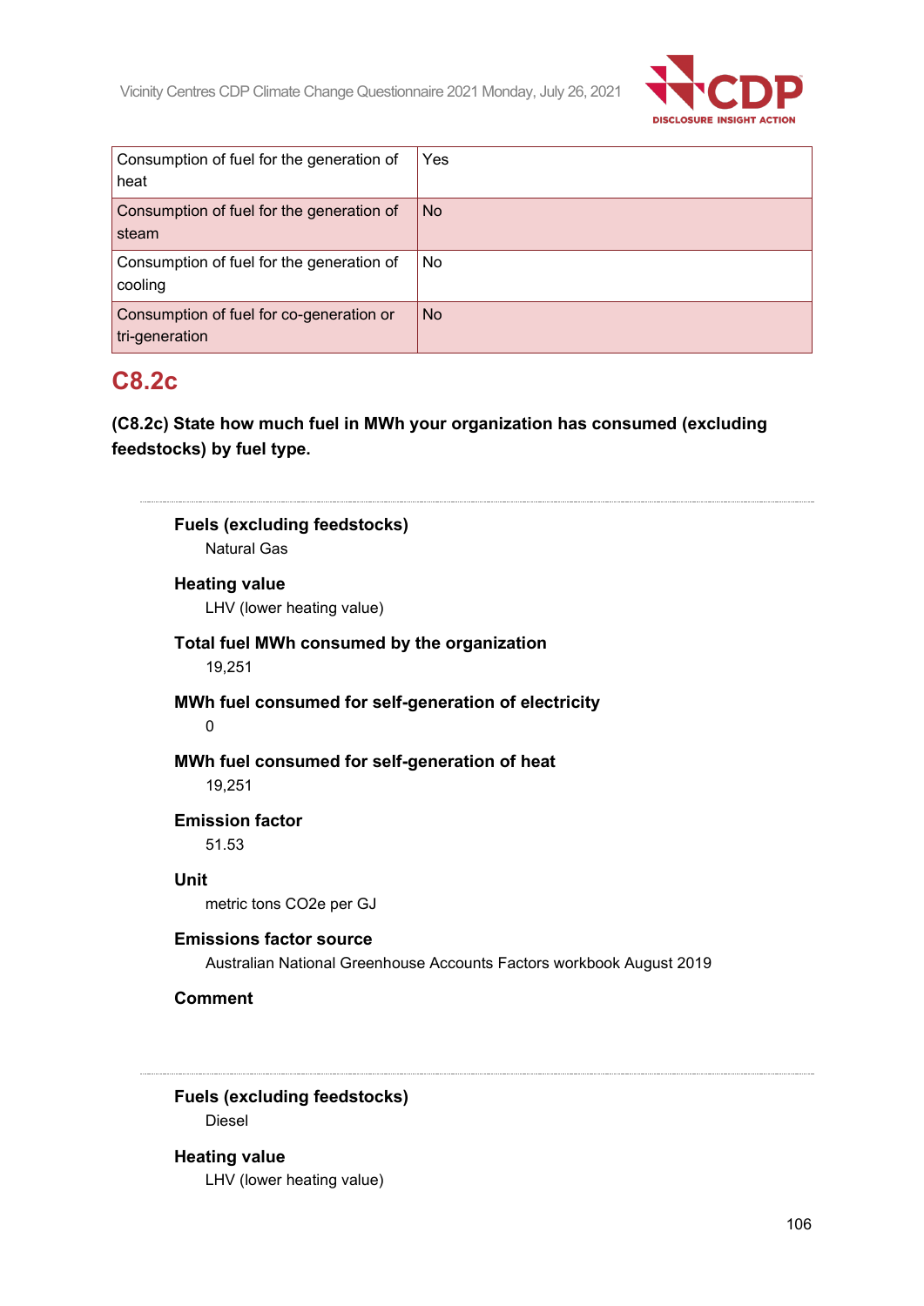| | |
|---|---|
| Consumption of fuel for the generation of heat | Yes |
| Consumption of fuel for the generation of steam | No |
| Consumption of fuel for the generation of cooling | No |
| Consumption of fuel for co-generation or tri-generation | No |

## C8.2c

**(C8.2c) State how much fuel in MWh your organization has consumed (excluding feedstocks) by fuel type.**

---

**Fuels (excluding feedstocks)**
Natural Gas

**Heating value**
LHV (lower heating value)

**Total fuel MWh consumed by the organization**
19,251

**MWh fuel consumed for self-generation of electricity**
0

**MWh fuel consumed for self-generation of heat**
19,251

**Emission factor**
51.53

**Unit**
metric tons CO2e per GJ

**Emissions factor source**
Australian National Greenhouse Accounts Factors workbook August 2019

**Comment**

---

**Fuels (excluding feedstocks)**
Diesel

**Heating value**
LHV (lower heating value)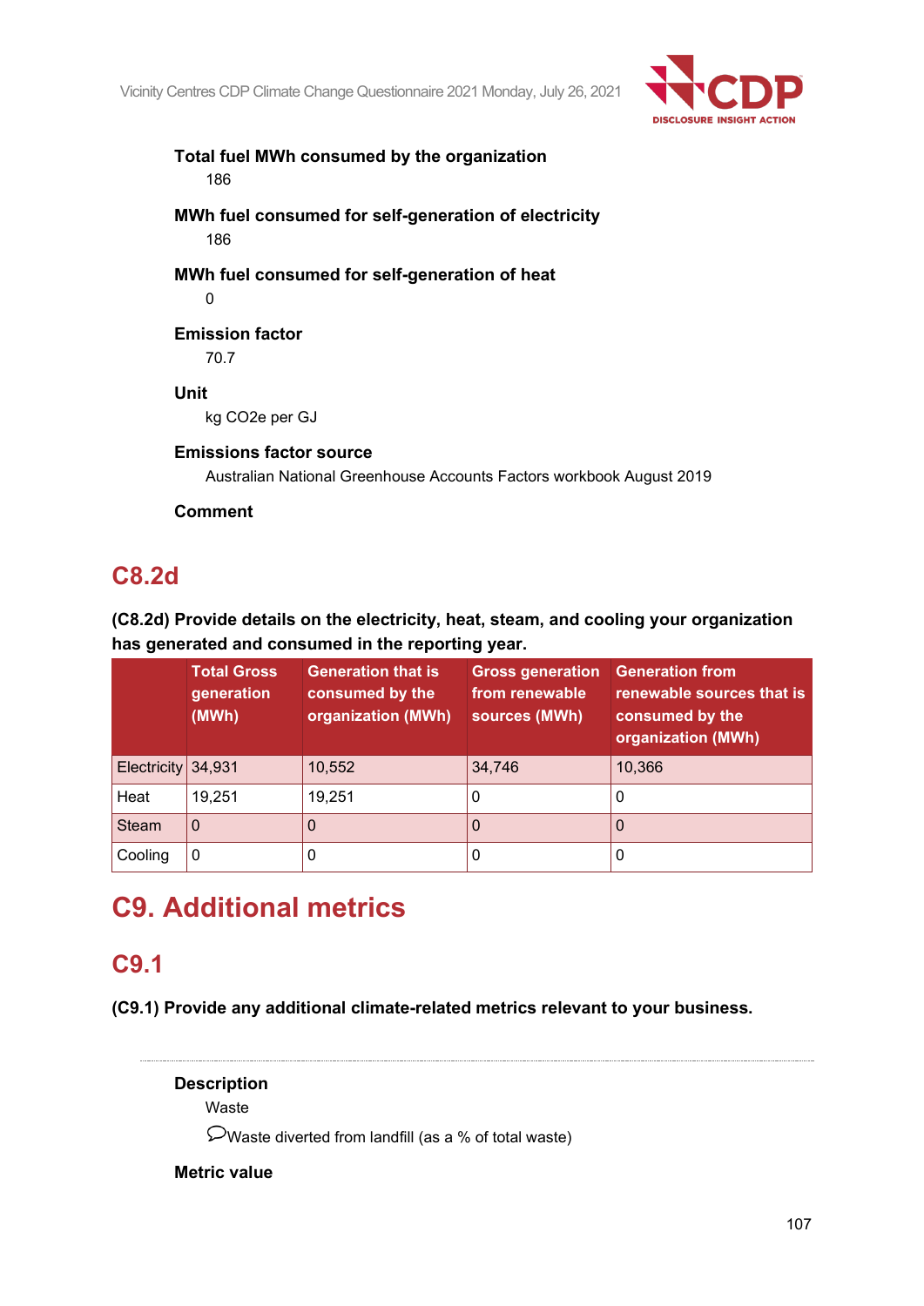**Total fuel MWh consumed by the organization**

186

**MWh fuel consumed for self-generation of electricity**

186

**MWh fuel consumed for self-generation of heat**

0

**Emission factor**

70.7

**Unit**

kg CO2e per GJ

**Emissions factor source**

Australian National Greenhouse Accounts Factors workbook August 2019

**Comment**

## C8.2d

**(C8.2d) Provide details on the electricity, heat, steam, and cooling your organization has generated and consumed in the reporting year.**

| | Total Gross generation (MWh) | Generation that is consumed by the organization (MWh) | Gross generation from renewable sources (MWh) | Generation from renewable sources that is consumed by the organization (MWh) |
|---|---|---|---|---|
| Electricity | 34,931 | 10,552 | 34,746 | 10,366 |
| Heat | 19,251 | 19,251 | 0 | 0 |
| Steam | 0 | 0 | 0 | 0 |
| Cooling | 0 | 0 | 0 | 0 |

# C9. Additional metrics

## C9.1

**(C9.1) Provide any additional climate-related metrics relevant to your business.**

**Description**

Waste

Waste diverted from landfill (as a % of total waste)

**Metric value**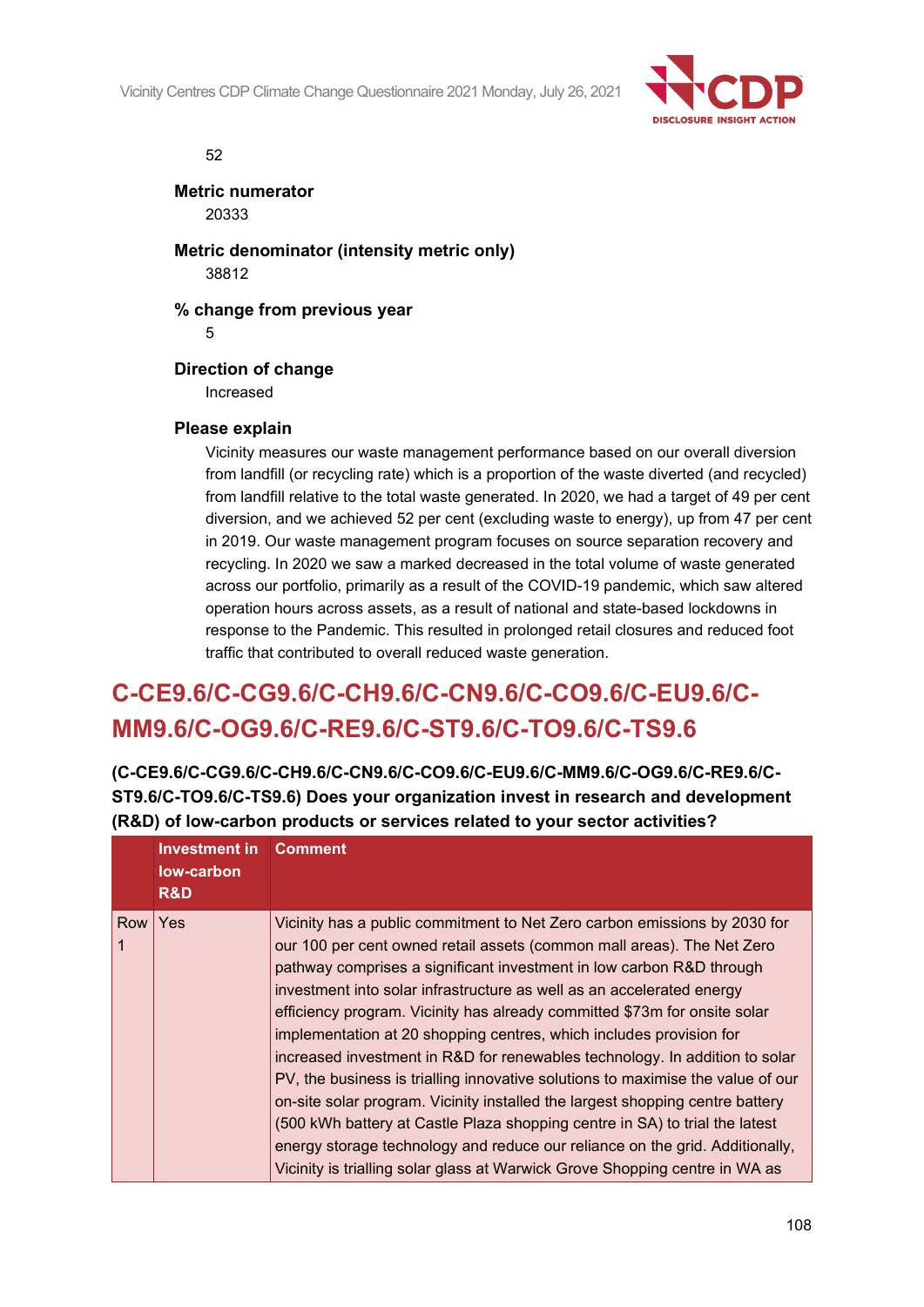52

**Metric numerator**

20333

**Metric denominator (intensity metric only)**

38812

**% change from previous year**

5

**Direction of change**

Increased

**Please explain**

Vicinity measures our waste management performance based on our overall diversion from landfill (or recycling rate) which is a proportion of the waste diverted (and recycled) from landfill relative to the total waste generated. In 2020, we had a target of 49 per cent diversion, and we achieved 52 per cent (excluding waste to energy), up from 47 per cent in 2019. Our waste management program focuses on source separation recovery and recycling. In 2020 we saw a marked decreased in the total volume of waste generated across our portfolio, primarily as a result of the COVID-19 pandemic, which saw altered operation hours across assets, as a result of national and state-based lockdowns in response to the Pandemic. This resulted in prolonged retail closures and reduced foot traffic that contributed to overall reduced waste generation.

## C-CE9.6/C-CG9.6/C-CH9.6/C-CN9.6/C-CO9.6/C-EU9.6/C-MM9.6/C-OG9.6/C-RE9.6/C-ST9.6/C-TO9.6/C-TS9.6

**(C-CE9.6/C-CG9.6/C-CH9.6/C-CN9.6/C-CO9.6/C-EU9.6/C-MM9.6/C-OG9.6/C-RE9.6/C-ST9.6/C-TO9.6/C-TS9.6) Does your organization invest in research and development (R&D) of low-carbon products or services related to your sector activities?**

| | Investment in low-carbon R&D | Comment |
|---|---|---|
| Row 1 | Yes | Vicinity has a public commitment to Net Zero carbon emissions by 2030 for our 100 per cent owned retail assets (common mall areas). The Net Zero pathway comprises a significant investment in low carbon R&D through investment into solar infrastructure as well as an accelerated energy efficiency program. Vicinity has already committed $73m for onsite solar implementation at 20 shopping centres, which includes provision for increased investment in R&D for renewables technology. In addition to solar PV, the business is trialling innovative solutions to maximise the value of our on-site solar program. Vicinity installed the largest shopping centre battery (500 kWh battery at Castle Plaza shopping centre in SA) to trial the latest energy storage technology and reduce our reliance on the grid. Additionally, Vicinity is trialling solar glass at Warwick Grove Shopping centre in WA as |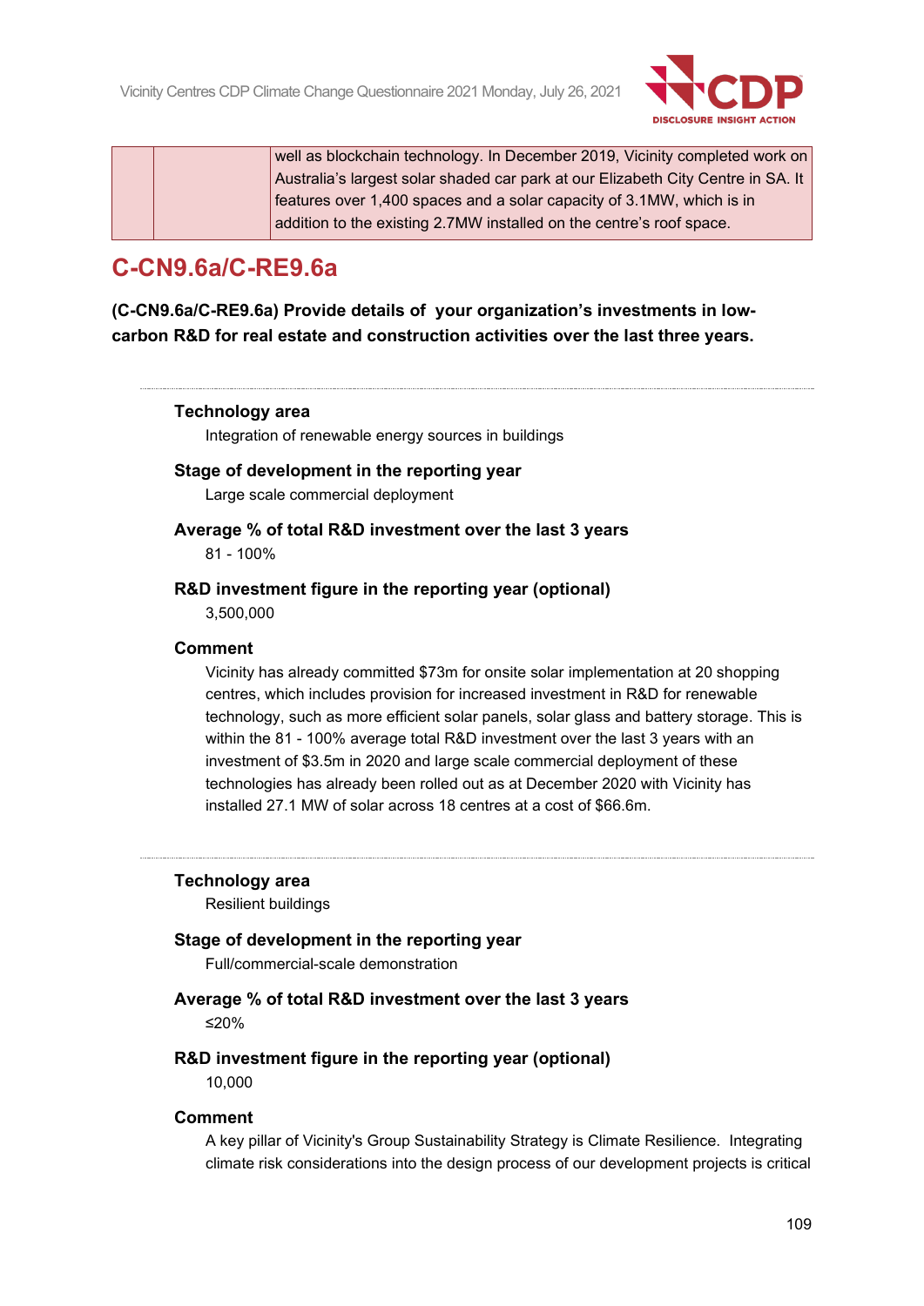| | | well as blockchain technology. In December 2019, Vicinity completed work on Australia's largest solar shaded car park at our Elizabeth City Centre in SA. It features over 1,400 spaces and a solar capacity of 3.1MW, which is in addition to the existing 2.7MW installed on the centre's roof space. |
|---|---|---|

## C-CN9.6a/C-RE9.6a

**(C-CN9.6a/C-RE9.6a) Provide details of your organization's investments in low-carbon R&D for real estate and construction activities over the last three years.**

---

**Technology area**

Integration of renewable energy sources in buildings

**Stage of development in the reporting year**

Large scale commercial deployment

**Average % of total R&D investment over the last 3 years**

81 - 100%

**R&D investment figure in the reporting year (optional)**

3,500,000

**Comment**

Vicinity has already committed $73m for onsite solar implementation at 20 shopping centres, which includes provision for increased investment in R&D for renewable technology, such as more efficient solar panels, solar glass and battery storage. This is within the 81 - 100% average total R&D investment over the last 3 years with an investment of $3.5m in 2020 and large scale commercial deployment of these technologies has already been rolled out as at December 2020 with Vicinity has installed 27.1 MW of solar across 18 centres at a cost of $66.6m.

---

**Technology area**

Resilient buildings

**Stage of development in the reporting year**

Full/commercial-scale demonstration

**Average % of total R&D investment over the last 3 years**

≤20%

**R&D investment figure in the reporting year (optional)**

10,000

**Comment**

A key pillar of Vicinity's Group Sustainability Strategy is Climate Resilience. Integrating climate risk considerations into the design process of our development projects is critical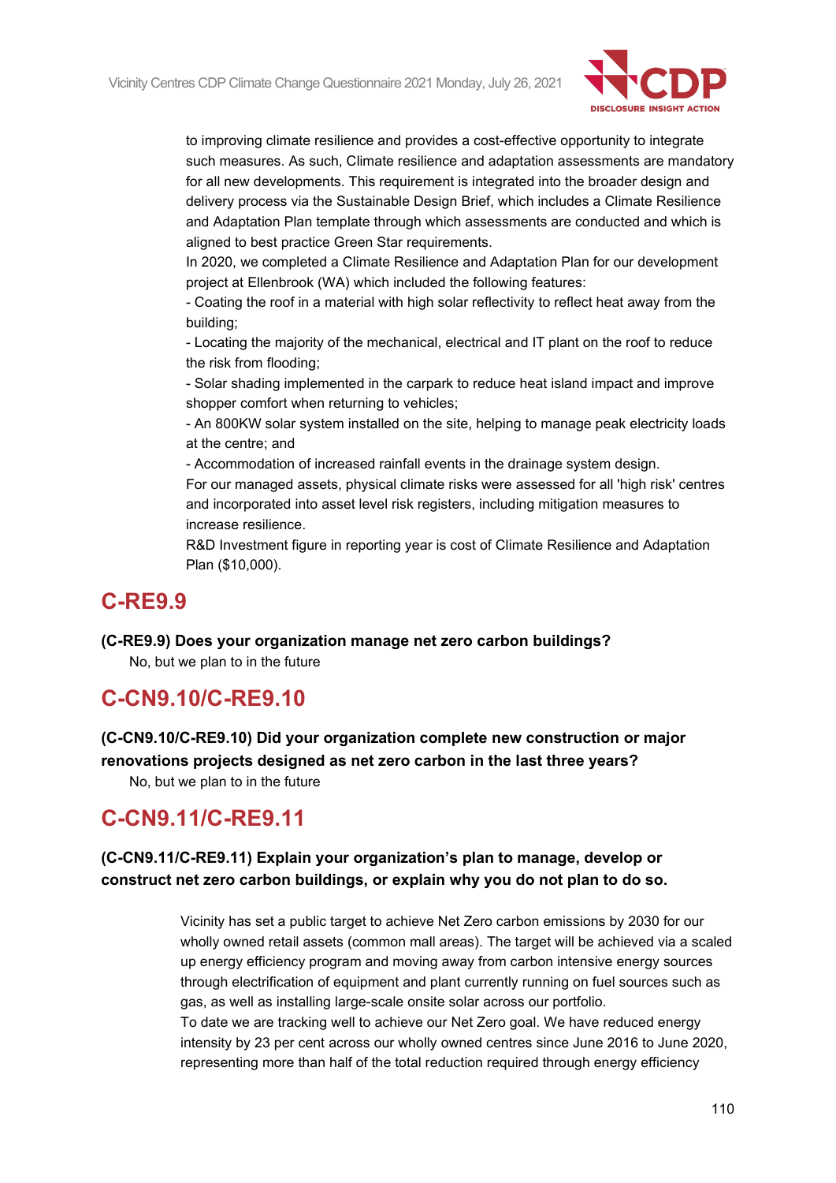to improving climate resilience and provides a cost-effective opportunity to integrate such measures. As such, Climate resilience and adaptation assessments are mandatory for all new developments. This requirement is integrated into the broader design and delivery process via the Sustainable Design Brief, which includes a Climate Resilience and Adaptation Plan template through which assessments are conducted and which is aligned to best practice Green Star requirements.
In 2020, we completed a Climate Resilience and Adaptation Plan for our development project at Ellenbrook (WA) which included the following features:
- Coating the roof in a material with high solar reflectivity to reflect heat away from the building;
- Locating the majority of the mechanical, electrical and IT plant on the roof to reduce the risk from flooding;
- Solar shading implemented in the carpark to reduce heat island impact and improve shopper comfort when returning to vehicles;
- An 800KW solar system installed on the site, helping to manage peak electricity loads at the centre; and
- Accommodation of increased rainfall events in the drainage system design.
For our managed assets, physical climate risks were assessed for all 'high risk' centres and incorporated into asset level risk registers, including mitigation measures to increase resilience.
R&D Investment figure in reporting year is cost of Climate Resilience and Adaptation Plan ($10,000).

## C-RE9.9

**(C-RE9.9) Does your organization manage net zero carbon buildings?**

No, but we plan to in the future

## C-CN9.10/C-RE9.10

**(C-CN9.10/C-RE9.10) Did your organization complete new construction or major renovations projects designed as net zero carbon in the last three years?**

No, but we plan to in the future

## C-CN9.11/C-RE9.11

**(C-CN9.11/C-RE9.11) Explain your organization's plan to manage, develop or construct net zero carbon buildings, or explain why you do not plan to do so.**

Vicinity has set a public target to achieve Net Zero carbon emissions by 2030 for our wholly owned retail assets (common mall areas). The target will be achieved via a scaled up energy efficiency program and moving away from carbon intensive energy sources through electrification of equipment and plant currently running on fuel sources such as gas, as well as installing large-scale onsite solar across our portfolio.
To date we are tracking well to achieve our Net Zero goal. We have reduced energy intensity by 23 per cent across our wholly owned centres since June 2016 to June 2020, representing more than half of the total reduction required through energy efficiency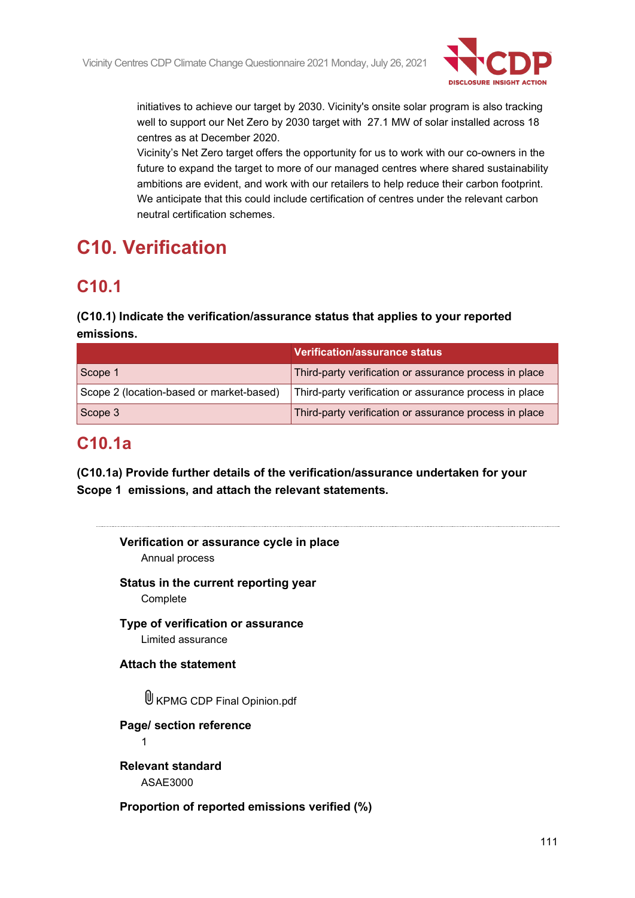initiatives to achieve our target by 2030. Vicinity's onsite solar program is also tracking well to support our Net Zero by 2030 target with 27.1 MW of solar installed across 18 centres as at December 2020.

Vicinity's Net Zero target offers the opportunity for us to work with our co-owners in the future to expand the target to more of our managed centres where shared sustainability ambitions are evident, and work with our retailers to help reduce their carbon footprint. We anticipate that this could include certification of centres under the relevant carbon neutral certification schemes.

# C10. Verification

## C10.1

**(C10.1) Indicate the verification/assurance status that applies to your reported emissions.**

| | Verification/assurance status |
|---|---|
| Scope 1 | Third-party verification or assurance process in place |
| Scope 2 (location-based or market-based) | Third-party verification or assurance process in place |
| Scope 3 | Third-party verification or assurance process in place |

## C10.1a

**(C10.1a) Provide further details of the verification/assurance undertaken for your Scope 1 emissions, and attach the relevant statements.**

**Verification or assurance cycle in place**

Annual process

**Status in the current reporting year**

Complete

**Type of verification or assurance**

Limited assurance

**Attach the statement**

KPMG CDP Final Opinion.pdf

**Page/ section reference**

1

**Relevant standard**

ASAE3000

**Proportion of reported emissions verified (%)**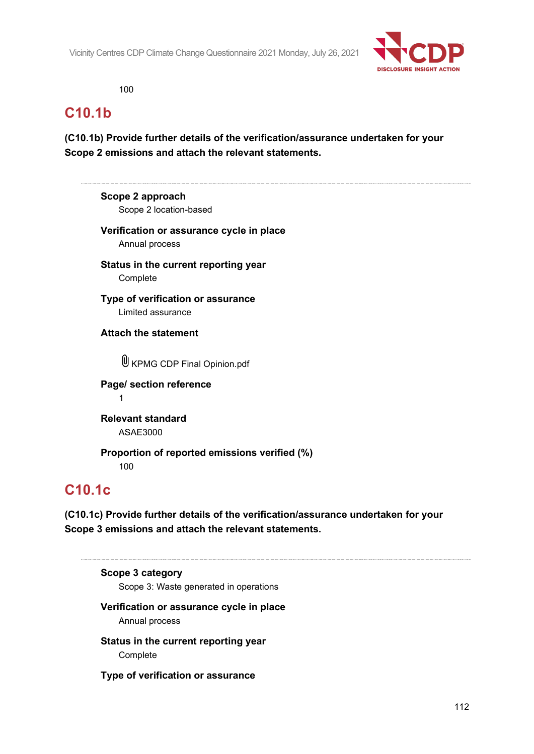100

## C10.1b

**(C10.1b) Provide further details of the verification/assurance undertaken for your Scope 2 emissions and attach the relevant statements.**

---

**Scope 2 approach**
Scope 2 location-based

**Verification or assurance cycle in place**
Annual process

**Status in the current reporting year**
Complete

**Type of verification or assurance**
Limited assurance

**Attach the statement**

KPMG CDP Final Opinion.pdf

**Page/ section reference**
1

**Relevant standard**
ASAE3000

**Proportion of reported emissions verified (%)**
100

## C10.1c

**(C10.1c) Provide further details of the verification/assurance undertaken for your Scope 3 emissions and attach the relevant statements.**

---

**Scope 3 category**
Scope 3: Waste generated in operations

**Verification or assurance cycle in place**
Annual process

**Status in the current reporting year**
Complete

**Type of verification or assurance**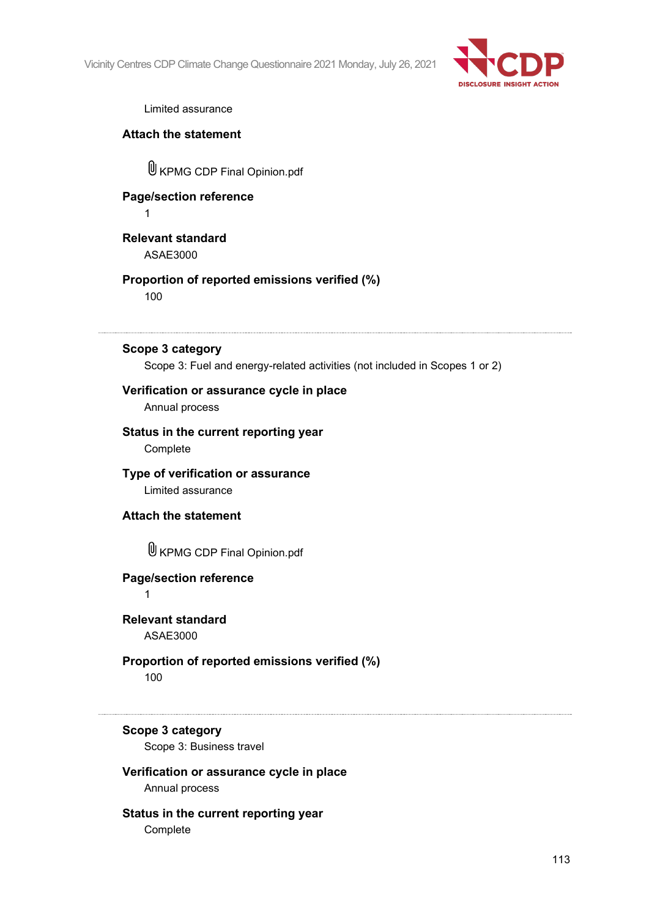Limited assurance

**Attach the statement**

KPMG CDP Final Opinion.pdf

**Page/section reference**

1

**Relevant standard**

ASAE3000

**Proportion of reported emissions verified (%)**

100

---

**Scope 3 category**

Scope 3: Fuel and energy-related activities (not included in Scopes 1 or 2)

**Verification or assurance cycle in place**

Annual process

**Status in the current reporting year**

Complete

**Type of verification or assurance**

Limited assurance

**Attach the statement**

KPMG CDP Final Opinion.pdf

**Page/section reference**

1

**Relevant standard**

ASAE3000

**Proportion of reported emissions verified (%)**

100

---

**Scope 3 category**

Scope 3: Business travel

**Verification or assurance cycle in place**

Annual process

**Status in the current reporting year**

Complete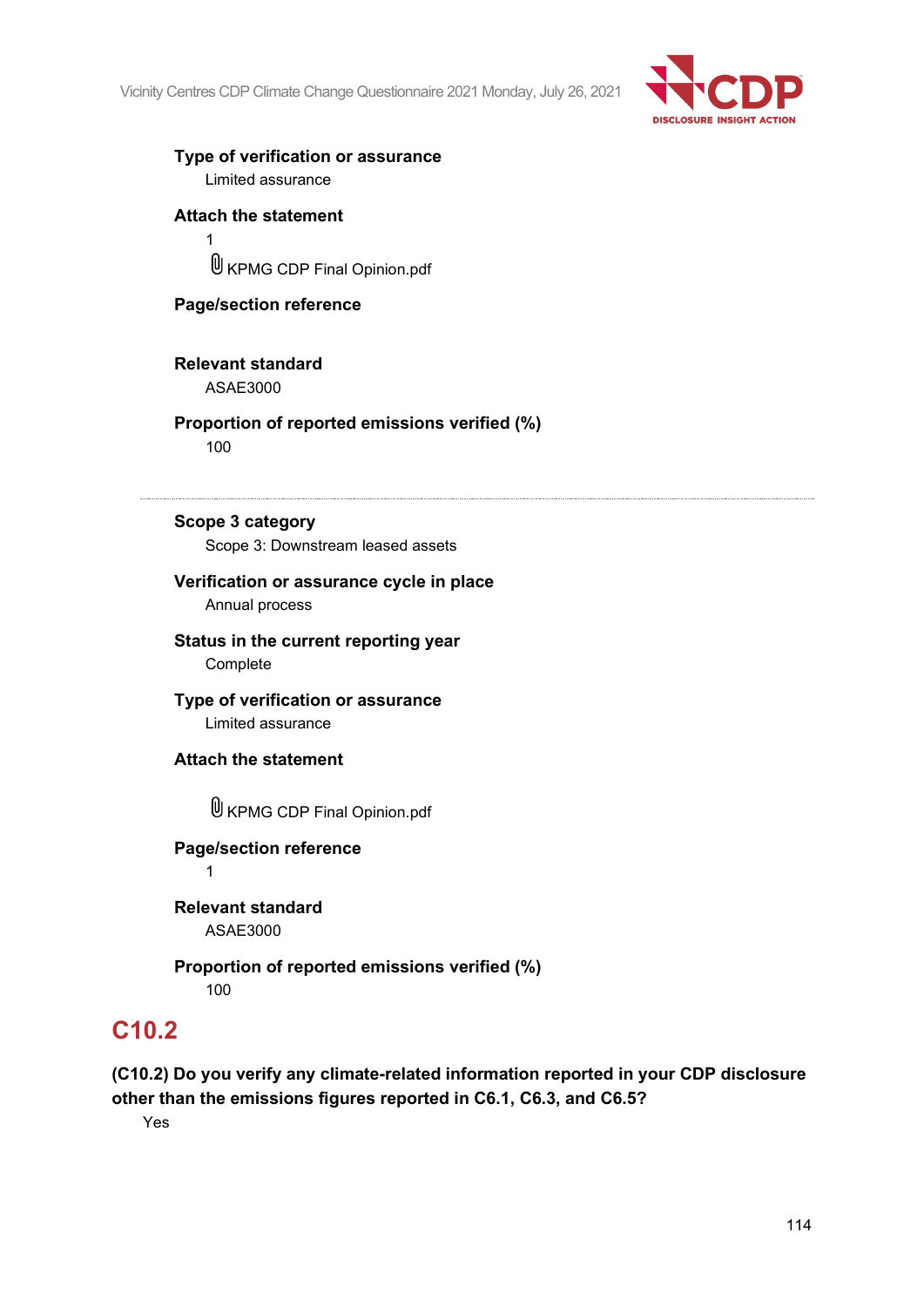**Type of verification or assurance**

Limited assurance

**Attach the statement**

1

KPMG CDP Final Opinion.pdf

**Page/section reference**

**Relevant standard**

ASAE3000

**Proportion of reported emissions verified (%)**

100

---

**Scope 3 category**

Scope 3: Downstream leased assets

**Verification or assurance cycle in place**

Annual process

**Status in the current reporting year**

Complete

**Type of verification or assurance**

Limited assurance

**Attach the statement**

KPMG CDP Final Opinion.pdf

**Page/section reference**

1

**Relevant standard**

ASAE3000

**Proportion of reported emissions verified (%)**

100

## C10.2

**(C10.2) Do you verify any climate-related information reported in your CDP disclosure other than the emissions figures reported in C6.1, C6.3, and C6.5?**

Yes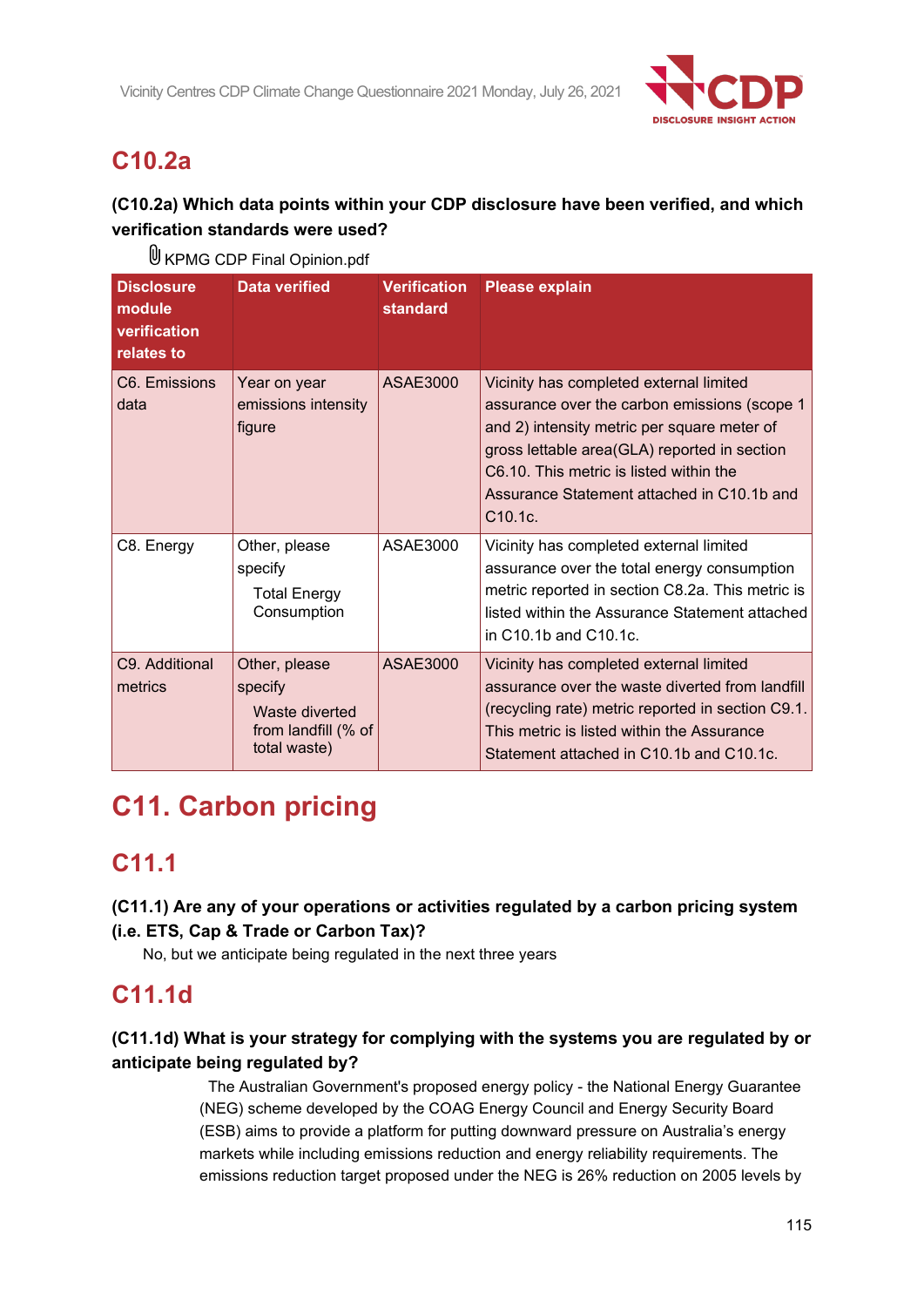## C10.2a

**(C10.2a) Which data points within your CDP disclosure have been verified, and which verification standards were used?**

KPMG CDP Final Opinion.pdf

| Disclosure module verification relates to | Data verified | Verification standard | Please explain |
|---|---|---|---|
| C6. Emissions data | Year on year emissions intensity figure | ASAE3000 | Vicinity has completed external limited assurance over the carbon emissions (scope 1 and 2) intensity metric per square meter of gross lettable area(GLA) reported in section C6.10. This metric is listed within the Assurance Statement attached in C10.1b and C10.1c. |
| C8. Energy | Other, please specify<br>Total Energy Consumption | ASAE3000 | Vicinity has completed external limited assurance over the total energy consumption metric reported in section C8.2a. This metric is listed within the Assurance Statement attached in C10.1b and C10.1c. |
| C9. Additional metrics | Other, please specify<br>Waste diverted from landfill (% of total waste) | ASAE3000 | Vicinity has completed external limited assurance over the waste diverted from landfill (recycling rate) metric reported in section C9.1. This metric is listed within the Assurance Statement attached in C10.1b and C10.1c. |

# C11. Carbon pricing

## C11.1

**(C11.1) Are any of your operations or activities regulated by a carbon pricing system (i.e. ETS, Cap & Trade or Carbon Tax)?**

No, but we anticipate being regulated in the next three years

## C11.1d

**(C11.1d) What is your strategy for complying with the systems you are regulated by or anticipate being regulated by?**

The Australian Government's proposed energy policy - the National Energy Guarantee (NEG) scheme developed by the COAG Energy Council and Energy Security Board (ESB) aims to provide a platform for putting downward pressure on Australia's energy markets while including emissions reduction and energy reliability requirements. The emissions reduction target proposed under the NEG is 26% reduction on 2005 levels by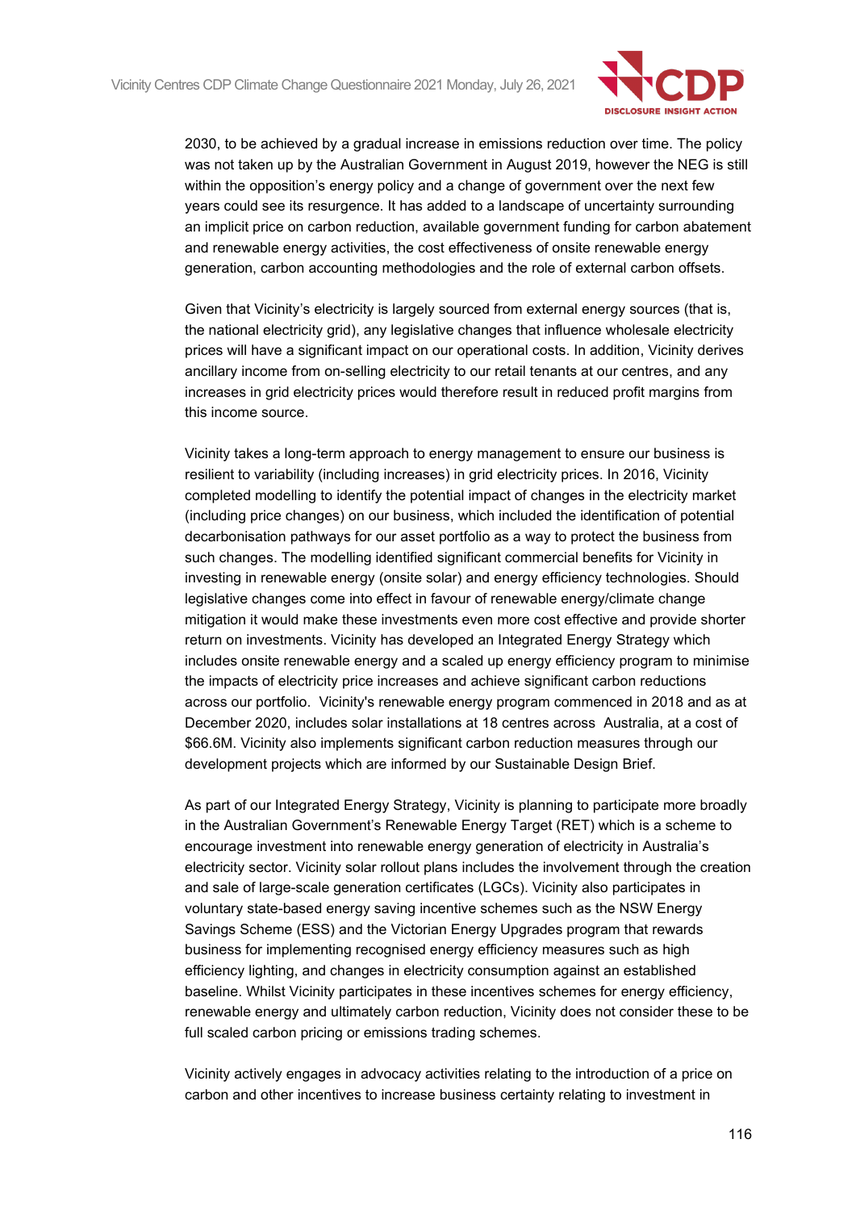2030, to be achieved by a gradual increase in emissions reduction over time. The policy was not taken up by the Australian Government in August 2019, however the NEG is still within the opposition's energy policy and a change of government over the next few years could see its resurgence. It has added to a landscape of uncertainty surrounding an implicit price on carbon reduction, available government funding for carbon abatement and renewable energy activities, the cost effectiveness of onsite renewable energy generation, carbon accounting methodologies and the role of external carbon offsets.

Given that Vicinity's electricity is largely sourced from external energy sources (that is, the national electricity grid), any legislative changes that influence wholesale electricity prices will have a significant impact on our operational costs. In addition, Vicinity derives ancillary income from on-selling electricity to our retail tenants at our centres, and any increases in grid electricity prices would therefore result in reduced profit margins from this income source.

Vicinity takes a long-term approach to energy management to ensure our business is resilient to variability (including increases) in grid electricity prices. In 2016, Vicinity completed modelling to identify the potential impact of changes in the electricity market (including price changes) on our business, which included the identification of potential decarbonisation pathways for our asset portfolio as a way to protect the business from such changes. The modelling identified significant commercial benefits for Vicinity in investing in renewable energy (onsite solar) and energy efficiency technologies. Should legislative changes come into effect in favour of renewable energy/climate change mitigation it would make these investments even more cost effective and provide shorter return on investments. Vicinity has developed an Integrated Energy Strategy which includes onsite renewable energy and a scaled up energy efficiency program to minimise the impacts of electricity price increases and achieve significant carbon reductions across our portfolio. Vicinity's renewable energy program commenced in 2018 and as at December 2020, includes solar installations at 18 centres across Australia, at a cost of $66.6M. Vicinity also implements significant carbon reduction measures through our development projects which are informed by our Sustainable Design Brief.

As part of our Integrated Energy Strategy, Vicinity is planning to participate more broadly in the Australian Government's Renewable Energy Target (RET) which is a scheme to encourage investment into renewable energy generation of electricity in Australia's electricity sector. Vicinity solar rollout plans includes the involvement through the creation and sale of large-scale generation certificates (LGCs). Vicinity also participates in voluntary state-based energy saving incentive schemes such as the NSW Energy Savings Scheme (ESS) and the Victorian Energy Upgrades program that rewards business for implementing recognised energy efficiency measures such as high efficiency lighting, and changes in electricity consumption against an established baseline. Whilst Vicinity participates in these incentives schemes for energy efficiency, renewable energy and ultimately carbon reduction, Vicinity does not consider these to be full scaled carbon pricing or emissions trading schemes.

Vicinity actively engages in advocacy activities relating to the introduction of a price on carbon and other incentives to increase business certainty relating to investment in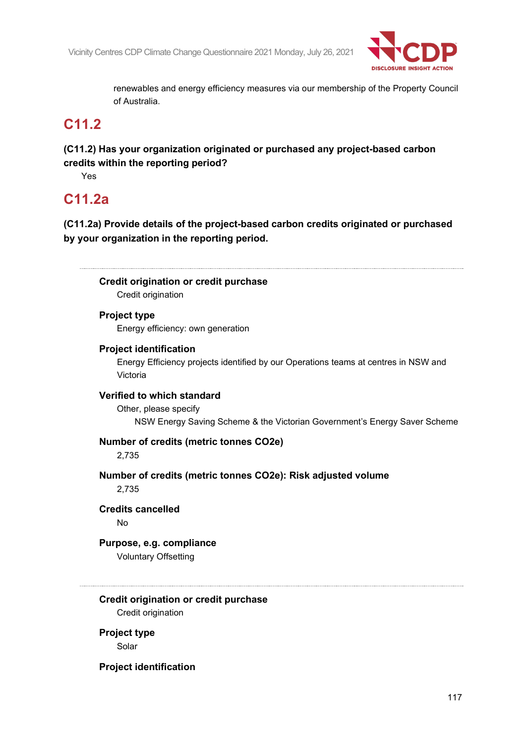renewables and energy efficiency measures via our membership of the Property Council of Australia.

# C11.2

**(C11.2) Has your organization originated or purchased any project-based carbon credits within the reporting period?**

Yes

# C11.2a

**(C11.2a) Provide details of the project-based carbon credits originated or purchased by your organization in the reporting period.**

---

**Credit origination or credit purchase**

Credit origination

**Project type**

Energy efficiency: own generation

**Project identification**

Energy Efficiency projects identified by our Operations teams at centres in NSW and Victoria

**Verified to which standard**

Other, please specify

NSW Energy Saving Scheme & the Victorian Government's Energy Saver Scheme

**Number of credits (metric tonnes CO2e)**

2,735

**Number of credits (metric tonnes CO2e): Risk adjusted volume**

2,735

**Credits cancelled**

No

**Purpose, e.g. compliance**

Voluntary Offsetting

---

**Credit origination or credit purchase**

Credit origination

**Project type**

Solar

**Project identification**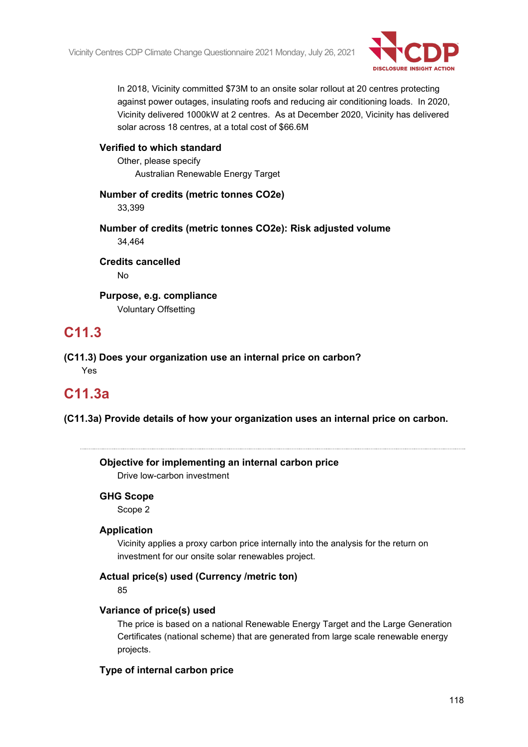In 2018, Vicinity committed $73M to an onsite solar rollout at 20 centres protecting against power outages, insulating roofs and reducing air conditioning loads. In 2020, Vicinity delivered 1000kW at 2 centres. As at December 2020, Vicinity has delivered solar across 18 centres, at a total cost of $66.6M

**Verified to which standard**

Other, please specify

Australian Renewable Energy Target

**Number of credits (metric tonnes CO2e)**

33,399

**Number of credits (metric tonnes CO2e): Risk adjusted volume**

34,464

**Credits cancelled**

No

**Purpose, e.g. compliance**

Voluntary Offsetting

## C11.3

**(C11.3) Does your organization use an internal price on carbon?**

Yes

## C11.3a

**(C11.3a) Provide details of how your organization uses an internal price on carbon.**

---

**Objective for implementing an internal carbon price**

Drive low-carbon investment

**GHG Scope**

Scope 2

**Application**

Vicinity applies a proxy carbon price internally into the analysis for the return on investment for our onsite solar renewables project.

**Actual price(s) used (Currency /metric ton)**

85

**Variance of price(s) used**

The price is based on a national Renewable Energy Target and the Large Generation Certificates (national scheme) that are generated from large scale renewable energy projects.

**Type of internal carbon price**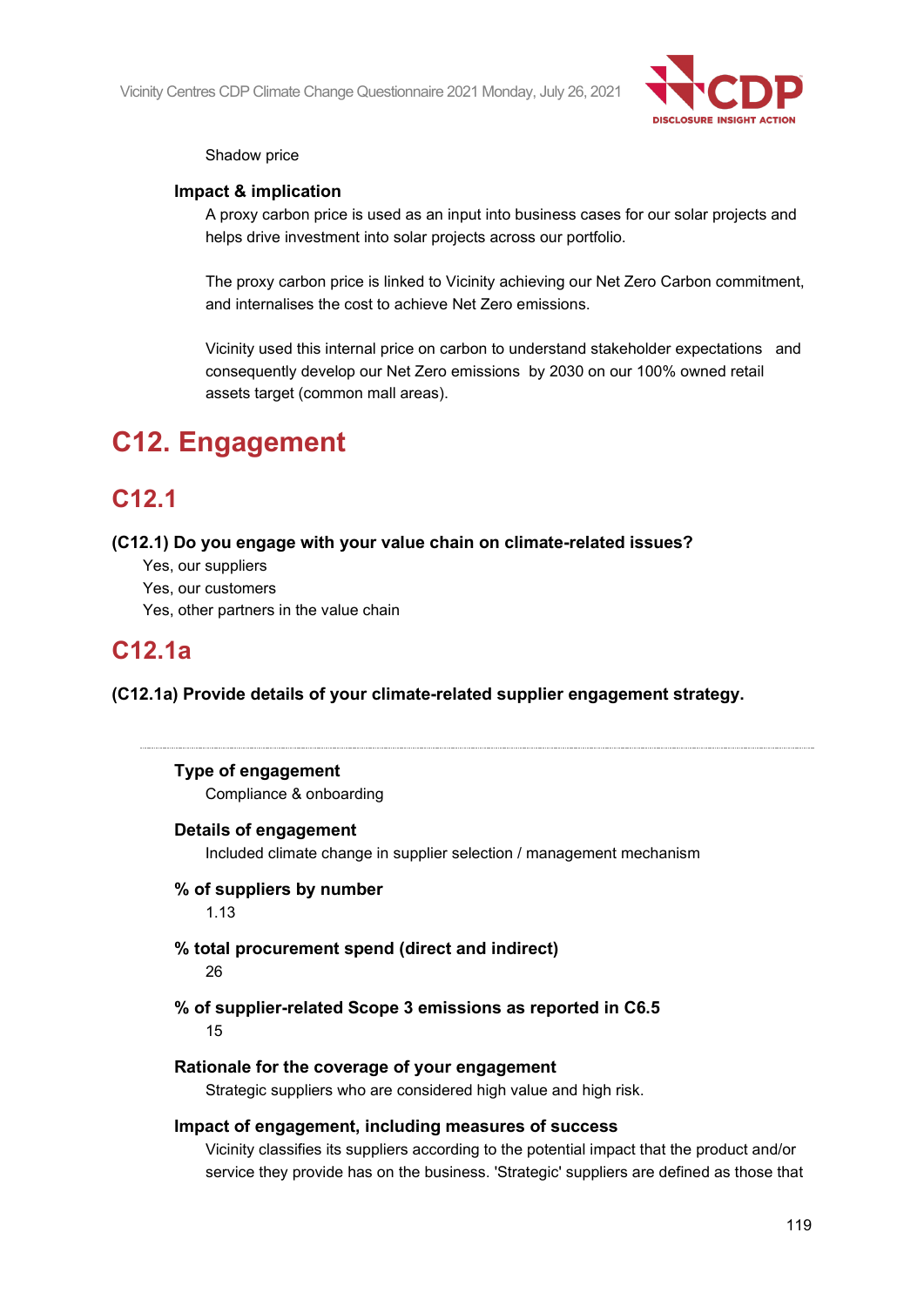Shadow price

**Impact & implication**

A proxy carbon price is used as an input into business cases for our solar projects and helps drive investment into solar projects across our portfolio.

The proxy carbon price is linked to Vicinity achieving our Net Zero Carbon commitment, and internalises the cost to achieve Net Zero emissions.

Vicinity used this internal price on carbon to understand stakeholder expectations and consequently develop our Net Zero emissions by 2030 on our 100% owned retail assets target (common mall areas).

# C12. Engagement

## C12.1

**(C12.1) Do you engage with your value chain on climate-related issues?**

Yes, our suppliers
Yes, our customers
Yes, other partners in the value chain

## C12.1a

**(C12.1a) Provide details of your climate-related supplier engagement strategy.**

---

**Type of engagement**

Compliance & onboarding

**Details of engagement**

Included climate change in supplier selection / management mechanism

**% of suppliers by number**

1.13

**% total procurement spend (direct and indirect)**

26

**% of supplier-related Scope 3 emissions as reported in C6.5**

15

**Rationale for the coverage of your engagement**

Strategic suppliers who are considered high value and high risk.

**Impact of engagement, including measures of success**

Vicinity classifies its suppliers according to the potential impact that the product and/or service they provide has on the business. 'Strategic' suppliers are defined as those that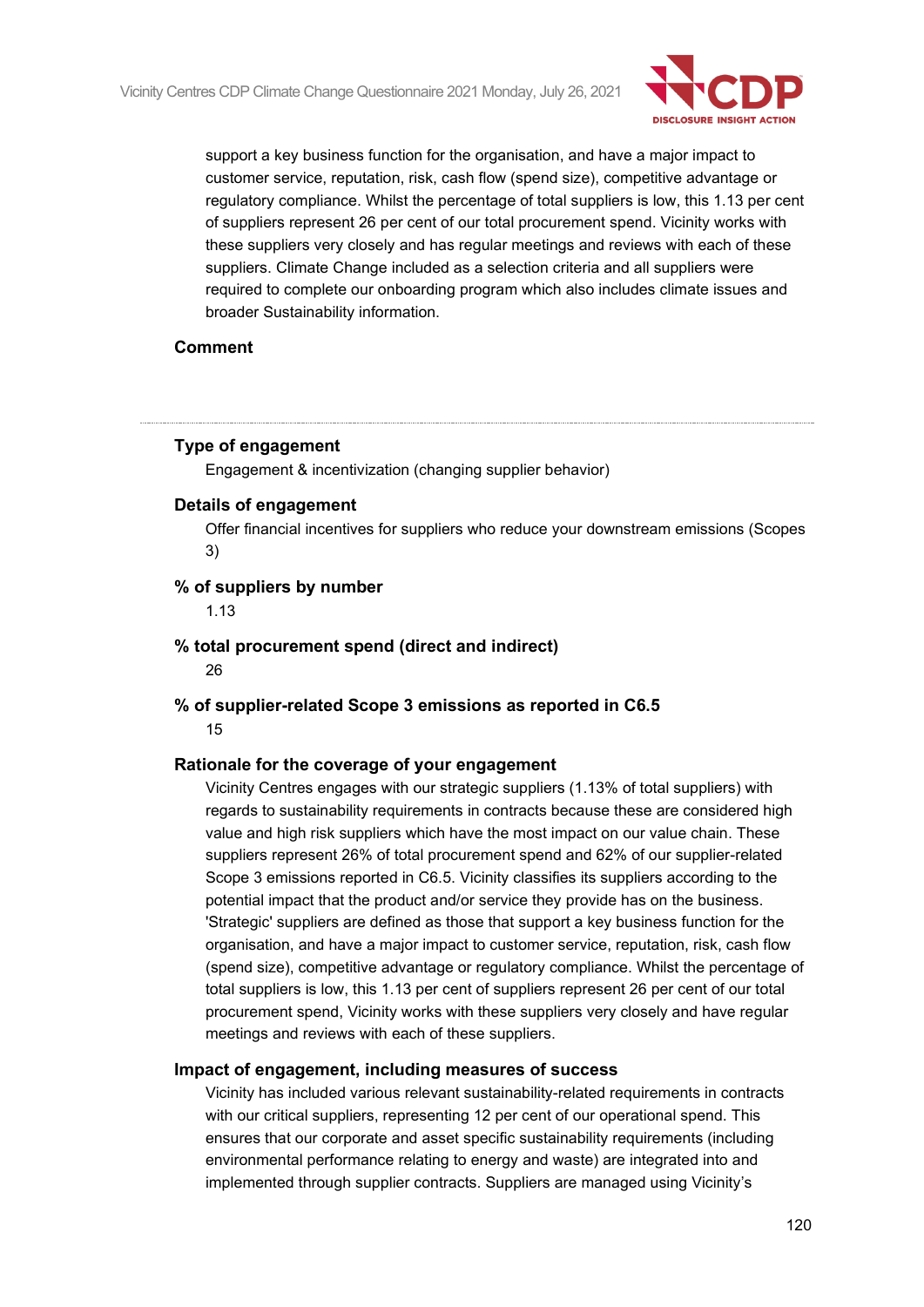support a key business function for the organisation, and have a major impact to customer service, reputation, risk, cash flow (spend size), competitive advantage or regulatory compliance. Whilst the percentage of total suppliers is low, this 1.13 per cent of suppliers represent 26 per cent of our total procurement spend. Vicinity works with these suppliers very closely and has regular meetings and reviews with each of these suppliers. Climate Change included as a selection criteria and all suppliers were required to complete our onboarding program which also includes climate issues and broader Sustainability information.

**Comment**

---

**Type of engagement**

Engagement & incentivization (changing supplier behavior)

**Details of engagement**

Offer financial incentives for suppliers who reduce your downstream emissions (Scopes 3)

**% of suppliers by number**

1.13

**% total procurement spend (direct and indirect)**

26

**% of supplier-related Scope 3 emissions as reported in C6.5**

15

**Rationale for the coverage of your engagement**

Vicinity Centres engages with our strategic suppliers (1.13% of total suppliers) with regards to sustainability requirements in contracts because these are considered high value and high risk suppliers which have the most impact on our value chain. These suppliers represent 26% of total procurement spend and 62% of our supplier-related Scope 3 emissions reported in C6.5. Vicinity classifies its suppliers according to the potential impact that the product and/or service they provide has on the business. 'Strategic' suppliers are defined as those that support a key business function for the organisation, and have a major impact to customer service, reputation, risk, cash flow (spend size), competitive advantage or regulatory compliance. Whilst the percentage of total suppliers is low, this 1.13 per cent of suppliers represent 26 per cent of our total procurement spend, Vicinity works with these suppliers very closely and have regular meetings and reviews with each of these suppliers.

**Impact of engagement, including measures of success**

Vicinity has included various relevant sustainability-related requirements in contracts with our critical suppliers, representing 12 per cent of our operational spend. This ensures that our corporate and asset specific sustainability requirements (including environmental performance relating to energy and waste) are integrated into and implemented through supplier contracts. Suppliers are managed using Vicinity's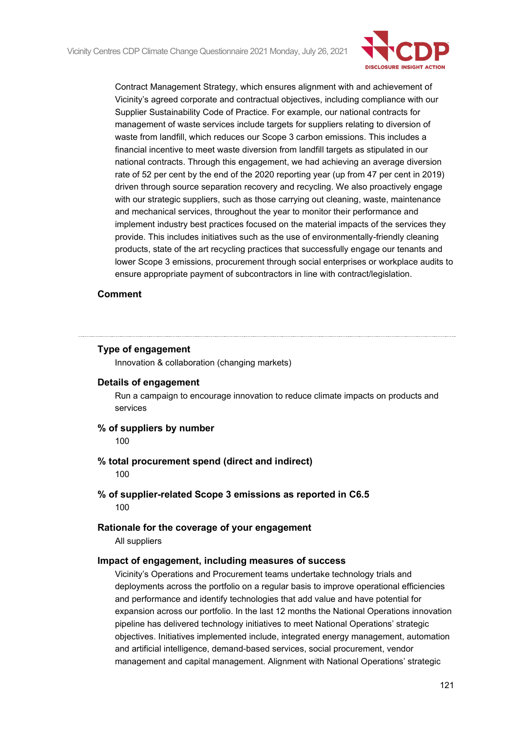Contract Management Strategy, which ensures alignment with and achievement of Vicinity's agreed corporate and contractual objectives, including compliance with our Supplier Sustainability Code of Practice. For example, our national contracts for management of waste services include targets for suppliers relating to diversion of waste from landfill, which reduces our Scope 3 carbon emissions. This includes a financial incentive to meet waste diversion from landfill targets as stipulated in our national contracts. Through this engagement, we had achieving an average diversion rate of 52 per cent by the end of the 2020 reporting year (up from 47 per cent in 2019) driven through source separation recovery and recycling. We also proactively engage with our strategic suppliers, such as those carrying out cleaning, waste, maintenance and mechanical services, throughout the year to monitor their performance and implement industry best practices focused on the material impacts of the services they provide. This includes initiatives such as the use of environmentally-friendly cleaning products, state of the art recycling practices that successfully engage our tenants and lower Scope 3 emissions, procurement through social enterprises or workplace audits to ensure appropriate payment of subcontractors in line with contract/legislation.

**Comment**

---

**Type of engagement**

Innovation & collaboration (changing markets)

**Details of engagement**

Run a campaign to encourage innovation to reduce climate impacts on products and services

**% of suppliers by number**

100

**% total procurement spend (direct and indirect)**

100

**% of supplier-related Scope 3 emissions as reported in C6.5**

100

**Rationale for the coverage of your engagement**

All suppliers

**Impact of engagement, including measures of success**

Vicinity's Operations and Procurement teams undertake technology trials and deployments across the portfolio on a regular basis to improve operational efficiencies and performance and identify technologies that add value and have potential for expansion across our portfolio. In the last 12 months the National Operations innovation pipeline has delivered technology initiatives to meet National Operations' strategic objectives. Initiatives implemented include, integrated energy management, automation and artificial intelligence, demand-based services, social procurement, vendor management and capital management. Alignment with National Operations' strategic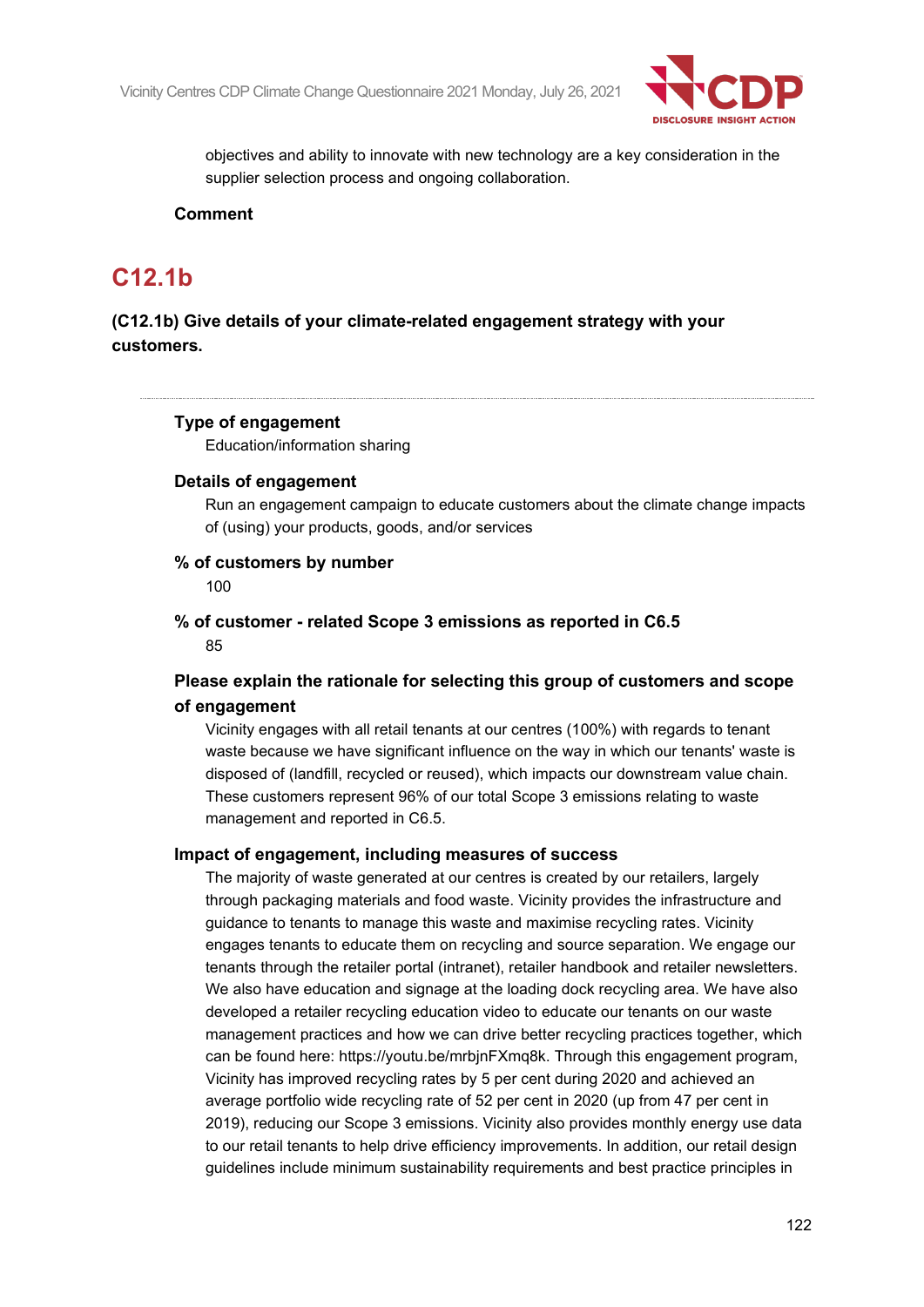objectives and ability to innovate with new technology are a key consideration in the supplier selection process and ongoing collaboration.

**Comment**

## C12.1b

**(C12.1b) Give details of your climate-related engagement strategy with your customers.**

**Type of engagement**

Education/information sharing

**Details of engagement**

Run an engagement campaign to educate customers about the climate change impacts of (using) your products, goods, and/or services

**% of customers by number**

100

**% of customer - related Scope 3 emissions as reported in C6.5**

85

**Please explain the rationale for selecting this group of customers and scope of engagement**

Vicinity engages with all retail tenants at our centres (100%) with regards to tenant waste because we have significant influence on the way in which our tenants' waste is disposed of (landfill, recycled or reused), which impacts our downstream value chain. These customers represent 96% of our total Scope 3 emissions relating to waste management and reported in C6.5.

**Impact of engagement, including measures of success**

The majority of waste generated at our centres is created by our retailers, largely through packaging materials and food waste. Vicinity provides the infrastructure and guidance to tenants to manage this waste and maximise recycling rates. Vicinity engages tenants to educate them on recycling and source separation. We engage our tenants through the retailer portal (intranet), retailer handbook and retailer newsletters. We also have education and signage at the loading dock recycling area. We have also developed a retailer recycling education video to educate our tenants on our waste management practices and how we can drive better recycling practices together, which can be found here: https://youtu.be/mrbjnFXmq8k. Through this engagement program, Vicinity has improved recycling rates by 5 per cent during 2020 and achieved an average portfolio wide recycling rate of 52 per cent in 2020 (up from 47 per cent in 2019), reducing our Scope 3 emissions. Vicinity also provides monthly energy use data to our retail tenants to help drive efficiency improvements. In addition, our retail design guidelines include minimum sustainability requirements and best practice principles in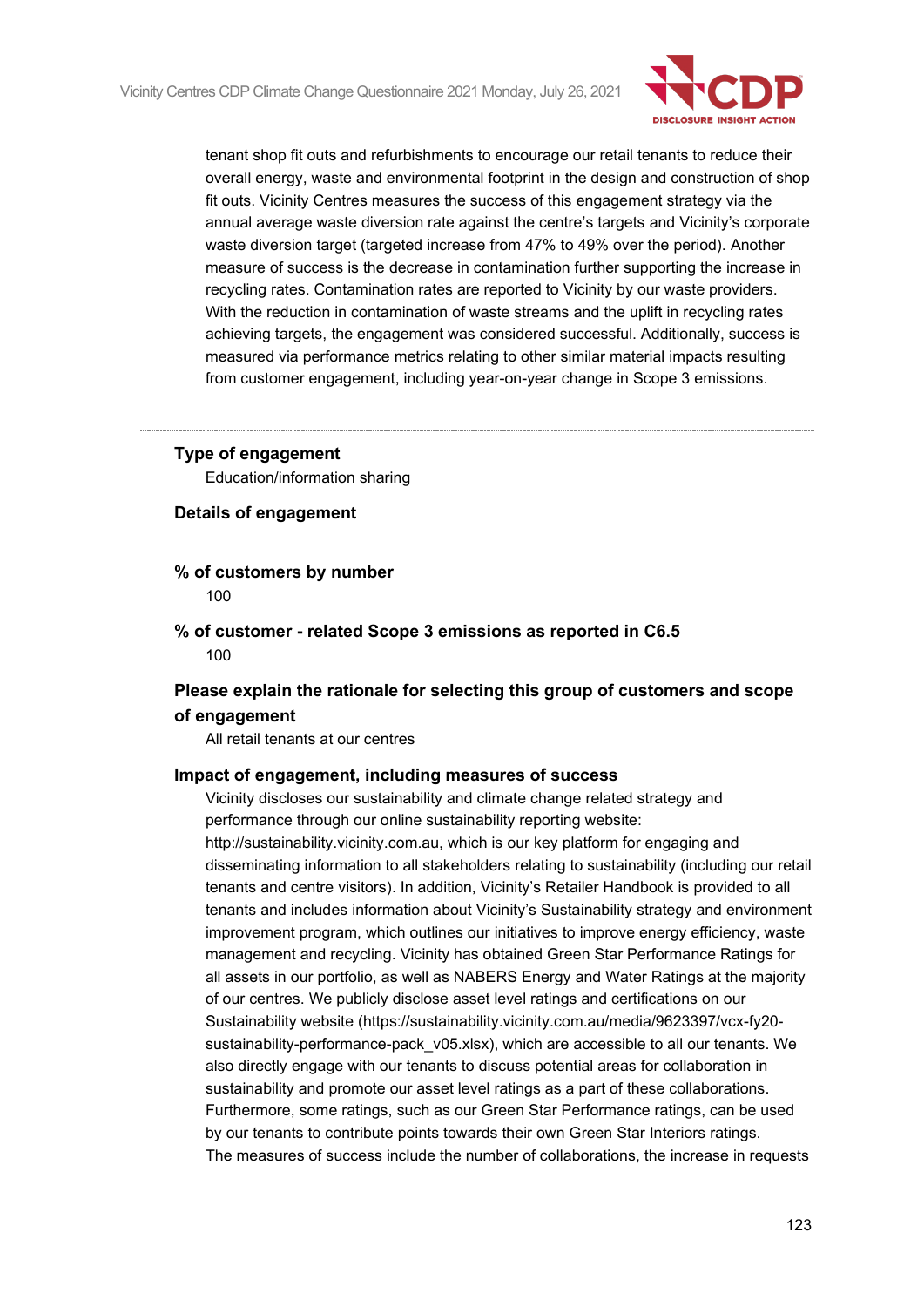tenant shop fit outs and refurbishments to encourage our retail tenants to reduce their overall energy, waste and environmental footprint in the design and construction of shop fit outs. Vicinity Centres measures the success of this engagement strategy via the annual average waste diversion rate against the centre's targets and Vicinity's corporate waste diversion target (targeted increase from 47% to 49% over the period). Another measure of success is the decrease in contamination further supporting the increase in recycling rates. Contamination rates are reported to Vicinity by our waste providers. With the reduction in contamination of waste streams and the uplift in recycling rates achieving targets, the engagement was considered successful. Additionally, success is measured via performance metrics relating to other similar material impacts resulting from customer engagement, including year-on-year change in Scope 3 emissions.

---

**Type of engagement**

Education/information sharing

**Details of engagement**

**% of customers by number**

100

**% of customer - related Scope 3 emissions as reported in C6.5**

100

**Please explain the rationale for selecting this group of customers and scope of engagement**

All retail tenants at our centres

**Impact of engagement, including measures of success**

Vicinity discloses our sustainability and climate change related strategy and performance through our online sustainability reporting website: http://sustainability.vicinity.com.au, which is our key platform for engaging and disseminating information to all stakeholders relating to sustainability (including our retail tenants and centre visitors). In addition, Vicinity's Retailer Handbook is provided to all tenants and includes information about Vicinity's Sustainability strategy and environment improvement program, which outlines our initiatives to improve energy efficiency, waste management and recycling. Vicinity has obtained Green Star Performance Ratings for all assets in our portfolio, as well as NABERS Energy and Water Ratings at the majority of our centres. We publicly disclose asset level ratings and certifications on our Sustainability website (https://sustainability.vicinity.com.au/media/9623397/vcx-fy20-sustainability-performance-pack_v05.xlsx), which are accessible to all our tenants. We also directly engage with our tenants to discuss potential areas for collaboration in sustainability and promote our asset level ratings as a part of these collaborations. Furthermore, some ratings, such as our Green Star Performance ratings, can be used by our tenants to contribute points towards their own Green Star Interiors ratings. The measures of success include the number of collaborations, the increase in requests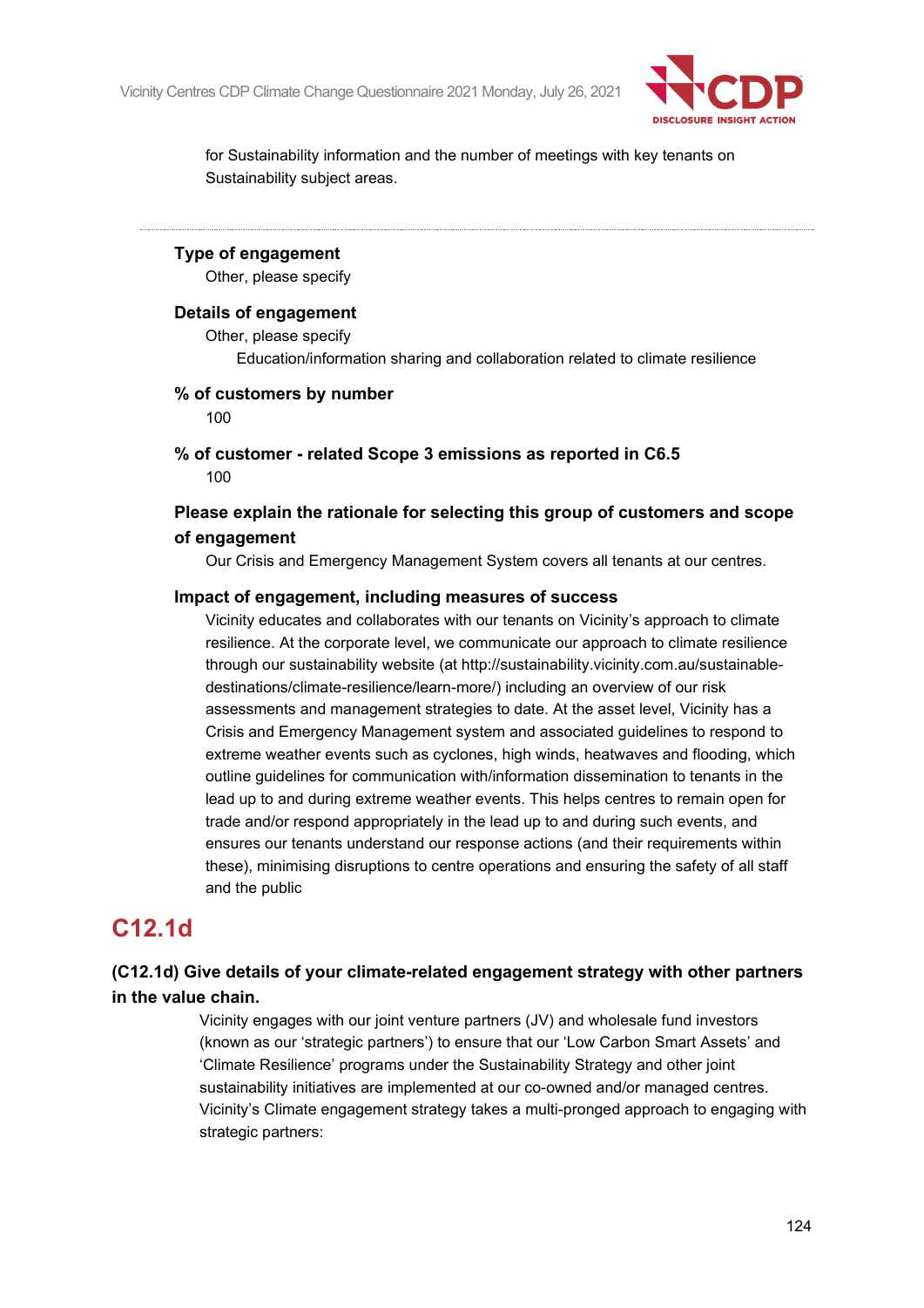for Sustainability information and the number of meetings with key tenants on Sustainability subject areas.

---

**Type of engagement**

Other, please specify

**Details of engagement**

Other, please specify

Education/information sharing and collaboration related to climate resilience

**% of customers by number**

100

**% of customer - related Scope 3 emissions as reported in C6.5**

100

**Please explain the rationale for selecting this group of customers and scope of engagement**

Our Crisis and Emergency Management System covers all tenants at our centres.

**Impact of engagement, including measures of success**

Vicinity educates and collaborates with our tenants on Vicinity's approach to climate resilience. At the corporate level, we communicate our approach to climate resilience through our sustainability website (at http://sustainability.vicinity.com.au/sustainable-destinations/climate-resilience/learn-more/) including an overview of our risk assessments and management strategies to date. At the asset level, Vicinity has a Crisis and Emergency Management system and associated guidelines to respond to extreme weather events such as cyclones, high winds, heatwaves and flooding, which outline guidelines for communication with/information dissemination to tenants in the lead up to and during extreme weather events. This helps centres to remain open for trade and/or respond appropriately in the lead up to and during such events, and ensures our tenants understand our response actions (and their requirements within these), minimising disruptions to centre operations and ensuring the safety of all staff and the public

## C12.1d

### (C12.1d) Give details of your climate-related engagement strategy with other partners in the value chain.

Vicinity engages with our joint venture partners (JV) and wholesale fund investors (known as our 'strategic partners') to ensure that our 'Low Carbon Smart Assets' and 'Climate Resilience' programs under the Sustainability Strategy and other joint sustainability initiatives are implemented at our co-owned and/or managed centres. Vicinity's Climate engagement strategy takes a multi-pronged approach to engaging with strategic partners: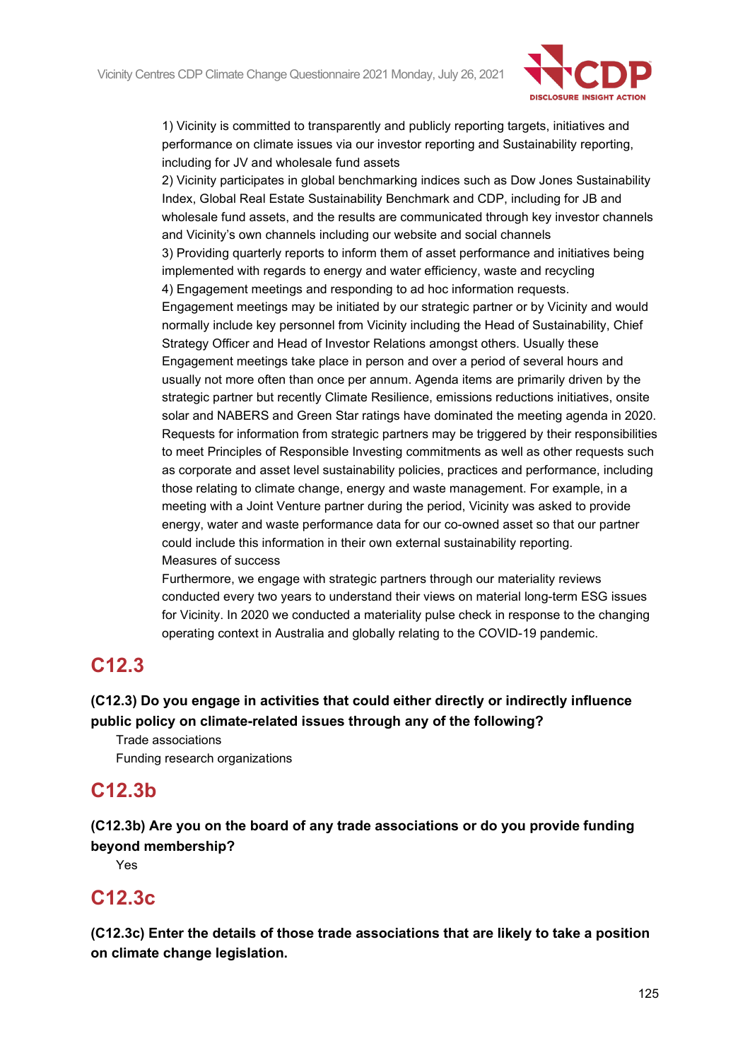1) Vicinity is committed to transparently and publicly reporting targets, initiatives and performance on climate issues via our investor reporting and Sustainability reporting, including for JV and wholesale fund assets
2) Vicinity participates in global benchmarking indices such as Dow Jones Sustainability Index, Global Real Estate Sustainability Benchmark and CDP, including for JB and wholesale fund assets, and the results are communicated through key investor channels and Vicinity's own channels including our website and social channels
3) Providing quarterly reports to inform them of asset performance and initiatives being implemented with regards to energy and water efficiency, waste and recycling
4) Engagement meetings and responding to ad hoc information requests.
Engagement meetings may be initiated by our strategic partner or by Vicinity and would normally include key personnel from Vicinity including the Head of Sustainability, Chief Strategy Officer and Head of Investor Relations amongst others. Usually these Engagement meetings take place in person and over a period of several hours and usually not more often than once per annum. Agenda items are primarily driven by the strategic partner but recently Climate Resilience, emissions reductions initiatives, onsite solar and NABERS and Green Star ratings have dominated the meeting agenda in 2020. Requests for information from strategic partners may be triggered by their responsibilities to meet Principles of Responsible Investing commitments as well as other requests such as corporate and asset level sustainability policies, practices and performance, including those relating to climate change, energy and waste management. For example, in a meeting with a Joint Venture partner during the period, Vicinity was asked to provide energy, water and waste performance data for our co-owned asset so that our partner could include this information in their own external sustainability reporting.
Measures of success
Furthermore, we engage with strategic partners through our materiality reviews conducted every two years to understand their views on material long-term ESG issues for Vicinity. In 2020 we conducted a materiality pulse check in response to the changing operating context in Australia and globally relating to the COVID-19 pandemic.

## C12.3

**(C12.3) Do you engage in activities that could either directly or indirectly influence public policy on climate-related issues through any of the following?**

Trade associations
Funding research organizations

## C12.3b

**(C12.3b) Are you on the board of any trade associations or do you provide funding beyond membership?**

Yes

## C12.3c

**(C12.3c) Enter the details of those trade associations that are likely to take a position on climate change legislation.**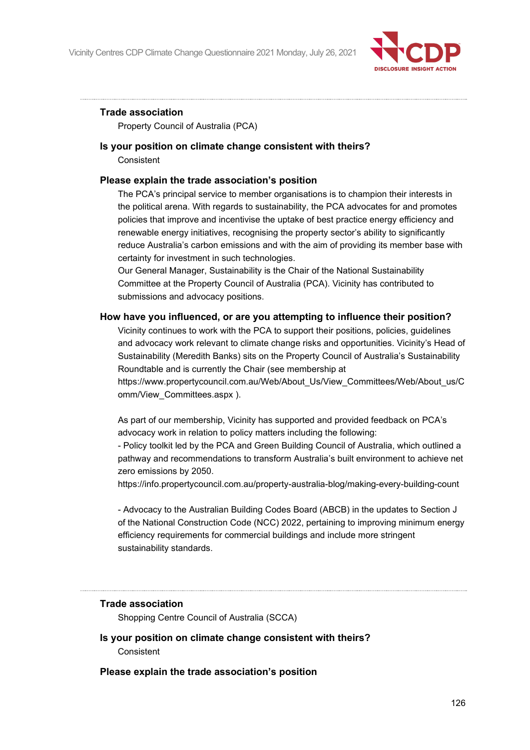**Trade association**

Property Council of Australia (PCA)

**Is your position on climate change consistent with theirs?**

Consistent

**Please explain the trade association's position**

The PCA's principal service to member organisations is to champion their interests in the political arena. With regards to sustainability, the PCA advocates for and promotes policies that improve and incentivise the uptake of best practice energy efficiency and renewable energy initiatives, recognising the property sector's ability to significantly reduce Australia's carbon emissions and with the aim of providing its member base with certainty for investment in such technologies.
Our General Manager, Sustainability is the Chair of the National Sustainability Committee at the Property Council of Australia (PCA). Vicinity has contributed to submissions and advocacy positions.

**How have you influenced, or are you attempting to influence their position?**

Vicinity continues to work with the PCA to support their positions, policies, guidelines and advocacy work relevant to climate change risks and opportunities. Vicinity's Head of Sustainability (Meredith Banks) sits on the Property Council of Australia's Sustainability Roundtable and is currently the Chair (see membership at https://www.propertycouncil.com.au/Web/About_Us/View_Committees/Web/About_us/Comm/View_Committees.aspx ).

As part of our membership, Vicinity has supported and provided feedback on PCA's advocacy work in relation to policy matters including the following:
- Policy toolkit led by the PCA and Green Building Council of Australia, which outlined a pathway and recommendations to transform Australia's built environment to achieve net zero emissions by 2050.
https://info.propertycouncil.com.au/property-australia-blog/making-every-building-count

- Advocacy to the Australian Building Codes Board (ABCB) in the updates to Section J of the National Construction Code (NCC) 2022, pertaining to improving minimum energy efficiency requirements for commercial buildings and include more stringent sustainability standards.

---

**Trade association**

Shopping Centre Council of Australia (SCCA)

**Is your position on climate change consistent with theirs?**

Consistent

**Please explain the trade association's position**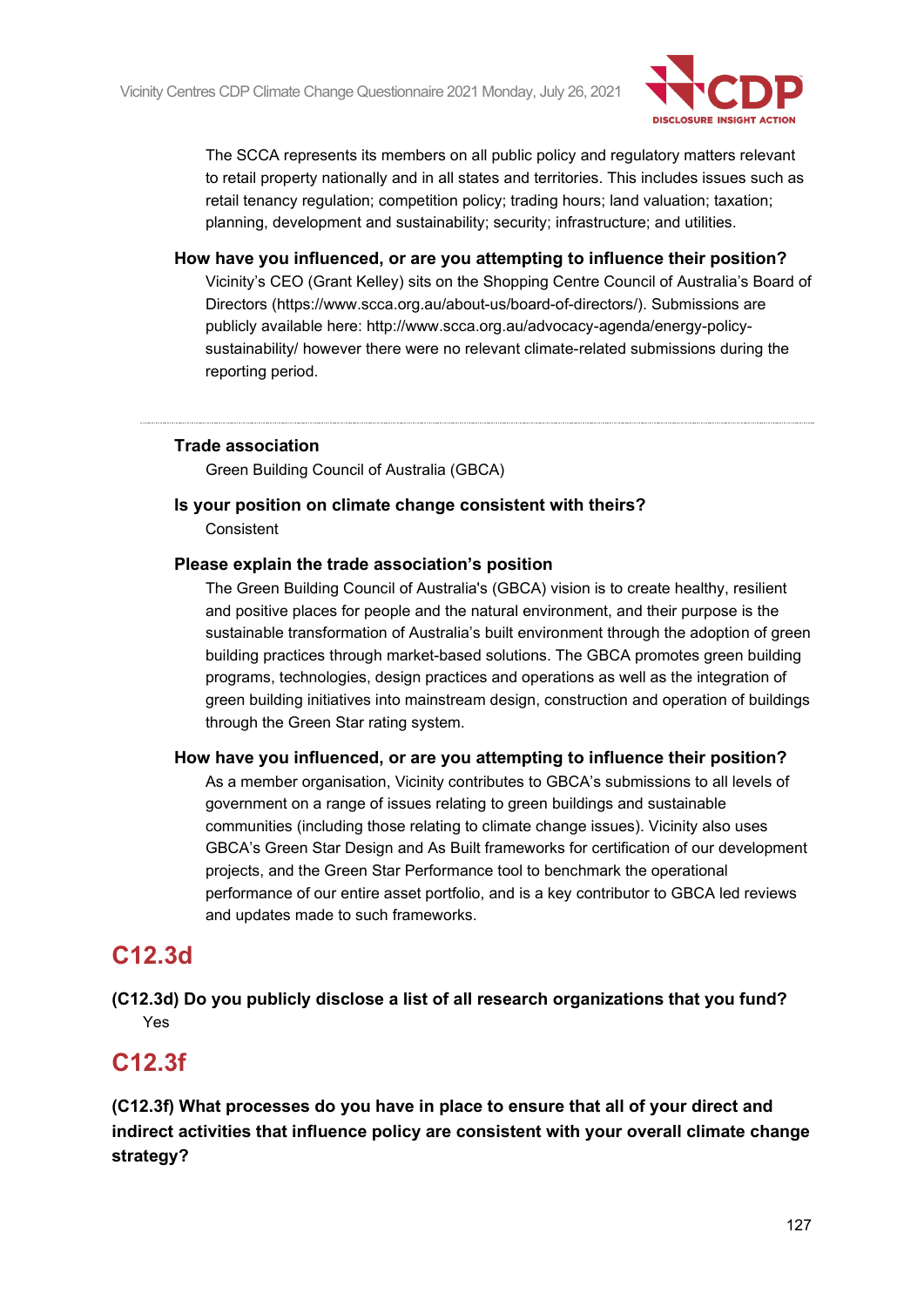The SCCA represents its members on all public policy and regulatory matters relevant to retail property nationally and in all states and territories. This includes issues such as retail tenancy regulation; competition policy; trading hours; land valuation; taxation; planning, development and sustainability; security; infrastructure; and utilities.

**How have you influenced, or are you attempting to influence their position?**

Vicinity's CEO (Grant Kelley) sits on the Shopping Centre Council of Australia's Board of Directors (https://www.scca.org.au/about-us/board-of-directors/). Submissions are publicly available here: http://www.scca.org.au/advocacy-agenda/energy-policy-sustainability/ however there were no relevant climate-related submissions during the reporting period.

---

**Trade association**

Green Building Council of Australia (GBCA)

**Is your position on climate change consistent with theirs?**

Consistent

**Please explain the trade association's position**

The Green Building Council of Australia's (GBCA) vision is to create healthy, resilient and positive places for people and the natural environment, and their purpose is the sustainable transformation of Australia's built environment through the adoption of green building practices through market-based solutions. The GBCA promotes green building programs, technologies, design practices and operations as well as the integration of green building initiatives into mainstream design, construction and operation of buildings through the Green Star rating system.

**How have you influenced, or are you attempting to influence their position?**

As a member organisation, Vicinity contributes to GBCA's submissions to all levels of government on a range of issues relating to green buildings and sustainable communities (including those relating to climate change issues). Vicinity also uses GBCA's Green Star Design and As Built frameworks for certification of our development projects, and the Green Star Performance tool to benchmark the operational performance of our entire asset portfolio, and is a key contributor to GBCA led reviews and updates made to such frameworks.

## C12.3d

**(C12.3d) Do you publicly disclose a list of all research organizations that you fund?**

Yes

## C12.3f

**(C12.3f) What processes do you have in place to ensure that all of your direct and indirect activities that influence policy are consistent with your overall climate change strategy?**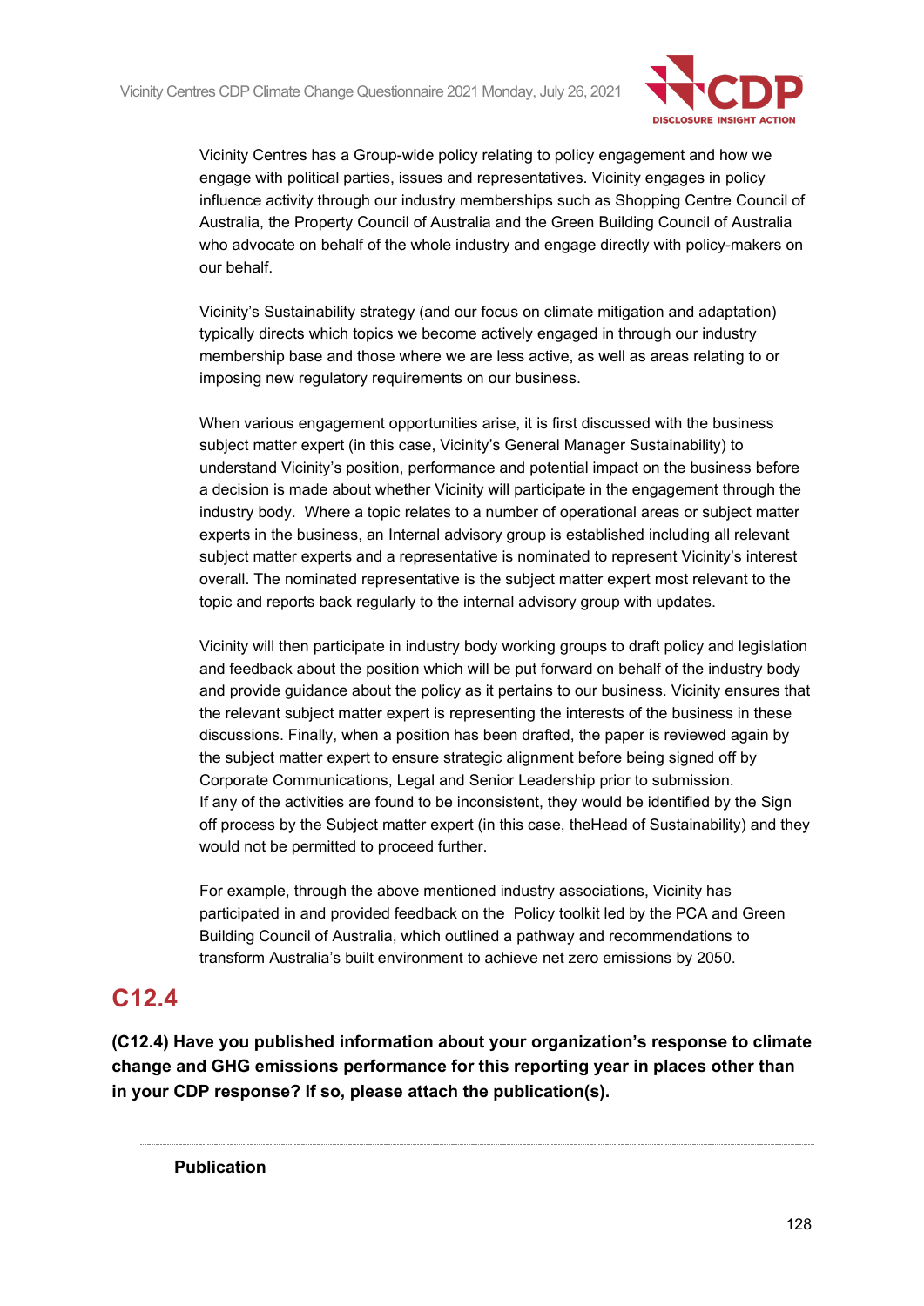Vicinity Centres has a Group-wide policy relating to policy engagement and how we engage with political parties, issues and representatives. Vicinity engages in policy influence activity through our industry memberships such as Shopping Centre Council of Australia, the Property Council of Australia and the Green Building Council of Australia who advocate on behalf of the whole industry and engage directly with policy-makers on our behalf.

Vicinity's Sustainability strategy (and our focus on climate mitigation and adaptation) typically directs which topics we become actively engaged in through our industry membership base and those where we are less active, as well as areas relating to or imposing new regulatory requirements on our business.

When various engagement opportunities arise, it is first discussed with the business subject matter expert (in this case, Vicinity's General Manager Sustainability) to understand Vicinity's position, performance and potential impact on the business before a decision is made about whether Vicinity will participate in the engagement through the industry body. Where a topic relates to a number of operational areas or subject matter experts in the business, an Internal advisory group is established including all relevant subject matter experts and a representative is nominated to represent Vicinity's interest overall. The nominated representative is the subject matter expert most relevant to the topic and reports back regularly to the internal advisory group with updates.

Vicinity will then participate in industry body working groups to draft policy and legislation and feedback about the position which will be put forward on behalf of the industry body and provide guidance about the policy as it pertains to our business. Vicinity ensures that the relevant subject matter expert is representing the interests of the business in these discussions. Finally, when a position has been drafted, the paper is reviewed again by the subject matter expert to ensure strategic alignment before being signed off by Corporate Communications, Legal and Senior Leadership prior to submission.
If any of the activities are found to be inconsistent, they would be identified by the Sign off process by the Subject matter expert (in this case, theHead of Sustainability) and they would not be permitted to proceed further.

For example, through the above mentioned industry associations, Vicinity has participated in and provided feedback on the Policy toolkit led by the PCA and Green Building Council of Australia, which outlined a pathway and recommendations to transform Australia's built environment to achieve net zero emissions by 2050.

## C12.4

**(C12.4) Have you published information about your organization's response to climate change and GHG emissions performance for this reporting year in places other than in your CDP response? If so, please attach the publication(s).**

**Publication**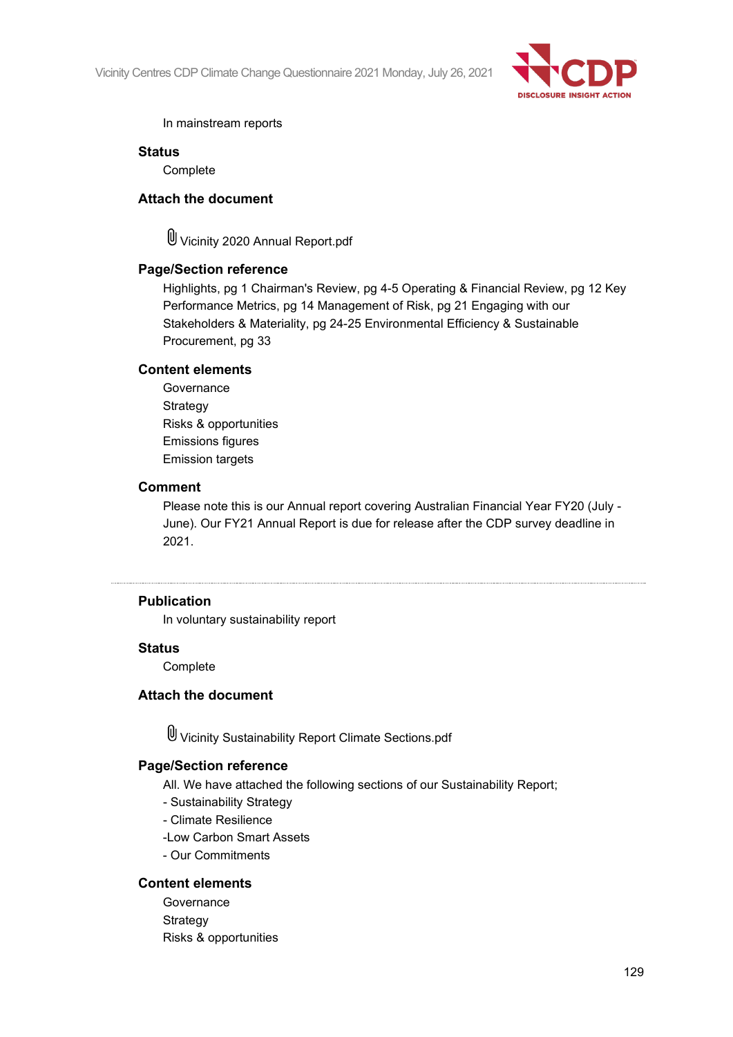In mainstream reports

**Status**

Complete

**Attach the document**

Vicinity 2020 Annual Report.pdf

**Page/Section reference**

Highlights, pg 1 Chairman's Review, pg 4-5 Operating & Financial Review, pg 12 Key Performance Metrics, pg 14 Management of Risk, pg 21 Engaging with our Stakeholders & Materiality, pg 24-25 Environmental Efficiency & Sustainable Procurement, pg 33

**Content elements**

Governance
Strategy
Risks & opportunities
Emissions figures
Emission targets

**Comment**

Please note this is our Annual report covering Australian Financial Year FY20 (July - June). Our FY21 Annual Report is due for release after the CDP survey deadline in 2021.

---

**Publication**

In voluntary sustainability report

**Status**

Complete

**Attach the document**

Vicinity Sustainability Report Climate Sections.pdf

**Page/Section reference**

All. We have attached the following sections of our Sustainability Report;
- Sustainability Strategy
- Climate Resilience
-Low Carbon Smart Assets
- Our Commitments

**Content elements**

Governance
Strategy
Risks & opportunities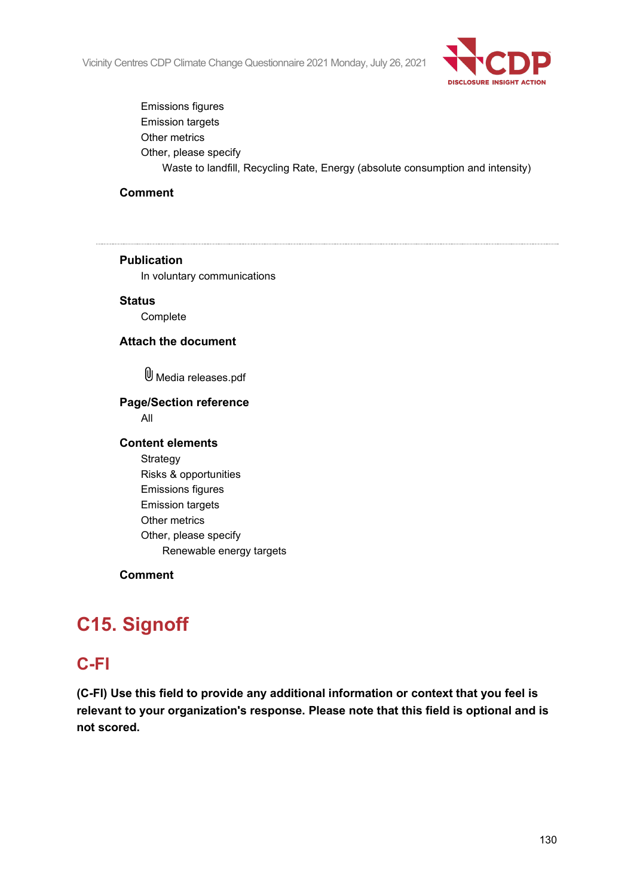Emissions figures
Emission targets
Other metrics
Other, please specify
Waste to landfill, Recycling Rate, Energy (absolute consumption and intensity)

**Comment**

---

**Publication**
In voluntary communications

**Status**
Complete

**Attach the document**

Media releases.pdf

**Page/Section reference**
All

**Content elements**
Strategy
Risks & opportunities
Emissions figures
Emission targets
Other metrics
Other, please specify
Renewable energy targets

**Comment**

# C15. Signoff

## C-FI

**(C-FI) Use this field to provide any additional information or context that you feel is relevant to your organization's response. Please note that this field is optional and is not scored.**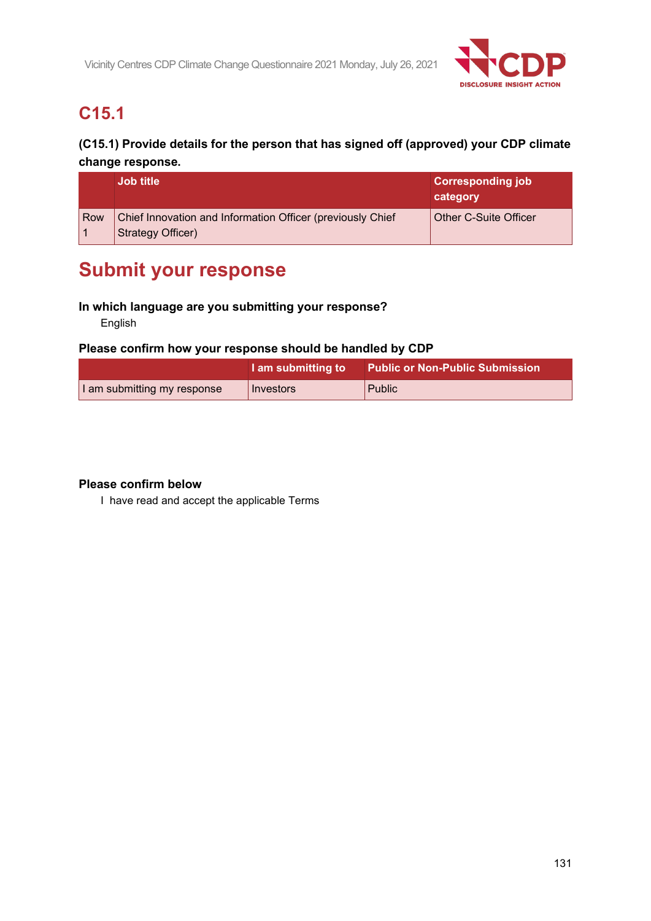## C15.1

**(C15.1) Provide details for the person that has signed off (approved) your CDP climate change response.**

| | Job title | Corresponding job category |
|---|---|---|
| Row 1 | Chief Innovation and Information Officer (previously Chief Strategy Officer) | Other C-Suite Officer |

# Submit your response

**In which language are you submitting your response?**

English

**Please confirm how your response should be handled by CDP**

| | I am submitting to | Public or Non-Public Submission |
|---|---|---|
| I am submitting my response | Investors | Public |

**Please confirm below**

I have read and accept the applicable Terms